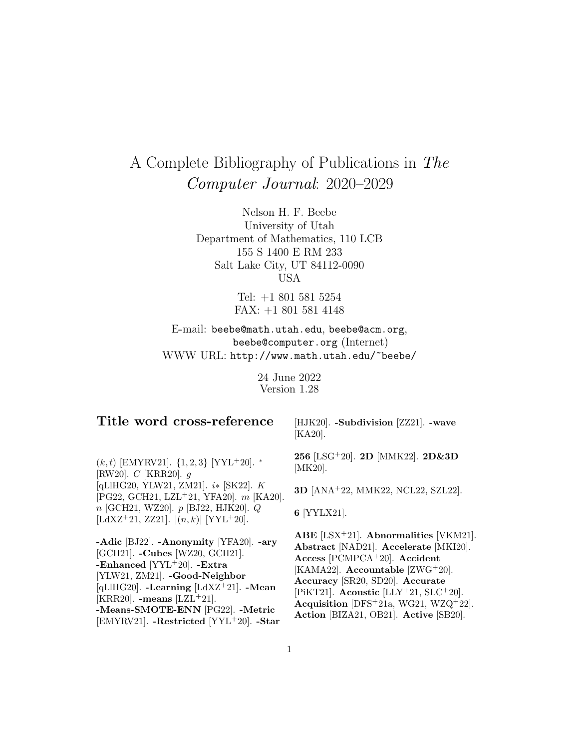# A Complete Bibliography of Publications in *The Computer Journal*: 2020–2029

Nelson H. F. Beebe
University of Utah
Department of Mathematics, 110 LCB
155 S 1400 E RM 233
Salt Lake City, UT 84112-0090
USA

Tel: +1 801 581 5254
FAX: +1 801 581 4148

E-mail: `beebe@math.utah.edu`, `beebe@acm.org`, `beebe@computer.org` (Internet)
WWW URL: `http://www.math.utah.edu/~beebe/`

24 June 2022
Version 1.28

## Title word cross-reference

$(k,t)$ [EMYRV21]. $\{1,2,3\}$ [YYL+20]. $^*$ [RW20]. $C$ [KRR20]. $g$ [qLlHG20, YLW21, ZM21]. $i*$ [SK22]. $K$ [PG22, GCH21, LZL+21, YFA20]. $m$ [KA20]. $n$ [GCH21, WZ20]. $p$ [BJ22, HJK20]. $Q$ [LdXZ+21, ZZ21]. $|(n,k)|$ [YYL+20].

**-Adic** [BJ22]. **-Anonymity** [YFA20]. **-ary** [GCH21]. **-Cubes** [WZ20, GCH21]. **-Enhanced** [YYL+20]. **-Extra** [YLW21, ZM21]. **-Good-Neighbor** [qLlHG20]. **-Learning** [LdXZ+21]. **-Mean** [KRR20]. **-means** [LZL+21]. **-Means-SMOTE-ENN** [PG22]. **-Metric** [EMYRV21]. **-Restricted** [YYL+20]. **-Star** [HJK20]. **-Subdivision** [ZZ21]. **-wave** [KA20].

**256** [LSG+20]. **2D** [MMK22]. **2D&3D** [MK20].

**3D** [ANA+22, MMK22, NCL22, SZL22].

**6** [YYLX21].

**ABE** [LSX+21]. **Abnormalities** [VKM21]. **Abstract** [NAD21]. **Accelerate** [MKI20]. **Access** [PCMPCA+20]. **Accident** [KAMA22]. **Accountable** [ZWG+20]. **Accuracy** [SR20, SD20]. **Accurate** [PiKT21]. **Acoustic** [LLY+21, SLC+20]. **Acquisition** [DFS+21a, WG21, WZQ+22]. **Action** [BIZA21, OB21]. **Active** [SB20].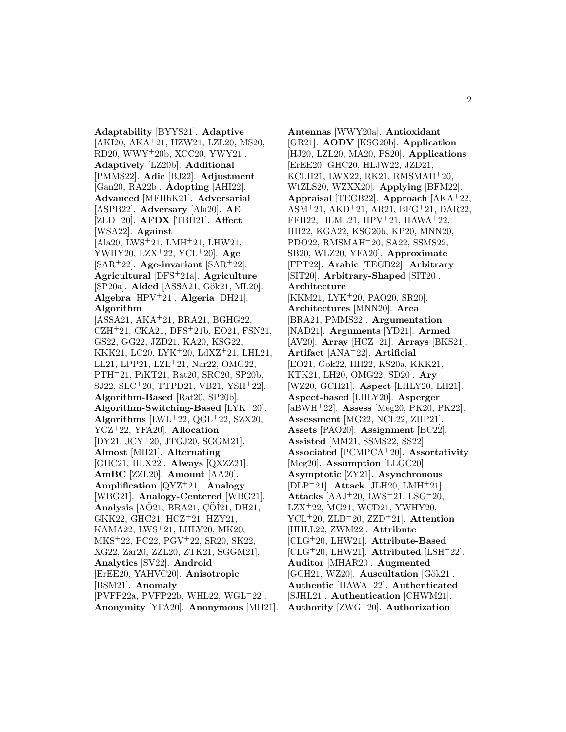**Adaptability** [BYYS21]. **Adaptive** [AKI20, AKA+21, HZW21, LZL20, MS20, RD20, WWY+20b, XCC20, YWY21]. **Adaptively** [LZ20b]. **Additional** [PMMS22]. **Adic** [BJ22]. **Adjustment** [Gan20, RA22b]. **Adopting** [AHI22]. **Advanced** [MFHhK21]. **Adversarial** [ASPB22]. **Adversary** [Ala20]. **AE** [ZLD+20]. **AFDX** [TBH21]. **Affect** [WSA22]. **Against** [Ala20, LWS+21, LMH+21, LHW21, YWHY20, LZX+22, YCL+20]. **Age** [SAR+22]. **Age-invariant** [SAR+22]. **Agricultural** [DFS+21a]. **Agriculture** [SP20a]. **Aided** [ASSA21, Gök21, ML20]. **Algebra** [HPV+21]. **Algeria** [DH21]. **Algorithm** [ASSA21, AKA+21, BRA21, BGHG22, CZH+21, CKA21, DFS+21b, EO21, FSN21, GS22, GG22, JZD21, KA20, KSG22, KKK21, LC20, LYK+20, LdXZ+21, LHL21, LL21, LPP21, LZL+21, Nar22, OMG22, PTH+21, PiKT21, Rat20, SRC20, SP20b, SJ22, SLC+20, TTPD21, VB21, YSH+22]. **Algorithm-Based** [Rat20, SP20b]. **Algorithm-Switching-Based** [LYK+20]. **Algorithms** [LWL+22, QGL+22, SZX20, YCZ+22, YFA20]. **Allocation** [DY21, JCY+20, JTGJ20, SGGM21]. **Almost** [MH21]. **Alternating** [GHC21, HLX22]. **Always** [QXZZ21]. **AmBC** [ZZL20]. **Amount** [AA20]. **Amplification** [QYZ+21]. **Analogy** [WBG21]. **Analogy-Centered** [WBG21]. **Analysis** [AÖ21, BRA21, ÇÖİ21, DH21, GKK22, GHC21, HCZ+21, HZY21, KAMA22, LWS+21, LHLY20, MK20, MKS+22, PC22, PGV+22, SR20, SK22, XG22, Zar20, ZZL20, ZTK21, SGGM21]. **Analytics** [SV22]. **Android** [ErEE20, YAHVC20]. **Anisotropic** [BSM21]. **Anomaly** [PVFP22a, PVFP22b, WHL22, WGL+22]. **Anonymity** [YFA20]. **Anonymous** [MH21]. **Antennas** [WWY20a]. **Antioxidant** [GR21]. **AODV** [KSG20b]. **Application** [HJ20, LZL20, MA20, PS20]. **Applications** [ErEE20, GHC20, HLJW22, JZD21, KCLH21, LWX22, RK21, RMSMAH+20, WtZLS20, WZXX20]. **Applying** [BFM22]. **Appraisal** [TEGB22]. **Approach** [AKA+22, ASM+21, AKD+21, AR21, BFG+21, DAR22, FFH22, HLML21, HPV+21, HAWA+22, HH22, KGA22, KSG20b, KP20, MNN20, PDO22, RMSMAH+20, SA22, SSMS22, SB20, WLZ20, YFA20]. **Approximate** [FPT22]. **Arabic** [TEGB22]. **Arbitrary** [SIT20]. **Arbitrary-Shaped** [SIT20]. **Architecture** [KKM21, LYK+20, PAO20, SR20]. **Architectures** [MNN20]. **Area** [BRA21, PMMS22]. **Argumentation** [NAD21]. **Arguments** [YD21]. **Armed** [AV20]. **Array** [HCZ+21]. **Arrays** [BKS21]. **Artifact** [ANA+22]. **Artificial** [EO21, Gok22, HH22, KS20a, KKK21, KTK21, LH20, OMG22, SD20]. **Ary** [WZ20, GCH21]. **Aspect** [LHLY20, LH21]. **Aspect-based** [LHLY20]. **Asperger** [aBWH+22]. **Assess** [Meg20, PK20, PK22]. **Assessment** [MG22, NCL22, ZHP21]. **Assets** [PAO20]. **Assignment** [BC22]. **Assisted** [MM21, SSMS22, SS22]. **Associated** [PCMPCA+20]. **Assortativity** [Meg20]. **Assumption** [LLGC20]. **Asymptotic** [ZY21]. **Asynchronous** [DLP+21]. **Attack** [JLH20, LMH+21]. **Attacks** [AAJ+20, LWS+21, LSG+20, LZX+22, MG21, WCD21, YWHY20, YCL+20, ZLD+20, ZZD+21]. **Attention** [HHLL22, ZWM22]. **Attribute** [CLG+20, LHW21]. **Attribute-Based** [CLG+20, LHW21]. **Attributed** [LSH+22]. **Auditor** [MHAR20]. **Augmented** [GCH21, WZ20]. **Auscultation** [Gök21]. **Authentic** [HAWA+22]. **Authenticated** [SJHL21]. **Authentication** [CHWM21]. **Authority** [ZWG+20]. **Authorization**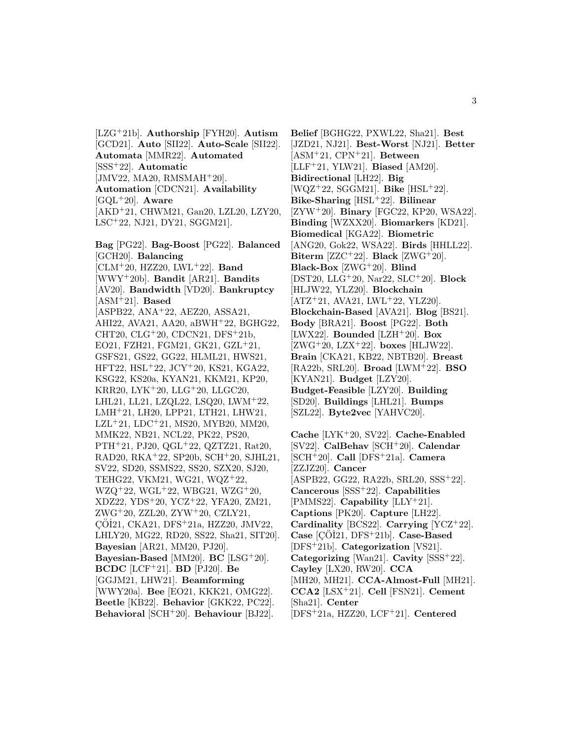[LZG[+]21b]. **Authorship** [FYH20]. **Autism** [GCD21]. **Auto** [SII22]. **Auto-Scale** [SII22]. **Automata** [MMR22]. **Automated** [SSS[+]22]. **Automatic** [JMV22, MA20, RMSMAH[+]20]. **Automation** [CDCN21]. **Availability** [GQL[+]20]. **Aware** [AKD[+]21, CHWM21, Gan20, LZL20, LZY20, LSC[+]22, NJ21, DY21, SGGM21].

**Bag** [PG22]. **Bag-Boost** [PG22]. **Balanced** [GCH20]. **Balancing** [CLM[+]20, HZZ20, LWL[+]22]. **Band** [WWY[+]20b]. **Bandit** [AR21]. **Bandits** [AV20]. **Bandwidth** [VD20]. **Bankruptcy** [ASM[+]21]. **Based** [ASPB22, ANA[+]22, AEZ20, ASSA21, AHI22, AVA21, AA20, aBWH[+]22, BGHG22, CHT20, CLG[+]20, CDCN21, DFS[+]21b, EO21, FZH21, FGM21, GK21, GZL[+]21, GSFS21, GS22, GG22, HLML21, HWS21, HFT22, HSL[+]22, JCY[+]20, KS21, KGA22, KSG22, KS20a, KYAN21, KKM21, KP20, KRR20, LYK[+]20, LLG[+]20, LLGC20, LHL21, LL21, LZQL22, LSQ20, LWM[+]22, LMH[+]21, LH20, LPP21, LTH21, LHW21, LZL[+]21, LDC[+]21, MS20, MYB20, MM20, MMK22, NB21, NCL22, PK22, PS20, PTH[+]21, PJ20, QGL[+]22, QZTZ21, Rat20, RAD20, RKA[+]22, SP20b, SCH[+]20, SJHL21, SV22, SD20, SSMS22, SS20, SZX20, SJ20, TEHG22, VKM21, WG21, WQZ[+]22, WZQ[+]22, WGL[+]22, WBG21, WZG[+]20, XDZ22, YDS[+]20, YCZ[+]22, YFA20, ZM21, ZWG[+]20, ZZL20, ZYW[+]20, CZLY21, ÇÖİ21, CKA21, DFS[+]21a, HZZ20, JMV22, LHLY20, MG22, RD20, SS22, Sha21, SIT20]. **Bayesian** [AR21, MM20, PJ20]. **Bayesian-Based** [MM20]. **BC** [LSG[+]20]. **BCDC** [LCF[+]21]. **BD** [PJ20]. **Be** [GGJM21, LHW21]. **Beamforming** [WWY20a]. **Bee** [EO21, KKK21, OMG22]. **Beetle** [KB22]. **Behavior** [GKK22, PC22]. **Behavioral** [SCH[+]20]. **Behaviour** [BJ22]. **Belief** [BGHG22, PXWL22, Sha21]. **Best** [JZD21, NJ21]. **Best-Worst** [NJ21]. **Better** [ASM[+]21, CPN[+]21]. **Between** [LLF[+]21, YLW21]. **Biased** [AM20]. **Bidirectional** [LH22]. **Big** [WQZ[+]22, SGGM21]. **Bike** [HSL[+]22]. **Bike-Sharing** [HSL[+]22]. **Bilinear** [ZYW[+]20]. **Binary** [FGC22, KP20, WSA22]. **Binding** [WZXX20]. **Biomarkers** [KD21]. **Biomedical** [KGA22]. **Biometric** [ANG20, Gok22, WSA22]. **Birds** [HHLL22]. **Biterm** [ZZC[+]22]. **Black** [ZWG[+]20]. **Black-Box** [ZWG[+]20]. **Blind** [DST20, LLG[+]20, Nar22, SLC[+]20]. **Block** [HLJW22, YLZ20]. **Blockchain** [ATZ[+]21, AVA21, LWL[+]22, YLZ20]. **Blockchain-Based** [AVA21]. **Blog** [BS21]. **Body** [BRA21]. **Boost** [PG22]. **Both** [LWX22]. **Bounded** [LZH[+]20]. **Box** [ZWG[+]20, LZX[+]22]. **boxes** [HLJW22]. **Brain** [CKA21, KB22, NBTB20]. **Breast** [RA22b, SRL20]. **Broad** [LWM[+]22]. **BSO** [KYAN21]. **Budget** [LZY20]. **Budget-Feasible** [LZY20]. **Building** [SD20]. **Buildings** [LHL21]. **Bumps** [SZL22]. **Byte2vec** [YAHVC20].

**Cache** [LYK[+]20, SV22]. **Cache-Enabled** [SV22]. **CalBehav** [SCH[+]20]. **Calendar** [SCH[+]20]. **Call** [DFS[+]21a]. **Camera** [ZZJZ20]. **Cancer** [ASPB22, GG22, RA22b, SRL20, SSS[+]22]. **Cancerous** [SSS[+]22]. **Capabilities** [PMMS22]. **Capability** [LLY[+]21]. **Captions** [PK20]. **Capture** [LH22]. **Cardinality** [BCS22]. **Carrying** [YCZ[+]22]. **Case** [ÇÖİ21, DFS[+]21b]. **Case-Based** [DFS[+]21b]. **Categorization** [VS21]. **Categorizing** [Wan21]. **Cavity** [SSS[+]22]. **Cayley** [LX20, RW20]. **CCA** [MH20, MH21]. **CCA-Almost-Full** [MH21]. **CCA2** [LSX[+]21]. **Cell** [FSN21]. **Cement** [Sha21]. **Center** [DFS[+]21a, HZZ20, LCF[+]21]. **Centered**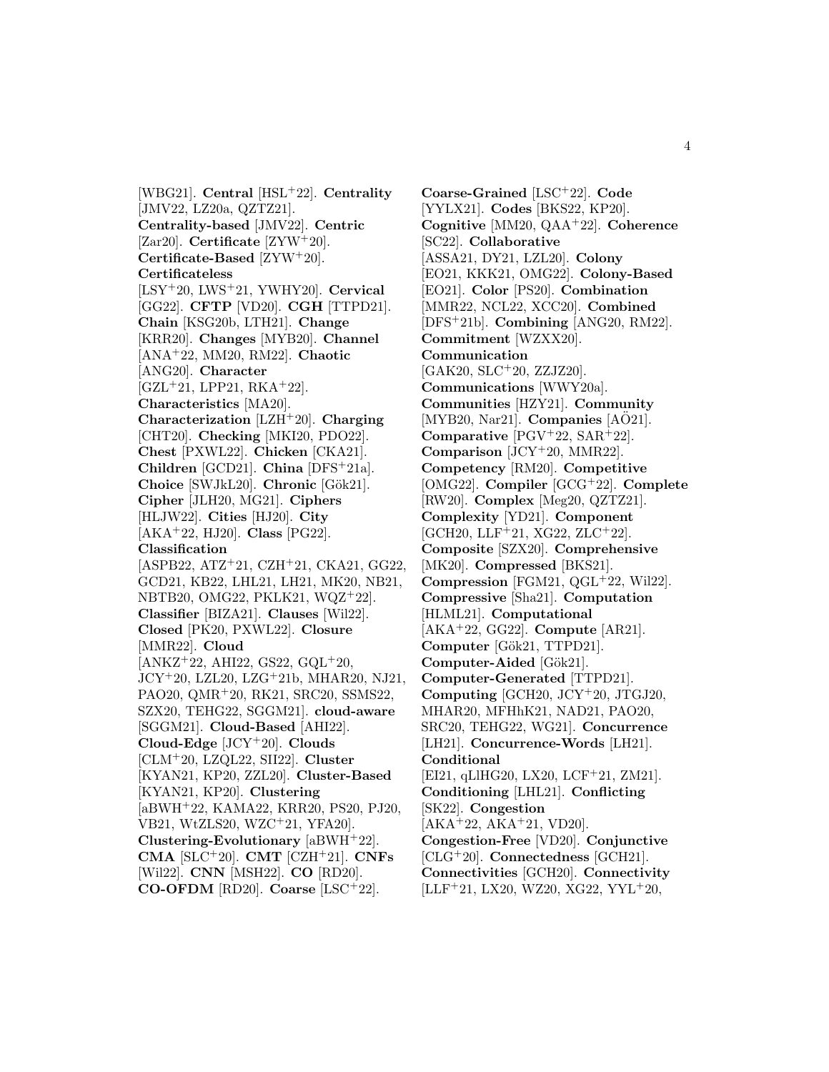[WBG21]. **Central** [HSL[+]22]. **Centrality** [JMV22, LZ20a, QZTZ21]. **Centrality-based** [JMV22]. **Centric** [Zar20]. **Certificate** [ZYW[+]20]. **Certificate-Based** [ZYW[+]20]. **Certificateless** [LSY[+]20, LWS[+]21, YWHY20]. **Cervical** [GG22]. **CFTP** [VD20]. **CGH** [TTPD21]. **Chain** [KSG20b, LTH21]. **Change** [KRR20]. **Changes** [MYB20]. **Channel** [ANA[+]22, MM20, RM22]. **Chaotic** [ANG20]. **Character** [GZL[+]21, LPP21, RKA[+]22]. **Characteristics** [MA20]. **Characterization** [LZH[+]20]. **Charging** [CHT20]. **Checking** [MKI20, PDO22]. **Chest** [PXWL22]. **Chicken** [CKA21]. **Children** [GCD21]. **China** [DFS[+]21a]. **Choice** [SWJkL20]. **Chronic** [Gök21]. **Cipher** [JLH20, MG21]. **Ciphers** [HLJW22]. **Cities** [HJ20]. **City** [AKA[+]22, HJ20]. **Class** [PG22]. **Classification** [ASPB22, ATZ[+]21, CZH[+]21, CKA21, GG22, GCD21, KB22, LHL21, LH21, MK20, NB21, NBTB20, OMG22, PKLK21, WQZ[+]22]. **Classifier** [BIZA21]. **Clauses** [Wil22]. **Closed** [PK20, PXWL22]. **Closure** [MMR22]. **Cloud** [ANKZ[+]22, AHI22, GS22, GQL[+]20, JCY[+]20, LZL20, LZG[+]21b, MHAR20, NJ21, PAO20, QMR[+]20, RK21, SRC20, SSMS22, SZX20, TEHG22, SGGM21]. **cloud-aware** [SGGM21]. **Cloud-Based** [AHI22]. **Cloud-Edge** [JCY[+]20]. **Clouds** [CLM[+]20, LZQL22, SII22]. **Cluster** [KYAN21, KP20, ZZL20]. **Cluster-Based** [KYAN21, KP20]. **Clustering** [aBWH[+]22, KAMA22, KRR20, PS20, PJ20, VB21, WtZLS20, WZC[+]21, YFA20]. **Clustering-Evolutionary** [aBWH[+]22]. **CMA** [SLC[+]20]. **CMT** [CZH[+]21]. **CNFs** [Wil22]. **CNN** [MSH22]. **CO** [RD20]. **CO-OFDM** [RD20]. **Coarse** [LSC[+]22]. **Coarse-Grained** [LSC[+]22]. **Code** [YYLX21]. **Codes** [BKS22, KP20]. **Cognitive** [MM20, QAA[+]22]. **Coherence** [SC22]. **Collaborative** [ASSA21, DY21, LZL20]. **Colony** [EO21, KKK21, OMG22]. **Colony-Based** [EO21]. **Color** [PS20]. **Combination** [MMR22, NCL22, XCC20]. **Combined** [DFS[+]21b]. **Combining** [ANG20, RM22]. **Commitment** [WZXX20]. **Communication** [GAK20, SLC[+]20, ZZJZ20]. **Communications** [WWY20a]. **Communities** [HZY21]. **Community** [MYB20, Nar21]. **Companies** [AÖ21]. **Comparative** [PGV[+]22, SAR[+]22]. **Comparison** [JCY[+]20, MMR22]. **Competency** [RM20]. **Competitive** [OMG22]. **Compiler** [GCG[+]22]. **Complete** [RW20]. **Complex** [Meg20, QZTZ21]. **Complexity** [YD21]. **Component** [GCH20, LLF[+]21, XG22, ZLC[+]22]. **Composite** [SZX20]. **Comprehensive** [MK20]. **Compressed** [BKS21]. **Compression** [FGM21, QGL[+]22, Wil22]. **Compressive** [Sha21]. **Computation** [HLML21]. **Computational** [AKA[+]22, GG22]. **Compute** [AR21]. **Computer** [Gök21, TTPD21]. **Computer-Aided** [Gök21]. **Computer-Generated** [TTPD21]. **Computing** [GCH20, JCY[+]20, JTGJ20, MHAR20, MFHhK21, NAD21, PAO20, SRC20, TEHG22, WG21]. **Concurrence** [LH21]. **Concurrence-Words** [LH21]. **Conditional** [EI21, qLlHG20, LX20, LCF[+]21, ZM21]. **Conditioning** [LHL21]. **Conflicting** [SK22]. **Congestion** [AKA[+]22, AKA[+]21, VD20]. **Congestion-Free** [VD20]. **Conjunctive** [CLG[+]20]. **Connectedness** [GCH21]. **Connectivities** [GCH20]. **Connectivity** [LLF[+]21, LX20, WZ20, XG22, YYL[+]20,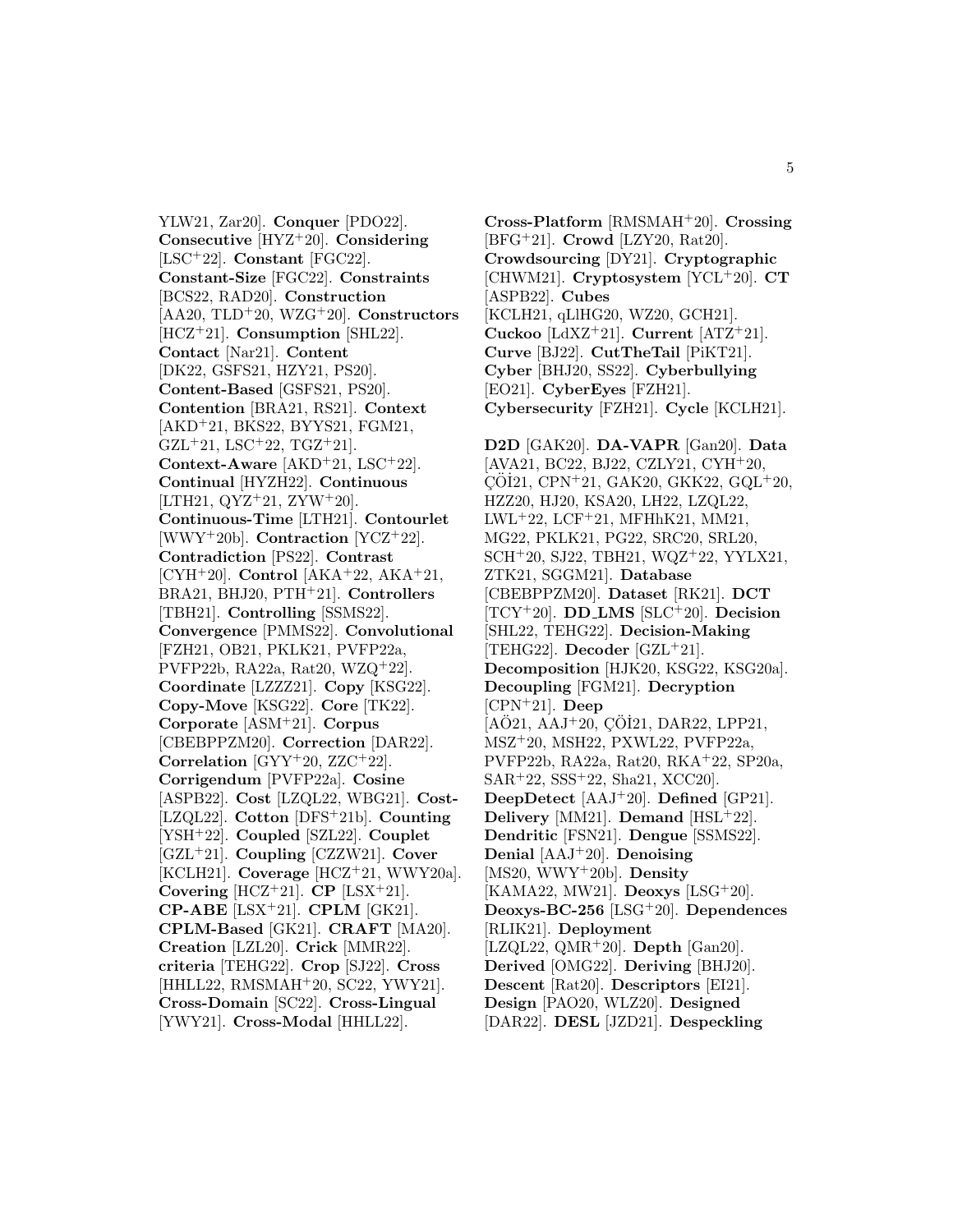YLW21, Zar20]. **Conquer** [PDO22]. **Consecutive** [HYZ+20]. **Considering** [LSC+22]. **Constant** [FGC22]. **Constant-Size** [FGC22]. **Constraints** [BCS22, RAD20]. **Construction** [AA20, TLD+20, WZG+20]. **Constructors** [HCZ+21]. **Consumption** [SHL22]. **Contact** [Nar21]. **Content** [DK22, GSFS21, HZY21, PS20]. **Content-Based** [GSFS21, PS20]. **Contention** [BRA21, RS21]. **Context** [AKD+21, BKS22, BYYS21, FGM21, GZL+21, LSC+22, TGZ+21]. **Context-Aware** [AKD+21, LSC+22]. **Continual** [HYZH22]. **Continuous** [LTH21, QYZ+21, ZYW+20]. **Continuous-Time** [LTH21]. **Contourlet** [WWY+20b]. **Contraction** [YCZ+22]. **Contradiction** [PS22]. **Contrast** [CYH+20]. **Control** [AKA+22, AKA+21, BRA21, BHJ20, PTH+21]. **Controllers** [TBH21]. **Controlling** [SSMS22]. **Convergence** [PMMS22]. **Convolutional** [FZH21, OB21, PKLK21, PVFP22a, PVFP22b, RA22a, Rat20, WZQ+22]. **Coordinate** [LZZZ21]. **Copy** [KSG22]. **Copy-Move** [KSG22]. **Core** [TK22]. **Corporate** [ASM+21]. **Corpus** [CBEBPPZM20]. **Correction** [DAR22]. **Correlation** [GYY+20, ZZC+22]. **Corrigendum** [PVFP22a]. **Cosine** [ASPB22]. **Cost** [LZQL22, WBG21]. **Cost-** [LZQL22]. **Cotton** [DFS+21b]. **Counting** [YSH+22]. **Coupled** [SZL22]. **Couplet** [GZL+21]. **Coupling** [CZZW21]. **Cover** [KCLH21]. **Coverage** [HCZ+21, WWY20a]. **Covering** [HCZ+21]. **CP** [LSX+21]. **CP-ABE** [LSX+21]. **CPLM** [GK21]. **CPLM-Based** [GK21]. **CRAFT** [MA20]. **Creation** [LZL20]. **Crick** [MMR22]. **criteria** [TEHG22]. **Crop** [SJ22]. **Cross** [HHLL22, RMSMAH+20, SC22, YWY21]. **Cross-Domain** [SC22]. **Cross-Lingual** [YWY21]. **Cross-Modal** [HHLL22]. **Cross-Platform** [RMSMAH+20]. **Crossing** [BFG+21]. **Crowd** [LZY20, Rat20]. **Crowdsourcing** [DY21]. **Cryptographic** [CHWM21]. **Cryptosystem** [YCL+20]. **CT** [ASPB22]. **Cubes** [KCLH21, qLlHG20, WZ20, GCH21]. **Cuckoo** [LdXZ+21]. **Current** [ATZ+21]. **Curve** [BJ22]. **CutTheTail** [PiKT21]. **Cyber** [BHJ20, SS22]. **Cyberbullying** [EO21]. **CyberEyes** [FZH21]. **Cybersecurity** [FZH21]. **Cycle** [KCLH21].

**D2D** [GAK20]. **DA-VAPR** [Gan20]. **Data** [AVA21, BC22, BJ22, CZLY21, CYH+20, ÇÖİ21, CPN+21, GAK20, GKK22, GQL+20, HZZ20, HJ20, KSA20, LH22, LZQL22, LWL+22, LCF+21, MFHhK21, MM21, MG22, PKLK21, PG22, SRC20, SRL20, SCH+20, SJ22, TBH21, WQZ+22, YYLX21, ZTK21, SGGM21]. **Database** [CBEBPPZM20]. **Dataset** [RK21]. **DCT** [TCY+20]. **DD_LMS** [SLC+20]. **Decision** [SHL22, TEHG22]. **Decision-Making** [TEHG22]. **Decoder** [GZL+21]. **Decomposition** [HJK20, KSG22, KSG20a]. **Decoupling** [FGM21]. **Decryption** [CPN+21]. **Deep** [AÖ21, AAJ+20, ÇÖİ21, DAR22, LPP21, MSZ+20, MSH22, PXWL22, PVFP22a, PVFP22b, RA22a, Rat20, RKA+22, SP20a, SAR+22, SSS+22, Sha21, XCC20]. **DeepDetect** [AAJ+20]. **Defined** [GP21]. **Delivery** [MM21]. **Demand** [HSL+22]. **Dendritic** [FSN21]. **Dengue** [SSMS22]. **Denial** [AAJ+20]. **Denoising** [MS20, WWY+20b]. **Density** [KAMA22, MW21]. **Deoxys** [LSG+20]. **Deoxys-BC-256** [LSG+20]. **Dependences** [RLIK21]. **Deployment** [LZQL22, QMR+20]. **Depth** [Gan20]. **Derived** [OMG22]. **Deriving** [BHJ20]. **Descent** [Rat20]. **Descriptors** [EI21]. **Design** [PAO20, WLZ20]. **Designed** [DAR22]. **DESL** [JZD21]. **Despeckling**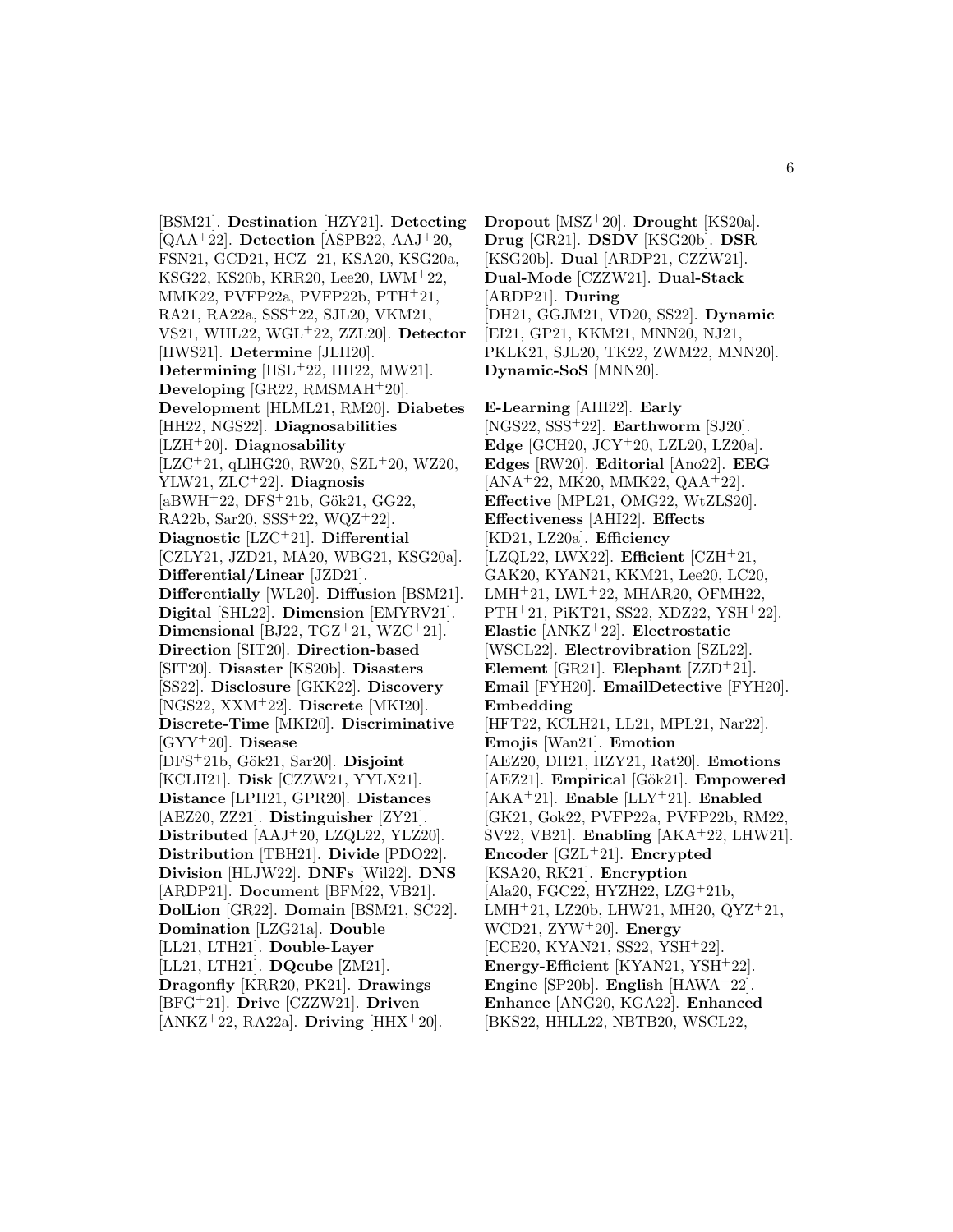[BSM21]. **Destination** [HZY21]. **Detecting** [QAA+22]. **Detection** [ASPB22, AAJ+20, FSN21, GCD21, HCZ+21, KSA20, KSG20a, KSG22, KS20b, KRR20, Lee20, LWM+22, MMK22, PVFP22a, PVFP22b, PTH+21, RA21, RA22a, SSS+22, SJL20, VKM21, VS21, WHL22, WGL+22, ZZL20]. **Detector** [HWS21]. **Determine** [JLH20]. **Determining** [HSL+22, HH22, MW21]. **Developing** [GR22, RMSMAH+20]. **Development** [HLML21, RM20]. **Diabetes** [HH22, NGS22]. **Diagnosabilities** [LZH+20]. **Diagnosability** [LZC+21, qLlHG20, RW20, SZL+20, WZ20, YLW21, ZLC+22]. **Diagnosis** [aBWH+22, DFS+21b, Gök21, GG22, RA22b, Sar20, SSS+22, WQZ+22]. **Diagnostic** [LZC+21]. **Differential** [CZLY21, JZD21, MA20, WBG21, KSG20a]. **Differential/Linear** [JZD21]. **Differentially** [WL20]. **Diffusion** [BSM21]. **Digital** [SHL22]. **Dimension** [EMYRV21]. **Dimensional** [BJ22, TGZ+21, WZC+21]. **Direction** [SIT20]. **Direction-based** [SIT20]. **Disaster** [KS20b]. **Disasters** [SS22]. **Disclosure** [GKK22]. **Discovery** [NGS22, XXM+22]. **Discrete** [MKI20]. **Discrete-Time** [MKI20]. **Discriminative** [GYY+20]. **Disease** [DFS+21b, Gök21, Sar20]. **Disjoint** [KCLH21]. **Disk** [CZZW21, YYLX21]. **Distance** [LPH21, GPR20]. **Distances** [AEZ20, ZZ21]. **Distinguisher** [ZY21]. **Distributed** [AAJ+20, LZQL22, YLZ20]. **Distribution** [TBH21]. **Divide** [PDO22]. **Division** [HLJW22]. **DNFs** [Wil22]. **DNS** [ARDP21]. **Document** [BFM22, VB21]. **DolLion** [GR22]. **Domain** [BSM21, SC22]. **Domination** [LZG21a]. **Double** [LL21, LTH21]. **Double-Layer** [LL21, LTH21]. **DQcube** [ZM21]. **Dragonfly** [KRR20, PK21]. **Drawings** [BFG+21]. **Drive** [CZZW21]. **Driven** [ANKZ+22, RA22a]. **Driving** [HHX+20]. **Dropout** [MSZ+20]. **Drought** [KS20a]. **Drug** [GR21]. **DSDV** [KSG20b]. **DSR** [KSG20b]. **Dual** [ARDP21, CZZW21]. **Dual-Mode** [CZZW21]. **Dual-Stack** [ARDP21]. **During** [DH21, GGJM21, VD20, SS22]. **Dynamic** [EI21, GP21, KKM21, MNN20, NJ21, PKLK21, SJL20, TK22, ZWM22, MNN20]. **Dynamic-SoS** [MNN20].

**E-Learning** [AHI22]. **Early** [NGS22, SSS+22]. **Earthworm** [SJ20]. **Edge** [GCH20, JCY+20, LZL20, LZ20a]. **Edges** [RW20]. **Editorial** [Ano22]. **EEG** [ANA+22, MK20, MMK22, QAA+22]. **Effective** [MPL21, OMG22, WtZLS20]. **Effectiveness** [AHI22]. **Effects** [KD21, LZ20a]. **Efficiency** [LZQL22, LWX22]. **Efficient** [CZH+21, GAK20, KYAN21, KKM21, Lee20, LC20, LMH+21, LWL+22, MHAR20, OFMH22, PTH+21, PiKT21, SS22, XDZ22, YSH+22]. **Elastic** [ANKZ+22]. **Electrostatic** [WSCL22]. **Electrovibration** [SZL22]. **Element** [GR21]. **Elephant** [ZZD+21]. **Email** [FYH20]. **EmailDetective** [FYH20]. **Embedding** [HFT22, KCLH21, LL21, MPL21, Nar22]. **Emojis** [Wan21]. **Emotion** [AEZ20, DH21, HZY21, Rat20]. **Emotions** [AEZ21]. **Empirical** [Gök21]. **Empowered** [AKA+21]. **Enable** [LLY+21]. **Enabled** [GK21, Gok22, PVFP22a, PVFP22b, RM22, SV22, VB21]. **Enabling** [AKA+22, LHW21]. **Encoder** [GZL+21]. **Encrypted** [KSA20, RK21]. **Encryption** [Ala20, FGC22, HYZH22, LZG+21b, LMH+21, LZ20b, LHW21, MH20, QYZ+21, WCD21, ZYW+20]. **Energy** [ECE20, KYAN21, SS22, YSH+22]. **Energy-Efficient** [KYAN21, YSH+22]. **Engine** [SP20b]. **English** [HAWA+22]. **Enhance** [ANG20, KGA22]. **Enhanced** [BKS22, HHLL22, NBTB20, WSCL22,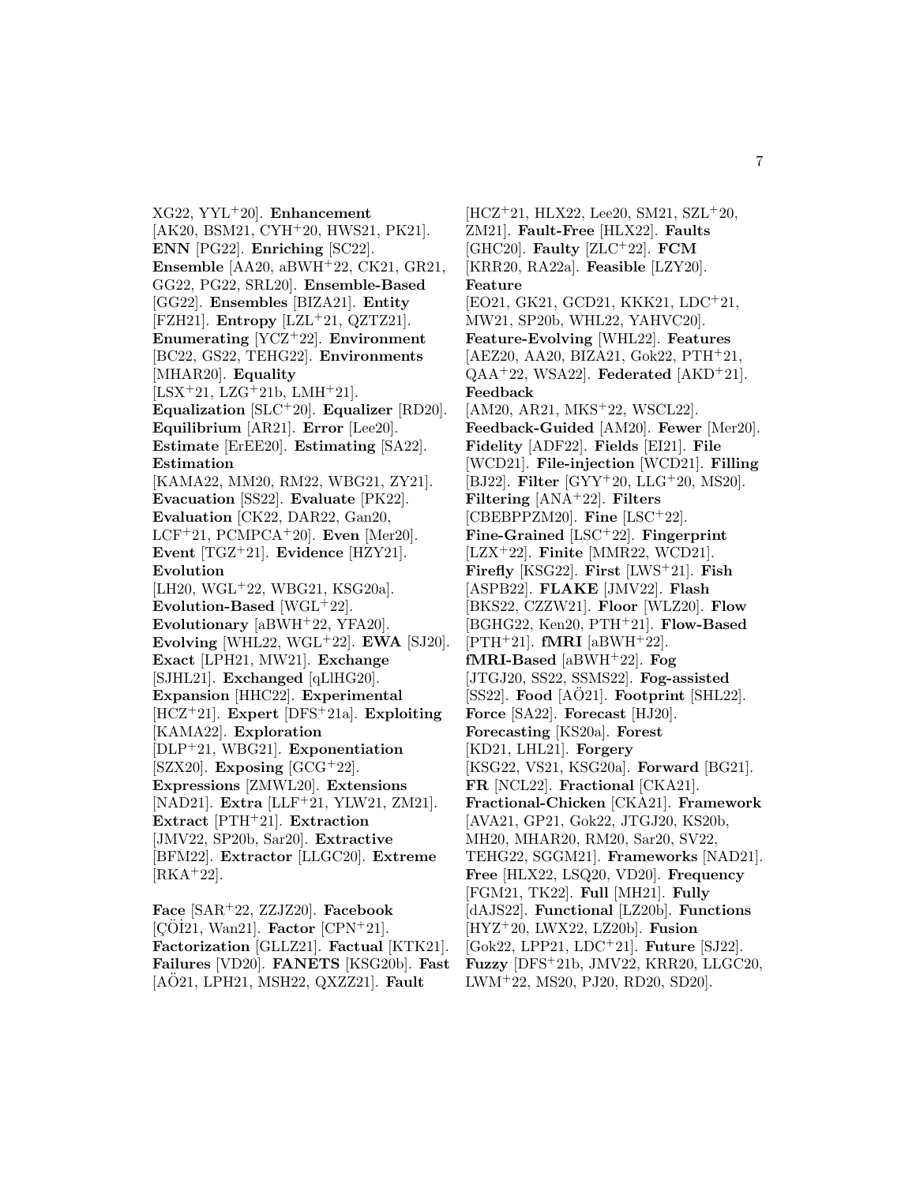XG22, YYL[+]20]. **Enhancement** [AK20, BSM21, CYH[+]20, HWS21, PK21]. **ENN** [PG22]. **Enriching** [SC22]. **Ensemble** [AA20, aBWH[+]22, CK21, GR21, GG22, PG22, SRL20]. **Ensemble-Based** [GG22]. **Ensembles** [BIZA21]. **Entity** [FZH21]. **Entropy** [LZL[+]21, QZTZ21]. **Enumerating** [YCZ[+]22]. **Environment** [BC22, GS22, TEHG22]. **Environments** [MHAR20]. **Equality** [LSX[+]21, LZG[+]21b, LMH[+]21]. **Equalization** [SLC[+]20]. **Equalizer** [RD20]. **Equilibrium** [AR21]. **Error** [Lee20]. **Estimate** [ErEE20]. **Estimating** [SA22]. **Estimation** [KAMA22, MM20, RM22, WBG21, ZY21]. **Evacuation** [SS22]. **Evaluate** [PK22]. **Evaluation** [CK22, DAR22, Gan20, LCF[+]21, PCMPCA[+]20]. **Even** [Mer20]. **Event** [TGZ[+]21]. **Evidence** [HZY21]. **Evolution** [LH20, WGL[+]22, WBG21, KSG20a]. **Evolution-Based** [WGL[+]22]. **Evolutionary** [aBWH[+]22, YFA20]. **Evolving** [WHL22, WGL[+]22]. **EWA** [SJ20]. **Exact** [LPH21, MW21]. **Exchange** [SJHL21]. **Exchanged** [qLlHG20]. **Expansion** [HHC22]. **Experimental** [HCZ[+]21]. **Expert** [DFS[+]21a]. **Exploiting** [KAMA22]. **Exploration** [DLP[+]21, WBG21]. **Exponentiation** [SZX20]. **Exposing** [GCG[+]22]. **Expressions** [ZMWL20]. **Extensions** [NAD21]. **Extra** [LLF[+]21, YLW21, ZM21]. **Extract** [PTH[+]21]. **Extraction** [JMV22, SP20b, Sar20]. **Extractive** [BFM22]. **Extractor** [LLGC20]. **Extreme** [RKA[+]22].

**Face** [SAR[+]22, ZZJZ20]. **Facebook** [ÇÖİ21, Wan21]. **Factor** [CPN[+]21]. **Factorization** [GLLZ21]. **Factual** [KTK21]. **Failures** [VD20]. **FANETS** [KSG20b]. **Fast** [AÖ21, LPH21, MSH22, QXZZ21]. **Fault** [HCZ[+]21, HLX22, Lee20, SM21, SZL[+]20, ZM21]. **Fault-Free** [HLX22]. **Faults** [GHC20]. **Faulty** [ZLC[+]22]. **FCM** [KRR20, RA22a]. **Feasible** [LZY20]. **Feature** [EO21, GK21, GCD21, KKK21, LDC[+]21, MW21, SP20b, WHL22, YAHVC20]. **Feature-Evolving** [WHL22]. **Features** [AEZ20, AA20, BIZA21, Gok22, PTH[+]21, QAA[+]22, WSA22]. **Federated** [AKD[+]21]. **Feedback** [AM20, AR21, MKS[+]22, WSCL22]. **Feedback-Guided** [AM20]. **Fewer** [Mer20]. **Fidelity** [ADF22]. **Fields** [EI21]. **File** [WCD21]. **File-injection** [WCD21]. **Filling** [BJ22]. **Filter** [GYY[+]20, LLG[+]20, MS20]. **Filtering** [ANA[+]22]. **Filters** [CBEBPPZM20]. **Fine** [LSC[+]22]. **Fine-Grained** [LSC[+]22]. **Fingerprint** [LZX[+]22]. **Finite** [MMR22, WCD21]. **Firefly** [KSG22]. **First** [LWS[+]21]. **Fish** [ASPB22]. **FLAKE** [JMV22]. **Flash** [BKS22, CZZW21]. **Floor** [WLZ20]. **Flow** [BGHG22, Ken20, PTH[+]21]. **Flow-Based** [PTH[+]21]. **fMRI** [aBWH[+]22]. **fMRI-Based** [aBWH[+]22]. **Fog** [JTGJ20, SS22, SSMS22]. **Fog-assisted** [SS22]. **Food** [AÖ21]. **Footprint** [SHL22]. **Force** [SA22]. **Forecast** [HJ20]. **Forecasting** [KS20a]. **Forest** [KD21, LHL21]. **Forgery** [KSG22, VS21, KSG20a]. **Forward** [BG21]. **FR** [NCL22]. **Fractional** [CKA21]. **Fractional-Chicken** [CKA21]. **Framework** [AVA21, GP21, Gok22, JTGJ20, KS20b, MH20, MHAR20, RM20, Sar20, SV22, TEHG22, SGGM21]. **Frameworks** [NAD21]. **Free** [HLX22, LSQ20, VD20]. **Frequency** [FGM21, TK22]. **Full** [MH21]. **Fully** [dAJS22]. **Functional** [LZ20b]. **Functions** [HYZ[+]20, LWX22, LZ20b]. **Fusion** [Gok22, LPP21, LDC[+]21]. **Future** [SJ22]. **Fuzzy** [DFS[+]21b, JMV22, KRR20, LLGC20, LWM[+]22, MS20, PJ20, RD20, SD20].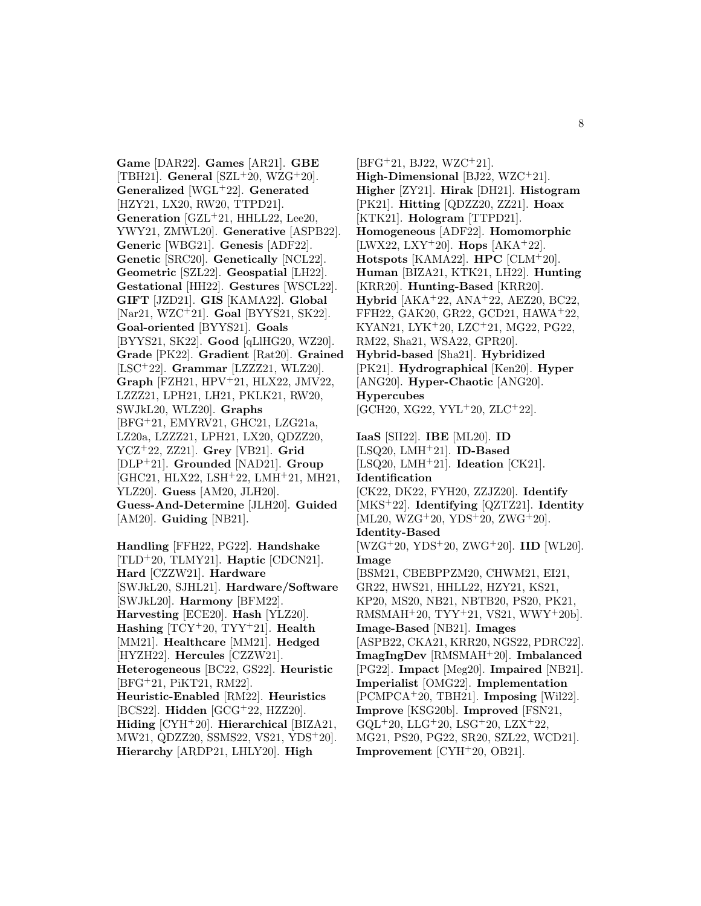**Game** [DAR22]. **Games** [AR21]. **GBE** [TBH21]. **General** [SZL+20, WZG+20]. **Generalized** [WGL+22]. **Generated** [HZY21, LX20, RW20, TTPD21]. **Generation** [GZL+21, HHLL22, Lee20, YWY21, ZMWL20]. **Generative** [ASPB22]. **Generic** [WBG21]. **Genesis** [ADF22]. **Genetic** [SRC20]. **Genetically** [NCL22]. **Geometric** [SZL22]. **Geospatial** [LH22]. **Gestational** [HH22]. **Gestures** [WSCL22]. **GIFT** [JZD21]. **GIS** [KAMA22]. **Global** [Nar21, WZC+21]. **Goal** [BYYS21, SK22]. **Goal-oriented** [BYYS21]. **Goals** [BYYS21, SK22]. **Good** [qLlHG20, WZ20]. **Grade** [PK22]. **Gradient** [Rat20]. **Grained** [LSC+22]. **Grammar** [LZZZ21, WLZ20]. **Graph** [FZH21, HPV+21, HLX22, JMV22, LZZZ21, LPH21, LH21, PKLK21, RW20, SWJkL20, WLZ20]. **Graphs** [BFG+21, EMYRV21, GHC21, LZG21a, LZ20a, LZZZ21, LPH21, LX20, QDZZ20, YCZ+22, ZZ21]. **Grey** [VB21]. **Grid** [DLP+21]. **Grounded** [NAD21]. **Group** [GHC21, HLX22, LSH+22, LMH+21, MH21, YLZ20]. **Guess** [AM20, JLH20]. **Guess-And-Determine** [JLH20]. **Guided** [AM20]. **Guiding** [NB21].

**Handling** [FFH22, PG22]. **Handshake** [TLD+20, TLMY21]. **Haptic** [CDCN21]. **Hard** [CZZW21]. **Hardware** [SWJkL20, SJHL21]. **Hardware/Software** [SWJkL20]. **Harmony** [BFM22]. **Harvesting** [ECE20]. **Hash** [YLZ20]. **Hashing** [TCY+20, TYY+21]. **Health** [MM21]. **Healthcare** [MM21]. **Hedged** [HYZH22]. **Hercules** [CZZW21]. **Heterogeneous** [BC22, GS22]. **Heuristic** [BFG+21, PiKT21, RM22]. **Heuristic-Enabled** [RM22]. **Heuristics** [BCS22]. **Hidden** [GCG+22, HZZ20]. **Hiding** [CYH+20]. **Hierarchical** [BIZA21, MW21, QDZZ20, SSMS22, VS21, YDS+20]. **Hierarchy** [ARDP21, LHLY20]. **High** [BFG+21, BJ22, WZC+21]. **High-Dimensional** [BJ22, WZC+21]. **Higher** [ZY21]. **Hirak** [DH21]. **Histogram** [PK21]. **Hitting** [QDZZ20, ZZ21]. **Hoax** [KTK21]. **Hologram** [TTPD21]. **Homogeneous** [ADF22]. **Homomorphic** [LWX22, LXY+20]. **Hops** [AKA+22]. **Hotspots** [KAMA22]. **HPC** [CLM+20]. **Human** [BIZA21, KTK21, LH22]. **Hunting** [KRR20]. **Hunting-Based** [KRR20]. **Hybrid** [AKA+22, ANA+22, AEZ20, BC22, FFH22, GAK20, GR22, GCD21, HAWA+22, KYAN21, LYK+20, LZC+21, MG22, PG22, RM22, Sha21, WSA22, GPR20]. **Hybrid-based** [Sha21]. **Hybridized** [PK21]. **Hydrographical** [Ken20]. **Hyper** [ANG20]. **Hyper-Chaotic** [ANG20]. **Hypercubes** [GCH20, XG22, YYL+20, ZLC+22].

**IaaS** [SII22]. **IBE** [ML20]. **ID** [LSQ20, LMH+21]. **ID-Based** [LSQ20, LMH+21]. **Ideation** [CK21]. **Identification** [CK22, DK22, FYH20, ZZJZ20]. **Identify** [MKS+22]. **Identifying** [QZTZ21]. **Identity** [ML20, WZG+20, YDS+20, ZWG+20]. **Identity-Based** [WZG+20, YDS+20, ZWG+20]. **IID** [WL20]. **Image** [BSM21, CBEBPPZM20, CHWM21, EI21, GR22, HWS21, HHLL22, HZY21, KS21, KP20, MS20, NB21, NBTB20, PS20, PK21, RMSMAH+20, TYY+21, VS21, WWY+20b]. **Image-Based** [NB21]. **Images** [ASPB22, CKA21, KRR20, NGS22, PDRC22]. **ImagIngDev** [RMSMAH+20]. **Imbalanced** [PG22]. **Impact** [Meg20]. **Impaired** [NB21]. **Imperialist** [OMG22]. **Implementation** [PCMPCA+20, TBH21]. **Imposing** [Wil22]. **Improve** [KSG20b]. **Improved** [FSN21, GQL+20, LLG+20, LSG+20, LZX+22, MG21, PS20, PG22, SR20, SZL22, WCD21]. **Improvement** [CYH+20, OB21].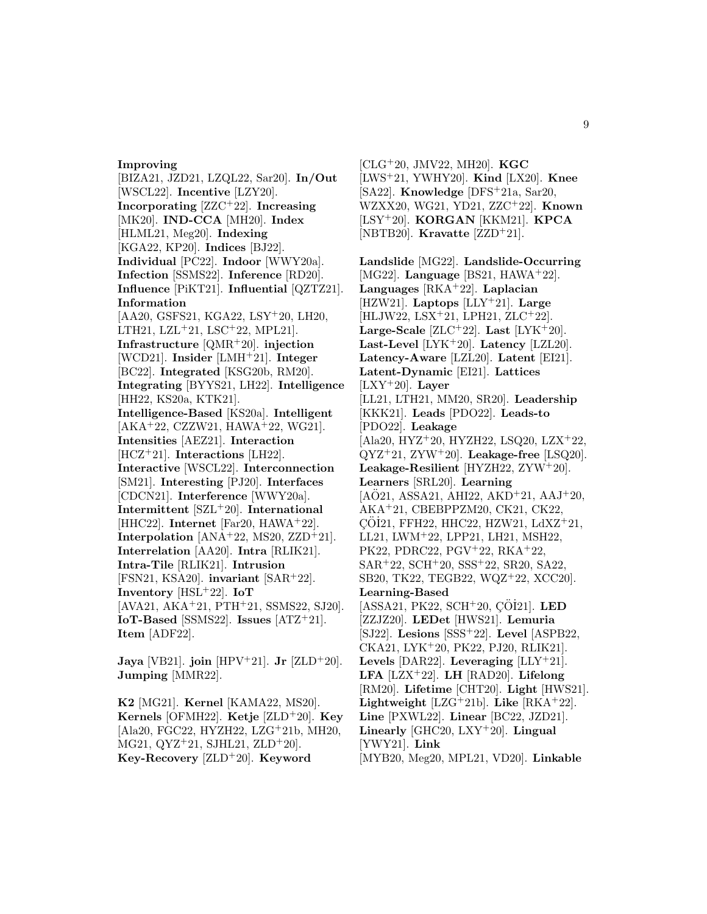**Improving** [BIZA21, JZD21, LZQL22, Sar20]. **In/Out** [WSCL22]. **Incentive** [LZY20]. **Incorporating** [ZZC+22]. **Increasing** [MK20]. **IND-CCA** [MH20]. **Index** [HLML21, Meg20]. **Indexing** [KGA22, KP20]. **Indices** [BJ22]. **Individual** [PC22]. **Indoor** [WWY20a]. **Infection** [SSMS22]. **Inference** [RD20]. **Influence** [PiKT21]. **Influential** [QZTZ21]. **Information** [AA20, GSFS21, KGA22, LSY+20, LH20, LTH21, LZL+21, LSC+22, MPL21]. **Infrastructure** [QMR+20]. **injection** [WCD21]. **Insider** [LMH+21]. **Integer** [BC22]. **Integrated** [KSG20b, RM20]. **Integrating** [BYYS21, LH22]. **Intelligence** [HH22, KS20a, KTK21]. **Intelligence-Based** [KS20a]. **Intelligent** [AKA+22, CZZW21, HAWA+22, WG21]. **Intensities** [AEZ21]. **Interaction** [HCZ+21]. **Interactions** [LH22]. **Interactive** [WSCL22]. **Interconnection** [SM21]. **Interesting** [PJ20]. **Interfaces** [CDCN21]. **Interference** [WWY20a]. **Intermittent** [SZL+20]. **International** [HHC22]. **Internet** [Far20, HAWA+22]. **Interpolation** [ANA+22, MS20, ZZD+21]. **Interrelation** [AA20]. **Intra** [RLIK21]. **Intra-Tile** [RLIK21]. **Intrusion** [FSN21, KSA20]. **invariant** [SAR+22]. **Inventory** [HSL+22]. **IoT** [AVA21, AKA+21, PTH+21, SSMS22, SJ20]. **IoT-Based** [SSMS22]. **Issues** [ATZ+21]. **Item** [ADF22].

**Jaya** [VB21]. **join** [HPV+21]. **Jr** [ZLD+20]. **Jumping** [MMR22].

**K2** [MG21]. **Kernel** [KAMA22, MS20]. **Kernels** [OFMH22]. **Ketje** [ZLD+20]. **Key** [Ala20, FGC22, HYZH22, LZG+21b, MH20, MG21, QYZ+21, SJHL21, ZLD+20]. **Key-Recovery** [ZLD+20]. **Keyword** [CLG+20, JMV22, MH20]. **KGC** [LWS+21, YWHY20]. **Kind** [LX20]. **Knee** [SA22]. **Knowledge** [DFS+21a, Sar20, WZXX20, WG21, YD21, ZZC+22]. **Known** [LSY+20]. **KORGAN** [KKM21]. **KPCA** [NBTB20]. **Kravatte** [ZZD+21].

**Landslide** [MG22]. **Landslide-Occurring** [MG22]. **Language** [BS21, HAWA+22]. **Languages** [RKA+22]. **Laplacian** [HZW21]. **Laptops** [LLY+21]. **Large** [HLJW22, LSX+21, LPH21, ZLC+22]. **Large-Scale** [ZLC+22]. **Last** [LYK+20]. **Last-Level** [LYK+20]. **Latency** [LZL20]. **Latency-Aware** [LZL20]. **Latent** [EI21]. **Latent-Dynamic** [EI21]. **Lattices** [LXY+20]. **Layer** [LL21, LTH21, MM20, SR20]. **Leadership** [KKK21]. **Leads** [PDO22]. **Leads-to** [PDO22]. **Leakage** [Ala20, HYZ+20, HYZH22, LSQ20, LZX+22, QYZ+21, ZYW+20]. **Leakage-free** [LSQ20]. **Leakage-Resilient** [HYZH22, ZYW+20]. **Learners** [SRL20]. **Learning** [AÖ21, ASSA21, AHI22, AKD+21, AAJ+20, AKA+21, CBEBPPZM20, CK21, CK22, ÇÖİ21, FFH22, HHC22, HZW21, LdXZ+21, LL21, LWM+22, LPP21, LH21, MSH22, PK22, PDRC22, PGV+22, RKA+22, SAR+22, SCH+20, SSS+22, SR20, SA22, SB20, TK22, TEGB22, WQZ+22, XCC20]. **Learning-Based** [ASSA21, PK22, SCH+20, ÇÖİ21]. **LED** [ZZJZ20]. **LEDet** [HWS21]. **Lemuria** [SJ22]. **Lesions** [SSS+22]. **Level** [ASPB22, CKA21, LYK+20, PK22, PJ20, RLIK21]. **Levels** [DAR22]. **Leveraging** [LLY+21]. **LFA** [LZX+22]. **LH** [RAD20]. **Lifelong** [RM20]. **Lifetime** [CHT20]. **Light** [HWS21]. **Lightweight** [LZG+21b]. **Like** [RKA+22]. **Line** [PXWL22]. **Linear** [BC22, JZD21]. **Linearly** [GHC20, LXY+20]. **Lingual** [YWY21]. **Link** [MYB20, Meg20, MPL21, VD20]. **Linkable**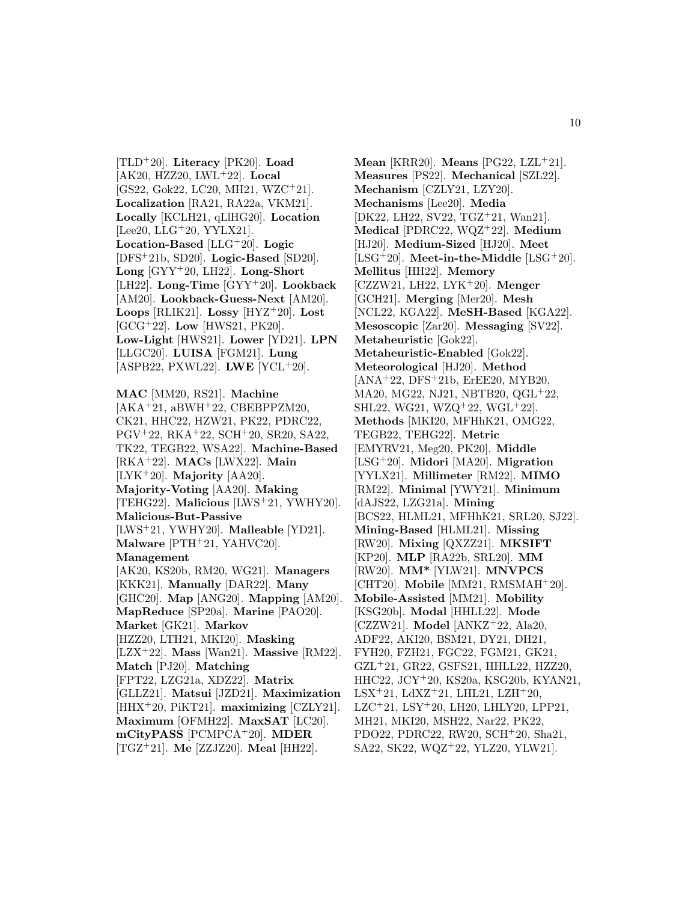[TLD[+]20]. **Literacy** [PK20]. **Load** [AK20, HZZ20, LWL[+]22]. **Local** [GS22, Gok22, LC20, MH21, WZC[+]21]. **Localization** [RA21, RA22a, VKM21]. **Locally** [KCLH21, qLlHG20]. **Location** [Lee20, LLG[+]20, YYLX21]. **Location-Based** [LLG[+]20]. **Logic** [DFS[+]21b, SD20]. **Logic-Based** [SD20]. **Long** [GYY[+]20, LH22]. **Long-Short** [LH22]. **Long-Time** [GYY[+]20]. **Lookback** [AM20]. **Lookback-Guess-Next** [AM20]. **Loops** [RLIK21]. **Lossy** [HYZ[+]20]. **Lost** [GCG[+]22]. **Low** [HWS21, PK20]. **Low-Light** [HWS21]. **Lower** [YD21]. **LPN** [LLGC20]. **LUISA** [FGM21]. **Lung** [ASPB22, PXWL22]. **LWE** [YCL[+]20].

**MAC** [MM20, RS21]. **Machine** [AKA[+]21, aBWH[+]22, CBEBPPZM20, CK21, HHC22, HZW21, PK22, PDRC22, PGV[+]22, RKA[+]22, SCH[+]20, SR20, SA22, TK22, TEGB22, WSA22]. **Machine-Based** [RKA[+]22]. **MACs** [LWX22]. **Main** [LYK[+]20]. **Majority** [AA20]. **Majority-Voting** [AA20]. **Making** [TEHG22]. **Malicious** [LWS[+]21, YWHY20]. **Malicious-But-Passive** [LWS[+]21, YWHY20]. **Malleable** [YD21]. **Malware** [PTH[+]21, YAHVC20]. **Management** [AK20, KS20b, RM20, WG21]. **Managers** [KKK21]. **Manually** [DAR22]. **Many** [GHC20]. **Map** [ANG20]. **Mapping** [AM20]. **MapReduce** [SP20a]. **Marine** [PAO20]. **Market** [GK21]. **Markov** [HZZ20, LTH21, MKI20]. **Masking** [LZX[+]22]. **Mass** [Wan21]. **Massive** [RM22]. **Match** [PJ20]. **Matching** [FPT22, LZG21a, XDZ22]. **Matrix** [GLLZ21]. **Matsui** [JZD21]. **Maximization** [HHX[+]20, PiKT21]. **maximizing** [CZLY21]. **Maximum** [OFMH22]. **MaxSAT** [LC20]. **mCityPASS** [PCMPCA[+]20]. **MDER** [TGZ[+]21]. **Me** [ZZJZ20]. **Meal** [HH22].

**Mean** [KRR20]. **Means** [PG22, LZL[+]21]. **Measures** [PS22]. **Mechanical** [SZL22]. **Mechanism** [CZLY21, LZY20]. **Mechanisms** [Lee20]. **Media** [DK22, LH22, SV22, TGZ[+]21, Wan21]. **Medical** [PDRC22, WQZ[+]22]. **Medium** [HJ20]. **Medium-Sized** [HJ20]. **Meet** [LSG[+]20]. **Meet-in-the-Middle** [LSG[+]20]. **Mellitus** [HH22]. **Memory** [CZZW21, LH22, LYK[+]20]. **Menger** [GCH21]. **Merging** [Mer20]. **Mesh** [NCL22, KGA22]. **MeSH-Based** [KGA22]. **Mesoscopic** [Zar20]. **Messaging** [SV22]. **Metaheuristic** [Gok22]. **Metaheuristic-Enabled** [Gok22]. **Meteorological** [HJ20]. **Method** [ANA[+]22, DFS[+]21b, ErEE20, MYB20, MA20, MG22, NJ21, NBTB20, QGL[+]22, SHL22, WG21, WZQ[+]22, WGL[+]22]. **Methods** [MKI20, MFHhK21, OMG22, TEGB22, TEHG22]. **Metric** [EMYRV21, Meg20, PK20]. **Middle** [LSG[+]20]. **Midori** [MA20]. **Migration** [YYLX21]. **Millimeter** [RM22]. **MIMO** [RM22]. **Minimal** [YWY21]. **Minimum** [dAJS22, LZG21a]. **Mining** [BCS22, HLML21, MFHhK21, SRL20, SJ22]. **Mining-Based** [HLML21]. **Missing** [RW20]. **Mixing** [QXZZ21]. **MKSIFT** [KP20]. **MLP** [RA22b, SRL20]. **MM** [RW20]. **MM*** [YLW21]. **MNVPCS** [CHT20]. **Mobile** [MM21, RMSMAH[+]20]. **Mobile-Assisted** [MM21]. **Mobility** [KSG20b]. **Modal** [HHLL22]. **Mode** [CZZW21]. **Model** [ANKZ[+]22, Ala20, ADF22, AKI20, BSM21, DY21, DH21, FYH20, FZH21, FGC22, FGM21, GK21, GZL[+]21, GR22, GSFS21, HHLL22, HZZ20, HHC22, JCY[+]20, KS20a, KSG20b, KYAN21, LSX[+]21, LdXZ[+]21, LHL21, LZH[+]20, LZC[+]21, LSY[+]20, LH20, LHLY20, LPP21, MH21, MKI20, MSH22, Nar22, PK22, PDO22, PDRC22, RW20, SCH[+]20, Sha21, SA22, SK22, WQZ[+]22, YLZ20, YLW21].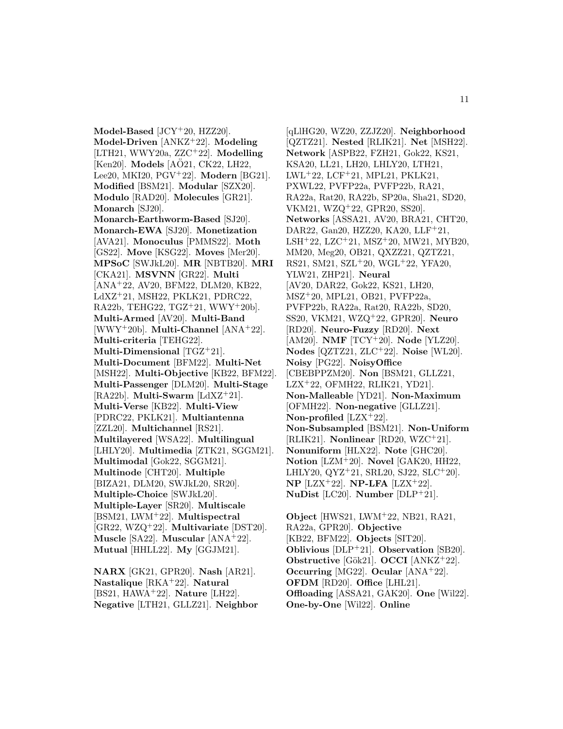**Model-Based** [JCY+20, HZZ20]. **Model-Driven** [ANKZ+22]. **Modeling** [LTH21, WWY20a, ZZC+22]. **Modelling** [Ken20]. **Models** [AÖ21, CK22, LH22, Lee20, MKI20, PGV+22]. **Modern** [BG21]. **Modified** [BSM21]. **Modular** [SZX20]. **Modulo** [RAD20]. **Molecules** [GR21]. **Monarch** [SJ20]. **Monarch-Earthworm-Based** [SJ20]. **Monarch-EWA** [SJ20]. **Monetization** [AVA21]. **Monoculus** [PMMS22]. **Moth** [GS22]. **Move** [KSG22]. **Moves** [Mer20]. **MPSoC** [SWJkL20]. **MR** [NBTB20]. **MRI** [CKA21]. **MSVNN** [GR22]. **Multi** [ANA+22, AV20, BFM22, DLM20, KB22, LdXZ+21, MSH22, PKLK21, PDRC22, RA22b, TEHG22, TGZ+21, WWY+20b]. **Multi-Armed** [AV20]. **Multi-Band** [WWY+20b]. **Multi-Channel** [ANA+22]. **Multi-criteria** [TEHG22]. **Multi-Dimensional** [TGZ+21]. **Multi-Document** [BFM22]. **Multi-Net** [MSH22]. **Multi-Objective** [KB22, BFM22]. **Multi-Passenger** [DLM20]. **Multi-Stage** [RA22b]. **Multi-Swarm** [LdXZ+21]. **Multi-Verse** [KB22]. **Multi-View** [PDRC22, PKLK21]. **Multiantenna** [ZZL20]. **Multichannel** [RS21]. **Multilayered** [WSA22]. **Multilingual** [LHLY20]. **Multimedia** [ZTK21, SGGM21]. **Multimodal** [Gok22, SGGM21]. **Multinode** [CHT20]. **Multiple** [BIZA21, DLM20, SWJkL20, SR20]. **Multiple-Choice** [SWJkL20]. **Multiple-Layer** [SR20]. **Multiscale** [BSM21, LWM+22]. **Multispectral** [GR22, WZQ+22]. **Multivariate** [DST20]. **Muscle** [SA22]. **Muscular** [ANA+22]. **Mutual** [HHLL22]. **My** [GGJM21].

**NARX** [GK21, GPR20]. **Nash** [AR21]. **Nastalique** [RKA+22]. **Natural** [BS21, HAWA+22]. **Nature** [LH22]. **Negative** [LTH21, GLLZ21]. **Neighbor** [qLlHG20, WZ20, ZZJZ20]. **Neighborhood** [QZTZ21]. **Nested** [RLIK21]. **Net** [MSH22]. **Network** [ASPB22, FZH21, Gok22, KS21, KSA20, LL21, LH20, LHLY20, LTH21, LWL+22, LCF+21, MPL21, PKLK21, PXWL22, PVFP22a, PVFP22b, RA21, RA22a, Rat20, RA22b, SP20a, Sha21, SD20, VKM21, WZQ+22, GPR20, SS20]. **Networks** [ASSA21, AV20, BRA21, CHT20, DAR22, Gan20, HZZ20, KA20, LLF+21, LSH+22, LZC+21, MSZ+20, MW21, MYB20, MM20, Meg20, OB21, QXZZ21, QZTZ21, RS21, SM21, SZL+20, WGL+22, YFA20, YLW21, ZHP21]. **Neural** [AV20, DAR22, Gok22, KS21, LH20, MSZ+20, MPL21, OB21, PVFP22a, PVFP22b, RA22a, Rat20, RA22b, SD20, SS20, VKM21, WZQ+22, GPR20]. **Neuro** [RD20]. **Neuro-Fuzzy** [RD20]. **Next** [AM20]. **NMF** [TCY+20]. **Node** [YLZ20]. **Nodes** [QZTZ21, ZLC+22]. **Noise** [WL20]. **Noisy** [PG22]. **NoisyOffice** [CBEBPPZM20]. **Non** [BSM21, GLLZ21, LZX+22, OFMH22, RLIK21, YD21]. **Non-Malleable** [YD21]. **Non-Maximum** [OFMH22]. **Non-negative** [GLLZ21]. **Non-profiled** [LZX+22]. **Non-Subsampled** [BSM21]. **Non-Uniform** [RLIK21]. **Nonlinear** [RD20, WZC+21]. **Nonuniform** [HLX22]. **Note** [GHC20]. **Notion** [LZM+20]. **Novel** [GAK20, HH22, LHLY20, QYZ+21, SRL20, SJ22, SLC+20]. **NP** [LZX+22]. **NP-LFA** [LZX+22]. **NuDist** [LC20]. **Number** [DLP+21].

**Object** [HWS21, LWM+22, NB21, RA21, RA22a, GPR20]. **Objective** [KB22, BFM22]. **Objects** [SIT20]. **Oblivious** [DLP+21]. **Observation** [SB20]. **Obstructive** [Gök21]. **OCCI** [ANKZ+22]. **Occurring** [MG22]. **Ocular** [ANA+22]. **OFDM** [RD20]. **Office** [LHL21]. **Offloading** [ASSA21, GAK20]. **One** [Wil22]. **One-by-One** [Wil22]. **Online**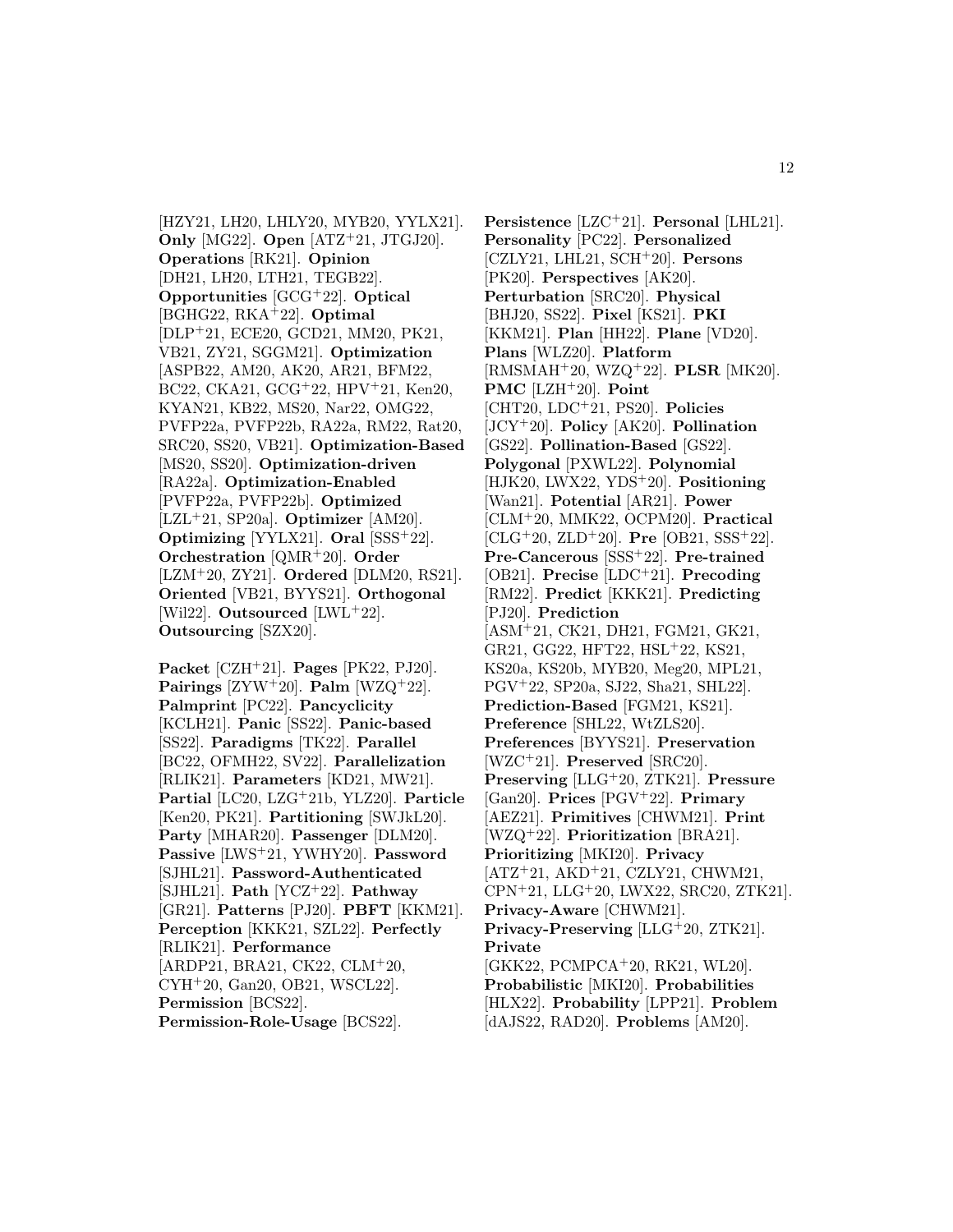[HZY21, LH20, LHLY20, MYB20, YYLX21]. **Only** [MG22]. **Open** [ATZ+21, JTGJ20]. **Operations** [RK21]. **Opinion** [DH21, LH20, LTH21, TEGB22]. **Opportunities** [GCG+22]. **Optical** [BGHG22, RKA+22]. **Optimal** [DLP+21, ECE20, GCD21, MM20, PK21, VB21, ZY21, SGGM21]. **Optimization** [ASPB22, AM20, AK20, AR21, BFM22, BC22, CKA21, GCG+22, HPV+21, Ken20, KYAN21, KB22, MS20, Nar22, OMG22, PVFP22a, PVFP22b, RA22a, RM22, Rat20, SRC20, SS20, VB21]. **Optimization-Based** [MS20, SS20]. **Optimization-driven** [RA22a]. **Optimization-Enabled** [PVFP22a, PVFP22b]. **Optimized** [LZL+21, SP20a]. **Optimizer** [AM20]. **Optimizing** [YYLX21]. **Oral** [SSS+22]. **Orchestration** [QMR+20]. **Order** [LZM+20, ZY21]. **Ordered** [DLM20, RS21]. **Oriented** [VB21, BYYS21]. **Orthogonal** [Wil22]. **Outsourced** [LWL+22]. **Outsourcing** [SZX20].

**Packet** [CZH+21]. **Pages** [PK22, PJ20]. **Pairings** [ZYW+20]. **Palm** [WZQ+22]. **Palmprint** [PC22]. **Pancyclicity** [KCLH21]. **Panic** [SS22]. **Panic-based** [SS22]. **Paradigms** [TK22]. **Parallel** [BC22, OFMH22, SV22]. **Parallelization** [RLIK21]. **Parameters** [KD21, MW21]. **Partial** [LC20, LZG+21b, YLZ20]. **Particle** [Ken20, PK21]. **Partitioning** [SWJkL20]. **Party** [MHAR20]. **Passenger** [DLM20]. **Passive** [LWS+21, YWHY20]. **Password** [SJHL21]. **Password-Authenticated** [SJHL21]. **Path** [YCZ+22]. **Pathway** [GR21]. **Patterns** [PJ20]. **PBFT** [KKM21]. **Perception** [KKK21, SZL22]. **Perfectly** [RLIK21]. **Performance** [ARDP21, BRA21, CK22, CLM+20, CYH+20, Gan20, OB21, WSCL22]. **Permission** [BCS22]. **Permission-Role-Usage** [BCS22].

**Persistence** [LZC+21]. **Personal** [LHL21]. **Personality** [PC22]. **Personalized** [CZLY21, LHL21, SCH+20]. **Persons** [PK20]. **Perspectives** [AK20]. **Perturbation** [SRC20]. **Physical** [BHJ20, SS22]. **Pixel** [KS21]. **PKI** [KKM21]. **Plan** [HH22]. **Plane** [VD20]. **Plans** [WLZ20]. **Platform** [RMSMAH+20, WZQ+22]. **PLSR** [MK20]. **PMC** [LZH+20]. **Point** [CHT20, LDC+21, PS20]. **Policies** [JCY+20]. **Policy** [AK20]. **Pollination** [GS22]. **Pollination-Based** [GS22]. **Polygonal** [PXWL22]. **Polynomial** [HJK20, LWX22, YDS+20]. **Positioning** [Wan21]. **Potential** [AR21]. **Power** [CLM+20, MMK22, OCPM20]. **Practical** [CLG+20, ZLD+20]. **Pre** [OB21, SSS+22]. **Pre-Cancerous** [SSS+22]. **Pre-trained** [OB21]. **Precise** [LDC+21]. **Precoding** [RM22]. **Predict** [KKK21]. **Predicting** [PJ20]. **Prediction** [ASM+21, CK21, DH21, FGM21, GK21, GR21, GG22, HFT22, HSL+22, KS21, KS20a, KS20b, MYB20, Meg20, MPL21, PGV+22, SP20a, SJ22, Sha21, SHL22]. **Prediction-Based** [FGM21, KS21]. **Preference** [SHL22, WtZLS20]. **Preferences** [BYYS21]. **Preservation** [WZC+21]. **Preserved** [SRC20]. **Preserving** [LLG+20, ZTK21]. **Pressure** [Gan20]. **Prices** [PGV+22]. **Primary** [AEZ21]. **Primitives** [CHWM21]. **Print** [WZQ+22]. **Prioritization** [BRA21]. **Prioritizing** [MKI20]. **Privacy** [ATZ+21, AKD+21, CZLY21, CHWM21, CPN+21, LLG+20, LWX22, SRC20, ZTK21]. **Privacy-Aware** [CHWM21]. **Privacy-Preserving** [LLG+20, ZTK21]. **Private** [GKK22, PCMPCA+20, RK21, WL20]. **Probabilistic** [MKI20]. **Probabilities** [HLX22]. **Probability** [LPP21]. **Problem** [dAJS22, RAD20]. **Problems** [AM20].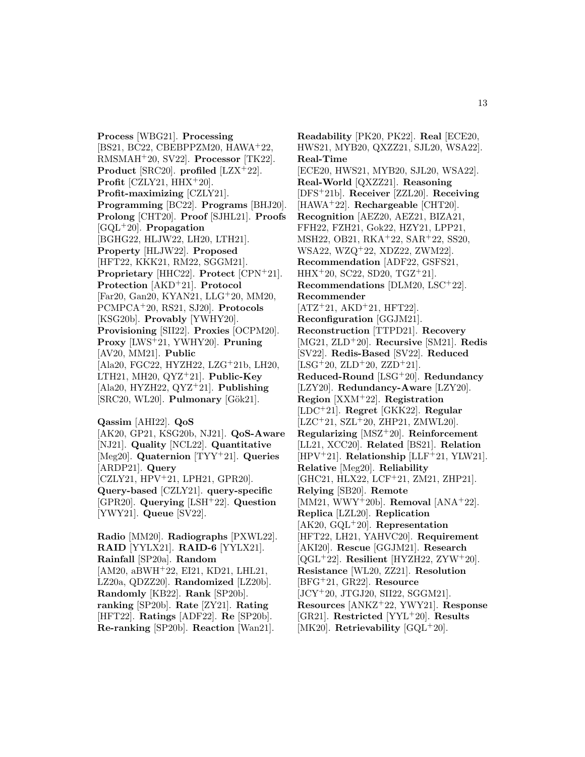**Process** [WBG21]. **Processing** [BS21, BC22, CBEBPPZM20, HAWA+22, RMSMAH+20, SV22]. **Processor** [TK22]. **Product** [SRC20]. **profiled** [LZX+22]. **Profit** [CZLY21, HHX+20]. **Profit-maximizing** [CZLY21]. **Programming** [BC22]. **Programs** [BHJ20]. **Prolong** [CHT20]. **Proof** [SJHL21]. **Proofs** [GQL+20]. **Propagation** [BGHG22, HLJW22, LH20, LTH21]. **Property** [HLJW22]. **Proposed** [HFT22, KKK21, RM22, SGGM21]. **Proprietary** [HHC22]. **Protect** [CPN+21]. **Protection** [AKD+21]. **Protocol** [Far20, Gan20, KYAN21, LLG+20, MM20, PCMPCA+20, RS21, SJ20]. **Protocols** [KSG20b]. **Provably** [YWHY20]. **Provisioning** [SII22]. **Proxies** [OCPM20]. **Proxy** [LWS+21, YWHY20]. **Pruning** [AV20, MM21]. **Public** [Ala20, FGC22, HYZH22, LZG+21b, LH20, LTH21, MH20, QYZ+21]. **Public-Key** [Ala20, HYZH22, QYZ+21]. **Publishing** [SRC20, WL20]. **Pulmonary** [Gök21].

**Qassim** [AHI22]. **QoS** [AK20, GP21, KSG20b, NJ21]. **QoS-Aware** [NJ21]. **Quality** [NCL22]. **Quantitative** [Meg20]. **Quaternion** [TYY+21]. **Queries** [ARDP21]. **Query** [CZLY21, HPV+21, LPH21, GPR20]. **Query-based** [CZLY21]. **query-specific** [GPR20]. **Querying** [LSH+22]. **Question** [YWY21]. **Queue** [SV22].

**Radio** [MM20]. **Radiographs** [PXWL22]. **RAID** [YYLX21]. **RAID-6** [YYLX21]. **Rainfall** [SP20a]. **Random** [AM20, aBWH+22, EI21, KD21, LHL21, LZ20a, QDZZ20]. **Randomized** [LZ20b]. **Randomly** [KB22]. **Rank** [SP20b]. **ranking** [SP20b]. **Rate** [ZY21]. **Rating** [HFT22]. **Ratings** [ADF22]. **Re** [SP20b]. **Re-ranking** [SP20b]. **Reaction** [Wan21].

**Readability** [PK20, PK22]. **Real** [ECE20, HWS21, MYB20, QXZZ21, SJL20, WSA22]. **Real-Time** [ECE20, HWS21, MYB20, SJL20, WSA22]. **Real-World** [QXZZ21]. **Reasoning** [DFS+21b]. **Receiver** [ZZL20]. **Receiving** [HAWA+22]. **Rechargeable** [CHT20]. **Recognition** [AEZ20, AEZ21, BIZA21, FFH22, FZH21, Gok22, HZY21, LPP21, MSH22, OB21, RKA+22, SAR+22, SS20, WSA22, WZQ+22, XDZ22, ZWM22]. **Recommendation** [ADF22, GSFS21, HHX+20, SC22, SD20, TGZ+21]. **Recommendations** [DLM20, LSC+22]. **Recommender** [ATZ+21, AKD+21, HFT22]. **Reconfiguration** [GGJM21]. **Reconstruction** [TTPD21]. **Recovery** [MG21, ZLD+20]. **Recursive** [SM21]. **Redis** [SV22]. **Redis-Based** [SV22]. **Reduced** [LSG+20, ZLD+20, ZZD+21]. **Reduced-Round** [LSG+20]. **Redundancy** [LZY20]. **Redundancy-Aware** [LZY20]. **Region** [XXM+22]. **Registration** [LDC+21]. **Regret** [GKK22]. **Regular** [LZC+21, SZL+20, ZHP21, ZMWL20]. **Regularizing** [MSZ+20]. **Reinforcement** [LL21, XCC20]. **Related** [BS21]. **Relation** [HPV+21]. **Relationship** [LLF+21, YLW21]. **Relative** [Meg20]. **Reliability** [GHC21, HLX22, LCF+21, ZM21, ZHP21]. **Relying** [SB20]. **Remote** [MM21, WWY+20b]. **Removal** [ANA+22]. **Replica** [LZL20]. **Replication** [AK20, GQL+20]. **Representation** [HFT22, LH21, YAHVC20]. **Requirement** [AKI20]. **Rescue** [GGJM21]. **Research** [QGL+22]. **Resilient** [HYZH22, ZYW+20]. **Resistance** [WL20, ZZ21]. **Resolution** [BFG+21, GR22]. **Resource** [JCY+20, JTGJ20, SII22, SGGM21]. **Resources** [ANKZ+22, YWY21]. **Response** [GR21]. **Restricted** [YYL+20]. **Results** [MK20]. **Retrievability** [GQL+20].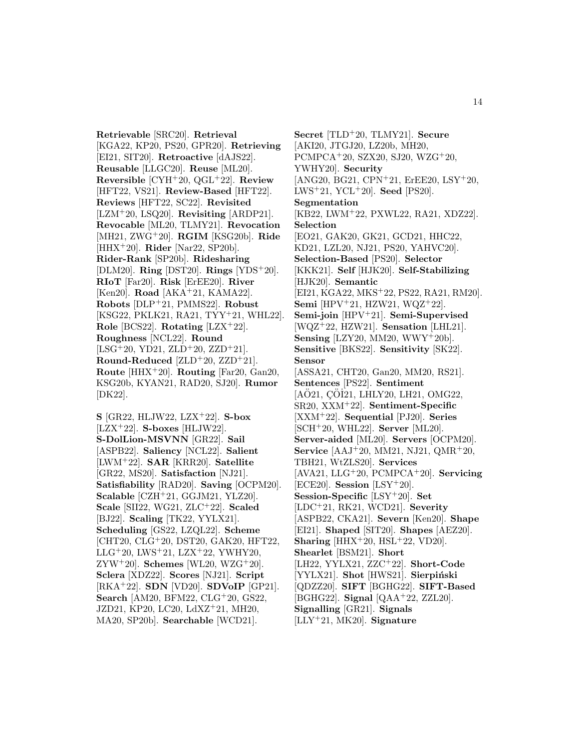**Retrievable** [SRC20]. **Retrieval** [KGA22, KP20, PS20, GPR20]. **Retrieving** [EI21, SIT20]. **Retroactive** [dAJS22]. **Reusable** [LLGC20]. **Reuse** [ML20]. **Reversible** [CYH+20, QGL+22]. **Review** [HFT22, VS21]. **Review-Based** [HFT22]. **Reviews** [HFT22, SC22]. **Revisited** [LZM+20, LSQ20]. **Revisiting** [ARDP21]. **Revocable** [ML20, TLMY21]. **Revocation** [MH21, ZWG+20]. **RGIM** [KSG20b]. **Ride** [HHX+20]. **Rider** [Nar22, SP20b]. **Rider-Rank** [SP20b]. **Ridesharing** [DLM20]. **Ring** [DST20]. **Rings** [YDS+20]. **RIoT** [Far20]. **Risk** [ErEE20]. **River** [Ken20]. **Road** [AKA+21, KAMA22]. **Robots** [DLP+21, PMMS22]. **Robust** [KSG22, PKLK21, RA21, TYY+21, WHL22]. **Role** [BCS22]. **Rotating** [LZX+22]. **Roughness** [NCL22]. **Round** [LSG+20, YD21, ZLD+20, ZZD+21]. **Round-Reduced** [ZLD+20, ZZD+21]. **Route** [HHX+20]. **Routing** [Far20, Gan20, KSG20b, KYAN21, RAD20, SJ20]. **Rumor** [DK22].

**S** [GR22, HLJW22, LZX+22]. **S-box** [LZX+22]. **S-boxes** [HLJW22]. **S-DolLion-MSVNN** [GR22]. **Sail** [ASPB22]. **Saliency** [NCL22]. **Salient** [LWM+22]. **SAR** [KRR20]. **Satellite** [GR22, MS20]. **Satisfaction** [NJ21]. **Satisfiability** [RAD20]. **Saving** [OCPM20]. **Scalable** [CZH+21, GGJM21, YLZ20]. **Scale** [SII22, WG21, ZLC+22]. **Scaled** [BJ22]. **Scaling** [TK22, YYLX21]. **Scheduling** [GS22, LZQL22]. **Scheme** [CHT20, CLG+20, DST20, GAK20, HFT22, LLG+20, LWS+21, LZX+22, YWHY20, ZYW+20]. **Schemes** [WL20, WZG+20]. **Sclera** [XDZ22]. **Scores** [NJ21]. **Script** [RKA+22]. **SDN** [VD20]. **SDVoIP** [GP21]. **Search** [AM20, BFM22, CLG+20, GS22, JZD21, KP20, LC20, LdXZ+21, MH20, MA20, SP20b]. **Searchable** [WCD21].

**Secret** [TLD+20, TLMY21]. **Secure** [AKI20, JTGJ20, LZ20b, MH20, PCMPCA+20, SZX20, SJ20, WZG+20, YWHY20]. **Security** [ANG20, BG21, CPN+21, ErEE20, LSY+20, LWS+21, YCL+20]. **Seed** [PS20]. **Segmentation** [KB22, LWM+22, PXWL22, RA21, XDZ22]. **Selection** [EO21, GAK20, GK21, GCD21, HHC22, KD21, LZL20, NJ21, PS20, YAHVC20]. **Selection-Based** [PS20]. **Selector** [KKK21]. **Self** [HJK20]. **Self-Stabilizing** [HJK20]. **Semantic** [EI21, KGA22, MKS+22, PS22, RA21, RM20]. **Semi** [HPV+21, HZW21, WQZ+22]. **Semi-join** [HPV+21]. **Semi-Supervised** [WQZ+22, HZW21]. **Sensation** [LHL21]. **Sensing** [LZY20, MM20, WWY+20b]. **Sensitive** [BKS22]. **Sensitivity** [SK22]. **Sensor** [ASSA21, CHT20, Gan20, MM20, RS21]. **Sentences** [PS22]. **Sentiment** [AÖ21, ÇÖİ21, LHLY20, LH21, OMG22, SR20, XXM+22]. **Sentiment-Specific** [XXM+22]. **Sequential** [PJ20]. **Series** [SCH+20, WHL22]. **Server** [ML20]. **Server-aided** [ML20]. **Servers** [OCPM20]. **Service** [AAJ+20, MM21, NJ21, QMR+20, TBH21, WtZLS20]. **Services** [AVA21, LLG+20, PCMPCA+20]. **Servicing** [ECE20]. **Session** [LSY+20]. **Session-Specific** [LSY+20]. **Set** [LDC+21, RK21, WCD21]. **Severity** [ASPB22, CKA21]. **Severn** [Ken20]. **Shape** [EI21]. **Shaped** [SIT20]. **Shapes** [AEZ20]. **Sharing** [HHX+20, HSL+22, VD20]. **Shearlet** [BSM21]. **Short** [LH22, YYLX21, ZZC+22]. **Short-Code** [YYLX21]. **Shot** [HWS21]. **Sierpiński** [QDZZ20]. **SIFT** [BGHG22]. **SIFT-Based** [BGHG22]. **Signal** [QAA+22, ZZL20]. **Signalling** [GR21]. **Signals** [LLY+21, MK20]. **Signature**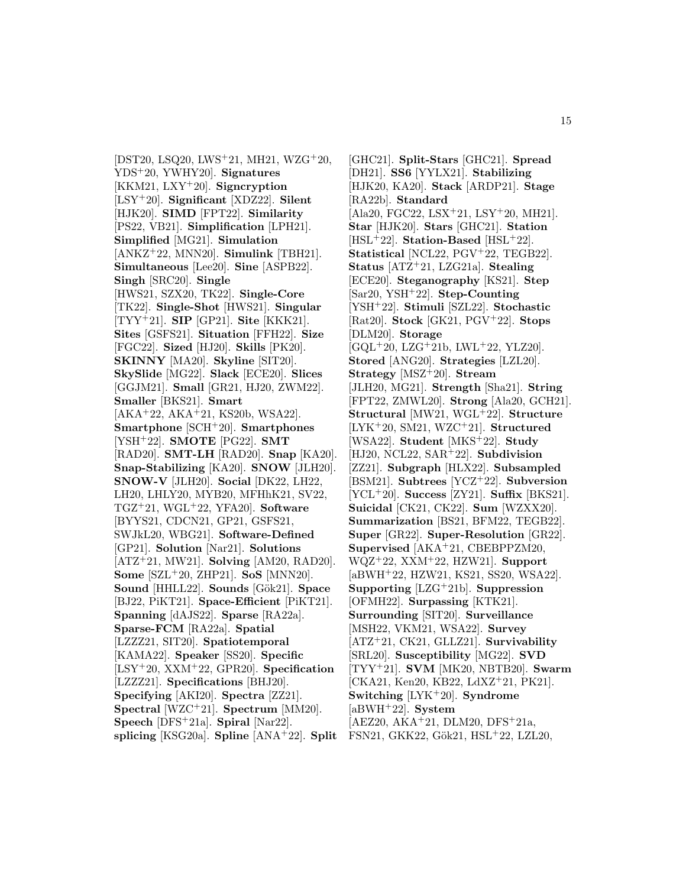[DST20, LSQ20, LWS+21, MH21, WZG+20, YDS+20, YWHY20]. **Signatures** [KKM21, LXY+20]. **Signcryption** [LSY+20]. **Significant** [XDZ22]. **Silent** [HJK20]. **SIMD** [FPT22]. **Similarity** [PS22, VB21]. **Simplification** [LPH21]. **Simplified** [MG21]. **Simulation** [ANKZ+22, MNN20]. **Simulink** [TBH21]. **Simultaneous** [Lee20]. **Sine** [ASPB22]. **Singh** [SRC20]. **Single** [HWS21, SZX20, TK22]. **Single-Core** [TK22]. **Single-Shot** [HWS21]. **Singular** [TYY+21]. **SIP** [GP21]. **Site** [KKK21]. **Sites** [GSFS21]. **Situation** [FFH22]. **Size** [FGC22]. **Sized** [HJ20]. **Skills** [PK20]. **SKINNY** [MA20]. **Skyline** [SIT20]. **SkySlide** [MG22]. **Slack** [ECE20]. **Slices** [GGJM21]. **Small** [GR21, HJ20, ZWM22]. **Smaller** [BKS21]. **Smart** [AKA+22, AKA+21, KS20b, WSA22]. **Smartphone** [SCH+20]. **Smartphones** [YSH+22]. **SMOTE** [PG22]. **SMT** [RAD20]. **SMT-LH** [RAD20]. **Snap** [KA20]. **Snap-Stabilizing** [KA20]. **SNOW** [JLH20]. **SNOW-V** [JLH20]. **Social** [DK22, LH22, LH20, LHLY20, MYB20, MFHhK21, SV22, TGZ+21, WGL+22, YFA20]. **Software** [BYYS21, CDCN21, GP21, GSFS21, SWJkL20, WBG21]. **Software-Defined** [GP21]. **Solution** [Nar21]. **Solutions** [ATZ+21, MW21]. **Solving** [AM20, RAD20]. **Some** [SZL+20, ZHP21]. **SoS** [MNN20]. **Sound** [HHLL22]. **Sounds** [Gök21]. **Space** [BJ22, PiKT21]. **Space-Efficient** [PiKT21]. **Spanning** [dAJS22]. **Sparse** [RA22a]. **Sparse-FCM** [RA22a]. **Spatial** [LZZZ21, SIT20]. **Spatiotemporal** [KAMA22]. **Speaker** [SS20]. **Specific** [LSY+20, XXM+22, GPR20]. **Specification** [LZZZ21]. **Specifications** [BHJ20]. **Specifying** [AKI20]. **Spectra** [ZZ21]. **Spectral** [WZC+21]. **Spectrum** [MM20]. **Speech** [DFS+21a]. **Spiral** [Nar22]. **splicing** [KSG20a]. **Spline** [ANA+22]. **Split** [GHC21]. **Split-Stars** [GHC21]. **Spread** [DH21]. **SS6** [YYLX21]. **Stabilizing** [HJK20, KA20]. **Stack** [ARDP21]. **Stage** [RA22b]. **Standard** [Ala20, FGC22, LSX+21, LSY+20, MH21]. **Star** [HJK20]. **Stars** [GHC21]. **Station** [HSL+22]. **Station-Based** [HSL+22]. **Statistical** [NCL22, PGV+22, TEGB22]. **Status** [ATZ+21, LZG21a]. **Stealing** [ECE20]. **Steganography** [KS21]. **Step** [Sar20, YSH+22]. **Step-Counting** [YSH+22]. **Stimuli** [SZL22]. **Stochastic** [Rat20]. **Stock** [GK21, PGV+22]. **Stops** [DLM20]. **Storage** [GQL+20, LZG+21b, LWL+22, YLZ20]. **Stored** [ANG20]. **Strategies** [LZL20]. **Strategy** [MSZ+20]. **Stream** [JLH20, MG21]. **Strength** [Sha21]. **String** [FPT22, ZMWL20]. **Strong** [Ala20, GCH21]. **Structural** [MW21, WGL+22]. **Structure** [LYK+20, SM21, WZC+21]. **Structured** [WSA22]. **Student** [MKS+22]. **Study** [HJ20, NCL22, SAR+22]. **Subdivision** [ZZ21]. **Subgraph** [HLX22]. **Subsampled** [BSM21]. **Subtrees** [YCZ+22]. **Subversion** [YCL+20]. **Success** [ZY21]. **Suffix** [BKS21]. **Suicidal** [CK21, CK22]. **Sum** [WZXX20]. **Summarization** [BS21, BFM22, TEGB22]. **Super** [GR22]. **Super-Resolution** [GR22]. **Supervised** [AKA+21, CBEBPPZM20, WQZ+22, XXM+22, HZW21]. **Support** [aBWH+22, HZW21, KS21, SS20, WSA22]. **Supporting** [LZG+21b]. **Suppression** [OFMH22]. **Surpassing** [KTK21]. **Surrounding** [SIT20]. **Surveillance** [MSH22, VKM21, WSA22]. **Survey** [ATZ+21, CK21, GLLZ21]. **Survivability** [SRL20]. **Susceptibility** [MG22]. **SVD** [TYY+21]. **SVM** [MK20, NBTB20]. **Swarm** [CKA21, Ken20, KB22, LdXZ+21, PK21]. **Switching** [LYK+20]. **Syndrome** [aBWH+22]. **System** [AEZ20, AKA+21, DLM20, DFS+21a, FSN21, GKK22, Gök21, HSL+22, LZL20,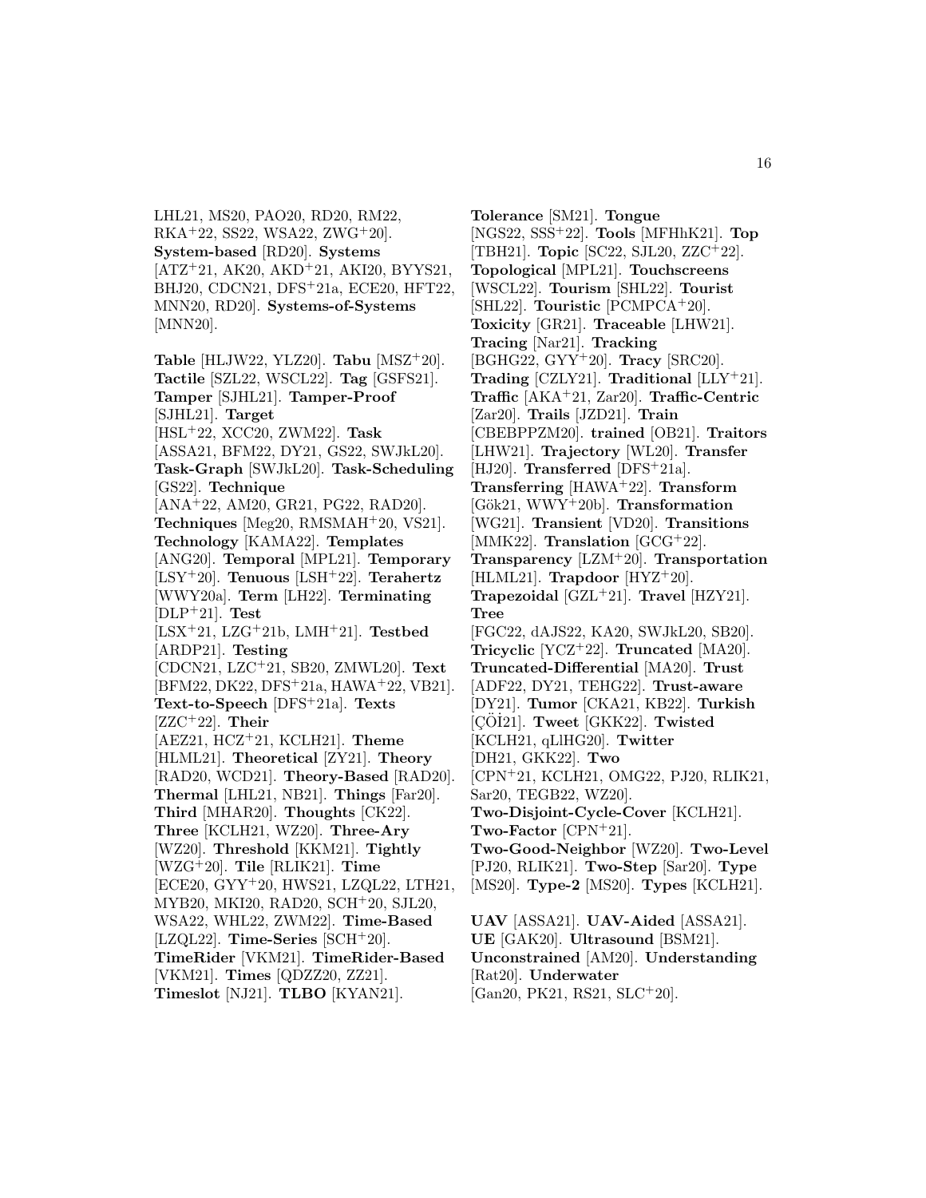LHL21, MS20, PAO20, RD20, RM22, RKA+22, SS22, WSA22, ZWG+20]. **System-based** [RD20]. **Systems** [ATZ+21, AK20, AKD+21, AKI20, BYYS21, BHJ20, CDCN21, DFS+21a, ECE20, HFT22, MNN20, RD20]. **Systems-of-Systems** [MNN20].

**Table** [HLJW22, YLZ20]. **Tabu** [MSZ+20]. **Tactile** [SZL22, WSCL22]. **Tag** [GSFS21]. **Tamper** [SJHL21]. **Tamper-Proof** [SJHL21]. **Target** [HSL+22, XCC20, ZWM22]. **Task** [ASSA21, BFM22, DY21, GS22, SWJkL20]. **Task-Graph** [SWJkL20]. **Task-Scheduling** [GS22]. **Technique** [ANA+22, AM20, GR21, PG22, RAD20]. **Techniques** [Meg20, RMSMAH+20, VS21]. **Technology** [KAMA22]. **Templates** [ANG20]. **Temporal** [MPL21]. **Temporary** [LSY+20]. **Tenuous** [LSH+22]. **Terahertz** [WWY20a]. **Term** [LH22]. **Terminating** [DLP+21]. **Test** [LSX+21, LZG+21b, LMH+21]. **Testbed** [ARDP21]. **Testing** [CDCN21, LZC+21, SB20, ZMWL20]. **Text** [BFM22, DK22, DFS+21a, HAWA+22, VB21]. **Text-to-Speech** [DFS+21a]. **Texts** [ZZC+22]. **Their** [AEZ21, HCZ+21, KCLH21]. **Theme** [HLML21]. **Theoretical** [ZY21]. **Theory** [RAD20, WCD21]. **Theory-Based** [RAD20]. **Thermal** [LHL21, NB21]. **Things** [Far20]. **Third** [MHAR20]. **Thoughts** [CK22]. **Three** [KCLH21, WZ20]. **Three-Ary** [WZ20]. **Threshold** [KKM21]. **Tightly** [WZG+20]. **Tile** [RLIK21]. **Time** [ECE20, GYY+20, HWS21, LZQL22, LTH21, MYB20, MKI20, RAD20, SCH+20, SJL20, WSA22, WHL22, ZWM22]. **Time-Based** [LZQL22]. **Time-Series** [SCH+20]. **TimeRider** [VKM21]. **TimeRider-Based** [VKM21]. **Times** [QDZZ20, ZZ21]. **Timeslot** [NJ21]. **TLBO** [KYAN21].

**Tolerance** [SM21]. **Tongue** [NGS22, SSS+22]. **Tools** [MFHhK21]. **Top** [TBH21]. **Topic** [SC22, SJL20, ZZC+22]. **Topological** [MPL21]. **Touchscreens** [WSCL22]. **Tourism** [SHL22]. **Tourist** [SHL22]. **Touristic** [PCMPCA+20]. **Toxicity** [GR21]. **Traceable** [LHW21]. **Tracing** [Nar21]. **Tracking** [BGHG22, GYY+20]. **Tracy** [SRC20]. **Trading** [CZLY21]. **Traditional** [LLY+21]. **Traffic** [AKA+21, Zar20]. **Traffic-Centric** [Zar20]. **Trails** [JZD21]. **Train** [CBEBPPZM20]. **trained** [OB21]. **Traitors** [LHW21]. **Trajectory** [WL20]. **Transfer** [HJ20]. **Transferred** [DFS+21a]. **Transferring** [HAWA+22]. **Transform** [Gök21, WWY+20b]. **Transformation** [WG21]. **Transient** [VD20]. **Transitions** [MMK22]. **Translation** [GCG+22]. **Transparency** [LZM+20]. **Transportation** [HLML21]. **Trapdoor** [HYZ+20]. **Trapezoidal** [GZL+21]. **Travel** [HZY21]. **Tree** [FGC22, dAJS22, KA20, SWJkL20, SB20]. **Tricyclic** [YCZ+22]. **Truncated** [MA20]. **Truncated-Differential** [MA20]. **Trust** [ADF22, DY21, TEHG22]. **Trust-aware** [DY21]. **Tumor** [CKA21, KB22]. **Turkish** [ÇÖİ21]. **Tweet** [GKK22]. **Twisted** [KCLH21, qLlHG20]. **Twitter** [DH21, GKK22]. **Two** [CPN+21, KCLH21, OMG22, PJ20, RLIK21, Sar20, TEGB22, WZ20]. **Two-Disjoint-Cycle-Cover** [KCLH21]. **Two-Factor** [CPN+21]. **Two-Good-Neighbor** [WZ20]. **Two-Level** [PJ20, RLIK21]. **Two-Step** [Sar20]. **Type** [MS20]. **Type-2** [MS20]. **Types** [KCLH21].

**UAV** [ASSA21]. **UAV-Aided** [ASSA21]. **UE** [GAK20]. **Ultrasound** [BSM21]. **Unconstrained** [AM20]. **Understanding** [Rat20]. **Underwater** [Gan20, PK21, RS21, SLC+20].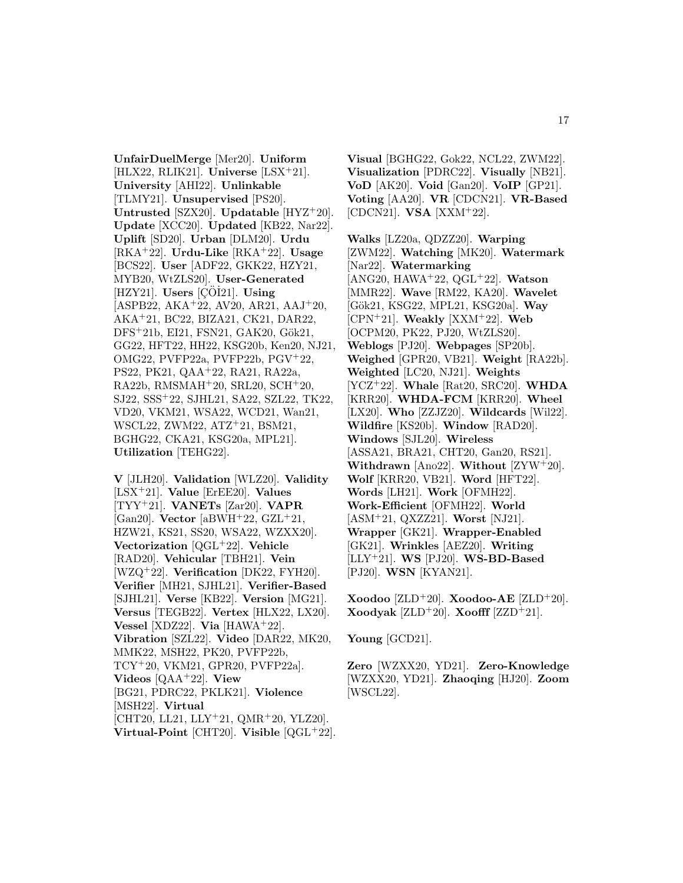**UnfairDuelMerge** [Mer20]. **Uniform** [HLX22, RLIK21]. **Universe** [LSX+21]. **University** [AHI22]. **Unlinkable** [TLMY21]. **Unsupervised** [PS20]. **Untrusted** [SZX20]. **Updatable** [HYZ+20]. **Update** [XCC20]. **Updated** [KB22, Nar22]. **Uplift** [SD20]. **Urban** [DLM20]. **Urdu** [RKA+22]. **Urdu-Like** [RKA+22]. **Usage** [BCS22]. **User** [ADF22, GKK22, HZY21, MYB20, WtZLS20]. **User-Generated** [HZY21]. **Users** [ÇÖİ21]. **Using** [ASPB22, AKA+22, AV20, AR21, AAJ+20, AKA+21, BC22, BIZA21, CK21, DAR22, DFS+21b, EI21, FSN21, GAK20, Gök21, GG22, HFT22, HH22, KSG20b, Ken20, NJ21, OMG22, PVFP22a, PVFP22b, PGV+22, PS22, PK21, QAA+22, RA21, RA22a, RA22b, RMSMAH+20, SRL20, SCH+20, SJ22, SSS+22, SJHL21, SA22, SZL22, TK22, VD20, VKM21, WSA22, WCD21, Wan21, WSCL22, ZWM22, ATZ+21, BSM21, BGHG22, CKA21, KSG20a, MPL21]. **Utilization** [TEHG22].

**V** [JLH20]. **Validation** [WLZ20]. **Validity** [LSX+21]. **Value** [ErEE20]. **Values** [TYY+21]. **VANETs** [Zar20]. **VAPR** [Gan20]. **Vector** [aBWH+22, GZL+21, HZW21, KS21, SS20, WSA22, WZXX20]. **Vectorization** [QGL+22]. **Vehicle** [RAD20]. **Vehicular** [TBH21]. **Vein** [WZQ+22]. **Verification** [DK22, FYH20]. **Verifier** [MH21, SJHL21]. **Verifier-Based** [SJHL21]. **Verse** [KB22]. **Version** [MG21]. **Versus** [TEGB22]. **Vertex** [HLX22, LX20]. **Vessel** [XDZ22]. **Via** [HAWA+22]. **Vibration** [SZL22]. **Video** [DAR22, MK20, MMK22, MSH22, PK20, PVFP22b, TCY+20, VKM21, GPR20, PVFP22a]. **Videos** [QAA+22]. **View** [BG21, PDRC22, PKLK21]. **Violence** [MSH22]. **Virtual** [CHT20, LL21, LLY+21, QMR+20, YLZ20]. **Virtual-Point** [CHT20]. **Visible** [QGL+22]. **Visual** [BGHG22, Gok22, NCL22, ZWM22]. **Visualization** [PDRC22]. **Visually** [NB21]. **VoD** [AK20]. **Void** [Gan20]. **VoIP** [GP21]. **Voting** [AA20]. **VR** [CDCN21]. **VR-Based** [CDCN21]. **VSA** [XXM+22].

**Walks** [LZ20a, QDZZ20]. **Warping** [ZWM22]. **Watching** [MK20]. **Watermark** [Nar22]. **Watermarking** [ANG20, HAWA+22, QGL+22]. **Watson** [MMR22]. **Wave** [RM22, KA20]. **Wavelet** [Gök21, KSG22, MPL21, KSG20a]. **Way** [CPN+21]. **Weakly** [XXM+22]. **Web** [OCPM20, PK22, PJ20, WtZLS20]. **Weblogs** [PJ20]. **Webpages** [SP20b]. **Weighed** [GPR20, VB21]. **Weight** [RA22b]. **Weighted** [LC20, NJ21]. **Weights** [YCZ+22]. **Whale** [Rat20, SRC20]. **WHDA** [KRR20]. **WHDA-FCM** [KRR20]. **Wheel** [LX20]. **Who** [ZZJZ20]. **Wildcards** [Wil22]. **Wildfire** [KS20b]. **Window** [RAD20]. **Windows** [SJL20]. **Wireless** [ASSA21, BRA21, CHT20, Gan20, RS21]. **Withdrawn** [Ano22]. **Without** [ZYW+20]. **Wolf** [KRR20, VB21]. **Word** [HFT22]. **Words** [LH21]. **Work** [OFMH22]. **Work-Efficient** [OFMH22]. **World** [ASM+21, QXZZ21]. **Worst** [NJ21]. **Wrapper** [GK21]. **Wrapper-Enabled** [GK21]. **Wrinkles** [AEZ20]. **Writing** [LLY+21]. **WS** [PJ20]. **WS-BD-Based** [PJ20]. **WSN** [KYAN21].

**Xoodoo** [ZLD+20]. **Xoodoo-AE** [ZLD+20]. **Xoodyak** [ZLD+20]. **Xoofff** [ZZD+21].

**Young** [GCD21].

**Zero** [WZXX20, YD21]. **Zero-Knowledge** [WZXX20, YD21]. **Zhaoqing** [HJ20]. **Zoom** [WSCL22].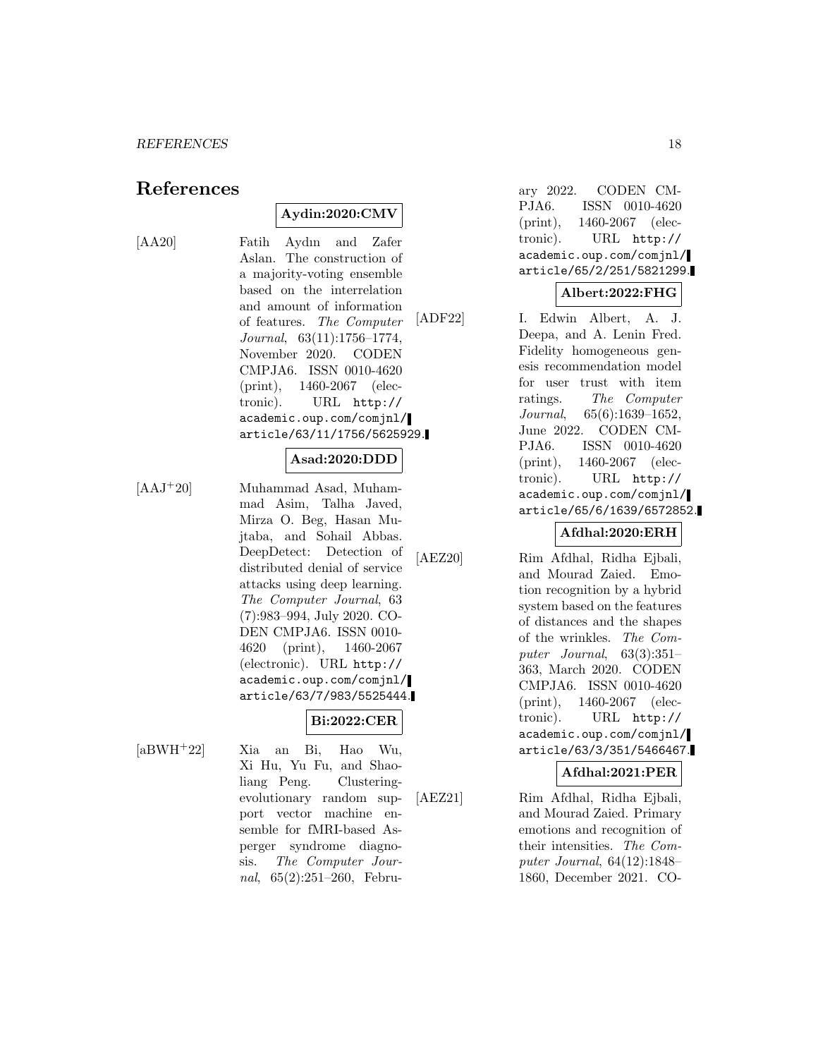# References

**Aydin:2020:CMV**

[AA20] Fatih Aydın and Zafer Aslan. The construction of a majority-voting ensemble based on the interrelation and amount of information of features. *The Computer Journal*, 63(11):1756–1774, November 2020. CODEN CMPJA6. ISSN 0010-4620 (print), 1460-2067 (electronic). URL `http://academic.oup.com/comjnl/article/63/11/1756/5625929`.

**Asad:2020:DDD**

[AAJ+20] Muhammad Asad, Muhammad Asim, Talha Javed, Mirza O. Beg, Hasan Mujtaba, and Sohail Abbas. DeepDetect: Detection of distributed denial of service attacks using deep learning. *The Computer Journal*, 63 (7):983–994, July 2020. CODEN CMPJA6. ISSN 0010-4620 (print), 1460-2067 (electronic). URL `http://academic.oup.com/comjnl/article/63/7/983/5525444`.

**Bi:2022:CER**

[aBWH+22] Xia an Bi, Hao Wu, Xi Hu, Yu Fu, and Shaoliang Peng. Clustering-evolutionary random support vector machine ensemble for fMRI-based Asperger syndrome diagnosis. *The Computer Journal*, 65(2):251–260, February 2022. CODEN CMPJA6. ISSN 0010-4620 (print), 1460-2067 (electronic). URL `http://academic.oup.com/comjnl/article/65/2/251/5821299`.

**Albert:2022:FHG**

[ADF22] I. Edwin Albert, A. J. Deepa, and A. Lenin Fred. Fidelity homogeneous genesis recommendation model for user trust with item ratings. *The Computer Journal*, 65(6):1639–1652, June 2022. CODEN CMPJA6. ISSN 0010-4620 (print), 1460-2067 (electronic). URL `http://academic.oup.com/comjnl/article/65/6/1639/6572852`.

**Afdhal:2020:ERH**

[AEZ20] Rim Afdhal, Ridha Ejbali, and Mourad Zaied. Emotion recognition by a hybrid system based on the features of distances and the shapes of the wrinkles. *The Computer Journal*, 63(3):351–363, March 2020. CODEN CMPJA6. ISSN 0010-4620 (print), 1460-2067 (electronic). URL `http://academic.oup.com/comjnl/article/63/3/351/5466467`.

**Afdhal:2021:PER**

[AEZ21] Rim Afdhal, Ridha Ejbali, and Mourad Zaied. Primary emotions and recognition of their intensities. *The Computer Journal*, 64(12):1848–1860, December 2021. CO-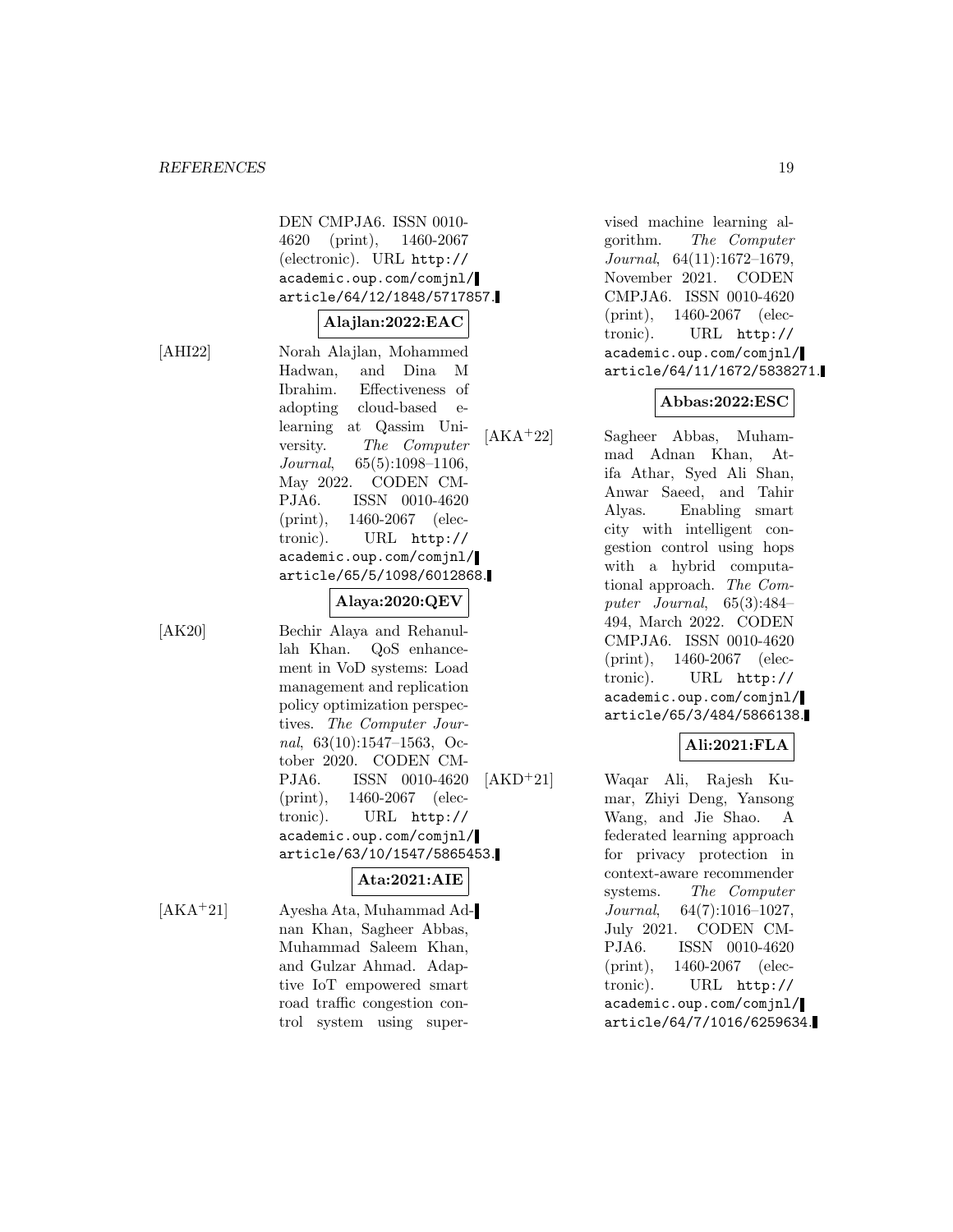DEN CMPJA6. ISSN 0010-4620 (print), 1460-2067 (electronic). URL http://academic.oup.com/comjnl/article/64/12/1848/5717857.

**Alajlan:2022:EAC**

[AHI22] Norah Alajlan, Mohammed Hadwan, and Dina M Ibrahim. Effectiveness of adopting cloud-based e-learning at Qassim University. *The Computer Journal*, 65(5):1098–1106, May 2022. CODEN CMPJA6. ISSN 0010-4620 (print), 1460-2067 (electronic). URL http://academic.oup.com/comjnl/article/65/5/1098/6012868.

**Alaya:2020:QEV**

[AK20] Bechir Alaya and Rehanullah Khan. QoS enhancement in VoD systems: Load management and replication policy optimization perspectives. *The Computer Journal*, 63(10):1547–1563, October 2020. CODEN CMPJA6. ISSN 0010-4620 (print), 1460-2067 (electronic). URL http://academic.oup.com/comjnl/article/63/10/1547/5865453.

**Ata:2021:AIE**

[AKA+21] Ayesha Ata, Muhammad Adnan Khan, Sagheer Abbas, Muhammad Saleem Khan, and Gulzar Ahmad. Adaptive IoT empowered smart road traffic congestion control system using supervised machine learning algorithm. *The Computer Journal*, 64(11):1672–1679, November 2021. CODEN CMPJA6. ISSN 0010-4620 (print), 1460-2067 (electronic). URL http://academic.oup.com/comjnl/article/64/11/1672/5838271.

**Abbas:2022:ESC**

[AKA+22] Sagheer Abbas, Muhammad Adnan Khan, Atifa Athar, Syed Ali Shan, Anwar Saeed, and Tahir Alyas. Enabling smart city with intelligent congestion control using hops with a hybrid computational approach. *The Computer Journal*, 65(3):484–494, March 2022. CODEN CMPJA6. ISSN 0010-4620 (print), 1460-2067 (electronic). URL http://academic.oup.com/comjnl/article/65/3/484/5866138.

**Ali:2021:FLA**

[AKD+21] Waqar Ali, Rajesh Kumar, Zhiyi Deng, Yansong Wang, and Jie Shao. A federated learning approach for privacy protection in context-aware recommender systems. *The Computer Journal*, 64(7):1016–1027, July 2021. CODEN CMPJA6. ISSN 0010-4620 (print), 1460-2067 (electronic). URL http://academic.oup.com/comjnl/article/64/7/1016/6259634.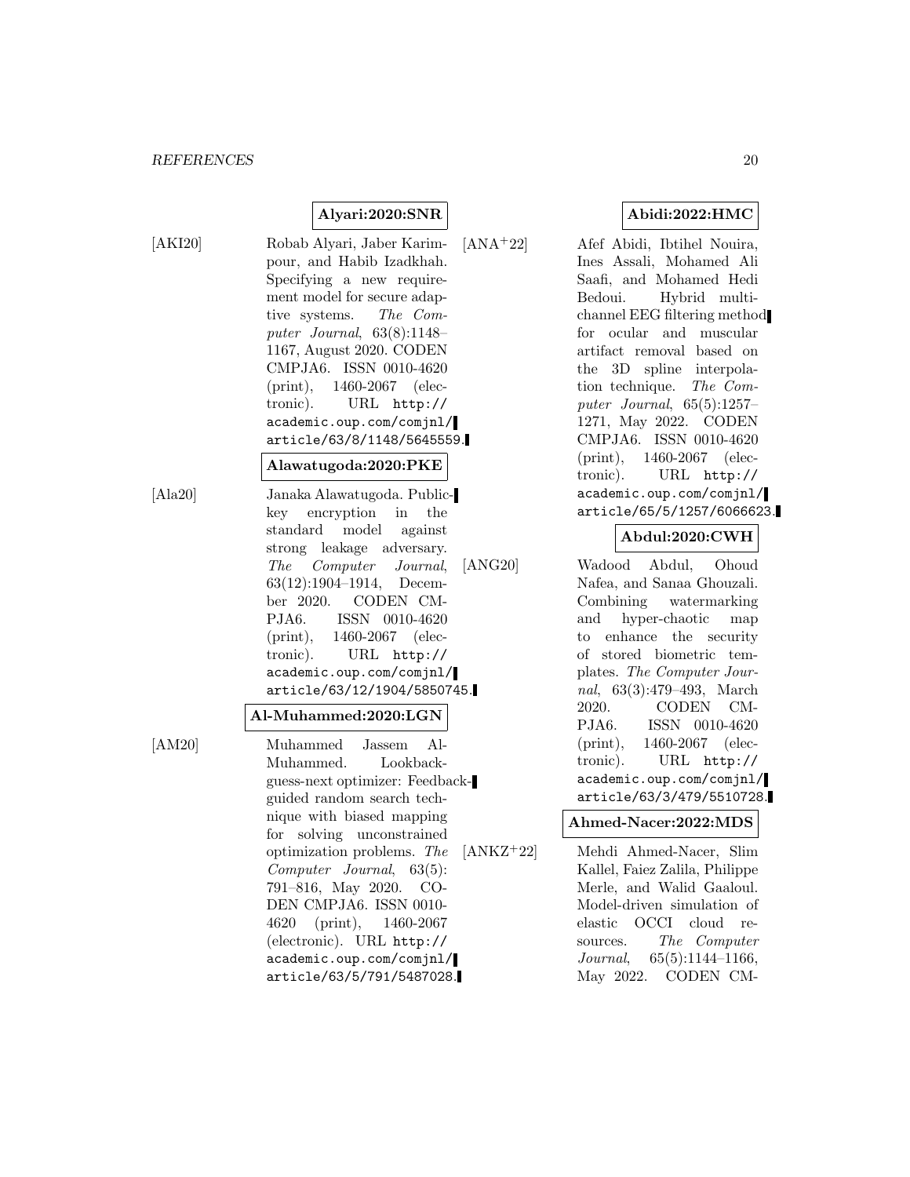**Alyari:2020:SNR**

[AKI20] Robab Alyari, Jaber Karimpour, and Habib Izadkhah. Specifying a new requirement model for secure adaptive systems. *The Computer Journal*, 63(8):1148–1167, August 2020. CODEN CMPJA6. ISSN 0010-4620 (print), 1460-2067 (electronic). URL `http://academic.oup.com/comjnl/article/63/8/1148/5645559`.

**Alawatugoda:2020:PKE**

[Ala20] Janaka Alawatugoda. Public-key encryption in the standard model against strong leakage adversary. *The Computer Journal*, 63(12):1904–1914, December 2020. CODEN CMPJA6. ISSN 0010-4620 (print), 1460-2067 (electronic). URL `http://academic.oup.com/comjnl/article/63/12/1904/5850745`.

**Al-Muhammed:2020:LGN**

[AM20] Muhammed Jassem Al-Muhammed. Lookback-guess-next optimizer: Feedback-guided random search technique with biased mapping for solving unconstrained optimization problems. *The Computer Journal*, 63(5):791–816, May 2020. CODEN CMPJA6. ISSN 0010-4620 (print), 1460-2067 (electronic). URL `http://academic.oup.com/comjnl/article/63/5/791/5487028`.

**Abidi:2022:HMC**

[ANA+22] Afef Abidi, Ibtihel Nouira, Ines Assali, Mohamed Ali Saafi, and Mohamed Hedi Bedoui. Hybrid multichannel EEG filtering method for ocular and muscular artifact removal based on the 3D spline interpolation technique. *The Computer Journal*, 65(5):1257–1271, May 2022. CODEN CMPJA6. ISSN 0010-4620 (print), 1460-2067 (electronic). URL `http://academic.oup.com/comjnl/article/65/5/1257/6066623`.

**Abdul:2020:CWH**

[ANG20] Wadood Abdul, Ohoud Nafea, and Sanaa Ghouzali. Combining watermarking and hyper-chaotic map to enhance the security of stored biometric templates. *The Computer Journal*, 63(3):479–493, March 2020. CODEN CMPJA6. ISSN 0010-4620 (print), 1460-2067 (electronic). URL `http://academic.oup.com/comjnl/article/63/3/479/5510728`.

**Ahmed-Nacer:2022:MDS**

[ANKZ+22] Mehdi Ahmed-Nacer, Slim Kallel, Faiez Zalila, Philippe Merle, and Walid Gaaloul. Model-driven simulation of elastic OCCI cloud resources. *The Computer Journal*, 65(5):1144–1166, May 2022. CODEN CM-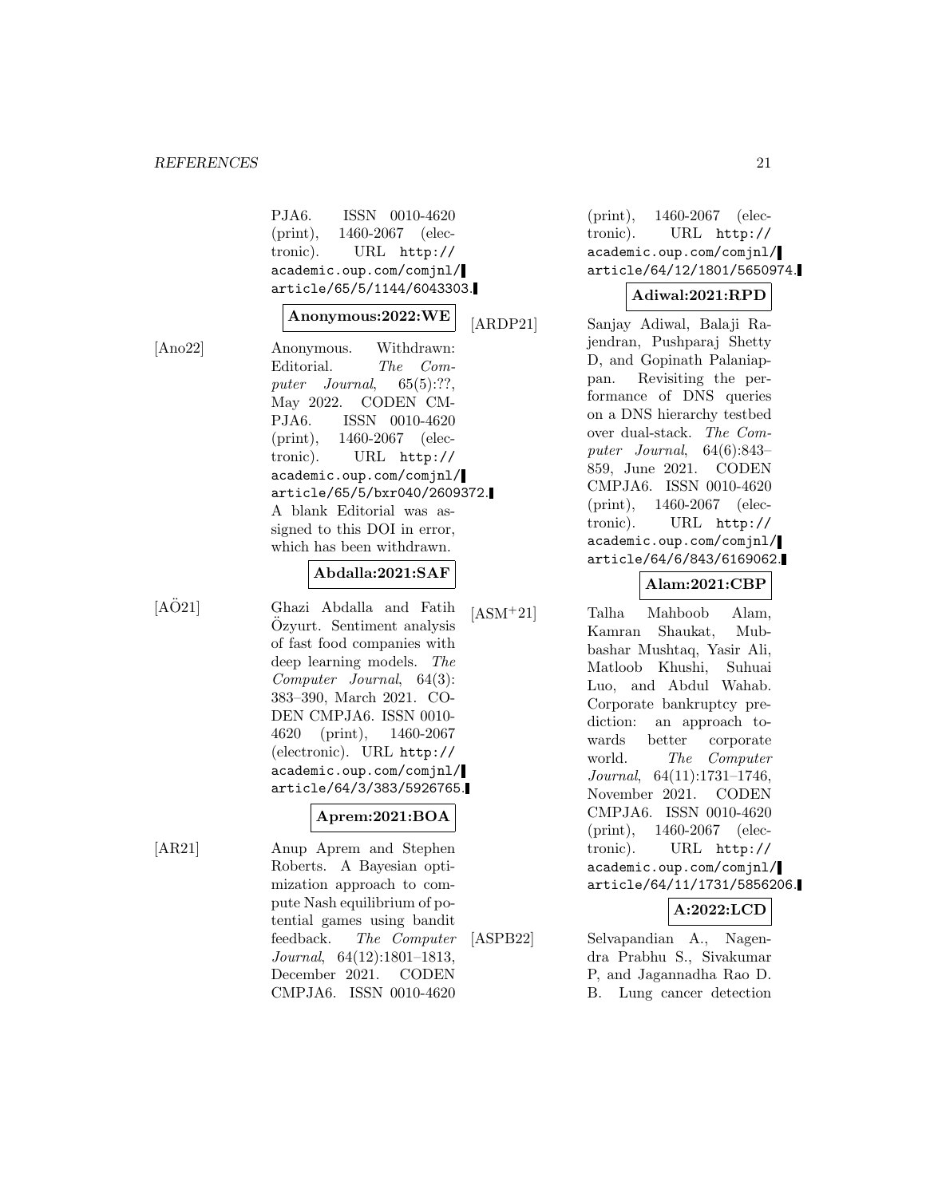PJA6. ISSN 0010-4620 (print), 1460-2067 (electronic). URL http://academic.oup.com/comjnl/article/65/5/1144/6043303.

**Anonymous:2022:WE**

[Ano22] Anonymous. Withdrawn: Editorial. *The Computer Journal*, 65(5):??, May 2022. CODEN CMPJA6. ISSN 0010-4620 (print), 1460-2067 (electronic). URL http://academic.oup.com/comjnl/article/65/5/bxr040/2609372. A blank Editorial was assigned to this DOI in error, which has been withdrawn.

**Abdalla:2021:SAF**

[AÖ21] Ghazi Abdalla and Fatih Özyurt. Sentiment analysis of fast food companies with deep learning models. *The Computer Journal*, 64(3): 383–390, March 2021. CODEN CMPJA6. ISSN 0010-4620 (print), 1460-2067 (electronic). URL http://academic.oup.com/comjnl/article/64/3/383/5926765.

**Aprem:2021:BOA**

[AR21] Anup Aprem and Stephen Roberts. A Bayesian optimization approach to compute Nash equilibrium of potential games using bandit feedback. *The Computer Journal*, 64(12):1801–1813, December 2021. CODEN CMPJA6. ISSN 0010-4620 (print), 1460-2067 (electronic). URL http://academic.oup.com/comjnl/article/64/12/1801/5650974.

**Adiwal:2021:RPD**

[ARDP21] Sanjay Adiwal, Balaji Rajendran, Pushparaj Shetty D, and Gopinath Palaniappan. Revisiting the performance of DNS queries on a DNS hierarchy testbed over dual-stack. *The Computer Journal*, 64(6):843–859, June 2021. CODEN CMPJA6. ISSN 0010-4620 (print), 1460-2067 (electronic). URL http://academic.oup.com/comjnl/article/64/6/843/6169062.

**Alam:2021:CBP**

[ASM+21] Talha Mahboob Alam, Kamran Shaukat, Mubbashar Mushtaq, Yasir Ali, Matloob Khushi, Suhuai Luo, and Abdul Wahab. Corporate bankruptcy prediction: an approach towards better corporate world. *The Computer Journal*, 64(11):1731–1746, November 2021. CODEN CMPJA6. ISSN 0010-4620 (print), 1460-2067 (electronic). URL http://academic.oup.com/comjnl/article/64/11/1731/5856206.

**A:2022:LCD**

[ASPB22] Selvapandian A., Nagendra Prabhu S., Sivakumar P, and Jagannadha Rao D. B. Lung cancer detection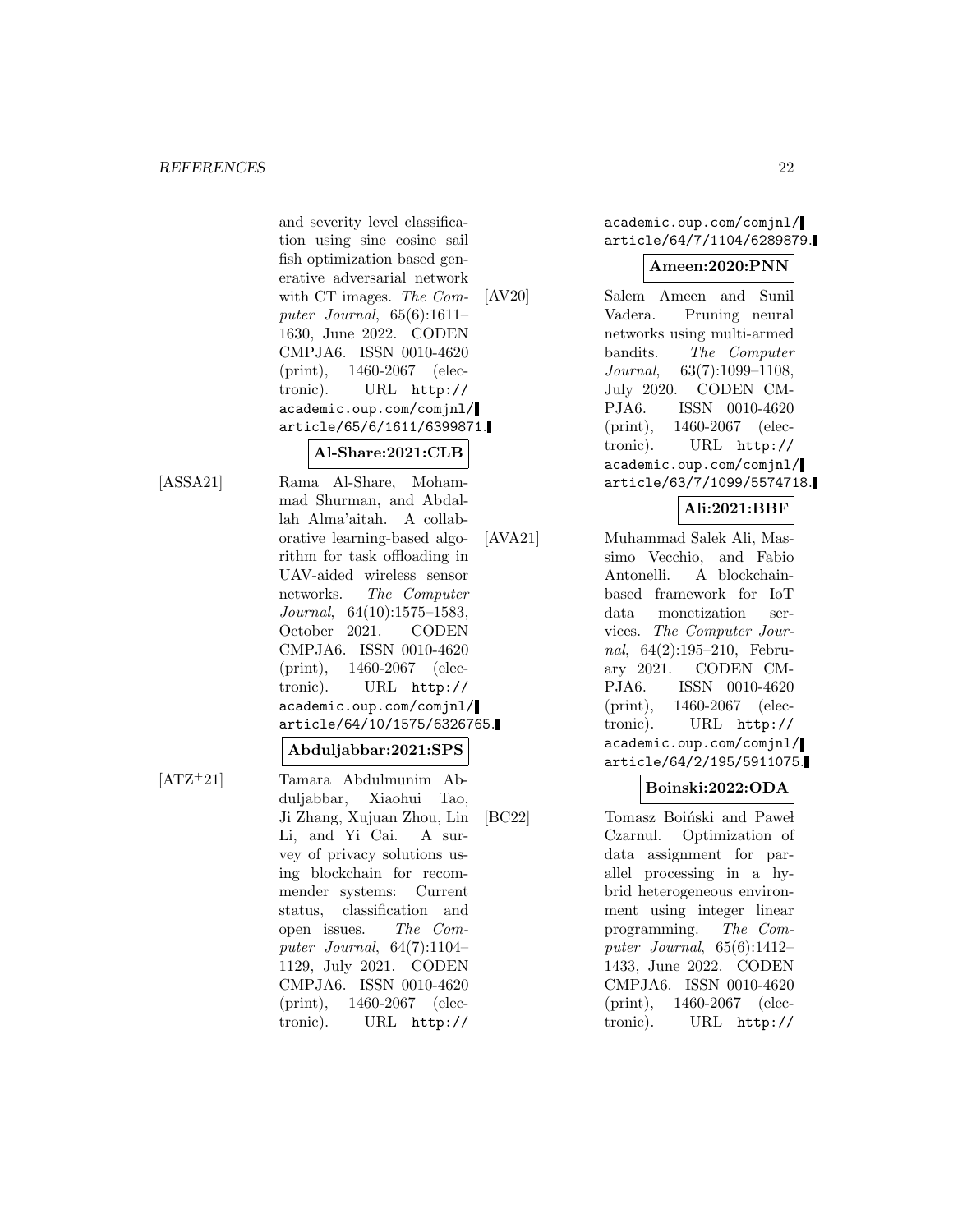and severity level classification using sine cosine sail fish optimization based generative adversarial network with CT images. *The Computer Journal*, 65(6):1611–1630, June 2022. CODEN CMPJA6. ISSN 0010-4620 (print), 1460-2067 (electronic). URL `http://academic.oup.com/comjnl/article/65/6/1611/6399871`.

**Al-Share:2021:CLB**

[ASSA21] Rama Al-Share, Mohammad Shurman, and Abdallah Alma'aitah. A collaborative learning-based algorithm for task offloading in UAV-aided wireless sensor networks. *The Computer Journal*, 64(10):1575–1583, October 2021. CODEN CMPJA6. ISSN 0010-4620 (print), 1460-2067 (electronic). URL `http://academic.oup.com/comjnl/article/64/10/1575/6326765`.

**Abduljabbar:2021:SPS**

[ATZ+21] Tamara Abdulmunim Abduljabbar, Xiaohui Tao, Ji Zhang, Xujuan Zhou, Lin Li, and Yi Cai. A survey of privacy solutions using blockchain for recommender systems: Current status, classification and open issues. *The Computer Journal*, 64(7):1104–1129, July 2021. CODEN CMPJA6. ISSN 0010-4620 (print), 1460-2067 (electronic). URL `http://academic.oup.com/comjnl/article/64/7/1104/6289879`.

**Ameen:2020:PNN**

[AV20] Salem Ameen and Sunil Vadera. Pruning neural networks using multi-armed bandits. *The Computer Journal*, 63(7):1099–1108, July 2020. CODEN CMPJA6. ISSN 0010-4620 (print), 1460-2067 (electronic). URL `http://academic.oup.com/comjnl/article/63/7/1099/5574718`.

**Ali:2021:BBF**

[AVA21] Muhammad Salek Ali, Massimo Vecchio, and Fabio Antonelli. A blockchain-based framework for IoT data monetization services. *The Computer Journal*, 64(2):195–210, February 2021. CODEN CMPJA6. ISSN 0010-4620 (print), 1460-2067 (electronic). URL `http://academic.oup.com/comjnl/article/64/2/195/5911075`.

**Boinski:2022:ODA**

[BC22] Tomasz Boiński and Paweł Czarnul. Optimization of data assignment for parallel processing in a hybrid heterogeneous environment using integer linear programming. *The Computer Journal*, 65(6):1412–1433, June 2022. CODEN CMPJA6. ISSN 0010-4620 (print), 1460-2067 (electronic). URL `http://`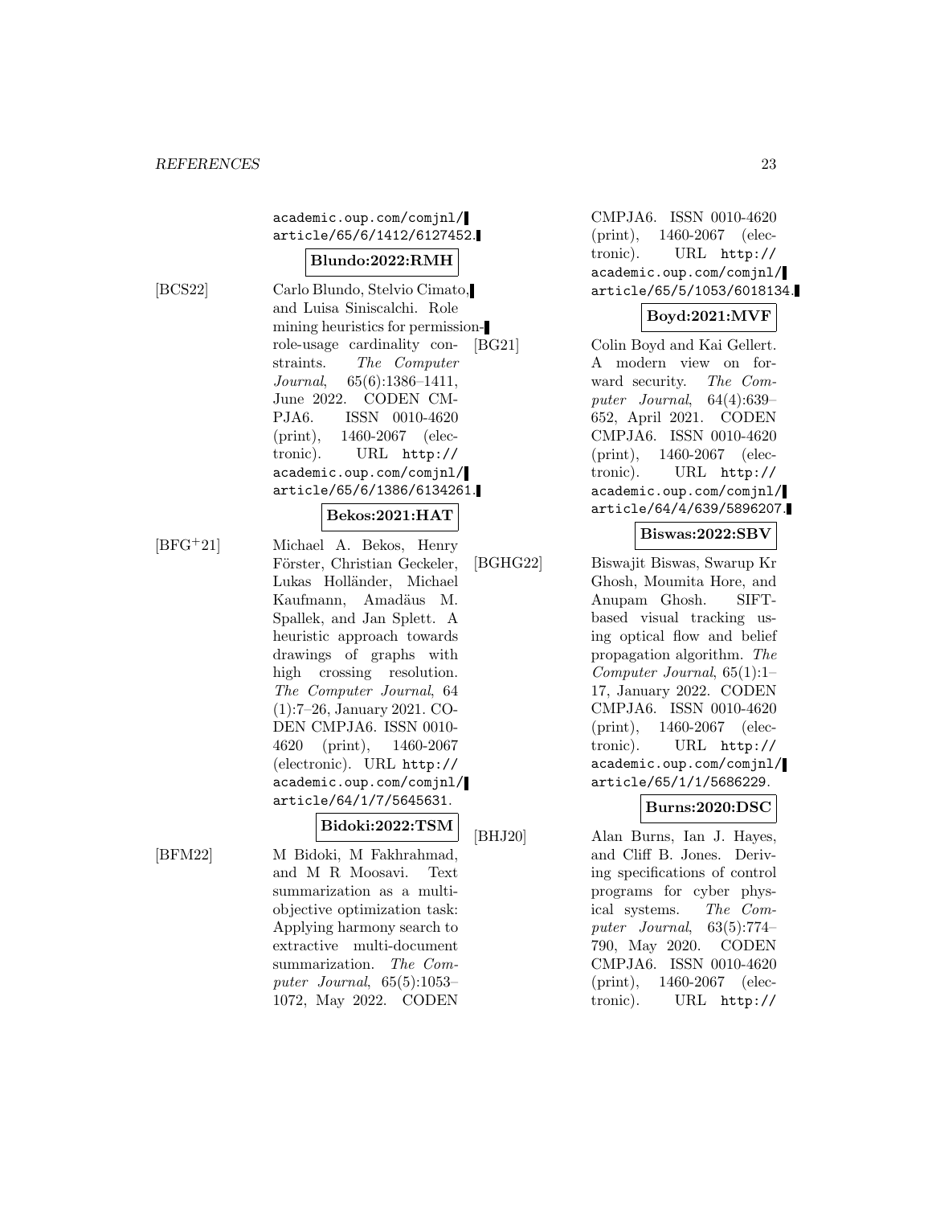academic.oup.com/comjnl/article/65/6/1412/6127452.

**Blundo:2022:RMH**

[BCS22] Carlo Blundo, Stelvio Cimato, and Luisa Siniscalchi. Role mining heuristics for permission-role-usage cardinality constraints. *The Computer Journal*, 65(6):1386–1411, June 2022. CODEN CMPJA6. ISSN 0010-4620 (print), 1460-2067 (electronic). URL http://academic.oup.com/comjnl/article/65/6/1386/6134261.

**Bekos:2021:HAT**

[BFG+21] Michael A. Bekos, Henry Förster, Christian Geckeler, Lukas Holländer, Michael Kaufmann, Amadäus M. Spallek, and Jan Splett. A heuristic approach towards drawings of graphs with high crossing resolution. *The Computer Journal*, 64 (1):7–26, January 2021. CODEN CMPJA6. ISSN 0010-4620 (print), 1460-2067 (electronic). URL http://academic.oup.com/comjnl/article/64/1/7/5645631.

**Bidoki:2022:TSM**

[BFM22] M Bidoki, M Fakhrahmad, and M R Moosavi. Text summarization as a multi-objective optimization task: Applying harmony search to extractive multi-document summarization. *The Computer Journal*, 65(5):1053–1072, May 2022. CODEN CMPJA6. ISSN 0010-4620 (print), 1460-2067 (electronic). URL http://academic.oup.com/comjnl/article/65/5/1053/6018134.

**Boyd:2021:MVF**

[BG21] Colin Boyd and Kai Gellert. A modern view on forward security. *The Computer Journal*, 64(4):639–652, April 2021. CODEN CMPJA6. ISSN 0010-4620 (print), 1460-2067 (electronic). URL http://academic.oup.com/comjnl/article/64/4/639/5896207.

**Biswas:2022:SBV**

[BGHG22] Biswajit Biswas, Swarup Kr Ghosh, Moumita Hore, and Anupam Ghosh. SIFT-based visual tracking using optical flow and belief propagation algorithm. *The Computer Journal*, 65(1):1–17, January 2022. CODEN CMPJA6. ISSN 0010-4620 (print), 1460-2067 (electronic). URL http://academic.oup.com/comjnl/article/65/1/1/5686229.

**Burns:2020:DSC**

[BHJ20] Alan Burns, Ian J. Hayes, and Cliff B. Jones. Deriving specifications of control programs for cyber physical systems. *The Computer Journal*, 63(5):774–790, May 2020. CODEN CMPJA6. ISSN 0010-4620 (print), 1460-2067 (electronic). URL http://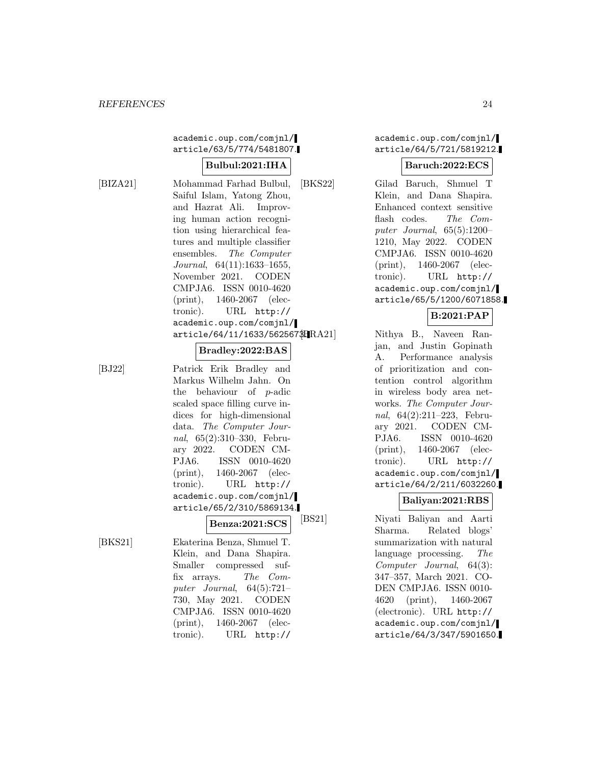academic.oup.com/comjnl/article/63/5/774/5481807.

**Bulbul:2021:IHA**

[BIZA21] Mohammad Farhad Bulbul, Saiful Islam, Yatong Zhou, and Hazrat Ali. Improving human action recognition using hierarchical features and multiple classifier ensembles. *The Computer Journal*, 64(11):1633–1655, November 2021. CODEN CMPJA6. ISSN 0010-4620 (print), 1460-2067 (electronic). URL http://academic.oup.com/comjnl/article/64/11/1633/5625673.

**Bradley:2022:BAS**

[BJ22] Patrick Erik Bradley and Markus Wilhelm Jahn. On the behaviour of $p$-adic scaled space filling curve indices for high-dimensional data. *The Computer Journal*, 65(2):310–330, February 2022. CODEN CMPJA6. ISSN 0010-4620 (print), 1460-2067 (electronic). URL http://academic.oup.com/comjnl/article/65/2/310/5869134.

**Benza:2021:SCS**

[BKS21] Ekaterina Benza, Shmuel T. Klein, and Dana Shapira. Smaller compressed suffix arrays. *The Computer Journal*, 64(5):721–730, May 2021. CODEN CMPJA6. ISSN 0010-4620 (print), 1460-2067 (electronic). URL http://academic.oup.com/comjnl/article/64/5/721/5819212.

**Baruch:2022:ECS**

[BKS22] Gilad Baruch, Shmuel T Klein, and Dana Shapira. Enhanced context sensitive flash codes. *The Computer Journal*, 65(5):1200–1210, May 2022. CODEN CMPJA6. ISSN 0010-4620 (print), 1460-2067 (electronic). URL http://academic.oup.com/comjnl/article/65/5/1200/6071858.

**B:2021:PAP**

[BRA21] Nithya B., Naveen Ranjan, and Justin Gopinath A. Performance analysis of prioritization and contention control algorithm in wireless body area networks. *The Computer Journal*, 64(2):211–223, February 2021. CODEN CMPJA6. ISSN 0010-4620 (print), 1460-2067 (electronic). URL http://academic.oup.com/comjnl/article/64/2/211/6032260.

**Baliyan:2021:RBS**

[BS21] Niyati Baliyan and Aarti Sharma. Related blogs' summarization with natural language processing. *The Computer Journal*, 64(3):347–357, March 2021. CODEN CMPJA6. ISSN 0010-4620 (print), 1460-2067 (electronic). URL http://academic.oup.com/comjnl/article/64/3/347/5901650.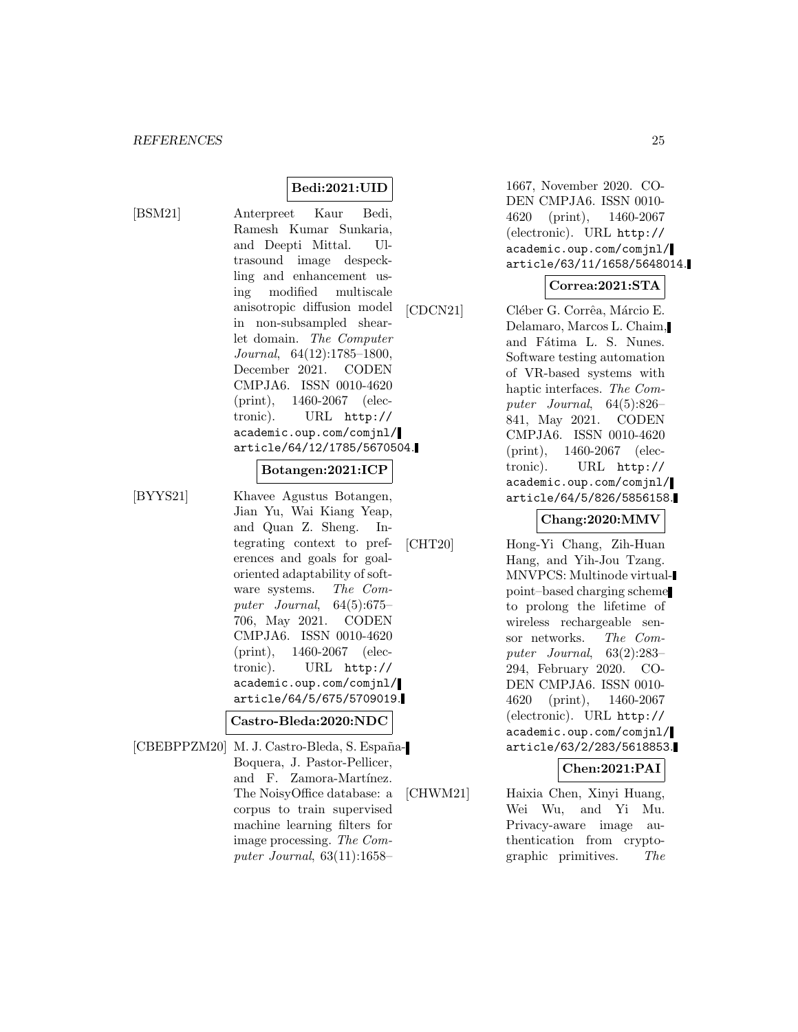**Bedi:2021:UID**

[BSM21] Anterpreet Kaur Bedi, Ramesh Kumar Sunkaria, and Deepti Mittal. Ultrasound image despeckling and enhancement using modified multiscale anisotropic diffusion model in non-subsampled shearlet domain. *The Computer Journal*, 64(12):1785–1800, December 2021. CODEN CMPJA6. ISSN 0010-4620 (print), 1460-2067 (electronic). URL `http://academic.oup.com/comjnl/article/64/12/1785/5670504`.

**Botangen:2021:ICP**

[BYYS21] Khavee Agustus Botangen, Jian Yu, Wai Kiang Yeap, and Quan Z. Sheng. Integrating context to preferences and goals for goal-oriented adaptability of software systems. *The Computer Journal*, 64(5):675–706, May 2021. CODEN CMPJA6. ISSN 0010-4620 (print), 1460-2067 (electronic). URL `http://academic.oup.com/comjnl/article/64/5/675/5709019`.

**Castro-Bleda:2020:NDC**

[CBEBPPZM20] M. J. Castro-Bleda, S. España-Boquera, J. Pastor-Pellicer, and F. Zamora-Martínez. The NoisyOffice database: a corpus to train supervised machine learning filters for image processing. *The Computer Journal*, 63(11):1658–1667, November 2020. CODEN CMPJA6. ISSN 0010-4620 (print), 1460-2067 (electronic). URL `http://academic.oup.com/comjnl/article/63/11/1658/5648014`.

**Correa:2021:STA**

[CDCN21] Cléber G. Corrêa, Márcio E. Delamaro, Marcos L. Chaim, and Fátima L. S. Nunes. Software testing automation of VR-based systems with haptic interfaces. *The Computer Journal*, 64(5):826–841, May 2021. CODEN CMPJA6. ISSN 0010-4620 (print), 1460-2067 (electronic). URL `http://academic.oup.com/comjnl/article/64/5/826/5856158`.

**Chang:2020:MMV**

[CHT20] Hong-Yi Chang, Zih-Huan Hang, and Yih-Jou Tzang. MNVPCS: Multinode virtual-point–based charging scheme to prolong the lifetime of wireless rechargeable sensor networks. *The Computer Journal*, 63(2):283–294, February 2020. CODEN CMPJA6. ISSN 0010-4620 (print), 1460-2067 (electronic). URL `http://academic.oup.com/comjnl/article/63/2/283/5618853`.

**Chen:2021:PAI**

[CHWM21] Haixia Chen, Xinyi Huang, Wei Wu, and Yi Mu. Privacy-aware image authentication from cryptographic primitives. *The*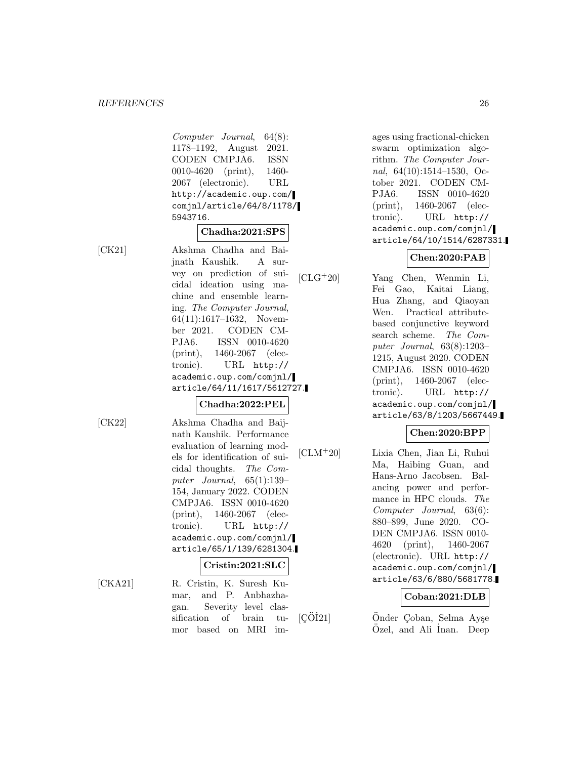*Computer Journal*, 64(8): 1178–1192, August 2021. CODEN CMPJA6. ISSN 0010-4620 (print), 1460-2067 (electronic). URL http://academic.oup.com/comjnl/article/64/8/1178/5943716.

**Chadha:2021:SPS**

[CK21] Akshma Chadha and Baijnath Kaushik. A survey on prediction of suicidal ideation using machine and ensemble learning. *The Computer Journal*, 64(11):1617–1632, November 2021. CODEN CMPJA6. ISSN 0010-4620 (print), 1460-2067 (electronic). URL http://academic.oup.com/comjnl/article/64/11/1617/5612727.

**Chadha:2022:PEL**

[CK22] Akshma Chadha and Baijnath Kaushik. Performance evaluation of learning models for identification of suicidal thoughts. *The Computer Journal*, 65(1):139–154, January 2022. CODEN CMPJA6. ISSN 0010-4620 (print), 1460-2067 (electronic). URL http://academic.oup.com/comjnl/article/65/1/139/6281304.

**Cristin:2021:SLC**

[CKA21] R. Cristin, K. Suresh Kumar, and P. Anbhazhagan. Severity level classification of brain tumor based on MRI images using fractional-chicken swarm optimization algorithm. *The Computer Journal*, 64(10):1514–1530, October 2021. CODEN CMPJA6. ISSN 0010-4620 (print), 1460-2067 (electronic). URL http://academic.oup.com/comjnl/article/64/10/1514/6287331.

**Chen:2020:PAB**

[CLG+20] Yang Chen, Wenmin Li, Fei Gao, Kaitai Liang, Hua Zhang, and Qiaoyan Wen. Practical attribute-based conjunctive keyword search scheme. *The Computer Journal*, 63(8):1203–1215, August 2020. CODEN CMPJA6. ISSN 0010-4620 (print), 1460-2067 (electronic). URL http://academic.oup.com/comjnl/article/63/8/1203/5667449.

**Chen:2020:BPP**

[CLM+20] Lixia Chen, Jian Li, Ruhui Ma, Haibing Guan, and Hans-Arno Jacobsen. Balancing power and performance in HPC clouds. *The Computer Journal*, 63(6): 880–899, June 2020. CODEN CMPJA6. ISSN 0010-4620 (print), 1460-2067 (electronic). URL http://academic.oup.com/comjnl/article/63/6/880/5681778.

**Coban:2021:DLB**

[ÇÖİ21] Önder Çoban, Selma Ayşe Özel, and Ali İnan. Deep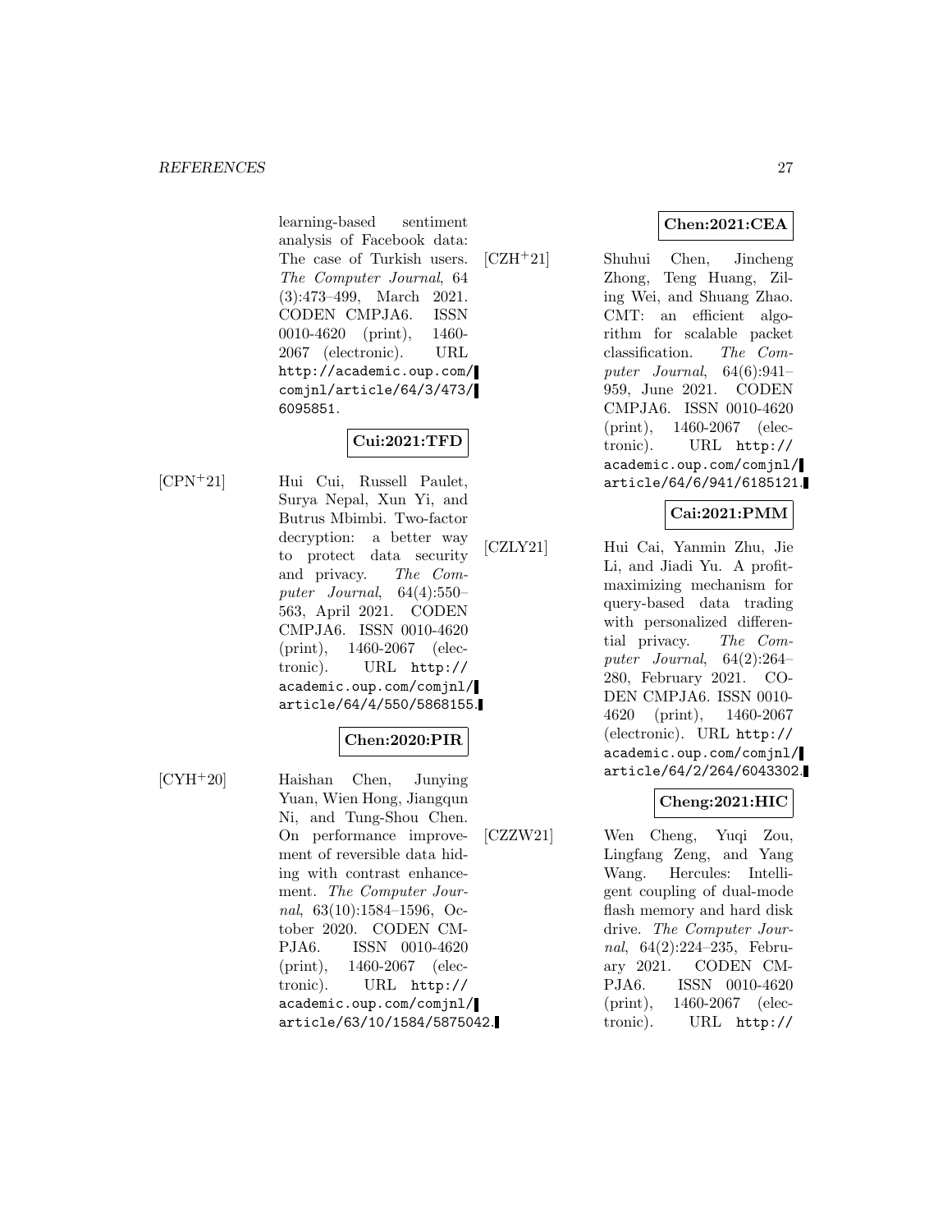learning-based sentiment analysis of Facebook data: The case of Turkish users. *The Computer Journal*, 64 (3):473–499, March 2021. CODEN CMPJA6. ISSN 0010-4620 (print), 1460-2067 (electronic). URL http://academic.oup.com/comjnl/article/64/3/473/6095851.

**Cui:2021:TFD**

[CPN+21] Hui Cui, Russell Paulet, Surya Nepal, Xun Yi, and Butrus Mbimbi. Two-factor decryption: a better way to protect data security and privacy. *The Computer Journal*, 64(4):550–563, April 2021. CODEN CMPJA6. ISSN 0010-4620 (print), 1460-2067 (electronic). URL http://academic.oup.com/comjnl/article/64/4/550/5868155.

**Chen:2020:PIR**

[CYH+20] Haishan Chen, Junying Yuan, Wien Hong, Jiangqun Ni, and Tung-Shou Chen. On performance improvement of reversible data hiding with contrast enhancement. *The Computer Journal*, 63(10):1584–1596, October 2020. CODEN CMPJA6. ISSN 0010-4620 (print), 1460-2067 (electronic). URL http://academic.oup.com/comjnl/article/63/10/1584/5875042.

**Chen:2021:CEA**

[CZH+21] Shuhui Chen, Jincheng Zhong, Teng Huang, Ziling Wei, and Shuang Zhao. CMT: an efficient algorithm for scalable packet classification. *The Computer Journal*, 64(6):941–959, June 2021. CODEN CMPJA6. ISSN 0010-4620 (print), 1460-2067 (electronic). URL http://academic.oup.com/comjnl/article/64/6/941/6185121.

**Cai:2021:PMM**

[CZLY21] Hui Cai, Yanmin Zhu, Jie Li, and Jiadi Yu. A profit-maximizing mechanism for query-based data trading with personalized differential privacy. *The Computer Journal*, 64(2):264–280, February 2021. CODEN CMPJA6. ISSN 0010-4620 (print), 1460-2067 (electronic). URL http://academic.oup.com/comjnl/article/64/2/264/6043302.

**Cheng:2021:HIC**

[CZZW21] Wen Cheng, Yuqi Zou, Lingfang Zeng, and Yang Wang. Hercules: Intelligent coupling of dual-mode flash memory and hard disk drive. *The Computer Journal*, 64(2):224–235, February 2021. CODEN CMPJA6. ISSN 0010-4620 (print), 1460-2067 (electronic). URL http://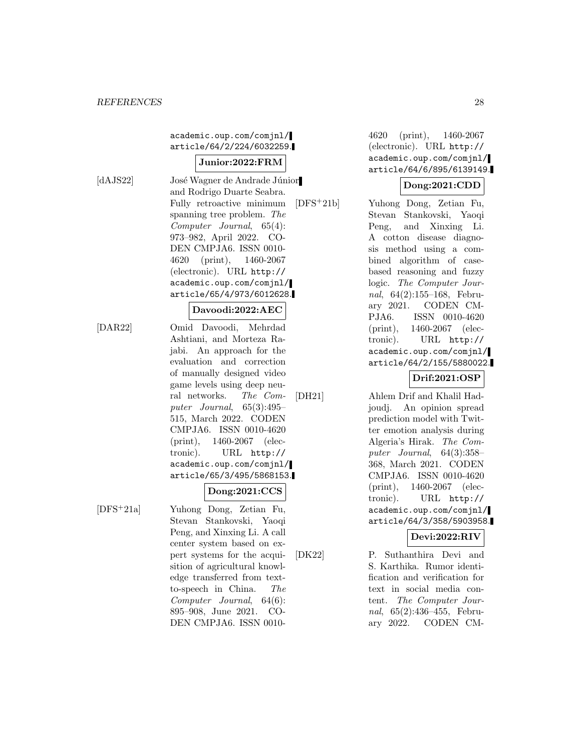academic.oup.com/comjnl/article/64/2/224/6032259.

**Junior:2022:FRM**

[dAJS22] José Wagner de Andrade Júnior and Rodrigo Duarte Seabra. Fully retroactive minimum spanning tree problem. *The Computer Journal*, 65(4): 973–982, April 2022. CODEN CMPJA6. ISSN 0010-4620 (print), 1460-2067 (electronic). URL http://academic.oup.com/comjnl/article/65/4/973/6012628.

**Davoodi:2022:AEC**

[DAR22] Omid Davoodi, Mehrdad Ashtiani, and Morteza Rajabi. An approach for the evaluation and correction of manually designed video game levels using deep neural networks. *The Computer Journal*, 65(3):495–515, March 2022. CODEN CMPJA6. ISSN 0010-4620 (print), 1460-2067 (electronic). URL http://academic.oup.com/comjnl/article/65/3/495/5868153.

**Dong:2021:CCS**

[DFS+21a] Yuhong Dong, Zetian Fu, Stevan Stankovski, Yaoqi Peng, and Xinxing Li. A call center system based on expert systems for the acquisition of agricultural knowledge transferred from text-to-speech in China. *The Computer Journal*, 64(6): 895–908, June 2021. CODEN CMPJA6. ISSN 0010-4620 (print), 1460-2067 (electronic). URL http://academic.oup.com/comjnl/article/64/6/895/6139149.

**Dong:2021:CDD**

[DFS+21b] Yuhong Dong, Zetian Fu, Stevan Stankovski, Yaoqi Peng, and Xinxing Li. A cotton disease diagnosis method using a combined algorithm of case-based reasoning and fuzzy logic. *The Computer Journal*, 64(2):155–168, February 2021. CODEN CMPJA6. ISSN 0010-4620 (print), 1460-2067 (electronic). URL http://academic.oup.com/comjnl/article/64/2/155/5880022.

**Drif:2021:OSP**

[DH21] Ahlem Drif and Khalil Hadjoudj. An opinion spread prediction model with Twitter emotion analysis during Algeria's Hirak. *The Computer Journal*, 64(3):358–368, March 2021. CODEN CMPJA6. ISSN 0010-4620 (print), 1460-2067 (electronic). URL http://academic.oup.com/comjnl/article/64/3/358/5903958.

**Devi:2022:RIV**

[DK22] P. Suthanthira Devi and S. Karthika. Rumor identification and verification for text in social media content. *The Computer Journal*, 65(2):436–455, February 2022. CODEN CM-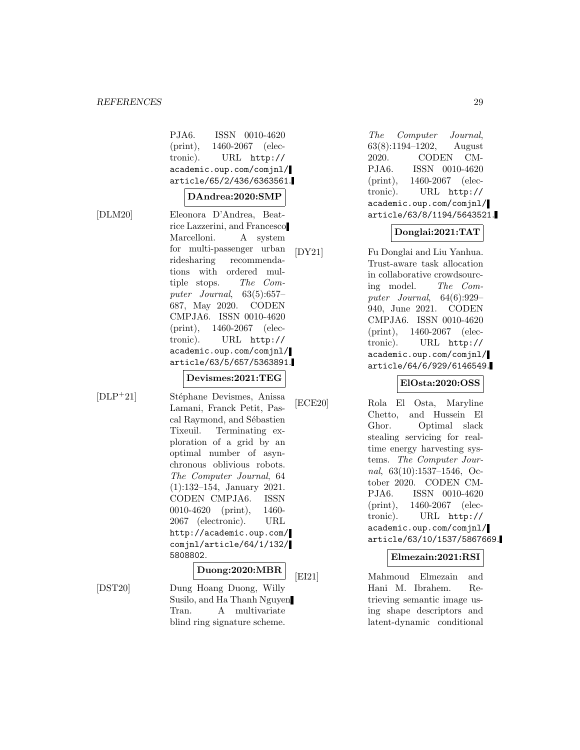PJA6. ISSN 0010-4620 (print), 1460-2067 (electronic). URL http://academic.oup.com/comjnl/article/65/2/436/6363561.

**DAndrea:2020:SMP**

[DLM20] Eleonora D'Andrea, Beatrice Lazzerini, and Francesco Marcelloni. A system for multi-passenger urban ridesharing recommendations with ordered multiple stops. *The Computer Journal*, 63(5):657–687, May 2020. CODEN CMPJA6. ISSN 0010-4620 (print), 1460-2067 (electronic). URL http://academic.oup.com/comjnl/article/63/5/657/5363891.

**Devismes:2021:TEG**

[DLP+21] Stéphane Devismes, Anissa Lamani, Franck Petit, Pascal Raymond, and Sébastien Tixeuil. Terminating exploration of a grid by an optimal number of asynchronous oblivious robots. *The Computer Journal*, 64 (1):132–154, January 2021. CODEN CMPJA6. ISSN 0010-4620 (print), 1460-2067 (electronic). URL http://academic.oup.com/comjnl/article/64/1/132/5808802.

**Duong:2020:MBR**

[DST20] Dung Hoang Duong, Willy Susilo, and Ha Thanh Nguyen Tran. A multivariate blind ring signature scheme. *The Computer Journal*, 63(8):1194–1202, August 2020. CODEN CMPJA6. ISSN 0010-4620 (print), 1460-2067 (electronic). URL http://academic.oup.com/comjnl/article/63/8/1194/5643521.

**Donglai:2021:TAT**

[DY21] Fu Donglai and Liu Yanhua. Trust-aware task allocation in collaborative crowdsourcing model. *The Computer Journal*, 64(6):929–940, June 2021. CODEN CMPJA6. ISSN 0010-4620 (print), 1460-2067 (electronic). URL http://academic.oup.com/comjnl/article/64/6/929/6146549.

**ElOsta:2020:OSS**

[ECE20] Rola El Osta, Maryline Chetto, and Hussein El Ghor. Optimal slack stealing servicing for real-time energy harvesting systems. *The Computer Journal*, 63(10):1537–1546, October 2020. CODEN CMPJA6. ISSN 0010-4620 (print), 1460-2067 (electronic). URL http://academic.oup.com/comjnl/article/63/10/1537/5867669.

**Elmezain:2021:RSI**

[EI21] Mahmoud Elmezain and Hani M. Ibrahem. Retrieving semantic image using shape descriptors and latent-dynamic conditional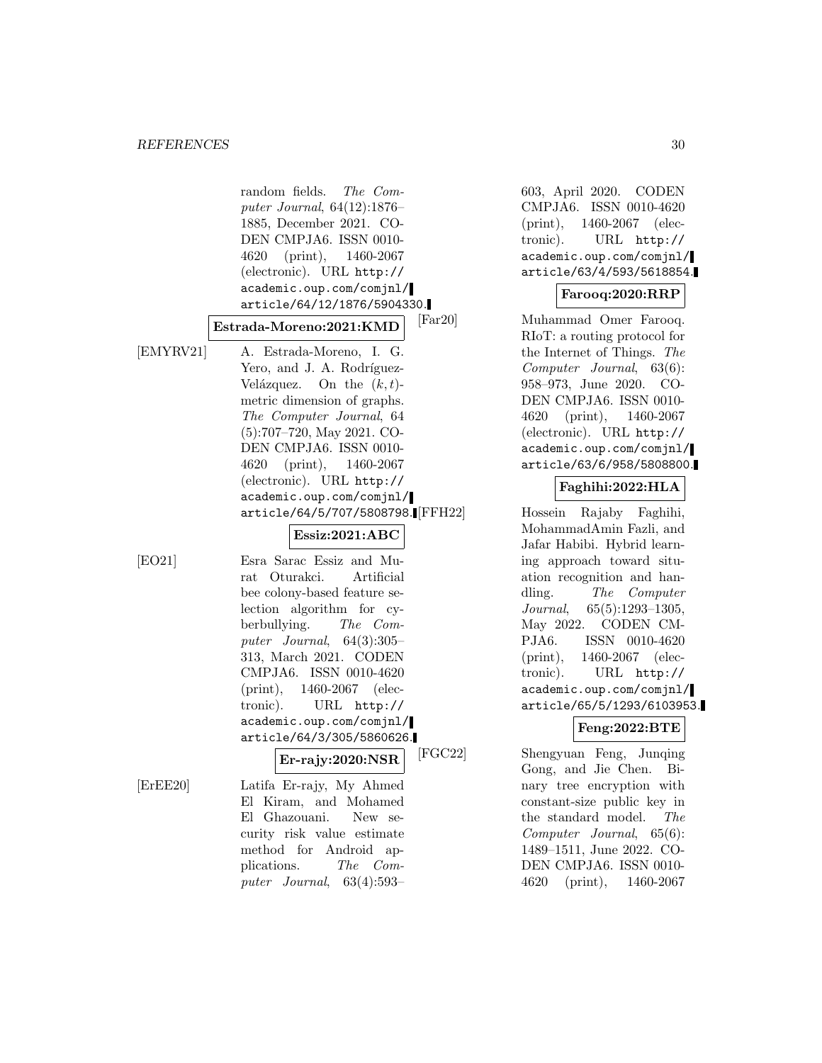random fields. *The Computer Journal*, 64(12):1876–1885, December 2021. CODEN CMPJA6. ISSN 0010-4620 (print), 1460-2067 (electronic). URL http://academic.oup.com/comjnl/article/64/12/1876/5904330.

**Estrada-Moreno:2021:KMD**

[EMYRV21] A. Estrada-Moreno, I. G. Yero, and J. A. Rodríguez-Velázquez. On the $(k, t)$-metric dimension of graphs. *The Computer Journal*, 64 (5):707–720, May 2021. CODEN CMPJA6. ISSN 0010-4620 (print), 1460-2067 (electronic). URL http://academic.oup.com/comjnl/article/64/5/707/5808798.

**Essiz:2021:ABC**

[EO21] Esra Sarac Essiz and Murat Oturakci. Artificial bee colony-based feature selection algorithm for cyberbullying. *The Computer Journal*, 64(3):305–313, March 2021. CODEN CMPJA6. ISSN 0010-4620 (print), 1460-2067 (electronic). URL http://academic.oup.com/comjnl/article/64/3/305/5860626.

**Er-rajy:2020:NSR**

[ErEE20] Latifa Er-rajy, My Ahmed El Kiram, and Mohamed El Ghazouani. New security risk value estimate method for Android applications. *The Computer Journal*, 63(4):593–603, April 2020. CODEN CMPJA6. ISSN 0010-4620 (print), 1460-2067 (electronic). URL http://academic.oup.com/comjnl/article/63/4/593/5618854.

**Farooq:2020:RRP**

[Far20] Muhammad Omer Farooq. RIoT: a routing protocol for the Internet of Things. *The Computer Journal*, 63(6): 958–973, June 2020. CODEN CMPJA6. ISSN 0010-4620 (print), 1460-2067 (electronic). URL http://academic.oup.com/comjnl/article/63/6/958/5808800.

**Faghihi:2022:HLA**

[FFH22] Hossein Rajaby Faghihi, MohammadAmin Fazli, and Jafar Habibi. Hybrid learning approach toward situation recognition and handling. *The Computer Journal*, 65(5):1293–1305, May 2022. CODEN CMPJA6. ISSN 0010-4620 (print), 1460-2067 (electronic). URL http://academic.oup.com/comjnl/article/65/5/1293/6103953.

**Feng:2022:BTE**

[FGC22] Shengyuan Feng, Junqing Gong, and Jie Chen. Binary tree encryption with constant-size public key in the standard model. *The Computer Journal*, 65(6): 1489–1511, June 2022. CODEN CMPJA6. ISSN 0010-4620 (print), 1460-2067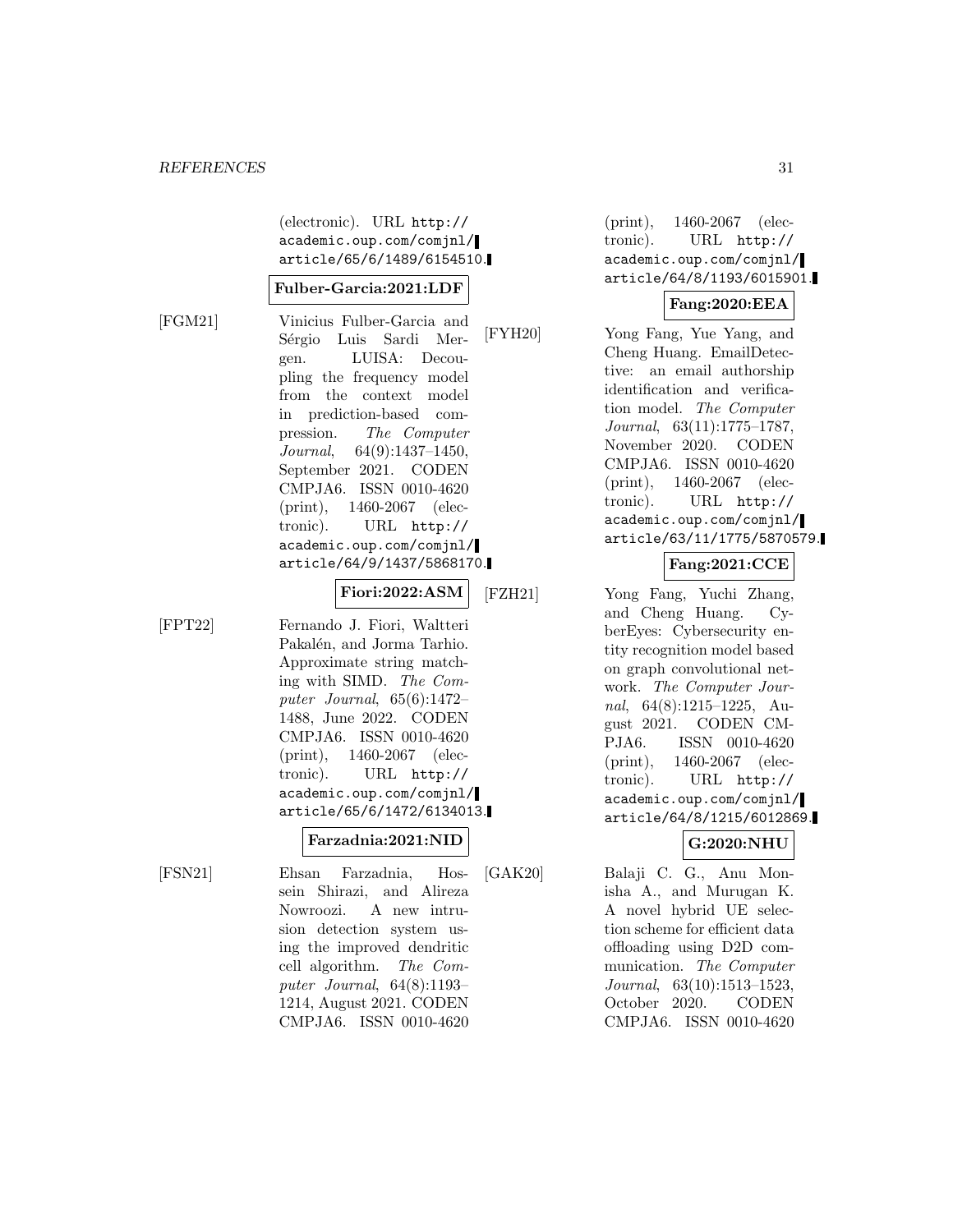(electronic). URL http://academic.oup.com/comjnl/article/65/6/1489/6154510.

**Fulber-Garcia:2021:LDF**

[FGM21] Vinicius Fulber-Garcia and Sérgio Luis Sardi Mergen. LUISA: Decoupling the frequency model from the context model in prediction-based compression. *The Computer Journal*, 64(9):1437–1450, September 2021. CODEN CMPJA6. ISSN 0010-4620 (print), 1460-2067 (electronic). URL http://academic.oup.com/comjnl/article/64/9/1437/5868170.

**Fiori:2022:ASM**

[FPT22] Fernando J. Fiori, Waltteri Pakalén, and Jorma Tarhio. Approximate string matching with SIMD. *The Computer Journal*, 65(6):1472–1488, June 2022. CODEN CMPJA6. ISSN 0010-4620 (print), 1460-2067 (electronic). URL http://academic.oup.com/comjnl/article/65/6/1472/6134013.

**Farzadnia:2021:NID**

[FSN21] Ehsan Farzadnia, Hossein Shirazi, and Alireza Nowroozi. A new intrusion detection system using the improved dendritic cell algorithm. *The Computer Journal*, 64(8):1193–1214, August 2021. CODEN CMPJA6. ISSN 0010-4620 (print), 1460-2067 (electronic). URL http://academic.oup.com/comjnl/article/64/8/1193/6015901.

**Fang:2020:EEA**

[FYH20] Yong Fang, Yue Yang, and Cheng Huang. EmailDetective: an email authorship identification and verification model. *The Computer Journal*, 63(11):1775–1787, November 2020. CODEN CMPJA6. ISSN 0010-4620 (print), 1460-2067 (electronic). URL http://academic.oup.com/comjnl/article/63/11/1775/5870579.

**Fang:2021:CCE**

[FZH21] Yong Fang, Yuchi Zhang, and Cheng Huang. CyberEyes: Cybersecurity entity recognition model based on graph convolutional network. *The Computer Journal*, 64(8):1215–1225, August 2021. CODEN CMPJA6. ISSN 0010-4620 (print), 1460-2067 (electronic). URL http://academic.oup.com/comjnl/article/64/8/1215/6012869.

**G:2020:NHU**

[GAK20] Balaji C. G., Anu Monisha A., and Murugan K. A novel hybrid UE selection scheme for efficient data offloading using D2D communication. *The Computer Journal*, 63(10):1513–1523, October 2020. CODEN CMPJA6. ISSN 0010-4620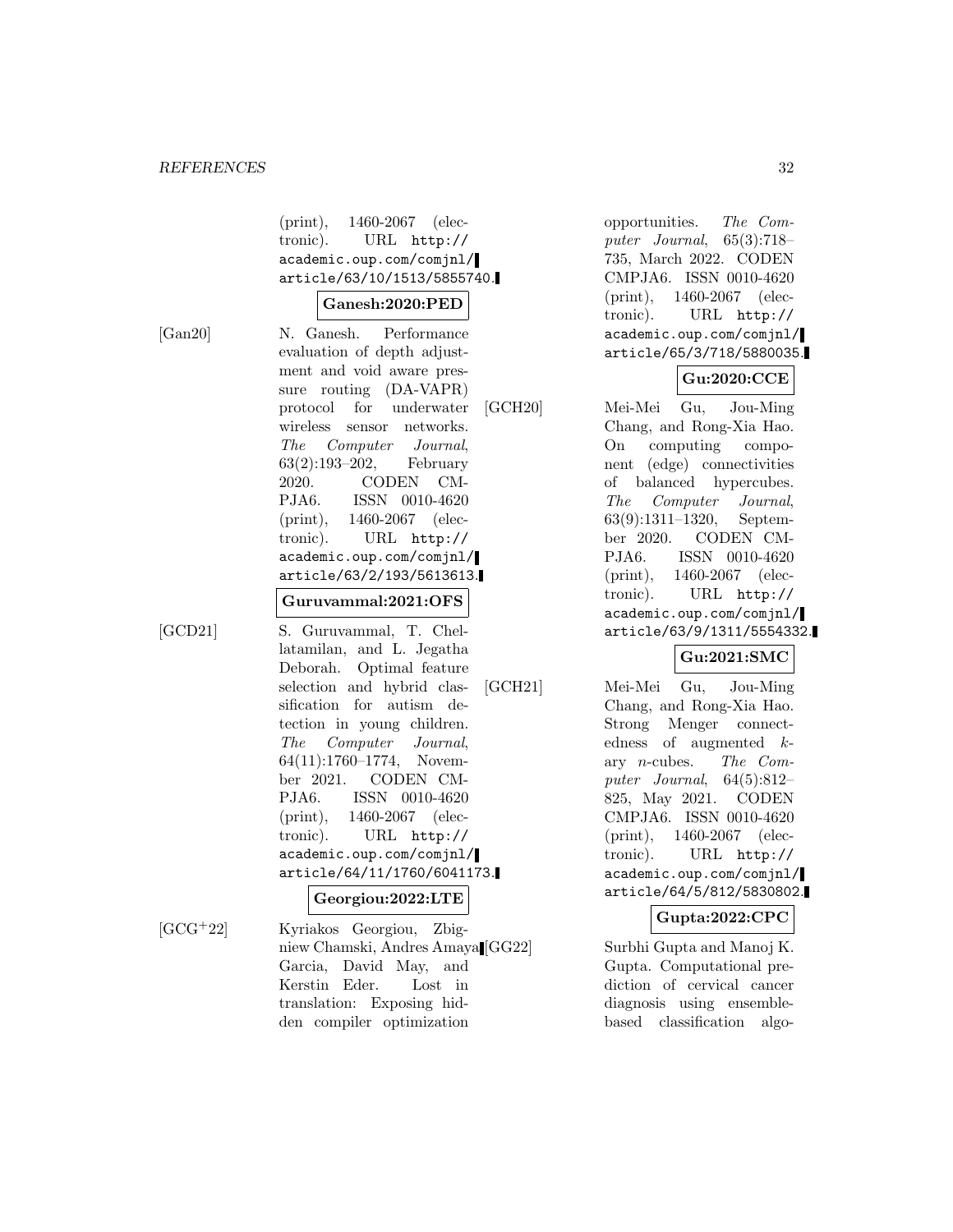(print), 1460-2067 (electronic). URL http://academic.oup.com/comjnl/article/63/10/1513/5855740.

**Ganesh:2020:PED**

[Gan20] N. Ganesh. Performance evaluation of depth adjustment and void aware pressure routing (DA-VAPR) protocol for underwater wireless sensor networks. *The Computer Journal*, 63(2):193–202, February 2020. CODEN CMPJA6. ISSN 0010-4620 (print), 1460-2067 (electronic). URL http://academic.oup.com/comjnl/article/63/2/193/5613613.

**Guruvammal:2021:OFS**

[GCD21] S. Guruvammal, T. Chellatamilan, and L. Jegatha Deborah. Optimal feature selection and hybrid classification for autism detection in young children. *The Computer Journal*, 64(11):1760–1774, November 2021. CODEN CMPJA6. ISSN 0010-4620 (print), 1460-2067 (electronic). URL http://academic.oup.com/comjnl/article/64/11/1760/6041173.

**Georgiou:2022:LTE**

[GCG+22] Kyriakos Georgiou, Zbigniew Chamski, Andres Amaya Garcia, David May, and Kerstin Eder. Lost in translation: Exposing hidden compiler optimization opportunities. *The Computer Journal*, 65(3):718–735, March 2022. CODEN CMPJA6. ISSN 0010-4620 (print), 1460-2067 (electronic). URL http://academic.oup.com/comjnl/article/65/3/718/5880035.

**Gu:2020:CCE**

[GCH20] Mei-Mei Gu, Jou-Ming Chang, and Rong-Xia Hao. On computing component (edge) connectivities of balanced hypercubes. *The Computer Journal*, 63(9):1311–1320, September 2020. CODEN CMPJA6. ISSN 0010-4620 (print), 1460-2067 (electronic). URL http://academic.oup.com/comjnl/article/63/9/1311/5554332.

**Gu:2021:SMC**

[GCH21] Mei-Mei Gu, Jou-Ming Chang, and Rong-Xia Hao. Strong Menger connectedness of augmented $k$-ary $n$-cubes. *The Computer Journal*, 64(5):812–825, May 2021. CODEN CMPJA6. ISSN 0010-4620 (print), 1460-2067 (electronic). URL http://academic.oup.com/comjnl/article/64/5/812/5830802.

**Gupta:2022:CPC**

[GG22] Surbhi Gupta and Manoj K. Gupta. Computational prediction of cervical cancer diagnosis using ensemble-based classification algo-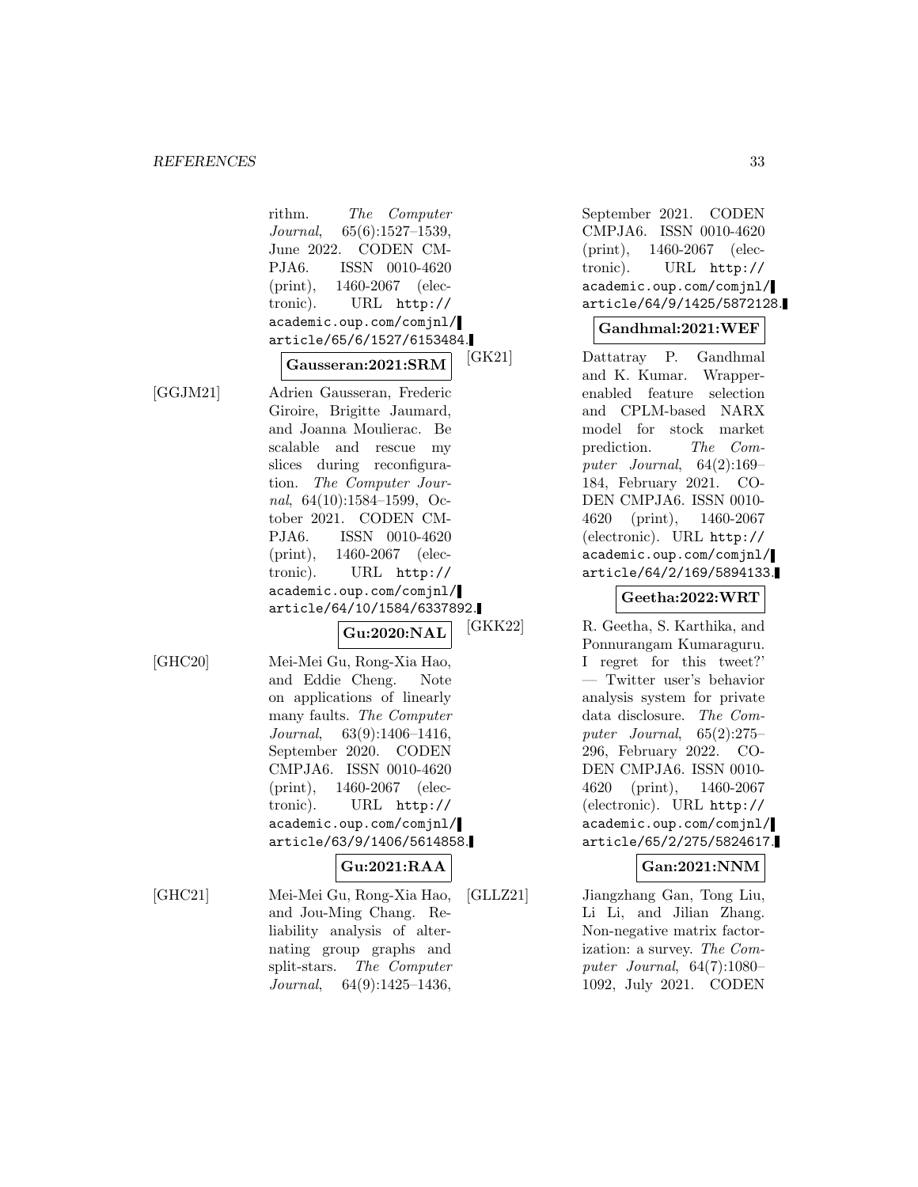rithm. *The Computer Journal*, 65(6):1527–1539, June 2022. CODEN CMPJA6. ISSN 0010-4620 (print), 1460-2067 (electronic). URL http://academic.oup.com/comjnl/article/65/6/1527/6153484.

**Gausseran:2021:SRM**

[GGJM21] Adrien Gausseran, Frederic Giroire, Brigitte Jaumard, and Joanna Moulierac. Be scalable and rescue my slices during reconfiguration. *The Computer Journal*, 64(10):1584–1599, October 2021. CODEN CMPJA6. ISSN 0010-4620 (print), 1460-2067 (electronic). URL http://academic.oup.com/comjnl/article/64/10/1584/6337892.

**Gu:2020:NAL**

[GHC20] Mei-Mei Gu, Rong-Xia Hao, and Eddie Cheng. Note on applications of linearly many faults. *The Computer Journal*, 63(9):1406–1416, September 2020. CODEN CMPJA6. ISSN 0010-4620 (print), 1460-2067 (electronic). URL http://academic.oup.com/comjnl/article/63/9/1406/5614858.

**Gu:2021:RAA**

[GHC21] Mei-Mei Gu, Rong-Xia Hao, and Jou-Ming Chang. Reliability analysis of alternating group graphs and split-stars. *The Computer Journal*, 64(9):1425–1436, September 2021. CODEN CMPJA6. ISSN 0010-4620 (print), 1460-2067 (electronic). URL http://academic.oup.com/comjnl/article/64/9/1425/5872128.

**Gandhmal:2021:WEF**

[GK21] Dattatray P. Gandhmal and K. Kumar. Wrapper-enabled feature selection and CPLM-based NARX model for stock market prediction. *The Computer Journal*, 64(2):169–184, February 2021. CODEN CMPJA6. ISSN 0010-4620 (print), 1460-2067 (electronic). URL http://academic.oup.com/comjnl/article/64/2/169/5894133.

**Geetha:2022:WRT**

[GKK22] R. Geetha, S. Karthika, and Ponnurangam Kumaraguru. I regret for this tweet?' — Twitter user's behavior analysis system for private data disclosure. *The Computer Journal*, 65(2):275–296, February 2022. CODEN CMPJA6. ISSN 0010-4620 (print), 1460-2067 (electronic). URL http://academic.oup.com/comjnl/article/65/2/275/5824617.

**Gan:2021:NNM**

[GLLZ21] Jiangzhang Gan, Tong Liu, Li Li, and Jilian Zhang. Non-negative matrix factorization: a survey. *The Computer Journal*, 64(7):1080–1092, July 2021. CODEN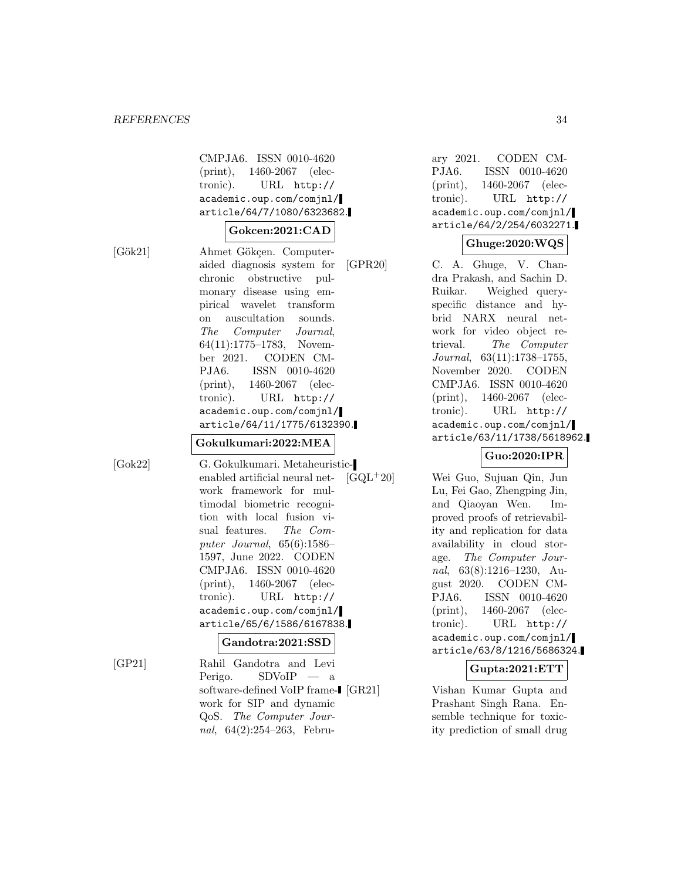CMPJA6. ISSN 0010-4620 (print), 1460-2067 (electronic). URL http://academic.oup.com/comjnl/article/64/7/1080/6323682.

**Gokcen:2021:CAD**

[Gök21] Ahmet Gökçen. Computer-aided diagnosis system for chronic obstructive pulmonary disease using empirical wavelet transform on auscultation sounds. *The Computer Journal*, 64(11):1775–1783, November 2021. CODEN CMPJA6. ISSN 0010-4620 (print), 1460-2067 (electronic). URL http://academic.oup.com/comjnl/article/64/11/1775/6132390.

**Gokulkumari:2022:MEA**

[Gok22] G. Gokulkumari. Metaheuristic-enabled artificial neural network framework for multimodal biometric recognition with local fusion visual features. *The Computer Journal*, 65(6):1586–1597, June 2022. CODEN CMPJA6. ISSN 0010-4620 (print), 1460-2067 (electronic). URL http://academic.oup.com/comjnl/article/65/6/1586/6167838.

**Gandotra:2021:SSD**

[GP21] Rahil Gandotra and Levi Perigo. SDVoIP — a software-defined VoIP framework for SIP and dynamic QoS. *The Computer Journal*, 64(2):254–263, February 2021. CODEN CMPJA6. ISSN 0010-4620 (print), 1460-2067 (electronic). URL http://academic.oup.com/comjnl/article/64/2/254/6032271.

**Ghuge:2020:WQS**

[GPR20] C. A. Ghuge, V. Chandra Prakash, and Sachin D. Ruikar. Weighed query-specific distance and hybrid NARX neural network for video object retrieval. *The Computer Journal*, 63(11):1738–1755, November 2020. CODEN CMPJA6. ISSN 0010-4620 (print), 1460-2067 (electronic). URL http://academic.oup.com/comjnl/article/63/11/1738/5618962.

**Guo:2020:IPR**

[GQL+20] Wei Guo, Sujuan Qin, Jun Lu, Fei Gao, Zhengping Jin, and Qiaoyan Wen. Improved proofs of retrievability and replication for data availability in cloud storage. *The Computer Journal*, 63(8):1216–1230, August 2020. CODEN CMPJA6. ISSN 0010-4620 (print), 1460-2067 (electronic). URL http://academic.oup.com/comjnl/article/63/8/1216/5686324.

**Gupta:2021:ETT**

[GR21] Vishan Kumar Gupta and Prashant Singh Rana. Ensemble technique for toxicity prediction of small drug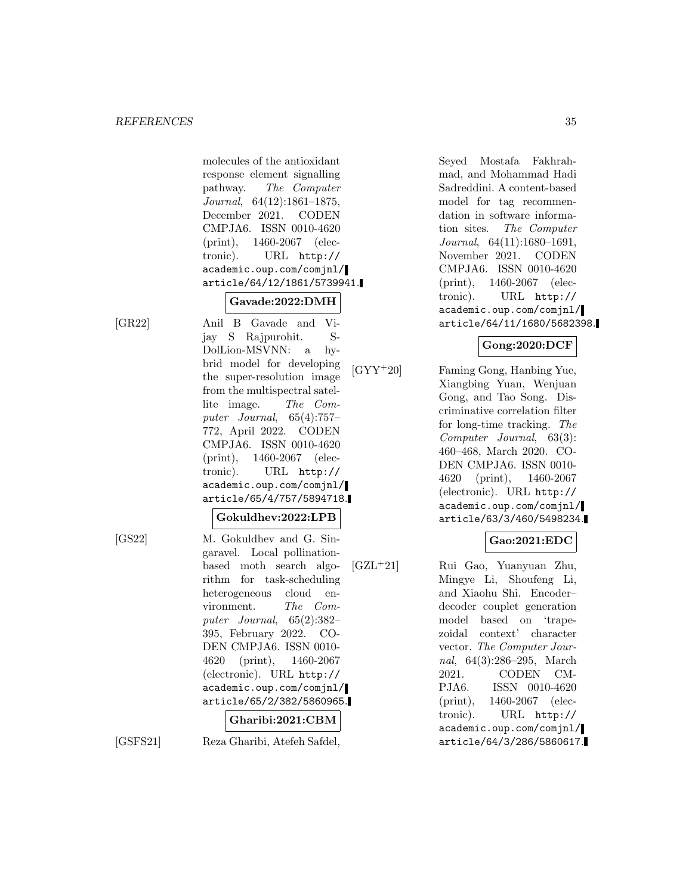molecules of the antioxidant response element signalling pathway. *The Computer Journal*, 64(12):1861–1875, December 2021. CODEN CMPJA6. ISSN 0010-4620 (print), 1460-2067 (electronic). URL http://academic.oup.com/comjnl/article/64/12/1861/5739941.

**Gavade:2022:DMH**

[GR22] Anil B Gavade and Vijay S Rajpurohit. S-DolLion-MSVNN: a hybrid model for developing the super-resolution image from the multispectral satellite image. *The Computer Journal*, 65(4):757–772, April 2022. CODEN CMPJA6. ISSN 0010-4620 (print), 1460-2067 (electronic). URL http://academic.oup.com/comjnl/article/65/4/757/5894718.

**Gokuldhev:2022:LPB**

[GS22] M. Gokuldhev and G. Singaravel. Local pollination-based moth search algorithm for task-scheduling heterogeneous cloud environment. *The Computer Journal*, 65(2):382–395, February 2022. CODEN CMPJA6. ISSN 0010-4620 (print), 1460-2067 (electronic). URL http://academic.oup.com/comjnl/article/65/2/382/5860965.

**Gharibi:2021:CBM**

[GSFS21] Reza Gharibi, Atefeh Safdel, Seyed Mostafa Fakhrahmad, and Mohammad Hadi Sadreddini. A content-based model for tag recommendation in software information sites. *The Computer Journal*, 64(11):1680–1691, November 2021. CODEN CMPJA6. ISSN 0010-4620 (print), 1460-2067 (electronic). URL http://academic.oup.com/comjnl/article/64/11/1680/5682398.

**Gong:2020:DCF**

[GYY+20] Faming Gong, Hanbing Yue, Xiangbing Yuan, Wenjuan Gong, and Tao Song. Discriminative correlation filter for long-time tracking. *The Computer Journal*, 63(3):460–468, March 2020. CODEN CMPJA6. ISSN 0010-4620 (print), 1460-2067 (electronic). URL http://academic.oup.com/comjnl/article/63/3/460/5498234.

**Gao:2021:EDC**

[GZL+21] Rui Gao, Yuanyuan Zhu, Mingye Li, Shoufeng Li, and Xiaohu Shi. Encoder–decoder couplet generation model based on 'trapezoidal context' character vector. *The Computer Journal*, 64(3):286–295, March 2021. CODEN CMPJA6. ISSN 0010-4620 (print), 1460-2067 (electronic). URL http://academic.oup.com/comjnl/article/64/3/286/5860617.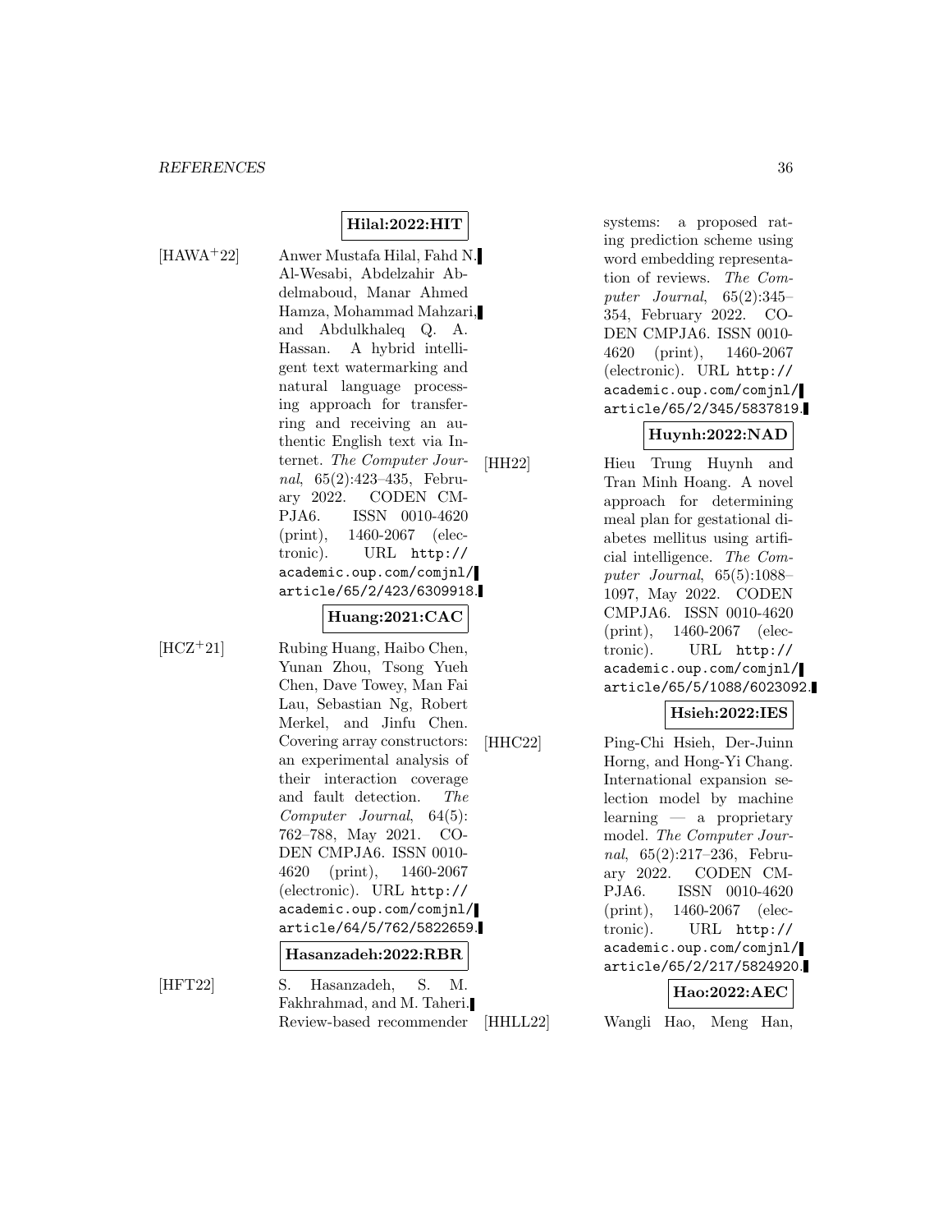**Hilal:2022:HIT**

[HAWA+22] Anwer Mustafa Hilal, Fahd N. Al-Wesabi, Abdelzahir Abdelmaboud, Manar Ahmed Hamza, Mohammad Mahzari, and Abdulkhaleq Q. A. Hassan. A hybrid intelligent text watermarking and natural language processing approach for transferring and receiving an authentic English text via Internet. *The Computer Journal*, 65(2):423–435, February 2022. CODEN CMPJA6. ISSN 0010-4620 (print), 1460-2067 (electronic). URL http://academic.oup.com/comjnl/article/65/2/423/6309918.

**Huang:2021:CAC**

[HCZ+21] Rubing Huang, Haibo Chen, Yunan Zhou, Tsong Yueh Chen, Dave Towey, Man Fai Lau, Sebastian Ng, Robert Merkel, and Jinfu Chen. Covering array constructors: an experimental analysis of their interaction coverage and fault detection. *The Computer Journal*, 64(5): 762–788, May 2021. CODEN CMPJA6. ISSN 0010-4620 (print), 1460-2067 (electronic). URL http://academic.oup.com/comjnl/article/64/5/762/5822659.

**Hasanzadeh:2022:RBR**

[HFT22] S. Hasanzadeh, S. M. Fakhrahmad, and M. Taheri. Review-based recommender systems: a proposed rating prediction scheme using word embedding representation of reviews. *The Computer Journal*, 65(2):345–354, February 2022. CODEN CMPJA6. ISSN 0010-4620 (print), 1460-2067 (electronic). URL http://academic.oup.com/comjnl/article/65/2/345/5837819.

**Huynh:2022:NAD**

[HH22] Hieu Trung Huynh and Tran Minh Hoang. A novel approach for determining meal plan for gestational diabetes mellitus using artificial intelligence. *The Computer Journal*, 65(5):1088–1097, May 2022. CODEN CMPJA6. ISSN 0010-4620 (print), 1460-2067 (electronic). URL http://academic.oup.com/comjnl/article/65/5/1088/6023092.

**Hsieh:2022:IES**

[HHC22] Ping-Chi Hsieh, Der-Juinn Horng, and Hong-Yi Chang. International expansion selection model by machine learning — a proprietary model. *The Computer Journal*, 65(2):217–236, February 2022. CODEN CMPJA6. ISSN 0010-4620 (print), 1460-2067 (electronic). URL http://academic.oup.com/comjnl/article/65/2/217/5824920.

**Hao:2022:AEC**

[HHLL22] Wangli Hao, Meng Han,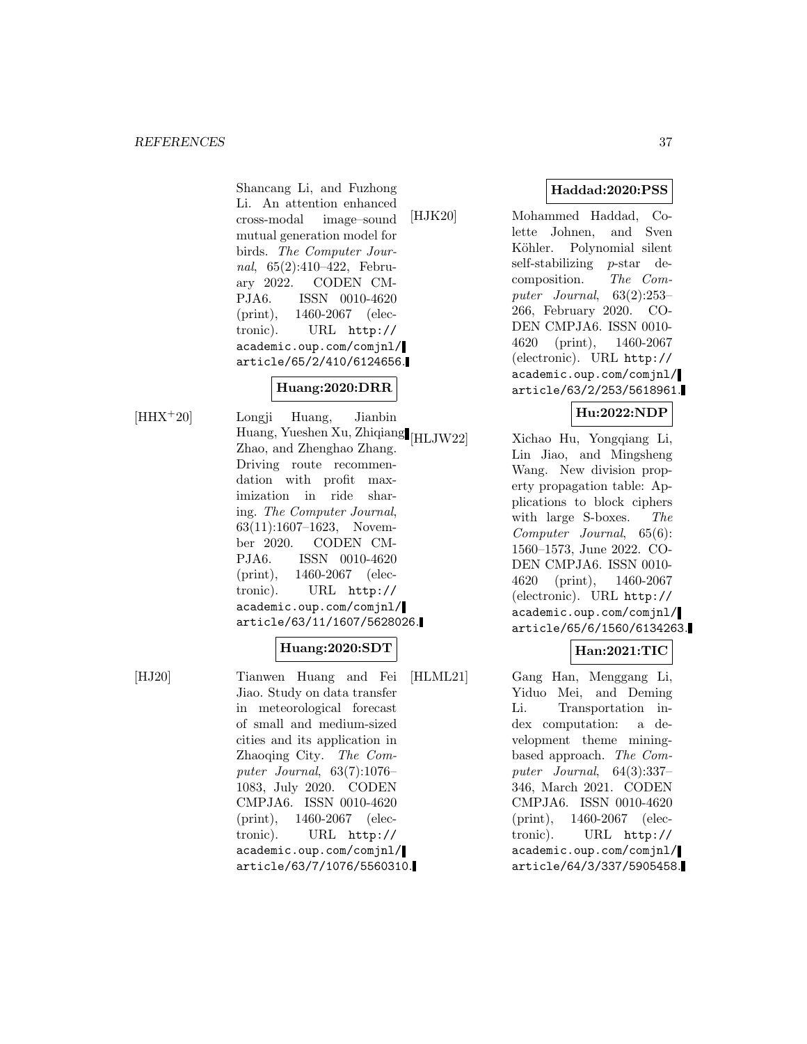Shancang Li, and Fuzhong Li. An attention enhanced cross-modal image–sound mutual generation model for birds. *The Computer Journal*, 65(2):410–422, February 2022. CODEN CMPJA6. ISSN 0010-4620 (print), 1460-2067 (electronic). URL http://academic.oup.com/comjnl/article/65/2/410/6124656.

**Huang:2020:DRR**

[HHX+20] Longji Huang, Jianbin Huang, Yueshen Xu, Zhiqiang Zhao, and Zhenghao Zhang. Driving route recommendation with profit maximization in ride sharing. *The Computer Journal*, 63(11):1607–1623, November 2020. CODEN CMPJA6. ISSN 0010-4620 (print), 1460-2067 (electronic). URL http://academic.oup.com/comjnl/article/63/11/1607/5628026.

**Huang:2020:SDT**

[HJ20] Tianwen Huang and Fei Jiao. Study on data transfer in meteorological forecast of small and medium-sized cities and its application in Zhaoqing City. *The Computer Journal*, 63(7):1076–1083, July 2020. CODEN CMPJA6. ISSN 0010-4620 (print), 1460-2067 (electronic). URL http://academic.oup.com/comjnl/article/63/7/1076/5560310.

**Haddad:2020:PSS**

[HJK20] Mohammed Haddad, Colette Johnen, and Sven Köhler. Polynomial silent self-stabilizing $p$-star decomposition. *The Computer Journal*, 63(2):253–266, February 2020. CODEN CMPJA6. ISSN 0010-4620 (print), 1460-2067 (electronic). URL http://academic.oup.com/comjnl/article/63/2/253/5618961.

**Hu:2022:NDP**

[HLJW22] Xichao Hu, Yongqiang Li, Lin Jiao, and Mingsheng Wang. New division property propagation table: Applications to block ciphers with large S-boxes. *The Computer Journal*, 65(6):1560–1573, June 2022. CODEN CMPJA6. ISSN 0010-4620 (print), 1460-2067 (electronic). URL http://academic.oup.com/comjnl/article/65/6/1560/6134263.

**Han:2021:TIC**

[HLML21] Gang Han, Menggang Li, Yiduo Mei, and Deming Li. Transportation index computation: a development theme mining-based approach. *The Computer Journal*, 64(3):337–346, March 2021. CODEN CMPJA6. ISSN 0010-4620 (print), 1460-2067 (electronic). URL http://academic.oup.com/comjnl/article/64/3/337/5905458.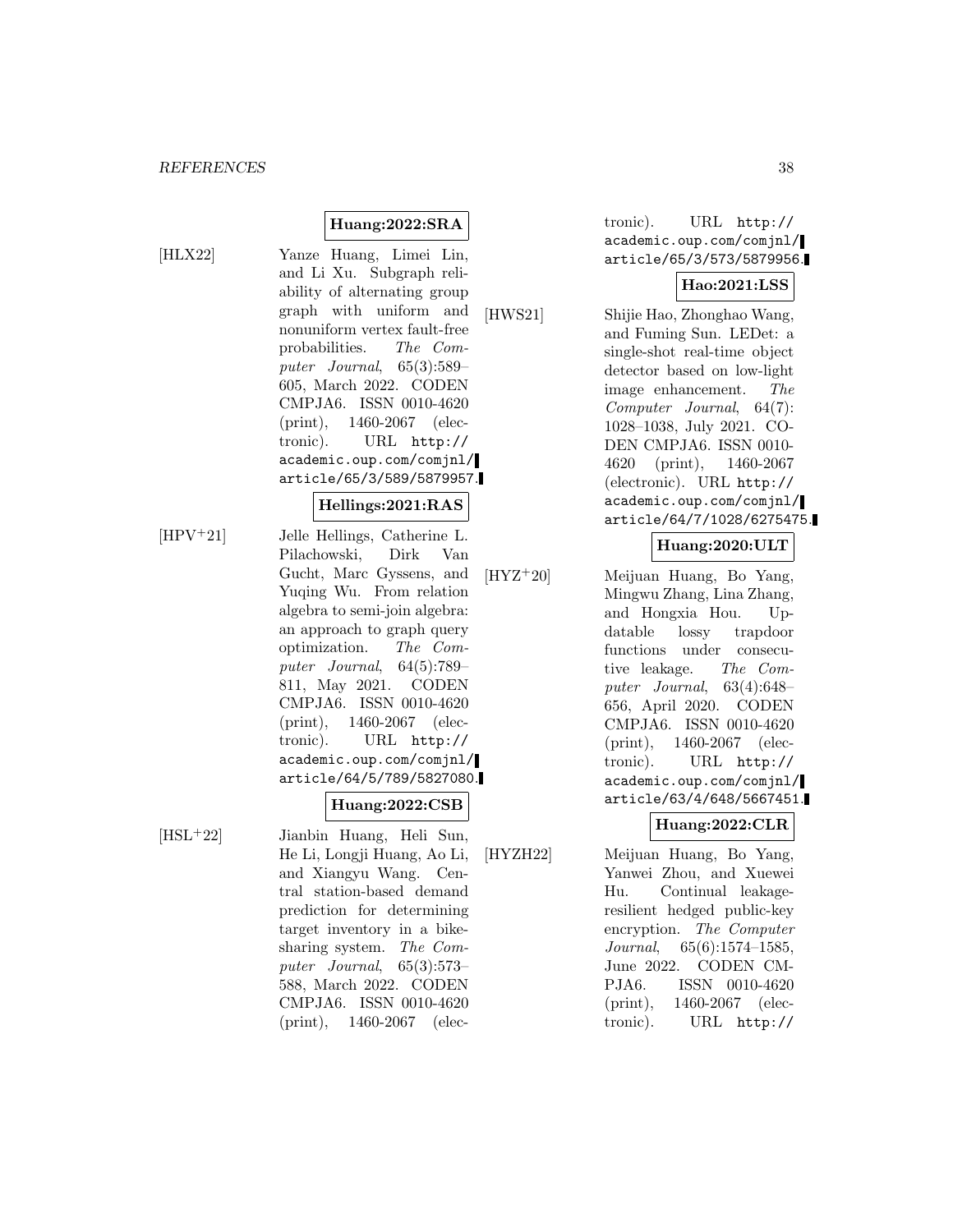**Huang:2022:SRA**

[HLX22] Yanze Huang, Limei Lin, and Li Xu. Subgraph reliability of alternating group graph with uniform and nonuniform vertex fault-free probabilities. *The Computer Journal*, 65(3):589–605, March 2022. CODEN CMPJA6. ISSN 0010-4620 (print), 1460-2067 (electronic). URL http://academic.oup.com/comjnl/article/65/3/589/5879957.

**Hellings:2021:RAS**

[HPV+21] Jelle Hellings, Catherine L. Pilachowski, Dirk Van Gucht, Marc Gyssens, and Yuqing Wu. From relation algebra to semi-join algebra: an approach to graph query optimization. *The Computer Journal*, 64(5):789–811, May 2021. CODEN CMPJA6. ISSN 0010-4620 (print), 1460-2067 (electronic). URL http://academic.oup.com/comjnl/article/64/5/789/5827080.

**Huang:2022:CSB**

[HSL+22] Jianbin Huang, Heli Sun, He Li, Longji Huang, Ao Li, and Xiangyu Wang. Central station-based demand prediction for determining target inventory in a bike-sharing system. *The Computer Journal*, 65(3):573–588, March 2022. CODEN CMPJA6. ISSN 0010-4620 (print), 1460-2067 (electronic). URL http://academic.oup.com/comjnl/article/65/3/573/5879956.

**Hao:2021:LSS**

[HWS21] Shijie Hao, Zhonghao Wang, and Fuming Sun. LEDet: a single-shot real-time object detector based on low-light image enhancement. *The Computer Journal*, 64(7):1028–1038, July 2021. CODEN CMPJA6. ISSN 0010-4620 (print), 1460-2067 (electronic). URL http://academic.oup.com/comjnl/article/64/7/1028/6275475.

**Huang:2020:ULT**

[HYZ+20] Meijuan Huang, Bo Yang, Mingwu Zhang, Lina Zhang, and Hongxia Hou. Updatable lossy trapdoor functions under consecutive leakage. *The Computer Journal*, 63(4):648–656, April 2020. CODEN CMPJA6. ISSN 0010-4620 (print), 1460-2067 (electronic). URL http://academic.oup.com/comjnl/article/63/4/648/5667451.

**Huang:2022:CLR**

[HYZH22] Meijuan Huang, Bo Yang, Yanwei Zhou, and Xuewei Hu. Continual leakage-resilient hedged public-key encryption. *The Computer Journal*, 65(6):1574–1585, June 2022. CODEN CMPJA6. ISSN 0010-4620 (print), 1460-2067 (electronic). URL http://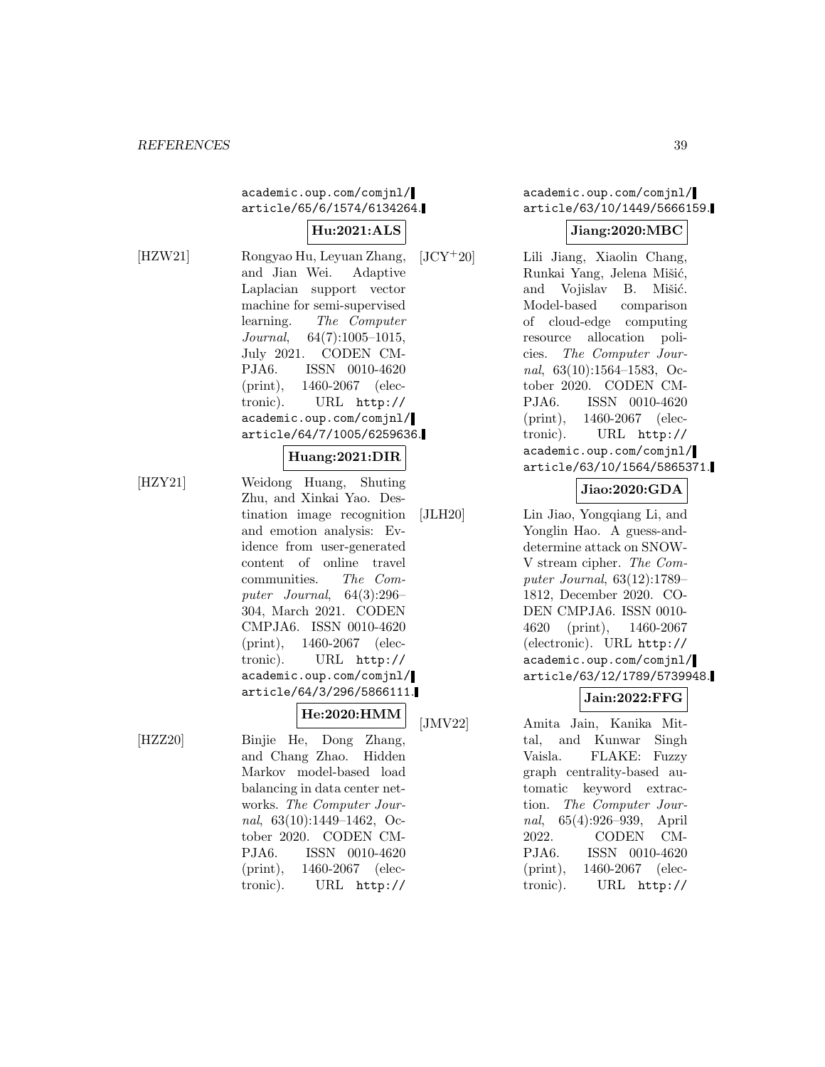academic.oup.com/comjnl/article/65/6/1574/6134264.

**Hu:2021:ALS**

[HZW21] Rongyao Hu, Leyuan Zhang, and Jian Wei. Adaptive Laplacian support vector machine for semi-supervised learning. *The Computer Journal*, 64(7):1005–1015, July 2021. CODEN CMPJA6. ISSN 0010-4620 (print), 1460-2067 (electronic). URL http://academic.oup.com/comjnl/article/64/7/1005/6259636.

**Huang:2021:DIR**

[HZY21] Weidong Huang, Shuting Zhu, and Xinkai Yao. Destination image recognition and emotion analysis: Evidence from user-generated content of online travel communities. *The Computer Journal*, 64(3):296–304, March 2021. CODEN CMPJA6. ISSN 0010-4620 (print), 1460-2067 (electronic). URL http://academic.oup.com/comjnl/article/64/3/296/5866111.

**He:2020:HMM**

[HZZ20] Binjie He, Dong Zhang, and Chang Zhao. Hidden Markov model-based load balancing in data center networks. *The Computer Journal*, 63(10):1449–1462, October 2020. CODEN CMPJA6. ISSN 0010-4620 (print), 1460-2067 (electronic). URL http://academic.oup.com/comjnl/article/63/10/1449/5666159.

**Jiang:2020:MBC**

[JCY+20] Lili Jiang, Xiaolin Chang, Runkai Yang, Jelena Mišić, and Vojislav B. Mišić. Model-based comparison of cloud-edge computing resource allocation policies. *The Computer Journal*, 63(10):1564–1583, October 2020. CODEN CMPJA6. ISSN 0010-4620 (print), 1460-2067 (electronic). URL http://academic.oup.com/comjnl/article/63/10/1564/5865371.

**Jiao:2020:GDA**

[JLH20] Lin Jiao, Yongqiang Li, and Yonglin Hao. A guess-and-determine attack on SNOW-V stream cipher. *The Computer Journal*, 63(12):1789–1812, December 2020. CODEN CMPJA6. ISSN 0010-4620 (print), 1460-2067 (electronic). URL http://academic.oup.com/comjnl/article/63/12/1789/5739948.

**Jain:2022:FFG**

[JMV22] Amita Jain, Kanika Mittal, and Kunwar Singh Vaisla. FLAKE: Fuzzy graph centrality-based automatic keyword extraction. *The Computer Journal*, 65(4):926–939, April 2022. CODEN CMPJA6. ISSN 0010-4620 (print), 1460-2067 (electronic). URL http://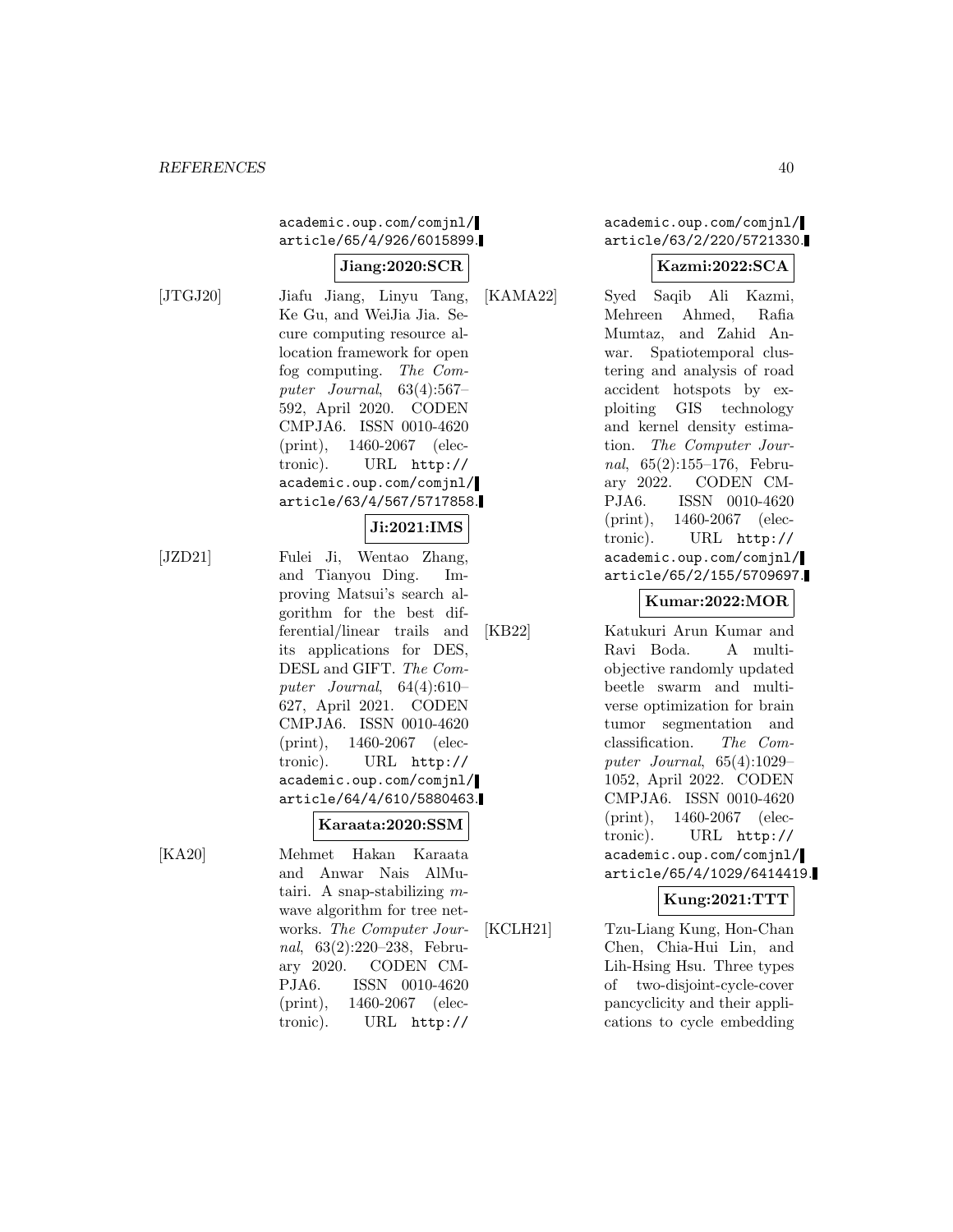academic.oup.com/comjnl/article/65/4/926/6015899.

**Jiang:2020:SCR**

[JTGJ20] Jiafu Jiang, Linyu Tang, Ke Gu, and WeiJia Jia. Secure computing resource allocation framework for open fog computing. *The Computer Journal*, 63(4):567–592, April 2020. CODEN CMPJA6. ISSN 0010-4620 (print), 1460-2067 (electronic). URL http://academic.oup.com/comjnl/article/63/4/567/5717858.

**Ji:2021:IMS**

[JZD21] Fulei Ji, Wentao Zhang, and Tianyou Ding. Improving Matsui's search algorithm for the best differential/linear trails and its applications for DES, DESL and GIFT. *The Computer Journal*, 64(4):610–627, April 2021. CODEN CMPJA6. ISSN 0010-4620 (print), 1460-2067 (electronic). URL http://academic.oup.com/comjnl/article/64/4/610/5880463.

**Karaata:2020:SSM**

[KA20] Mehmet Hakan Karaata and Anwar Nais AlMutairi. A snap-stabilizing $m$-wave algorithm for tree networks. *The Computer Journal*, 63(2):220–238, February 2020. CODEN CMPJA6. ISSN 0010-4620 (print), 1460-2067 (electronic). URL http://academic.oup.com/comjnl/article/63/2/220/5721330.

**Kazmi:2022:SCA**

[KAMA22] Syed Saqib Ali Kazmi, Mehreen Ahmed, Rafia Mumtaz, and Zahid Anwar. Spatiotemporal clustering and analysis of road accident hotspots by exploiting GIS technology and kernel density estimation. *The Computer Journal*, 65(2):155–176, February 2022. CODEN CMPJA6. ISSN 0010-4620 (print), 1460-2067 (electronic). URL http://academic.oup.com/comjnl/article/65/2/155/5709697.

**Kumar:2022:MOR**

[KB22] Katukuri Arun Kumar and Ravi Boda. A multi-objective randomly updated beetle swarm and multi-verse optimization for brain tumor segmentation and classification. *The Computer Journal*, 65(4):1029–1052, April 2022. CODEN CMPJA6. ISSN 0010-4620 (print), 1460-2067 (electronic). URL http://academic.oup.com/comjnl/article/65/4/1029/6414419.

**Kung:2021:TTT**

[KCLH21] Tzu-Liang Kung, Hon-Chan Chen, Chia-Hui Lin, and Lih-Hsing Hsu. Three types of two-disjoint-cycle-cover pancyclicity and their applications to cycle embedding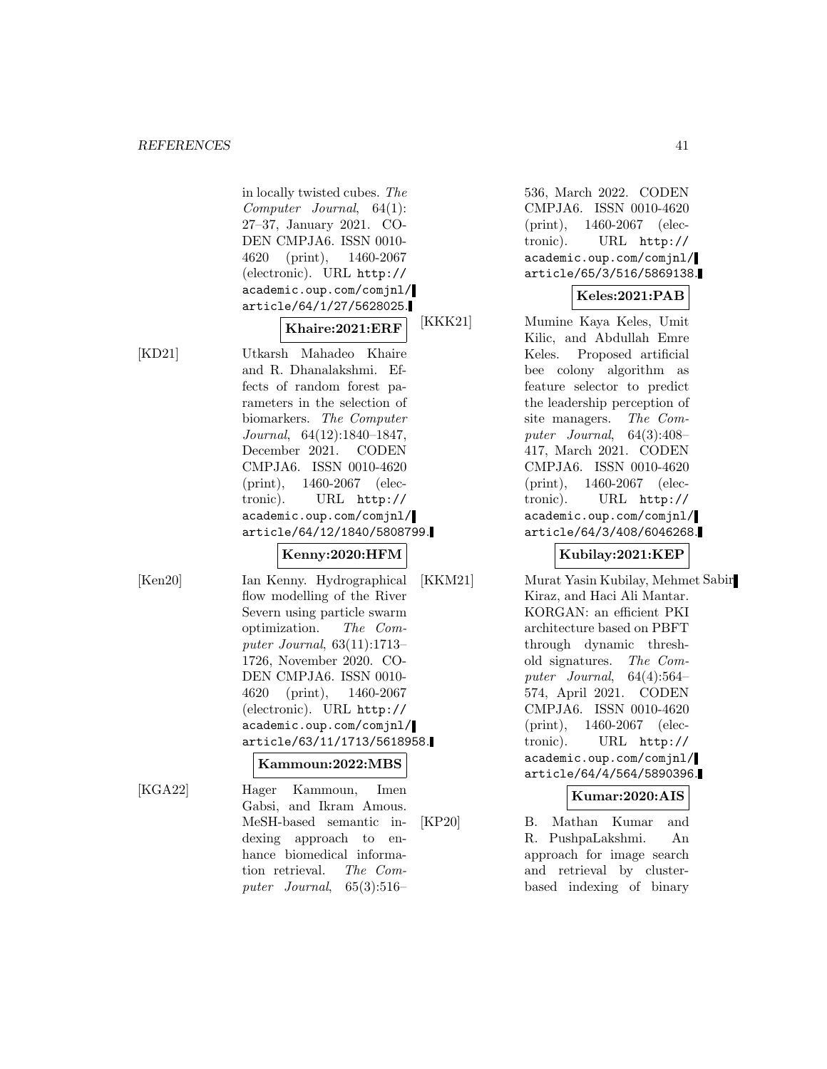in locally twisted cubes. *The Computer Journal*, 64(1): 27–37, January 2021. CODEN CMPJA6. ISSN 0010-4620 (print), 1460-2067 (electronic). URL http://academic.oup.com/comjnl/article/64/1/27/5628025.

**Khaire:2021:ERF**

[KD21] Utkarsh Mahadeo Khaire and R. Dhanalakshmi. Effects of random forest parameters in the selection of biomarkers. *The Computer Journal*, 64(12):1840–1847, December 2021. CODEN CMPJA6. ISSN 0010-4620 (print), 1460-2067 (electronic). URL http://academic.oup.com/comjnl/article/64/12/1840/5808799.

**Kenny:2020:HFM**

[Ken20] Ian Kenny. Hydrographical flow modelling of the River Severn using particle swarm optimization. *The Computer Journal*, 63(11):1713–1726, November 2020. CODEN CMPJA6. ISSN 0010-4620 (print), 1460-2067 (electronic). URL http://academic.oup.com/comjnl/article/63/11/1713/5618958.

**Kammoun:2022:MBS**

[KGA22] Hager Kammoun, Imen Gabsi, and Ikram Amous. MeSH-based semantic indexing approach to enhance biomedical information retrieval. *The Computer Journal*, 65(3):516–536, March 2022. CODEN CMPJA6. ISSN 0010-4620 (print), 1460-2067 (electronic). URL http://academic.oup.com/comjnl/article/65/3/516/5869138.

**Keles:2021:PAB**

[KKK21] Mumine Kaya Keles, Umit Kilic, and Abdullah Emre Keles. Proposed artificial bee colony algorithm as feature selector to predict the leadership perception of site managers. *The Computer Journal*, 64(3):408–417, March 2021. CODEN CMPJA6. ISSN 0010-4620 (print), 1460-2067 (electronic). URL http://academic.oup.com/comjnl/article/64/3/408/6046268.

**Kubilay:2021:KEP**

[KKM21] Murat Yasin Kubilay, Mehmet Sabir Kiraz, and Haci Ali Mantar. KORGAN: an efficient PKI architecture based on PBFT through dynamic threshold signatures. *The Computer Journal*, 64(4):564–574, April 2021. CODEN CMPJA6. ISSN 0010-4620 (print), 1460-2067 (electronic). URL http://academic.oup.com/comjnl/article/64/4/564/5890396.

**Kumar:2020:AIS**

[KP20] B. Mathan Kumar and R. PushpaLakshmi. An approach for image search and retrieval by cluster-based indexing of binary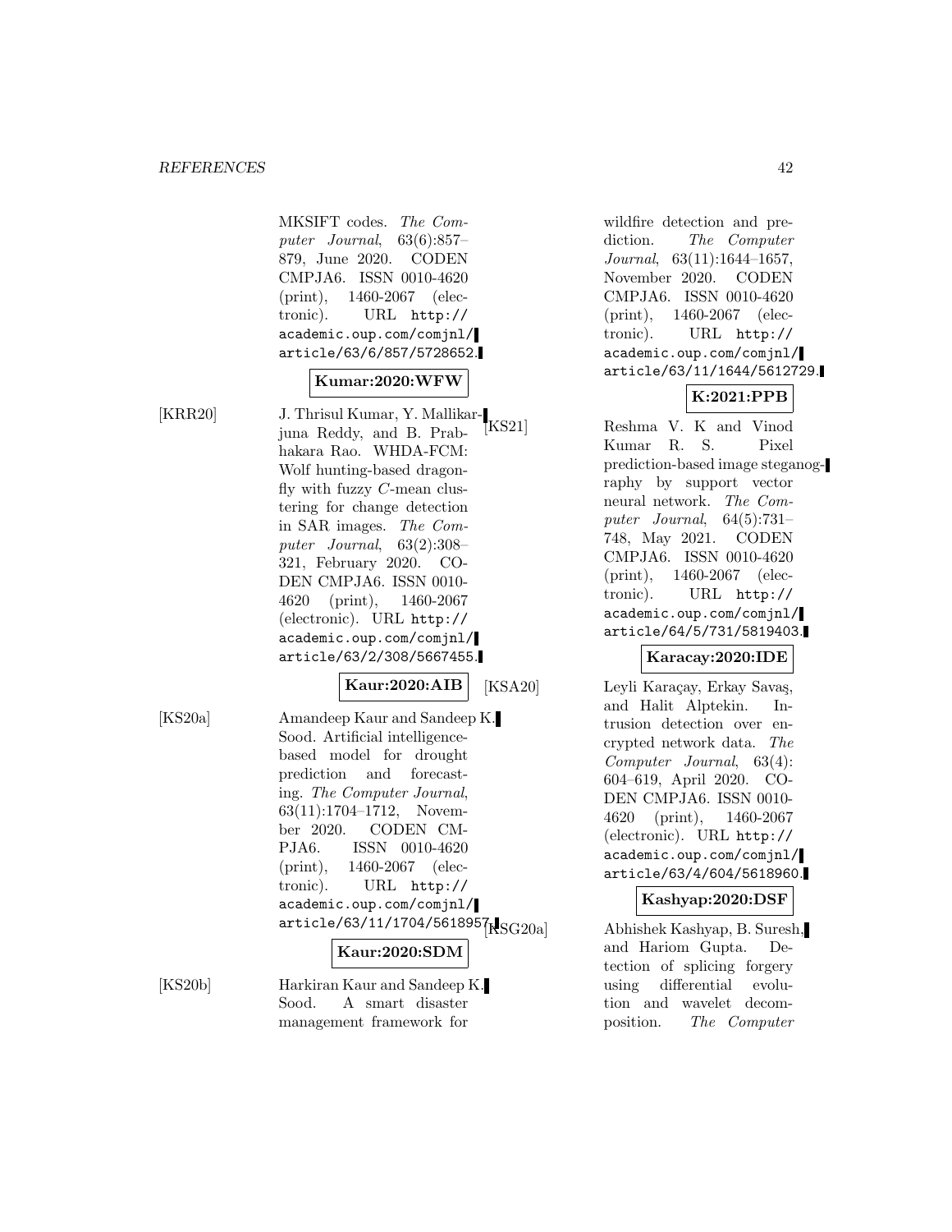MKSIFT codes. *The Computer Journal*, 63(6):857–879, June 2020. CODEN CMPJA6. ISSN 0010-4620 (print), 1460-2067 (electronic). URL http://academic.oup.com/comjnl/article/63/6/857/5728652.

**Kumar:2020:WFW**

[KRR20] J. Thrisul Kumar, Y. Mallikarjuna Reddy, and B. Prabhakara Rao. WHDA-FCM: Wolf hunting-based dragonfly with fuzzy $C$-mean clustering for change detection in SAR images. *The Computer Journal*, 63(2):308–321, February 2020. CODEN CMPJA6. ISSN 0010-4620 (print), 1460-2067 (electronic). URL http://academic.oup.com/comjnl/article/63/2/308/5667455.

**Kaur:2020:AIB**

[KS20a] Amandeep Kaur and Sandeep K. Sood. Artificial intelligence-based model for drought prediction and forecasting. *The Computer Journal*, 63(11):1704–1712, November 2020. CODEN CMPJA6. ISSN 0010-4620 (print), 1460-2067 (electronic). URL http://academic.oup.com/comjnl/article/63/11/1704/5618957.

**Kaur:2020:SDM**

[KS20b] Harkiran Kaur and Sandeep K. Sood. A smart disaster management framework for wildfire detection and prediction. *The Computer Journal*, 63(11):1644–1657, November 2020. CODEN CMPJA6. ISSN 0010-4620 (print), 1460-2067 (electronic). URL http://academic.oup.com/comjnl/article/63/11/1644/5612729.

**K:2021:PPB**

[KS21] Reshma V. K and Vinod Kumar R. S. Pixel prediction-based image steganography by support vector neural network. *The Computer Journal*, 64(5):731–748, May 2021. CODEN CMPJA6. ISSN 0010-4620 (print), 1460-2067 (electronic). URL http://academic.oup.com/comjnl/article/64/5/731/5819403.

**Karacay:2020:IDE**

[KSA20] Leyli Karaçay, Erkay Savaş, and Halit Alptekin. Intrusion detection over encrypted network data. *The Computer Journal*, 63(4):604–619, April 2020. CODEN CMPJA6. ISSN 0010-4620 (print), 1460-2067 (electronic). URL http://academic.oup.com/comjnl/article/63/4/604/5618960.

**Kashyap:2020:DSF**

[KSG20a] Abhishek Kashyap, B. Suresh, and Hariom Gupta. Detection of splicing forgery using differential evolution and wavelet decomposition. *The Computer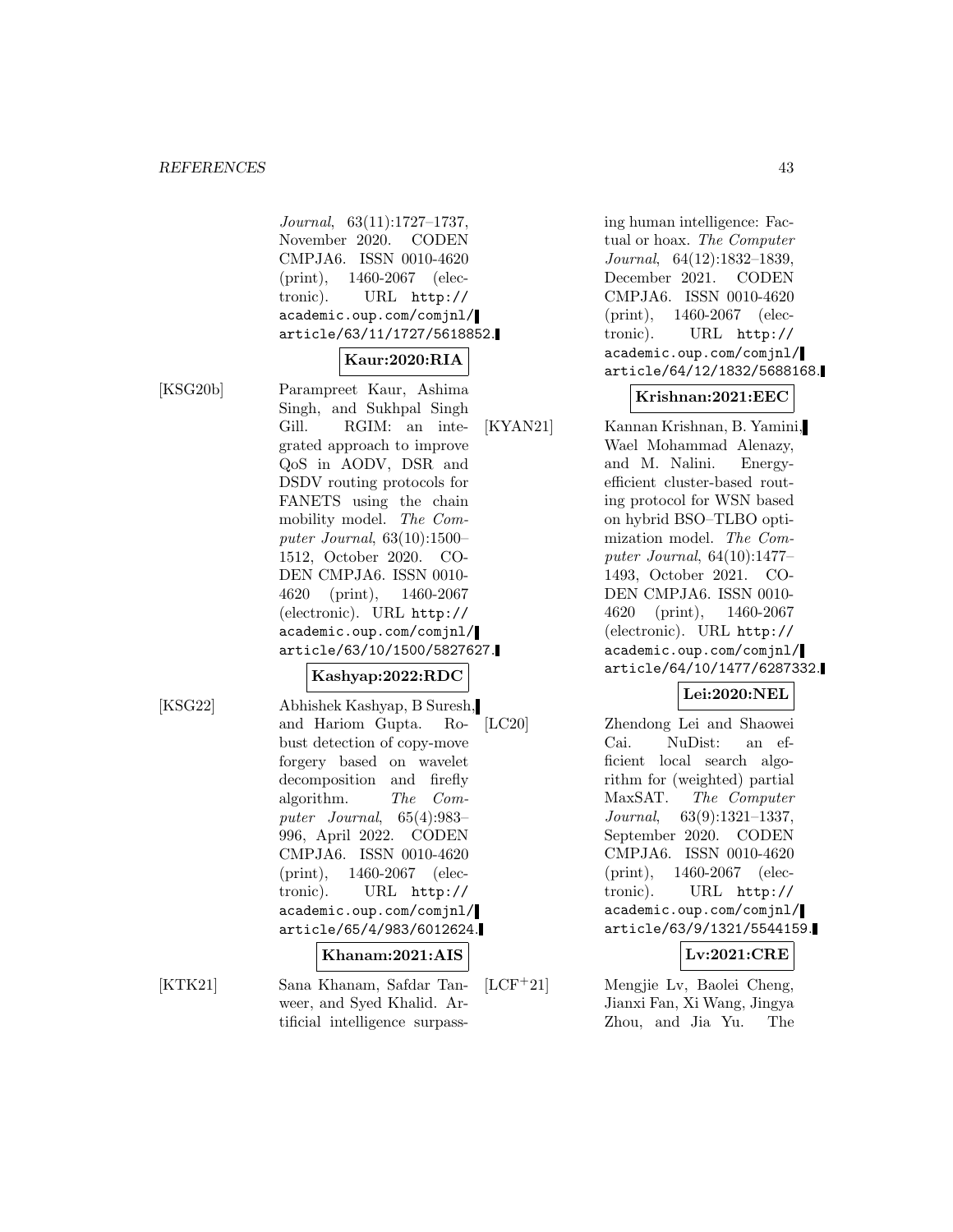*Journal*, 63(11):1727–1737, November 2020. CODEN CMPJA6. ISSN 0010-4620 (print), 1460-2067 (electronic). URL http://academic.oup.com/comjnl/article/63/11/1727/5618852.

**Kaur:2020:RIA**

[KSG20b] Parampreet Kaur, Ashima Singh, and Sukhpal Singh Gill. RGIM: an integrated approach to improve QoS in AODV, DSR and DSDV routing protocols for FANETS using the chain mobility model. *The Computer Journal*, 63(10):1500–1512, October 2020. CODEN CMPJA6. ISSN 0010-4620 (print), 1460-2067 (electronic). URL http://academic.oup.com/comjnl/article/63/10/1500/5827627.

**Kashyap:2022:RDC**

[KSG22] Abhishek Kashyap, B Suresh, and Hariom Gupta. Robust detection of copy-move forgery based on wavelet decomposition and firefly algorithm. *The Computer Journal*, 65(4):983–996, April 2022. CODEN CMPJA6. ISSN 0010-4620 (print), 1460-2067 (electronic). URL http://academic.oup.com/comjnl/article/65/4/983/6012624.

**Khanam:2021:AIS**

[KTK21] Sana Khanam, Safdar Tanweer, and Syed Khalid. Artificial intelligence surpassing human intelligence: Factual or hoax. *The Computer Journal*, 64(12):1832–1839, December 2021. CODEN CMPJA6. ISSN 0010-4620 (print), 1460-2067 (electronic). URL http://academic.oup.com/comjnl/article/64/12/1832/5688168.

**Krishnan:2021:EEC**

[KYAN21] Kannan Krishnan, B. Yamini, Wael Mohammad Alenazy, and M. Nalini. Energy-efficient cluster-based routing protocol for WSN based on hybrid BSO–TLBO optimization model. *The Computer Journal*, 64(10):1477–1493, October 2021. CODEN CMPJA6. ISSN 0010-4620 (print), 1460-2067 (electronic). URL http://academic.oup.com/comjnl/article/64/10/1477/6287332.

**Lei:2020:NEL**

[LC20] Zhendong Lei and Shaowei Cai. NuDist: an efficient local search algorithm for (weighted) partial MaxSAT. *The Computer Journal*, 63(9):1321–1337, September 2020. CODEN CMPJA6. ISSN 0010-4620 (print), 1460-2067 (electronic). URL http://academic.oup.com/comjnl/article/63/9/1321/5544159.

**Lv:2021:CRE**

[LCF+21] Mengjie Lv, Baolei Cheng, Jianxi Fan, Xi Wang, Jingya Zhou, and Jia Yu. The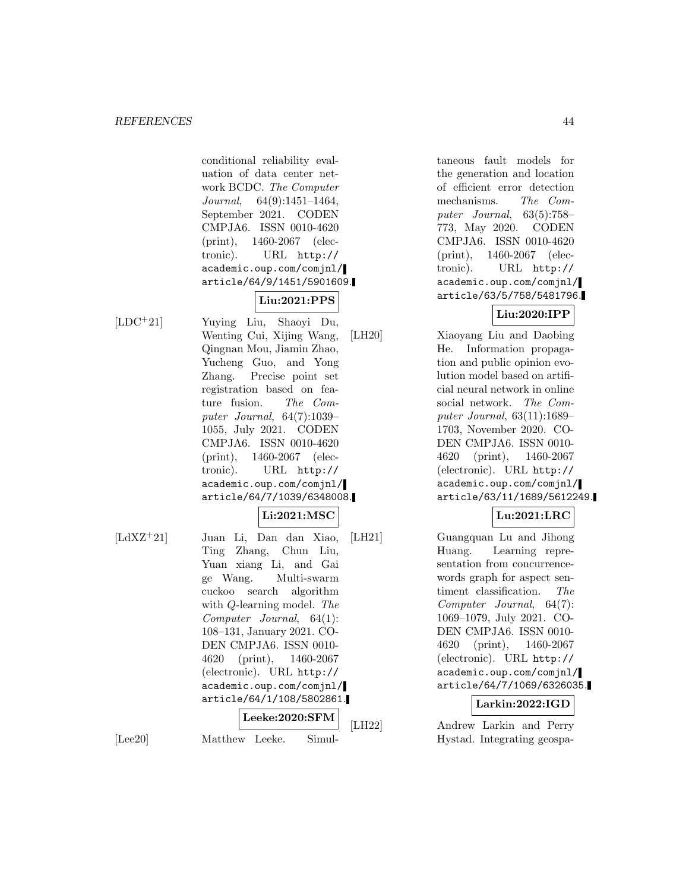conditional reliability evaluation of data center network BCDC. *The Computer Journal*, 64(9):1451–1464, September 2021. CODEN CMPJA6. ISSN 0010-4620 (print), 1460-2067 (electronic). URL http://academic.oup.com/comjnl/article/64/9/1451/5901609.

**Liu:2021:PPS**

[LDC+21] Yuying Liu, Shaoyi Du, Wenting Cui, Xijing Wang, Qingnan Mou, Jiamin Zhao, Yucheng Guo, and Yong Zhang. Precise point set registration based on feature fusion. *The Computer Journal*, 64(7):1039–1055, July 2021. CODEN CMPJA6. ISSN 0010-4620 (print), 1460-2067 (electronic). URL http://academic.oup.com/comjnl/article/64/7/1039/6348008.

**Li:2021:MSC**

[LdXZ+21] Juan Li, Dan dan Xiao, Ting Zhang, Chun Liu, Yuan xiang Li, and Gai ge Wang. Multi-swarm cuckoo search algorithm with $Q$-learning model. *The Computer Journal*, 64(1):108–131, January 2021. CODEN CMPJA6. ISSN 0010-4620 (print), 1460-2067 (electronic). URL http://academic.oup.com/comjnl/article/64/1/108/5802861.

**Leeke:2020:SFM**

[Lee20] Matthew Leeke. Simultaneous fault models for the generation and location of efficient error detection mechanisms. *The Computer Journal*, 63(5):758–773, May 2020. CODEN CMPJA6. ISSN 0010-4620 (print), 1460-2067 (electronic). URL http://academic.oup.com/comjnl/article/63/5/758/5481796.

**Liu:2020:IPP**

[LH20] Xiaoyang Liu and Daobing He. Information propagation and public opinion evolution model based on artificial neural network in online social network. *The Computer Journal*, 63(11):1689–1703, November 2020. CODEN CMPJA6. ISSN 0010-4620 (print), 1460-2067 (electronic). URL http://academic.oup.com/comjnl/article/63/11/1689/5612249.

**Lu:2021:LRC**

[LH21] Guangquan Lu and Jihong Huang. Learning representation from concurrence-words graph for aspect sentiment classification. *The Computer Journal*, 64(7):1069–1079, July 2021. CODEN CMPJA6. ISSN 0010-4620 (print), 1460-2067 (electronic). URL http://academic.oup.com/comjnl/article/64/7/1069/6326035.

**Larkin:2022:IGD**

[LH22] Andrew Larkin and Perry Hystad. Integrating geospa-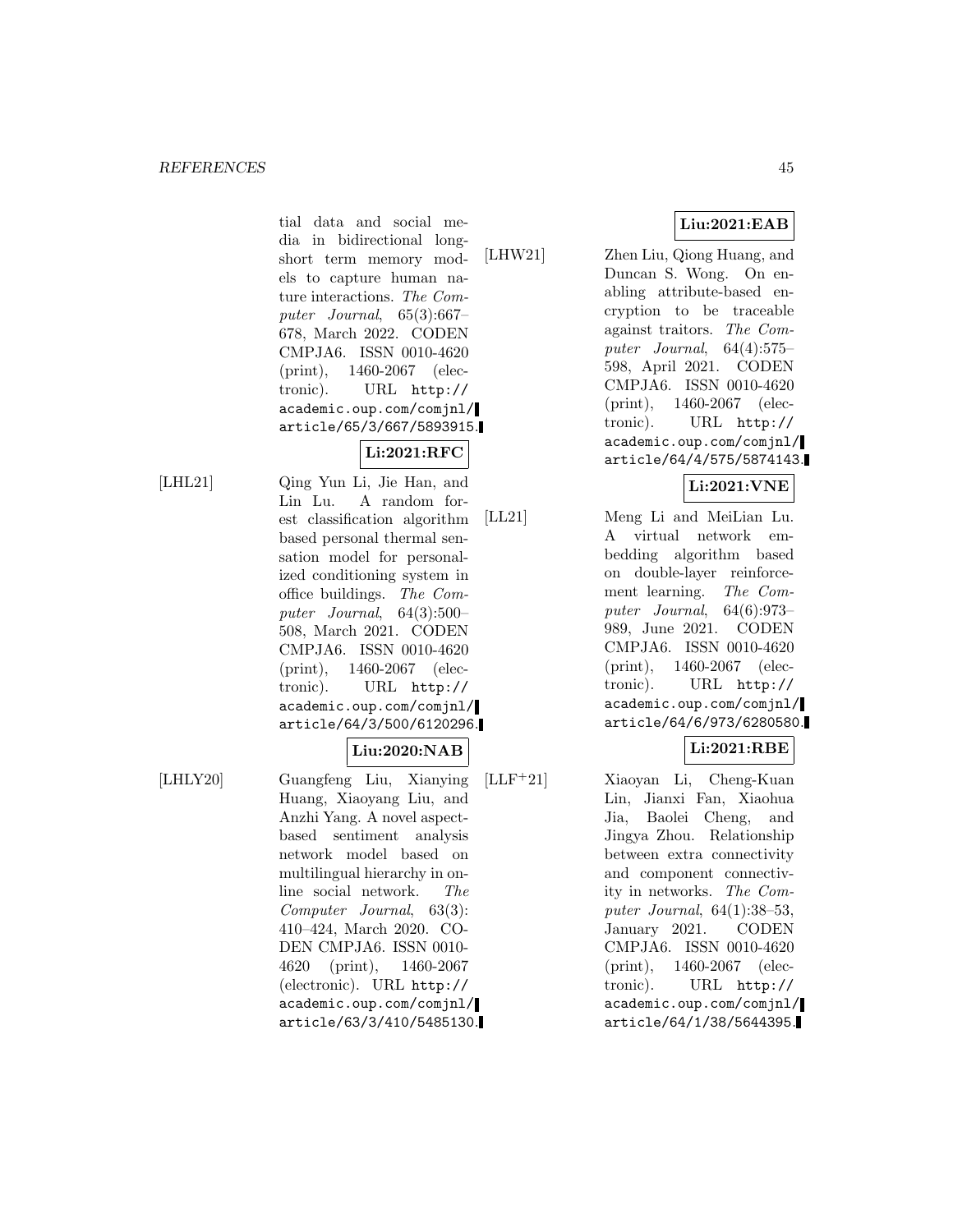tial data and social media in bidirectional long-short term memory models to capture human nature interactions. *The Computer Journal*, 65(3):667–678, March 2022. CODEN CMPJA6. ISSN 0010-4620 (print), 1460-2067 (electronic). URL http://academic.oup.com/comjnl/article/65/3/667/5893915.

**Li:2021:RFC**

[LHL21] Qing Yun Li, Jie Han, and Lin Lu. A random forest classification algorithm based personal thermal sensation model for personalized conditioning system in office buildings. *The Computer Journal*, 64(3):500–508, March 2021. CODEN CMPJA6. ISSN 0010-4620 (print), 1460-2067 (electronic). URL http://academic.oup.com/comjnl/article/64/3/500/6120296.

**Liu:2020:NAB**

[LHLY20] Guangfeng Liu, Xianying Huang, Xiaoyang Liu, and Anzhi Yang. A novel aspect-based sentiment analysis network model based on multilingual hierarchy in online social network. *The Computer Journal*, 63(3):410–424, March 2020. CODEN CMPJA6. ISSN 0010-4620 (print), 1460-2067 (electronic). URL http://academic.oup.com/comjnl/article/63/3/410/5485130.

**Liu:2021:EAB**

[LHW21] Zhen Liu, Qiong Huang, and Duncan S. Wong. On enabling attribute-based encryption to be traceable against traitors. *The Computer Journal*, 64(4):575–598, April 2021. CODEN CMPJA6. ISSN 0010-4620 (print), 1460-2067 (electronic). URL http://academic.oup.com/comjnl/article/64/4/575/5874143.

**Li:2021:VNE**

[LL21] Meng Li and MeiLian Lu. A virtual network embedding algorithm based on double-layer reinforcement learning. *The Computer Journal*, 64(6):973–989, June 2021. CODEN CMPJA6. ISSN 0010-4620 (print), 1460-2067 (electronic). URL http://academic.oup.com/comjnl/article/64/6/973/6280580.

**Li:2021:RBE**

[LLF+21] Xiaoyan Li, Cheng-Kuan Lin, Jianxi Fan, Xiaohua Jia, Baolei Cheng, and Jingya Zhou. Relationship between extra connectivity and component connectivity in networks. *The Computer Journal*, 64(1):38–53, January 2021. CODEN CMPJA6. ISSN 0010-4620 (print), 1460-2067 (electronic). URL http://academic.oup.com/comjnl/article/64/1/38/5644395.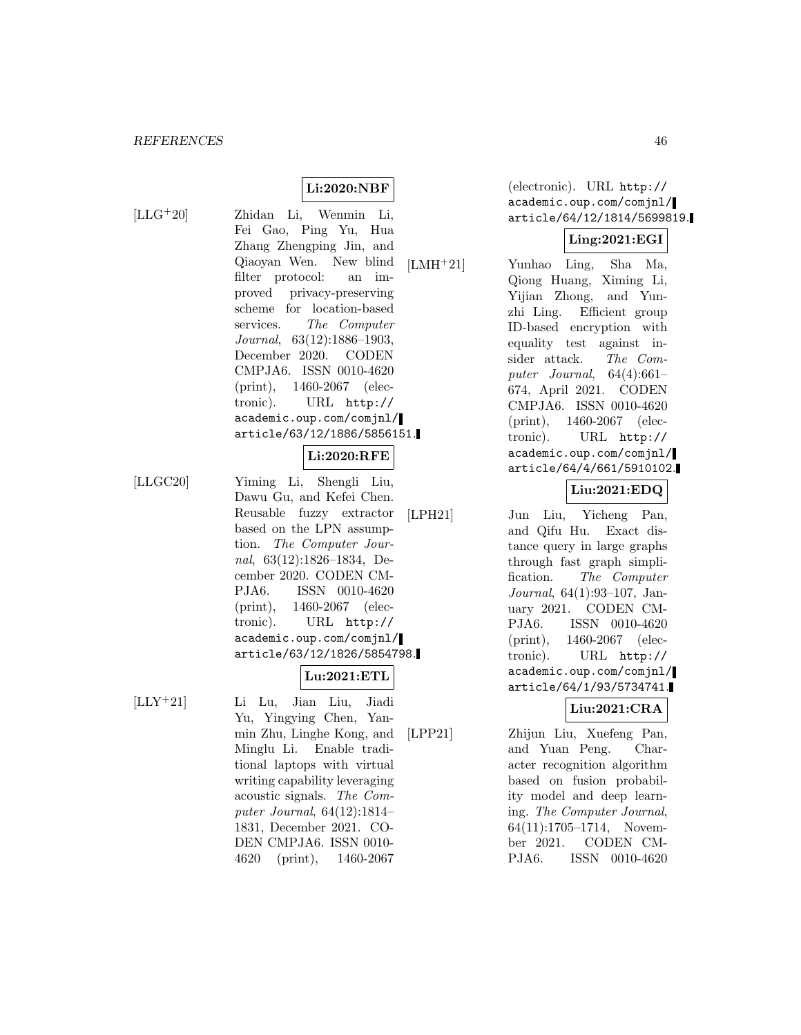**Li:2020:NBF**

[LLG+20] Zhidan Li, Wenmin Li, Fei Gao, Ping Yu, Hua Zhang Zhengping Jin, and Qiaoyan Wen. New blind filter protocol: an improved privacy-preserving scheme for location-based services. *The Computer Journal*, 63(12):1886–1903, December 2020. CODEN CMPJA6. ISSN 0010-4620 (print), 1460-2067 (electronic). URL `http://academic.oup.com/comjnl/article/63/12/1886/5856151`.

**Li:2020:RFE**

[LLGC20] Yiming Li, Shengli Liu, Dawu Gu, and Kefei Chen. Reusable fuzzy extractor based on the LPN assumption. *The Computer Journal*, 63(12):1826–1834, December 2020. CODEN CMPJA6. ISSN 0010-4620 (print), 1460-2067 (electronic). URL `http://academic.oup.com/comjnl/article/63/12/1826/5854798`.

**Lu:2021:ETL**

[LLY+21] Li Lu, Jian Liu, Jiadi Yu, Yingying Chen, Yanmin Zhu, Linghe Kong, and Minglu Li. Enable traditional laptops with virtual writing capability leveraging acoustic signals. *The Computer Journal*, 64(12):1814–1831, December 2021. CODEN CMPJA6. ISSN 0010-4620 (print), 1460-2067 (electronic). URL `http://academic.oup.com/comjnl/article/64/12/1814/5699819`.

**Ling:2021:EGI**

[LMH+21] Yunhao Ling, Sha Ma, Qiong Huang, Ximing Li, Yijian Zhong, and Yunzhi Ling. Efficient group ID-based encryption with equality test against insider attack. *The Computer Journal*, 64(4):661–674, April 2021. CODEN CMPJA6. ISSN 0010-4620 (print), 1460-2067 (electronic). URL `http://academic.oup.com/comjnl/article/64/4/661/5910102`.

**Liu:2021:EDQ**

[LPH21] Jun Liu, Yicheng Pan, and Qifu Hu. Exact distance query in large graphs through fast graph simplification. *The Computer Journal*, 64(1):93–107, January 2021. CODEN CMPJA6. ISSN 0010-4620 (print), 1460-2067 (electronic). URL `http://academic.oup.com/comjnl/article/64/1/93/5734741`.

**Liu:2021:CRA**

[LPP21] Zhijun Liu, Xuefeng Pan, and Yuan Peng. Character recognition algorithm based on fusion probability model and deep learning. *The Computer Journal*, 64(11):1705–1714, November 2021. CODEN CMPJA6. ISSN 0010-4620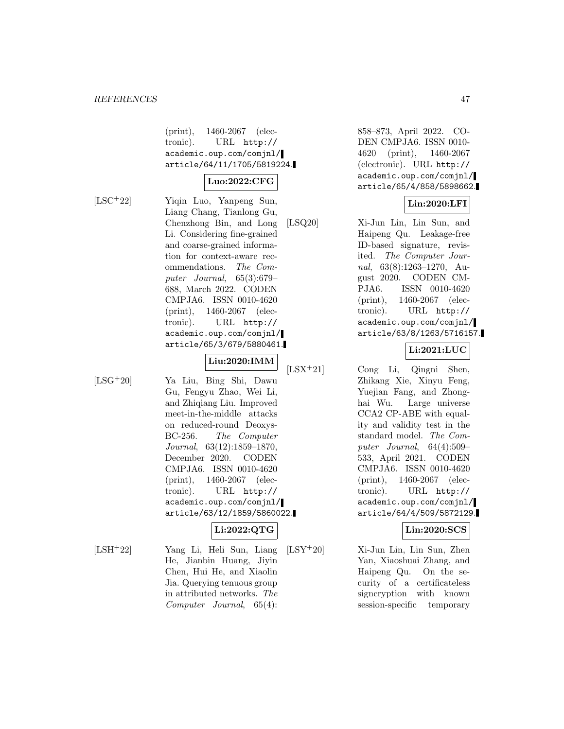(print), 1460-2067 (electronic). URL http://academic.oup.com/comjnl/article/64/11/1705/5819224.

**Luo:2022:CFG**

[LSC+22] Yiqin Luo, Yanpeng Sun, Liang Chang, Tianlong Gu, Chenzhong Bin, and Long Li. Considering fine-grained and coarse-grained information for context-aware recommendations. *The Computer Journal*, 65(3):679–688, March 2022. CODEN CMPJA6. ISSN 0010-4620 (print), 1460-2067 (electronic). URL http://academic.oup.com/comjnl/article/65/3/679/5880461.

**Liu:2020:IMM**

[LSG+20] Ya Liu, Bing Shi, Dawu Gu, Fengyu Zhao, Wei Li, and Zhiqiang Liu. Improved meet-in-the-middle attacks on reduced-round Deoxys-BC-256. *The Computer Journal*, 63(12):1859–1870, December 2020. CODEN CMPJA6. ISSN 0010-4620 (print), 1460-2067 (electronic). URL http://academic.oup.com/comjnl/article/63/12/1859/5860022.

**Li:2022:QTG**

[LSH+22] Yang Li, Heli Sun, Liang He, Jianbin Huang, Jiyin Chen, Hui He, and Xiaolin Jia. Querying tenuous group in attributed networks. *The Computer Journal*, 65(4):858–873, April 2022. CODEN CMPJA6. ISSN 0010-4620 (print), 1460-2067 (electronic). URL http://academic.oup.com/comjnl/article/65/4/858/5898662.

**Lin:2020:LFI**

[LSQ20] Xi-Jun Lin, Lin Sun, and Haipeng Qu. Leakage-free ID-based signature, revisited. *The Computer Journal*, 63(8):1263–1270, August 2020. CODEN CMPJA6. ISSN 0010-4620 (print), 1460-2067 (electronic). URL http://academic.oup.com/comjnl/article/63/8/1263/5716157.

**Li:2021:LUC**

[LSX+21] Cong Li, Qingni Shen, Zhikang Xie, Xinyu Feng, Yuejian Fang, and Zhonghai Wu. Large universe CCA2 CP-ABE with equality and validity test in the standard model. *The Computer Journal*, 64(4):509–533, April 2021. CODEN CMPJA6. ISSN 0010-4620 (print), 1460-2067 (electronic). URL http://academic.oup.com/comjnl/article/64/4/509/5872129.

**Lin:2020:SCS**

[LSY+20] Xi-Jun Lin, Lin Sun, Zhen Yan, Xiaoshuai Zhang, and Haipeng Qu. On the security of a certificateless signcryption with known session-specific temporary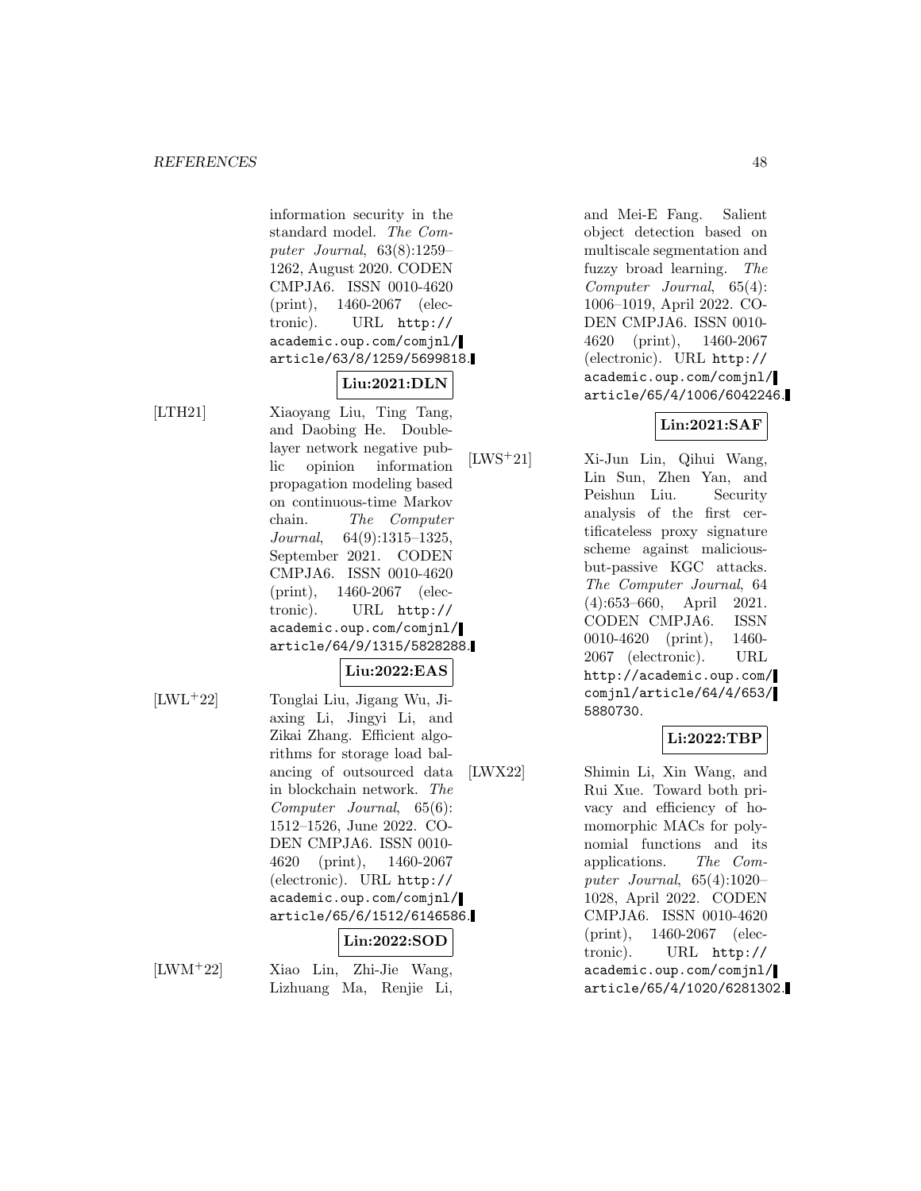information security in the standard model. *The Computer Journal*, 63(8):1259–1262, August 2020. CODEN CMPJA6. ISSN 0010-4620 (print), 1460-2067 (electronic). URL http://academic.oup.com/comjnl/article/63/8/1259/5699818.

**Liu:2021:DLN**

[LTH21] Xiaoyang Liu, Ting Tang, and Daobing He. Double-layer network negative public opinion information propagation modeling based on continuous-time Markov chain. *The Computer Journal*, 64(9):1315–1325, September 2021. CODEN CMPJA6. ISSN 0010-4620 (print), 1460-2067 (electronic). URL http://academic.oup.com/comjnl/article/64/9/1315/5828288.

**Liu:2022:EAS**

[LWL+22] Tonglai Liu, Jigang Wu, Jiaxing Li, Jingyi Li, and Zikai Zhang. Efficient algorithms for storage load balancing of outsourced data in blockchain network. *The Computer Journal*, 65(6):1512–1526, June 2022. CODEN CMPJA6. ISSN 0010-4620 (print), 1460-2067 (electronic). URL http://academic.oup.com/comjnl/article/65/6/1512/6146586.

**Lin:2022:SOD**

[LWM+22] Xiao Lin, Zhi-Jie Wang, Lizhuang Ma, Renjie Li, and Mei-E Fang. Salient object detection based on multiscale segmentation and fuzzy broad learning. *The Computer Journal*, 65(4):1006–1019, April 2022. CODEN CMPJA6. ISSN 0010-4620 (print), 1460-2067 (electronic). URL http://academic.oup.com/comjnl/article/65/4/1006/6042246.

**Lin:2021:SAF**

[LWS+21] Xi-Jun Lin, Qihui Wang, Lin Sun, Zhen Yan, and Peishun Liu. Security analysis of the first certificateless proxy signature scheme against malicious-but-passive KGC attacks. *The Computer Journal*, 64(4):653–660, April 2021. CODEN CMPJA6. ISSN 0010-4620 (print), 1460-2067 (electronic). URL http://academic.oup.com/comjnl/article/64/4/653/5880730.

**Li:2022:TBP**

[LWX22] Shimin Li, Xin Wang, and Rui Xue. Toward both privacy and efficiency of homomorphic MACs for polynomial functions and its applications. *The Computer Journal*, 65(4):1020–1028, April 2022. CODEN CMPJA6. ISSN 0010-4620 (print), 1460-2067 (electronic). URL http://academic.oup.com/comjnl/article/65/4/1020/6281302.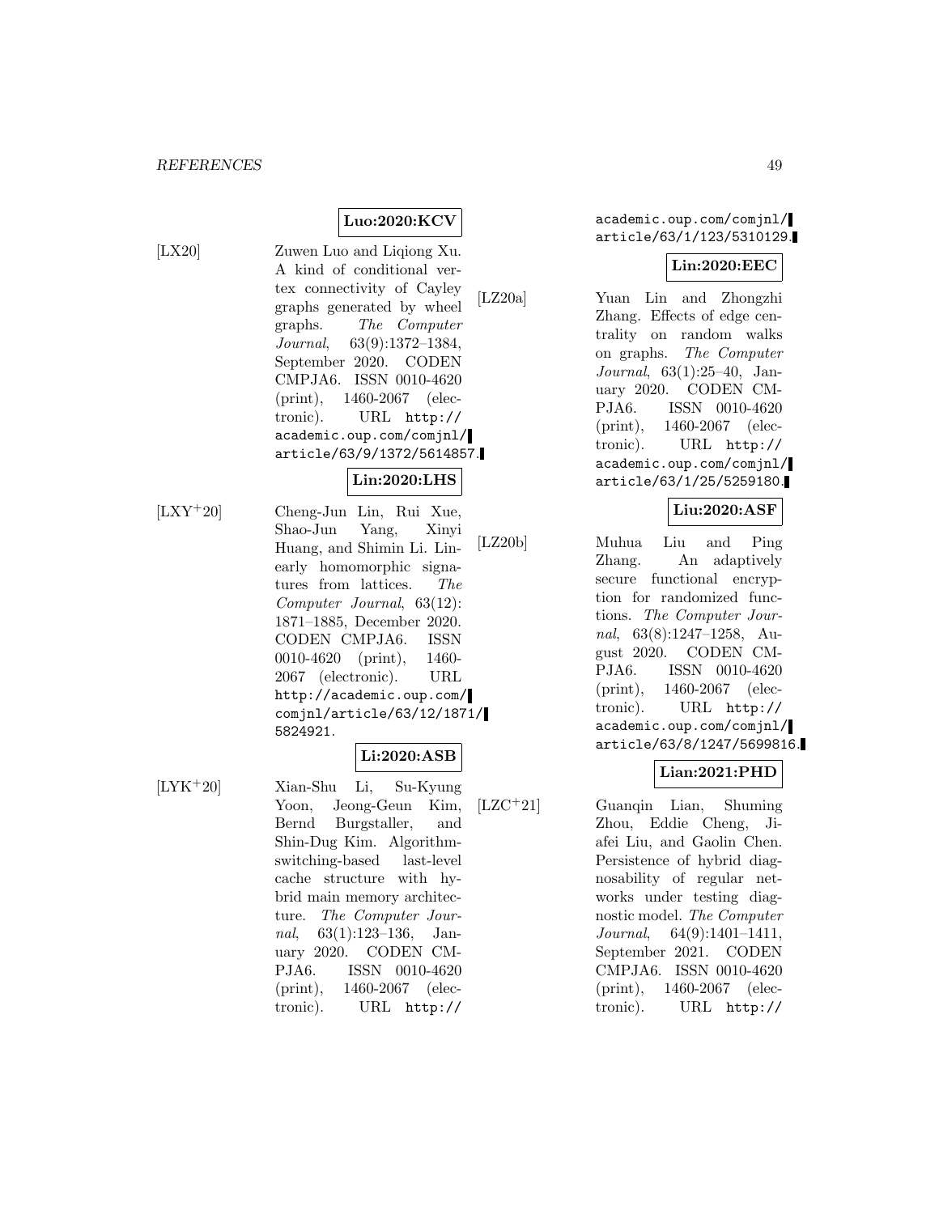**Luo:2020:KCV**

[LX20] Zuwen Luo and Liqiong Xu. A kind of conditional vertex connectivity of Cayley graphs generated by wheel graphs. *The Computer Journal*, 63(9):1372–1384, September 2020. CODEN CMPJA6. ISSN 0010-4620 (print), 1460-2067 (electronic). URL `http://academic.oup.com/comjnl/article/63/9/1372/5614857`.

**Lin:2020:LHS**

[LXY+20] Cheng-Jun Lin, Rui Xue, Shao-Jun Yang, Xinyi Huang, and Shimin Li. Linearly homomorphic signatures from lattices. *The Computer Journal*, 63(12):1871–1885, December 2020. CODEN CMPJA6. ISSN 0010-4620 (print), 1460-2067 (electronic). URL `http://academic.oup.com/comjnl/article/63/12/1871/5824921`.

**Li:2020:ASB**

[LYK+20] Xian-Shu Li, Su-Kyung Yoon, Jeong-Geun Kim, Bernd Burgstaller, and Shin-Dug Kim. Algorithm-switching-based last-level cache structure with hybrid main memory architecture. *The Computer Journal*, 63(1):123–136, January 2020. CODEN CMPJA6. ISSN 0010-4620 (print), 1460-2067 (electronic). URL `http://academic.oup.com/comjnl/article/63/1/123/5310129`.

**Lin:2020:EEC**

[LZ20a] Yuan Lin and Zhongzhi Zhang. Effects of edge centrality on random walks on graphs. *The Computer Journal*, 63(1):25–40, January 2020. CODEN CMPJA6. ISSN 0010-4620 (print), 1460-2067 (electronic). URL `http://academic.oup.com/comjnl/article/63/1/25/5259180`.

**Liu:2020:ASF**

[LZ20b] Muhua Liu and Ping Zhang. An adaptively secure functional encryption for randomized functions. *The Computer Journal*, 63(8):1247–1258, August 2020. CODEN CMPJA6. ISSN 0010-4620 (print), 1460-2067 (electronic). URL `http://academic.oup.com/comjnl/article/63/8/1247/5699816`.

**Lian:2021:PHD**

[LZC+21] Guanqin Lian, Shuming Zhou, Eddie Cheng, Jiafei Liu, and Gaolin Chen. Persistence of hybrid diagnosability of regular networks under testing diagnostic model. *The Computer Journal*, 64(9):1401–1411, September 2021. CODEN CMPJA6. ISSN 0010-4620 (print), 1460-2067 (electronic). URL `http://`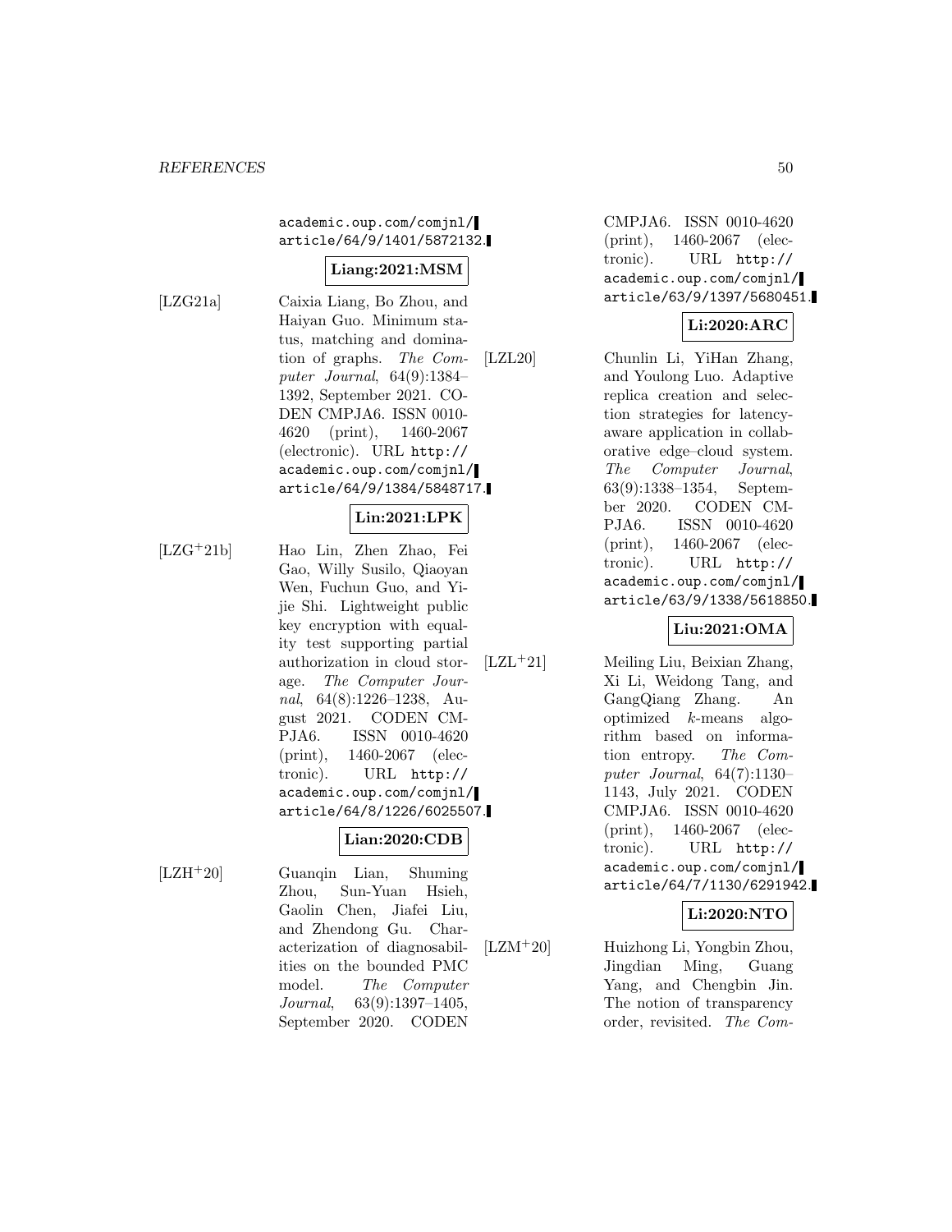academic.oup.com/comjnl/article/64/9/1401/5872132.

**Liang:2021:MSM**

[LZG21a] Caixia Liang, Bo Zhou, and Haiyan Guo. Minimum status, matching and domination of graphs. *The Computer Journal*, 64(9):1384–1392, September 2021. CODEN CMPJA6. ISSN 0010-4620 (print), 1460-2067 (electronic). URL http://academic.oup.com/comjnl/article/64/9/1384/5848717.

**Lin:2021:LPK**

[LZG+21b] Hao Lin, Zhen Zhao, Fei Gao, Willy Susilo, Qiaoyan Wen, Fuchun Guo, and Yijie Shi. Lightweight public key encryption with equality test supporting partial authorization in cloud storage. *The Computer Journal*, 64(8):1226–1238, August 2021. CODEN CMPJA6. ISSN 0010-4620 (print), 1460-2067 (electronic). URL http://academic.oup.com/comjnl/article/64/8/1226/6025507.

**Lian:2020:CDB**

[LZH+20] Guanqin Lian, Shuming Zhou, Sun-Yuan Hsieh, Gaolin Chen, Jiafei Liu, and Zhendong Gu. Characterization of diagnosabilities on the bounded PMC model. *The Computer Journal*, 63(9):1397–1405, September 2020. CODEN CMPJA6. ISSN 0010-4620 (print), 1460-2067 (electronic). URL http://academic.oup.com/comjnl/article/63/9/1397/5680451.

**Li:2020:ARC**

[LZL20] Chunlin Li, YiHan Zhang, and Youlong Luo. Adaptive replica creation and selection strategies for latency-aware application in collaborative edge–cloud system. *The Computer Journal*, 63(9):1338–1354, September 2020. CODEN CMPJA6. ISSN 0010-4620 (print), 1460-2067 (electronic). URL http://academic.oup.com/comjnl/article/63/9/1338/5618850.

**Liu:2021:OMA**

[LZL+21] Meiling Liu, Beixian Zhang, Xi Li, Weidong Tang, and GangQiang Zhang. An optimized $k$-means algorithm based on information entropy. *The Computer Journal*, 64(7):1130–1143, July 2021. CODEN CMPJA6. ISSN 0010-4620 (print), 1460-2067 (electronic). URL http://academic.oup.com/comjnl/article/64/7/1130/6291942.

**Li:2020:NTO**

[LZM+20] Huizhong Li, Yongbin Zhou, Jingdian Ming, Guang Yang, and Chengbin Jin. The notion of transparency order, revisited. *The Com-*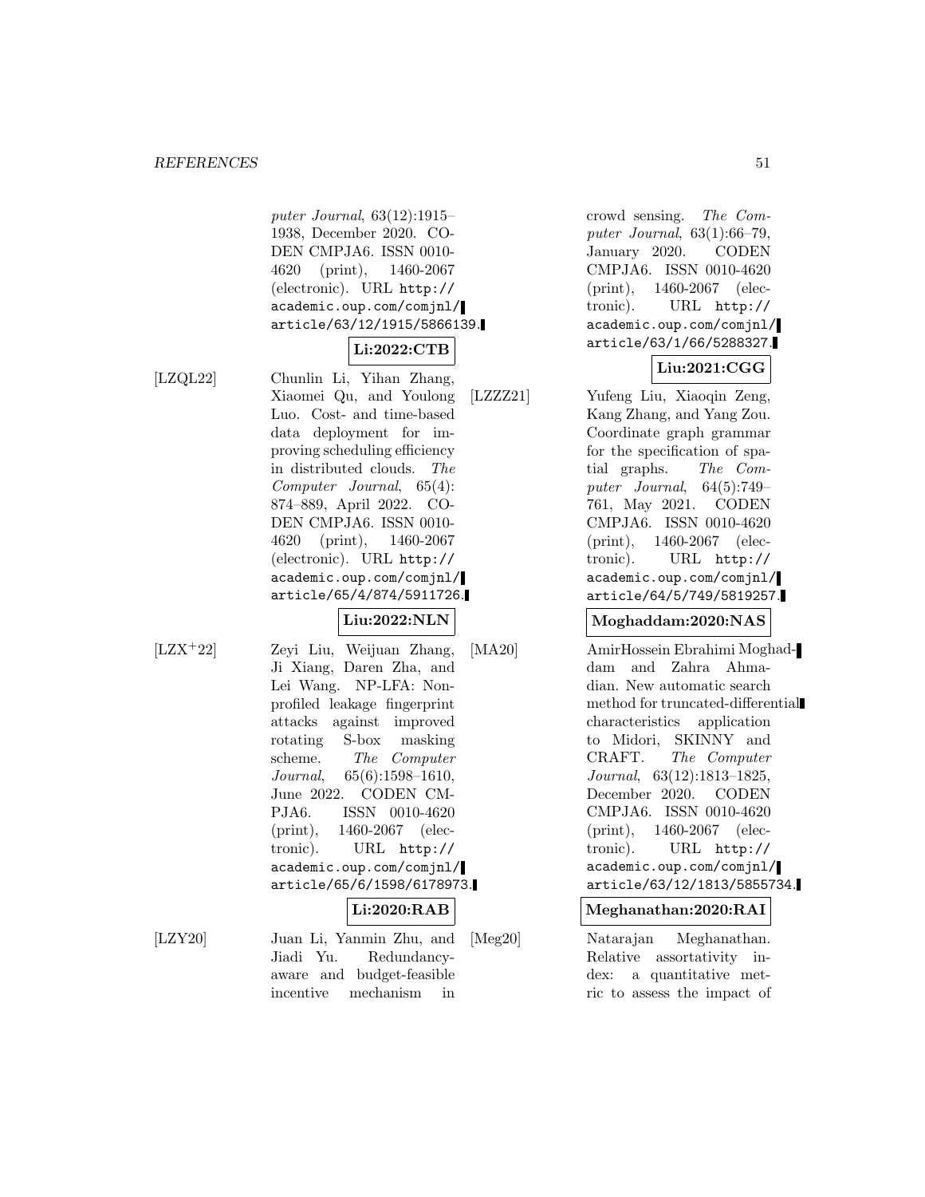puter Journal, 63(12):1915–1938, December 2020. CODEN CMPJA6. ISSN 0010-4620 (print), 1460-2067 (electronic). URL http://academic.oup.com/comjnl/article/63/12/1915/5866139.

**Li:2022:CTB**

[LZQL22] Chunlin Li, Yihan Zhang, Xiaomei Qu, and Youlong Luo. Cost- and time-based data deployment for improving scheduling efficiency in distributed clouds. *The Computer Journal*, 65(4): 874–889, April 2022. CODEN CMPJA6. ISSN 0010-4620 (print), 1460-2067 (electronic). URL http://academic.oup.com/comjnl/article/65/4/874/5911726.

**Liu:2022:NLN**

[LZX+22] Zeyi Liu, Weijuan Zhang, Ji Xiang, Daren Zha, and Lei Wang. NP-LFA: Non-profiled leakage fingerprint attacks against improved rotating S-box masking scheme. *The Computer Journal*, 65(6):1598–1610, June 2022. CODEN CMPJA6. ISSN 0010-4620 (print), 1460-2067 (electronic). URL http://academic.oup.com/comjnl/article/65/6/1598/6178973.

**Li:2020:RAB**

[LZY20] Juan Li, Yanmin Zhu, and Jiadi Yu. Redundancy-aware and budget-feasible incentive mechanism in crowd sensing. *The Computer Journal*, 63(1):66–79, January 2020. CODEN CMPJA6. ISSN 0010-4620 (print), 1460-2067 (electronic). URL http://academic.oup.com/comjnl/article/63/1/66/5288327.

**Liu:2021:CGG**

[LZZZ21] Yufeng Liu, Xiaoqin Zeng, Kang Zhang, and Yang Zou. Coordinate graph grammar for the specification of spatial graphs. *The Computer Journal*, 64(5):749–761, May 2021. CODEN CMPJA6. ISSN 0010-4620 (print), 1460-2067 (electronic). URL http://academic.oup.com/comjnl/article/64/5/749/5819257.

**Moghaddam:2020:NAS**

[MA20] AmirHossein Ebrahimi Moghaddam and Zahra Ahmadian. New automatic search method for truncated-differential characteristics application to Midori, SKINNY and CRAFT. *The Computer Journal*, 63(12):1813–1825, December 2020. CODEN CMPJA6. ISSN 0010-4620 (print), 1460-2067 (electronic). URL http://academic.oup.com/comjnl/article/63/12/1813/5855734.

**Meghanathan:2020:RAI**

[Meg20] Natarajan Meghanathan. Relative assortativity index: a quantitative metric to assess the impact of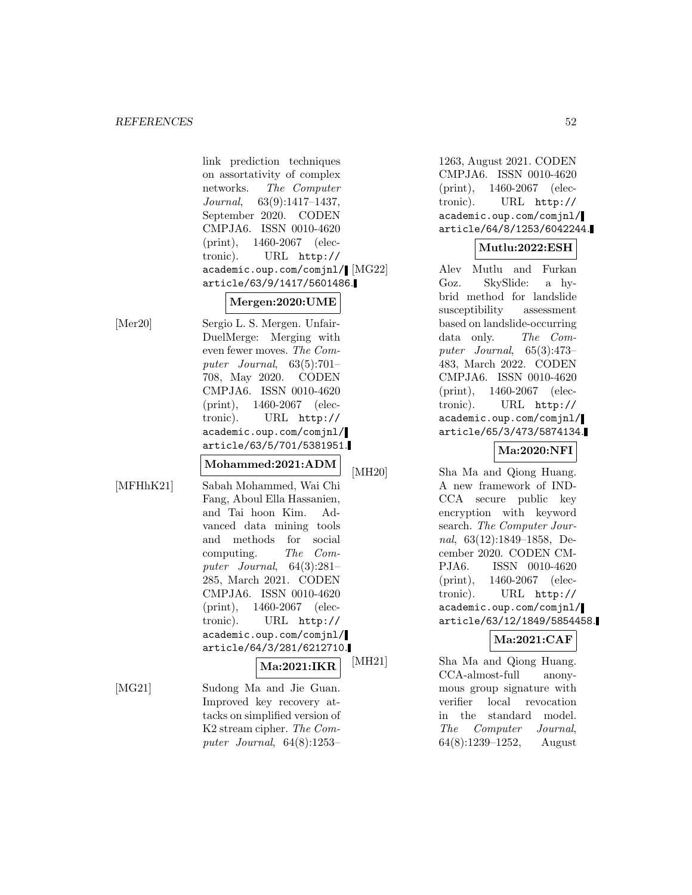link prediction techniques on assortativity of complex networks. *The Computer Journal*, 63(9):1417–1437, September 2020. CODEN CMPJA6. ISSN 0010-4620 (print), 1460-2067 (electronic). URL http://academic.oup.com/comjnl/article/63/9/1417/5601486.

**Mergen:2020:UME**

[Mer20] Sergio L. S. Mergen. UnfairDuelMerge: Merging with even fewer moves. *The Computer Journal*, 63(5):701–708, May 2020. CODEN CMPJA6. ISSN 0010-4620 (print), 1460-2067 (electronic). URL http://academic.oup.com/comjnl/article/63/5/701/5381951.

**Mohammed:2021:ADM**

[MFHhK21] Sabah Mohammed, Wai Chi Fang, Aboul Ella Hassanien, and Tai hoon Kim. Advanced data mining tools and methods for social computing. *The Computer Journal*, 64(3):281–285, March 2021. CODEN CMPJA6. ISSN 0010-4620 (print), 1460-2067 (electronic). URL http://academic.oup.com/comjnl/article/64/3/281/6212710.

**Ma:2021:IKR**

[MG21] Sudong Ma and Jie Guan. Improved key recovery attacks on simplified version of K2 stream cipher. *The Computer Journal*, 64(8):1253–1263, August 2021. CODEN CMPJA6. ISSN 0010-4620 (print), 1460-2067 (electronic). URL http://academic.oup.com/comjnl/article/64/8/1253/6042244.

**Mutlu:2022:ESH**

[MG22] Alev Mutlu and Furkan Goz. SkySlide: a hybrid method for landslide susceptibility assessment based on landslide-occurring data only. *The Computer Journal*, 65(3):473–483, March 2022. CODEN CMPJA6. ISSN 0010-4620 (print), 1460-2067 (electronic). URL http://academic.oup.com/comjnl/article/65/3/473/5874134.

**Ma:2020:NFI**

[MH20] Sha Ma and Qiong Huang. A new framework of IND-CCA secure public key encryption with keyword search. *The Computer Journal*, 63(12):1849–1858, December 2020. CODEN CMPJA6. ISSN 0010-4620 (print), 1460-2067 (electronic). URL http://academic.oup.com/comjnl/article/63/12/1849/5854458.

**Ma:2021:CAF**

[MH21] Sha Ma and Qiong Huang. CCA-almost-full anonymous group signature with verifier local revocation in the standard model. *The Computer Journal*, 64(8):1239–1252, August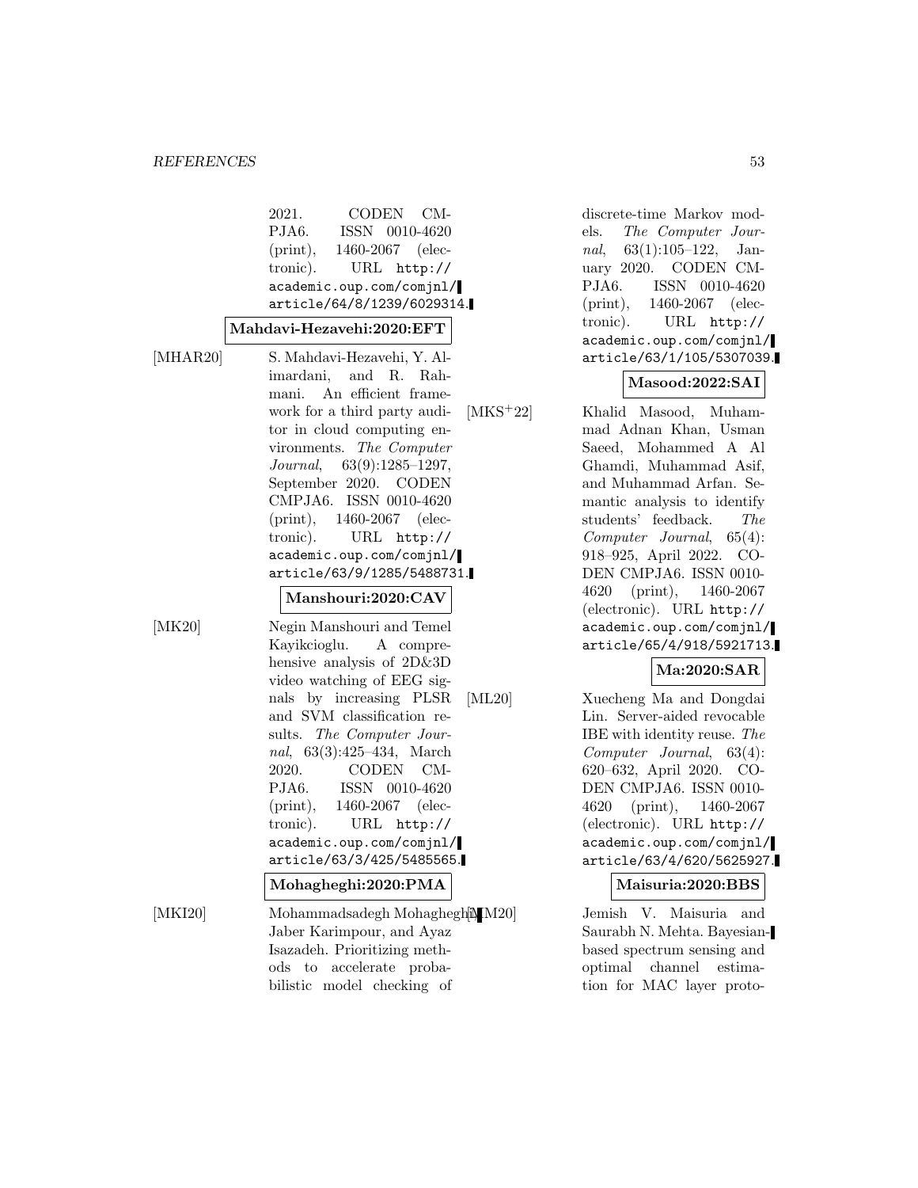2021. CODEN CMPJA6. ISSN 0010-4620 (print), 1460-2067 (electronic). URL http://academic.oup.com/comjnl/article/64/8/1239/6029314.

**Mahdavi-Hezavehi:2020:EFT**

[MHAR20] S. Mahdavi-Hezavehi, Y. Alimardani, and R. Rahmani. An efficient framework for a third party auditor in cloud computing environments. *The Computer Journal*, 63(9):1285–1297, September 2020. CODEN CMPJA6. ISSN 0010-4620 (print), 1460-2067 (electronic). URL http://academic.oup.com/comjnl/article/63/9/1285/5488731.

**Manshouri:2020:CAV**

[MK20] Negin Manshouri and Temel Kayikcioglu. A comprehensive analysis of 2D&3D video watching of EEG signals by increasing PLSR and SVM classification results. *The Computer Journal*, 63(3):425–434, March 2020. CODEN CMPJA6. ISSN 0010-4620 (print), 1460-2067 (electronic). URL http://academic.oup.com/comjnl/article/63/3/425/5485565.

**Mohagheghi:2020:PMA**

[MKI20] Mohammadsadegh Mohagheghi, Jaber Karimpour, and Ayaz Isazadeh. Prioritizing methods to accelerate probabilistic model checking of discrete-time Markov models. *The Computer Journal*, 63(1):105–122, January 2020. CODEN CMPJA6. ISSN 0010-4620 (print), 1460-2067 (electronic). URL http://academic.oup.com/comjnl/article/63/1/105/5307039.

**Masood:2022:SAI**

[MKS+22] Khalid Masood, Muhammad Adnan Khan, Usman Saeed, Mohammed A Al Ghamdi, Muhammad Asif, and Muhammad Arfan. Semantic analysis to identify students' feedback. *The Computer Journal*, 65(4):918–925, April 2022. CODEN CMPJA6. ISSN 0010-4620 (print), 1460-2067 (electronic). URL http://academic.oup.com/comjnl/article/65/4/918/5921713.

**Ma:2020:SAR**

[ML20] Xuecheng Ma and Dongdai Lin. Server-aided revocable IBE with identity reuse. *The Computer Journal*, 63(4):620–632, April 2020. CODEN CMPJA6. ISSN 0010-4620 (print), 1460-2067 (electronic). URL http://academic.oup.com/comjnl/article/63/4/620/5625927.

**Maisuria:2020:BBS**

[MM20] Jemish V. Maisuria and Saurabh N. Mehta. Bayesian-based spectrum sensing and optimal channel estimation for MAC layer proto-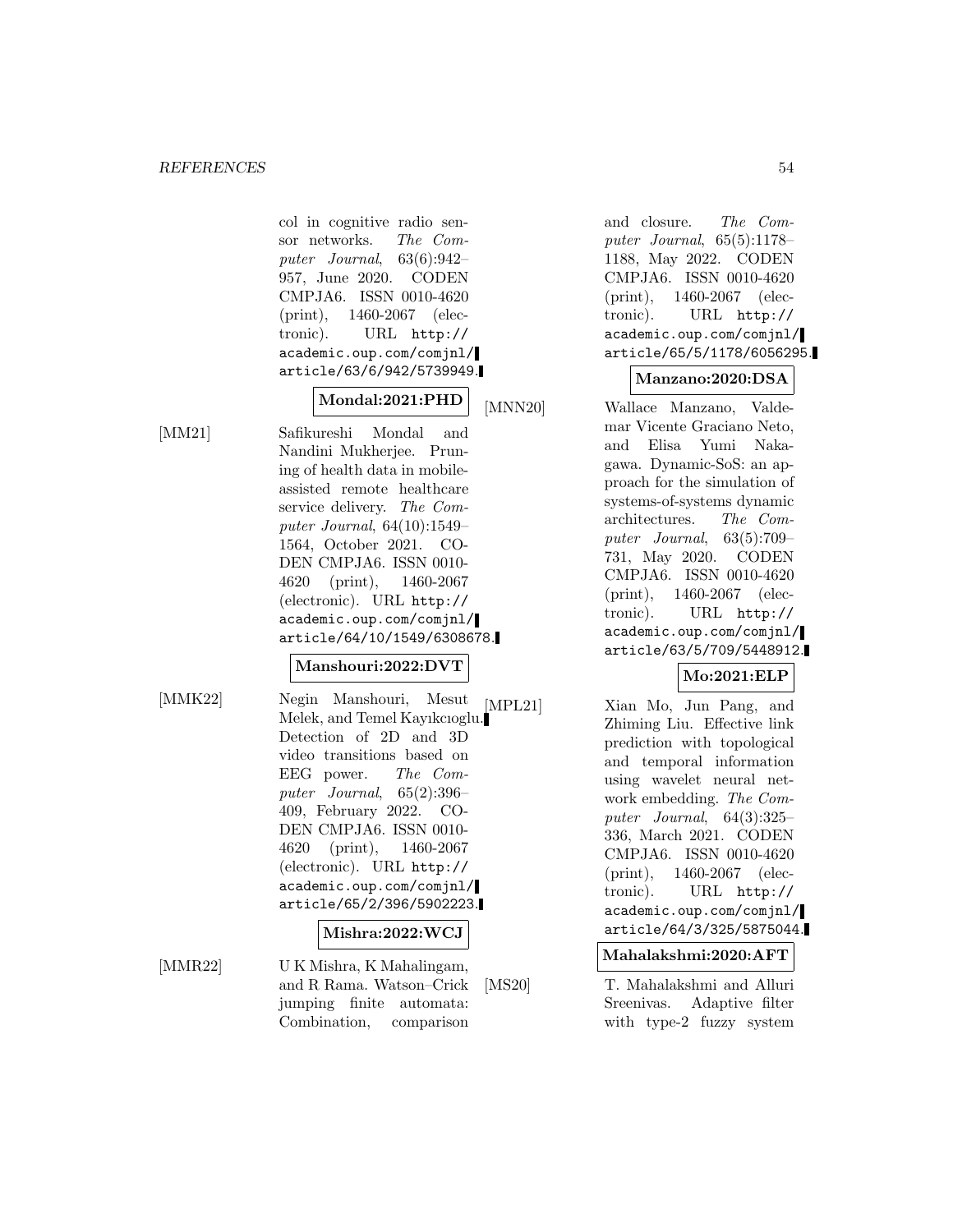col in cognitive radio sensor networks. *The Computer Journal*, 63(6):942–957, June 2020. CODEN CMPJA6. ISSN 0010-4620 (print), 1460-2067 (electronic). URL http://academic.oup.com/comjnl/article/63/6/942/5739949.

**Mondal:2021:PHD**

[MM21] Safikureshi Mondal and Nandini Mukherjee. Pruning of health data in mobile-assisted remote healthcare service delivery. *The Computer Journal*, 64(10):1549–1564, October 2021. CODEN CMPJA6. ISSN 0010-4620 (print), 1460-2067 (electronic). URL http://academic.oup.com/comjnl/article/64/10/1549/6308678.

**Manshouri:2022:DVT**

[MMK22] Negin Manshouri, Mesut Melek, and Temel Kayıkcıoglu. Detection of 2D and 3D video transitions based on EEG power. *The Computer Journal*, 65(2):396–409, February 2022. CODEN CMPJA6. ISSN 0010-4620 (print), 1460-2067 (electronic). URL http://academic.oup.com/comjnl/article/65/2/396/5902223.

**Mishra:2022:WCJ**

[MMR22] U K Mishra, K Mahalingam, and R Rama. Watson–Crick jumping finite automata: Combination, comparison and closure. *The Computer Journal*, 65(5):1178–1188, May 2022. CODEN CMPJA6. ISSN 0010-4620 (print), 1460-2067 (electronic). URL http://academic.oup.com/comjnl/article/65/5/1178/6056295.

**Manzano:2020:DSA**

[MNN20] Wallace Manzano, Valdemar Vicente Graciano Neto, and Elisa Yumi Nakagawa. Dynamic-SoS: an approach for the simulation of systems-of-systems dynamic architectures. *The Computer Journal*, 63(5):709–731, May 2020. CODEN CMPJA6. ISSN 0010-4620 (print), 1460-2067 (electronic). URL http://academic.oup.com/comjnl/article/63/5/709/5448912.

**Mo:2021:ELP**

[MPL21] Xian Mo, Jun Pang, and Zhiming Liu. Effective link prediction with topological and temporal information using wavelet neural network embedding. *The Computer Journal*, 64(3):325–336, March 2021. CODEN CMPJA6. ISSN 0010-4620 (print), 1460-2067 (electronic). URL http://academic.oup.com/comjnl/article/64/3/325/5875044.

**Mahalakshmi:2020:AFT**

[MS20] T. Mahalakshmi and Alluri Sreenivas. Adaptive filter with type-2 fuzzy system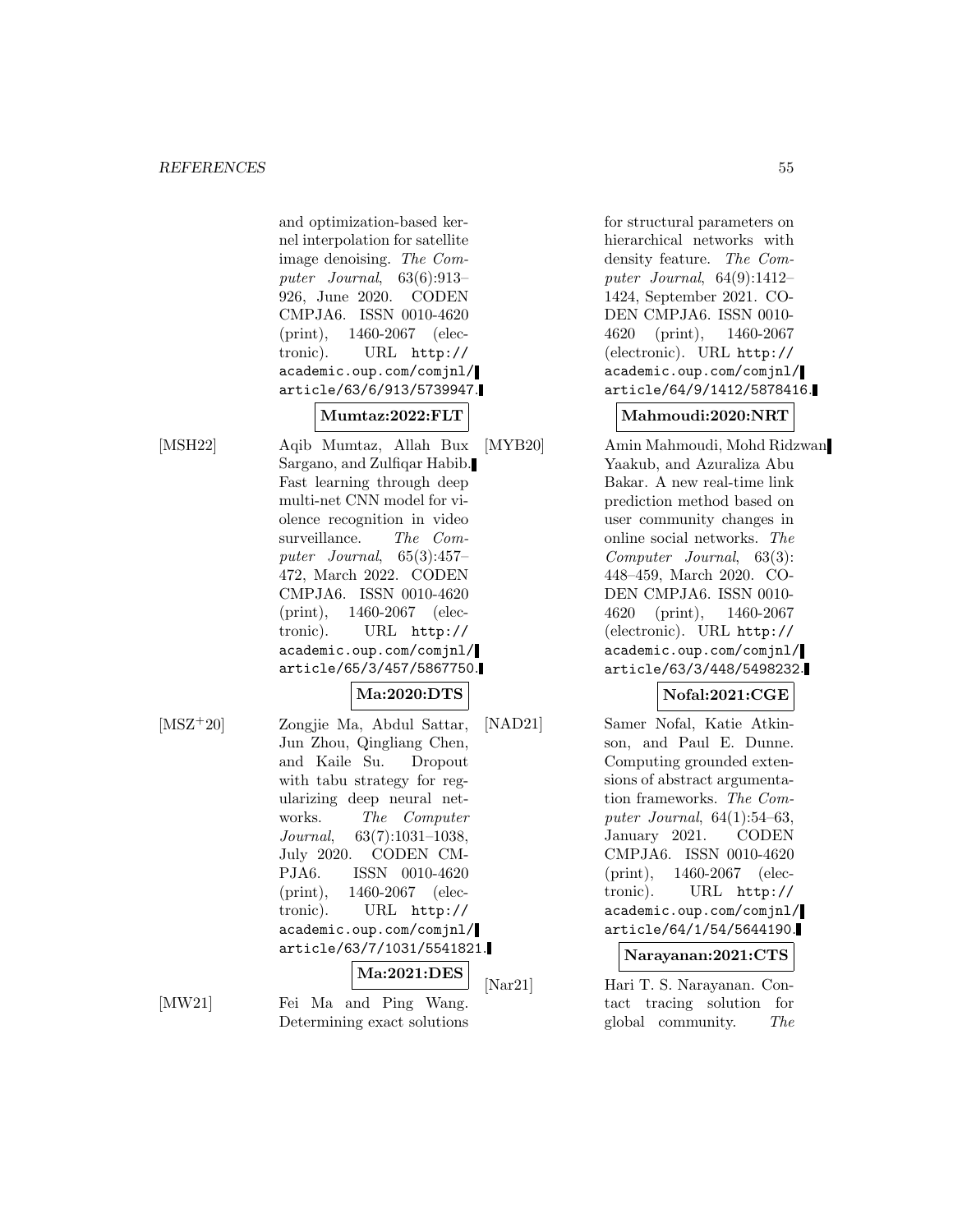and optimization-based kernel interpolation for satellite image denoising. *The Computer Journal*, 63(6):913–926, June 2020. CODEN CMPJA6. ISSN 0010-4620 (print), 1460-2067 (electronic). URL http://academic.oup.com/comjnl/article/63/6/913/5739947.

**Mumtaz:2022:FLT**

[MSH22] Aqib Mumtaz, Allah Bux Sargano, and Zulfiqar Habib. Fast learning through deep multi-net CNN model for violence recognition in video surveillance. *The Computer Journal*, 65(3):457–472, March 2022. CODEN CMPJA6. ISSN 0010-4620 (print), 1460-2067 (electronic). URL http://academic.oup.com/comjnl/article/65/3/457/5867750.

**Ma:2020:DTS**

[MSZ+20] Zongjie Ma, Abdul Sattar, Jun Zhou, Qingliang Chen, and Kaile Su. Dropout with tabu strategy for regularizing deep neural networks. *The Computer Journal*, 63(7):1031–1038, July 2020. CODEN CMPJA6. ISSN 0010-4620 (print), 1460-2067 (electronic). URL http://academic.oup.com/comjnl/article/63/7/1031/5541821.

**Ma:2021:DES**

[MW21] Fei Ma and Ping Wang. Determining exact solutions for structural parameters on hierarchical networks with density feature. *The Computer Journal*, 64(9):1412–1424, September 2021. CODEN CMPJA6. ISSN 0010-4620 (print), 1460-2067 (electronic). URL http://academic.oup.com/comjnl/article/64/9/1412/5878416.

**Mahmoudi:2020:NRT**

[MYB20] Amin Mahmoudi, Mohd Ridzwan Yaakub, and Azuraliza Abu Bakar. A new real-time link prediction method based on user community changes in online social networks. *The Computer Journal*, 63(3):448–459, March 2020. CODEN CMPJA6. ISSN 0010-4620 (print), 1460-2067 (electronic). URL http://academic.oup.com/comjnl/article/63/3/448/5498232.

**Nofal:2021:CGE**

[NAD21] Samer Nofal, Katie Atkinson, and Paul E. Dunne. Computing grounded extensions of abstract argumentation frameworks. *The Computer Journal*, 64(1):54–63, January 2021. CODEN CMPJA6. ISSN 0010-4620 (print), 1460-2067 (electronic). URL http://academic.oup.com/comjnl/article/64/1/54/5644190.

**Narayanan:2021:CTS**

[Nar21] Hari T. S. Narayanan. Contact tracing solution for global community. *The*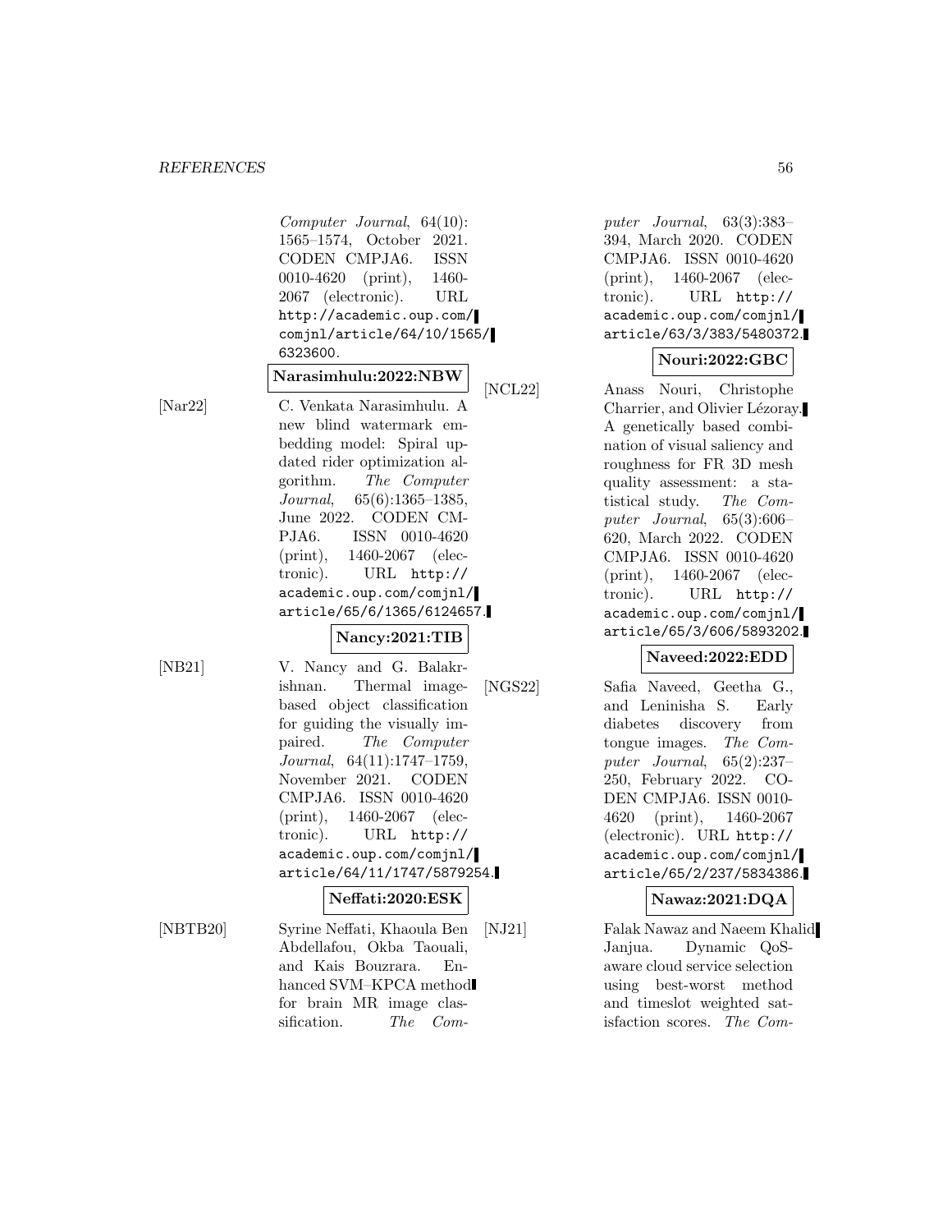Computer Journal, 64(10): 1565–1574, October 2021. CODEN CMPJA6. ISSN 0010-4620 (print), 1460-2067 (electronic). URL http://academic.oup.com/comjnl/article/64/10/1565/6323600.

**Narasimhulu:2022:NBW**

[Nar22] C. Venkata Narasimhulu. A new blind watermark embedding model: Spiral updated rider optimization algorithm. *The Computer Journal*, 65(6):1365–1385, June 2022. CODEN CMPJA6. ISSN 0010-4620 (print), 1460-2067 (electronic). URL http://academic.oup.com/comjnl/article/65/6/1365/6124657.

**Nancy:2021:TIB**

[NB21] V. Nancy and G. Balakrishnan. Thermal image-based object classification for guiding the visually impaired. *The Computer Journal*, 64(11):1747–1759, November 2021. CODEN CMPJA6. ISSN 0010-4620 (print), 1460-2067 (electronic). URL http://academic.oup.com/comjnl/article/64/11/1747/5879254.

**Neffati:2020:ESK**

[NBTB20] Syrine Neffati, Khaoula Ben Abdellafou, Okba Taouali, and Kais Bouzrara. Enhanced SVM–KPCA method for brain MR image classification. *The Computer Journal*, 63(3):383–394, March 2020. CODEN CMPJA6. ISSN 0010-4620 (print), 1460-2067 (electronic). URL http://academic.oup.com/comjnl/article/63/3/383/5480372.

**Nouri:2022:GBC**

[NCL22] Anass Nouri, Christophe Charrier, and Olivier Lézoray. A genetically based combination of visual saliency and roughness for FR 3D mesh quality assessment: a statistical study. *The Computer Journal*, 65(3):606–620, March 2022. CODEN CMPJA6. ISSN 0010-4620 (print), 1460-2067 (electronic). URL http://academic.oup.com/comjnl/article/65/3/606/5893202.

**Naveed:2022:EDD**

[NGS22] Safia Naveed, Geetha G., and Leninisha S. Early diabetes discovery from tongue images. *The Computer Journal*, 65(2):237–250, February 2022. CODEN CMPJA6. ISSN 0010-4620 (print), 1460-2067 (electronic). URL http://academic.oup.com/comjnl/article/65/2/237/5834386.

**Nawaz:2021:DQA**

[NJ21] Falak Nawaz and Naeem Khalid Janjua. Dynamic QoS-aware cloud service selection using best-worst method and timeslot weighted satisfaction scores. *The Com-*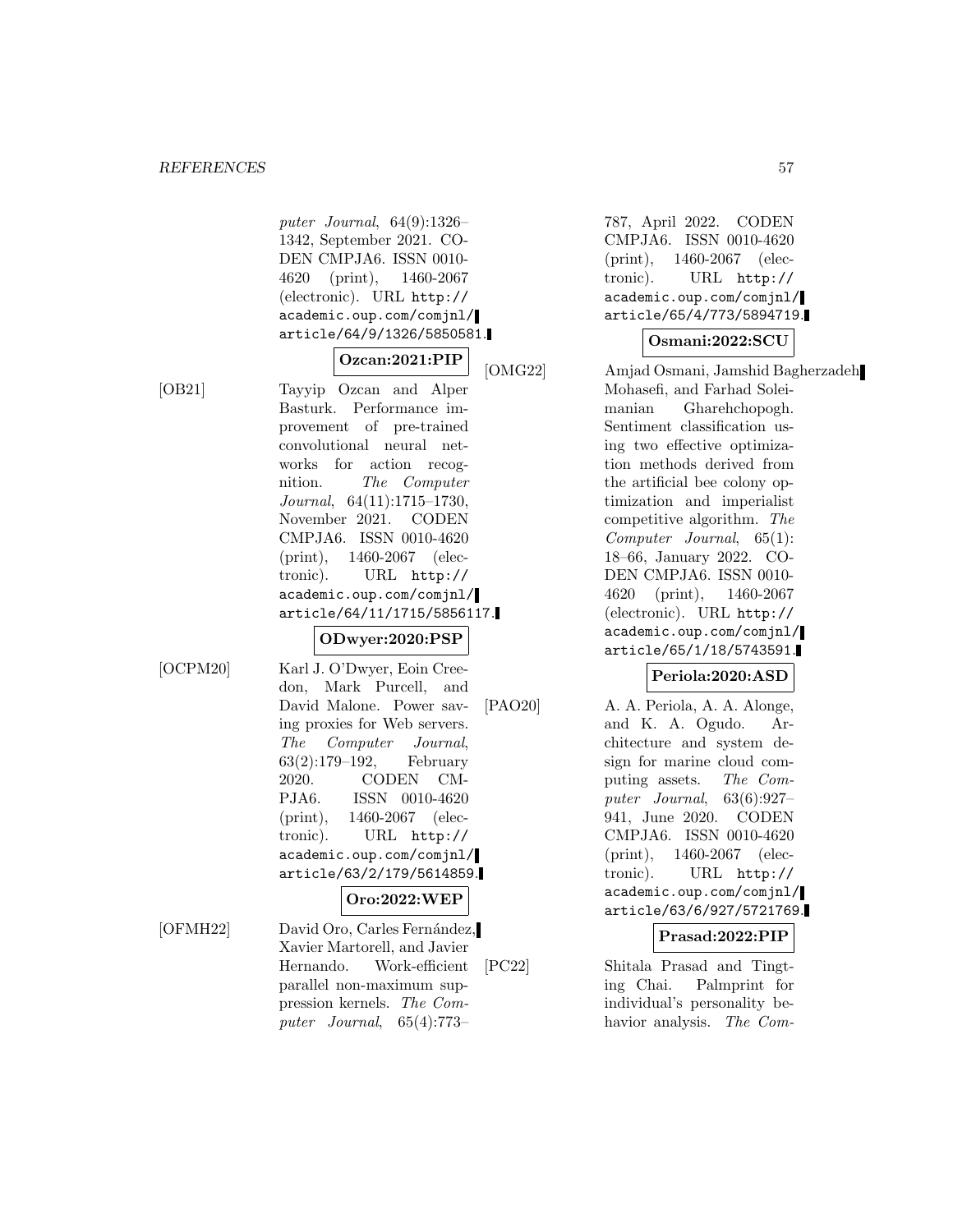puter Journal, 64(9):1326–1342, September 2021. CODEN CMPJA6. ISSN 0010-4620 (print), 1460-2067 (electronic). URL http://academic.oup.com/comjnl/article/64/9/1326/5850581.

**Ozcan:2021:PIP**

[OB21] Tayyip Ozcan and Alper Basturk. Performance improvement of pre-trained convolutional neural networks for action recognition. *The Computer Journal*, 64(11):1715–1730, November 2021. CODEN CMPJA6. ISSN 0010-4620 (print), 1460-2067 (electronic). URL http://academic.oup.com/comjnl/article/64/11/1715/5856117.

**ODwyer:2020:PSP**

[OCPM20] Karl J. O'Dwyer, Eoin Creedon, Mark Purcell, and David Malone. Power saving proxies for Web servers. *The Computer Journal*, 63(2):179–192, February 2020. CODEN CMPJA6. ISSN 0010-4620 (print), 1460-2067 (electronic). URL http://academic.oup.com/comjnl/article/63/2/179/5614859.

**Oro:2022:WEP**

[OFMH22] David Oro, Carles Fernández, Xavier Martorell, and Javier Hernando. Work-efficient parallel non-maximum suppression kernels. *The Computer Journal*, 65(4):773–787, April 2022. CODEN CMPJA6. ISSN 0010-4620 (print), 1460-2067 (electronic). URL http://academic.oup.com/comjnl/article/65/4/773/5894719.

**Osmani:2022:SCU**

[OMG22] Amjad Osmani, Jamshid Bagherzadeh Mohasefi, and Farhad Soleimanian Gharehchopogh. Sentiment classification using two effective optimization methods derived from the artificial bee colony optimization and imperialist competitive algorithm. *The Computer Journal*, 65(1):18–66, January 2022. CODEN CMPJA6. ISSN 0010-4620 (print), 1460-2067 (electronic). URL http://academic.oup.com/comjnl/article/65/1/18/5743591.

**Periola:2020:ASD**

[PAO20] A. A. Periola, A. A. Alonge, and K. A. Ogudo. Architecture and system design for marine cloud computing assets. *The Computer Journal*, 63(6):927–941, June 2020. CODEN CMPJA6. ISSN 0010-4620 (print), 1460-2067 (electronic). URL http://academic.oup.com/comjnl/article/63/6/927/5721769.

**Prasad:2022:PIP**

[PC22] Shitala Prasad and Tingting Chai. Palmprint for individual's personality behavior analysis. *The Com-*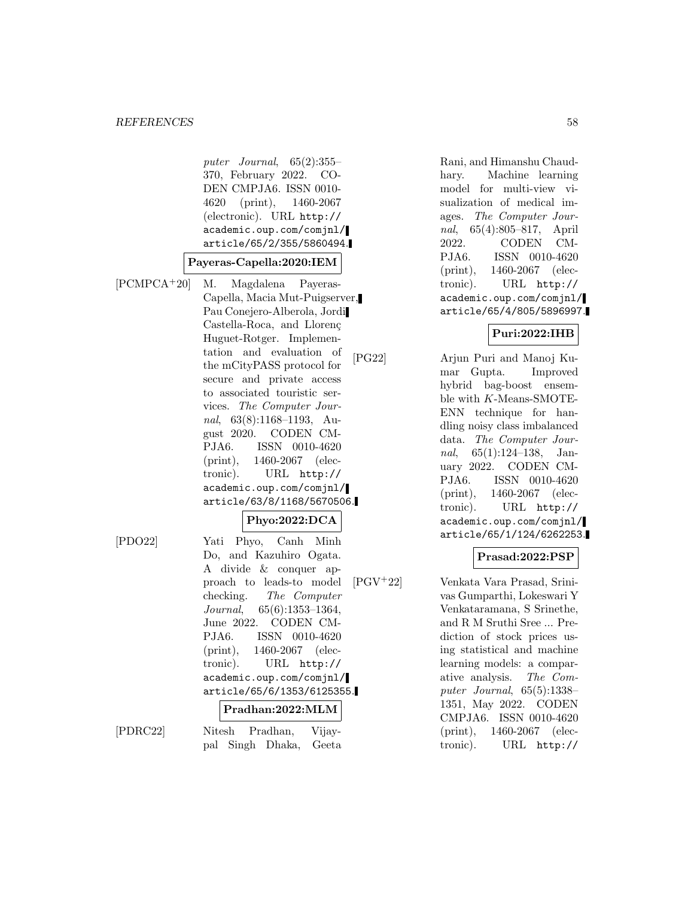*puter Journal*, 65(2):355–370, February 2022. CODEN CMPJA6. ISSN 0010-4620 (print), 1460-2067 (electronic). URL http://academic.oup.com/comjnl/article/65/2/355/5860494.

**Payeras-Capella:2020:IEM**

[PCMPCA+20] M. Magdalena Payeras-Capella, Macia Mut-Puigserver, Pau Conejero-Alberola, Jordi Castella-Roca, and Llorenç Huguet-Rotger. Implementation and evaluation of the mCityPASS protocol for secure and private access to associated touristic services. *The Computer Journal*, 63(8):1168–1193, August 2020. CODEN CMPJA6. ISSN 0010-4620 (print), 1460-2067 (electronic). URL http://academic.oup.com/comjnl/article/63/8/1168/5670506.

**Phyo:2022:DCA**

[PDO22] Yati Phyo, Canh Minh Do, and Kazuhiro Ogata. A divide & conquer approach to leads-to model checking. *The Computer Journal*, 65(6):1353–1364, June 2022. CODEN CMPJA6. ISSN 0010-4620 (print), 1460-2067 (electronic). URL http://academic.oup.com/comjnl/article/65/6/1353/6125355.

**Pradhan:2022:MLM**

[PDRC22] Nitesh Pradhan, Vijaypal Singh Dhaka, Geeta Rani, and Himanshu Chaudhary. Machine learning model for multi-view visualization of medical images. *The Computer Journal*, 65(4):805–817, April 2022. CODEN CMPJA6. ISSN 0010-4620 (print), 1460-2067 (electronic). URL http://academic.oup.com/comjnl/article/65/4/805/5896997.

**Puri:2022:IHB**

[PG22] Arjun Puri and Manoj Kumar Gupta. Improved hybrid bag-boost ensemble with $K$-Means-SMOTE-ENN technique for handling noisy class imbalanced data. *The Computer Journal*, 65(1):124–138, January 2022. CODEN CMPJA6. ISSN 0010-4620 (print), 1460-2067 (electronic). URL http://academic.oup.com/comjnl/article/65/1/124/6262253.

**Prasad:2022:PSP**

[PGV+22] Venkata Vara Prasad, Srinivas Gumparthi, Lokeswari Y Venkataramana, S Srinethe, and R M Sruthi Sree ... Prediction of stock prices using statistical and machine learning models: a comparative analysis. *The Computer Journal*, 65(5):1338–1351, May 2022. CODEN CMPJA6. ISSN 0010-4620 (print), 1460-2067 (electronic). URL http://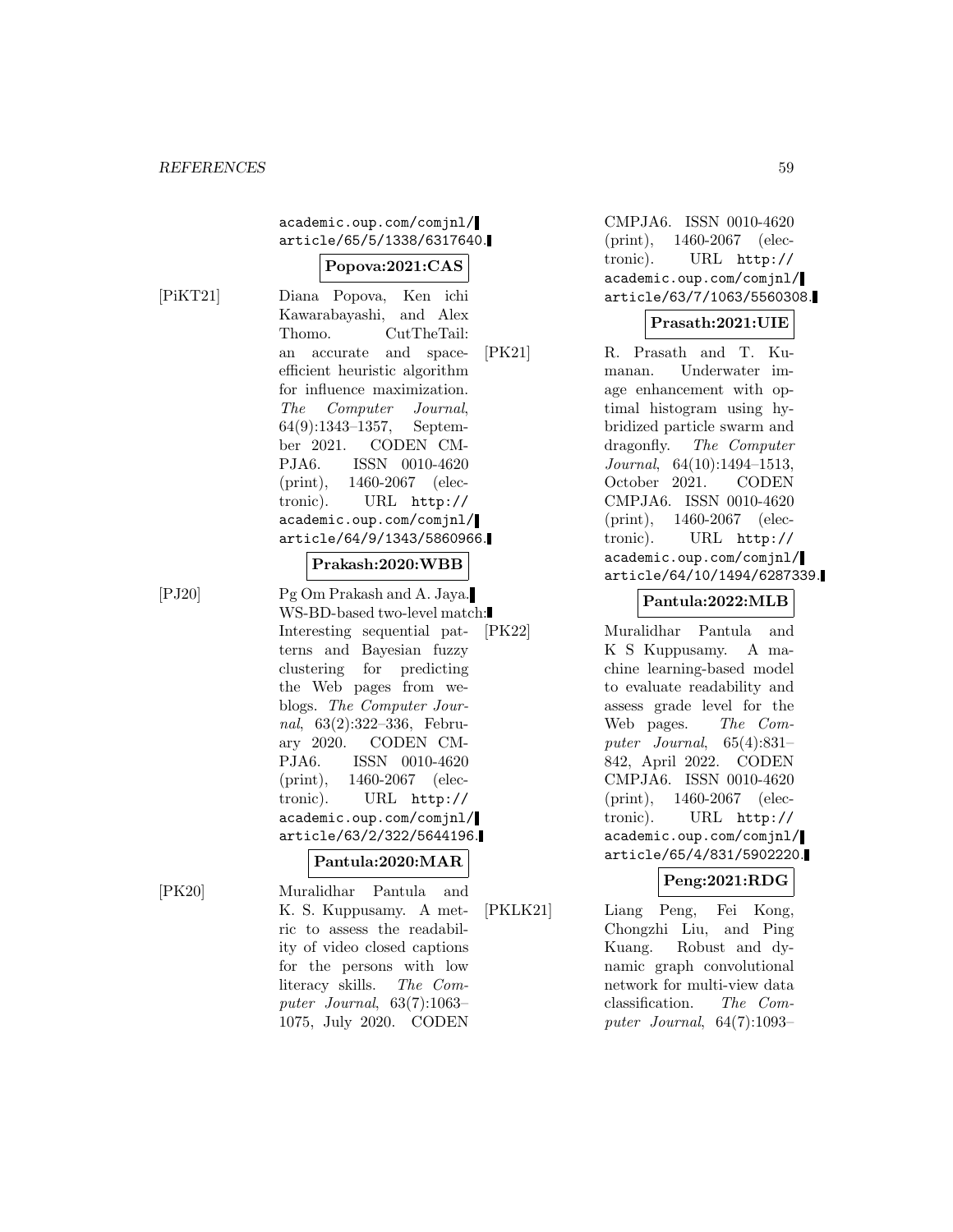academic.oup.com/comjnl/article/65/5/1338/6317640.

**Popova:2021:CAS**

[PiKT21] Diana Popova, Ken ichi Kawarabayashi, and Alex Thomo. CutTheTail: an accurate and space-efficient heuristic algorithm for influence maximization. *The Computer Journal*, 64(9):1343–1357, September 2021. CODEN CMPJA6. ISSN 0010-4620 (print), 1460-2067 (electronic). URL http://academic.oup.com/comjnl/article/64/9/1343/5860966.

**Prakash:2020:WBB**

[PJ20] Pg Om Prakash and A. Jaya. WS-BD-based two-level match: Interesting sequential patterns and Bayesian fuzzy clustering for predicting the Web pages from weblogs. *The Computer Journal*, 63(2):322–336, February 2020. CODEN CMPJA6. ISSN 0010-4620 (print), 1460-2067 (electronic). URL http://academic.oup.com/comjnl/article/63/2/322/5644196.

**Pantula:2020:MAR**

[PK20] Muralidhar Pantula and K. S. Kuppusamy. A metric to assess the readability of video closed captions for the persons with low literacy skills. *The Computer Journal*, 63(7):1063–1075, July 2020. CODEN CMPJA6. ISSN 0010-4620 (print), 1460-2067 (electronic). URL http://academic.oup.com/comjnl/article/63/7/1063/5560308.

**Prasath:2021:UIE**

[PK21] R. Prasath and T. Kumanan. Underwater image enhancement with optimal histogram using hybridized particle swarm and dragonfly. *The Computer Journal*, 64(10):1494–1513, October 2021. CODEN CMPJA6. ISSN 0010-4620 (print), 1460-2067 (electronic). URL http://academic.oup.com/comjnl/article/64/10/1494/6287339.

**Pantula:2022:MLB**

[PK22] Muralidhar Pantula and K S Kuppusamy. A machine learning-based model to evaluate readability and assess grade level for the Web pages. *The Computer Journal*, 65(4):831–842, April 2022. CODEN CMPJA6. ISSN 0010-4620 (print), 1460-2067 (electronic). URL http://academic.oup.com/comjnl/article/65/4/831/5902220.

**Peng:2021:RDG**

[PKLK21] Liang Peng, Fei Kong, Chongzhi Liu, and Ping Kuang. Robust and dynamic graph convolutional network for multi-view data classification. *The Computer Journal*, 64(7):1093–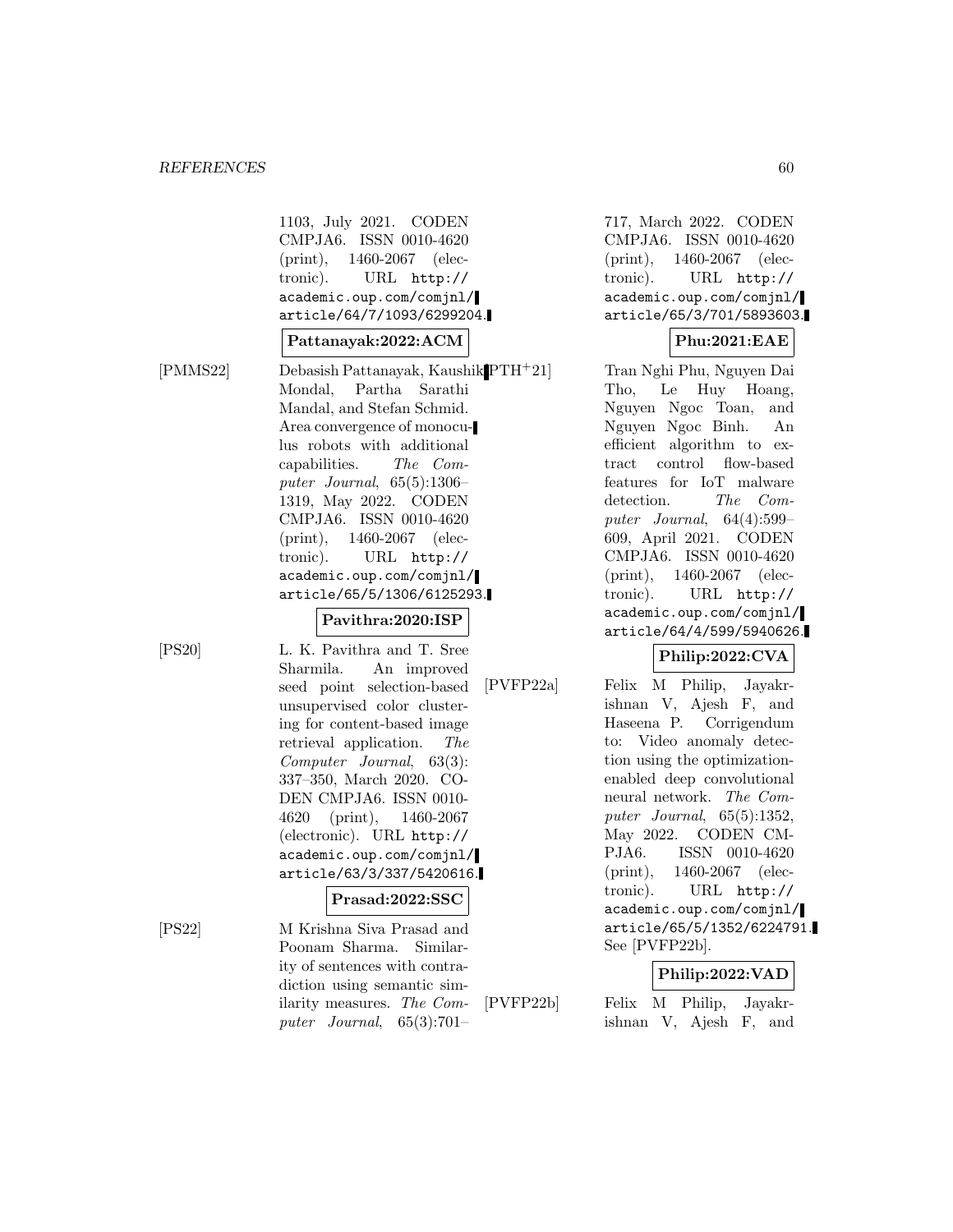1103, July 2021. CODEN CMPJA6. ISSN 0010-4620 (print), 1460-2067 (electronic). URL http://academic.oup.com/comjnl/article/64/7/1093/6299204.

**Pattanayak:2022:ACM**

[PMMS22] Debasish Pattanayak, Kaushik Mondal, Partha Sarathi Mandal, and Stefan Schmid. Area convergence of monoculus robots with additional capabilities. *The Computer Journal*, 65(5):1306–1319, May 2022. CODEN CMPJA6. ISSN 0010-4620 (print), 1460-2067 (electronic). URL http://academic.oup.com/comjnl/article/65/5/1306/6125293.

**Pavithra:2020:ISP**

[PS20] L. K. Pavithra and T. Sree Sharmila. An improved seed point selection-based unsupervised color clustering for content-based image retrieval application. *The Computer Journal*, 63(3):337–350, March 2020. CODEN CMPJA6. ISSN 0010-4620 (print), 1460-2067 (electronic). URL http://academic.oup.com/comjnl/article/63/3/337/5420616.

**Prasad:2022:SSC**

[PS22] M Krishna Siva Prasad and Poonam Sharma. Similarity of sentences with contradiction using semantic similarity measures. *The Computer Journal*, 65(3):701–717, March 2022. CODEN CMPJA6. ISSN 0010-4620 (print), 1460-2067 (electronic). URL http://academic.oup.com/comjnl/article/65/3/701/5893603.

**Phu:2021:EAE**

[PTH+21] Tran Nghi Phu, Nguyen Dai Tho, Le Huy Hoang, Nguyen Ngoc Toan, and Nguyen Ngoc Binh. An efficient algorithm to extract control flow-based features for IoT malware detection. *The Computer Journal*, 64(4):599–609, April 2021. CODEN CMPJA6. ISSN 0010-4620 (print), 1460-2067 (electronic). URL http://academic.oup.com/comjnl/article/64/4/599/5940626.

**Philip:2022:CVA**

[PVFP22a] Felix M Philip, Jayakrishnan V, Ajesh F, and Haseena P. Corrigendum to: Video anomaly detection using the optimization-enabled deep convolutional neural network. *The Computer Journal*, 65(5):1352, May 2022. CODEN CMPJA6. ISSN 0010-4620 (print), 1460-2067 (electronic). URL http://academic.oup.com/comjnl/article/65/5/1352/6224791. See [PVFP22b].

**Philip:2022:VAD**

[PVFP22b] Felix M Philip, Jayakrishnan V, Ajesh F, and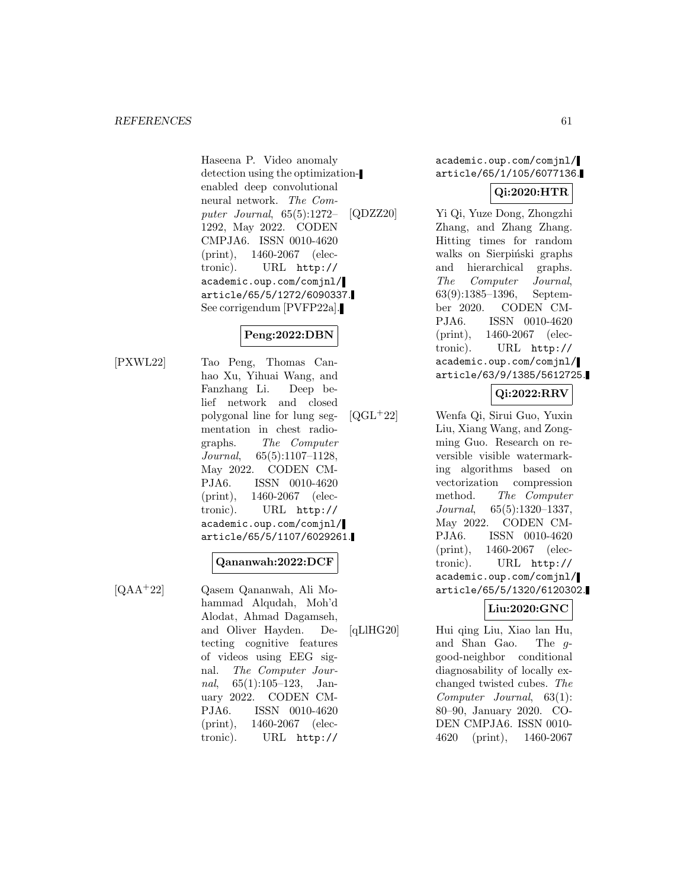Haseena P. Video anomaly detection using the optimization-enabled deep convolutional neural network. *The Computer Journal*, 65(5):1272–1292, May 2022. CODEN CMPJA6. ISSN 0010-4620 (print), 1460-2067 (electronic). URL http://academic.oup.com/comjnl/article/65/5/1272/6090337. See corrigendum [PVFP22a].

**Peng:2022:DBN**

[PXWL22] Tao Peng, Thomas Canhao Xu, Yihuai Wang, and Fanzhang Li. Deep belief network and closed polygonal line for lung segmentation in chest radiographs. *The Computer Journal*, 65(5):1107–1128, May 2022. CODEN CMPJA6. ISSN 0010-4620 (print), 1460-2067 (electronic). URL http://academic.oup.com/comjnl/article/65/5/1107/6029261.

**Qananwah:2022:DCF**

[QAA+22] Qasem Qananwah, Ali Mohammad Alqudah, Moh'd Alodat, Ahmad Dagamseh, and Oliver Hayden. Detecting cognitive features of videos using EEG signal. *The Computer Journal*, 65(1):105–123, January 2022. CODEN CMPJA6. ISSN 0010-4620 (print), 1460-2067 (electronic). URL http://academic.oup.com/comjnl/article/65/1/105/6077136.

**Qi:2020:HTR**

[QDZZ20] Yi Qi, Yuze Dong, Zhongzhi Zhang, and Zhang Zhang. Hitting times for random walks on Sierpiński graphs and hierarchical graphs. *The Computer Journal*, 63(9):1385–1396, September 2020. CODEN CMPJA6. ISSN 0010-4620 (print), 1460-2067 (electronic). URL http://academic.oup.com/comjnl/article/63/9/1385/5612725.

**Qi:2022:RRV**

[QGL+22] Wenfa Qi, Sirui Guo, Yuxin Liu, Xiang Wang, and Zongming Guo. Research on reversible visible watermarking algorithms based on vectorization compression method. *The Computer Journal*, 65(5):1320–1337, May 2022. CODEN CMPJA6. ISSN 0010-4620 (print), 1460-2067 (electronic). URL http://academic.oup.com/comjnl/article/65/5/1320/6120302.

**Liu:2020:GNC**

[qLlHG20] Hui qing Liu, Xiao lan Hu, and Shan Gao. The $g$-good-neighbor conditional diagnosability of locally exchanged twisted cubes. *The Computer Journal*, 63(1): 80–90, January 2020. CODEN CMPJA6. ISSN 0010-4620 (print), 1460-2067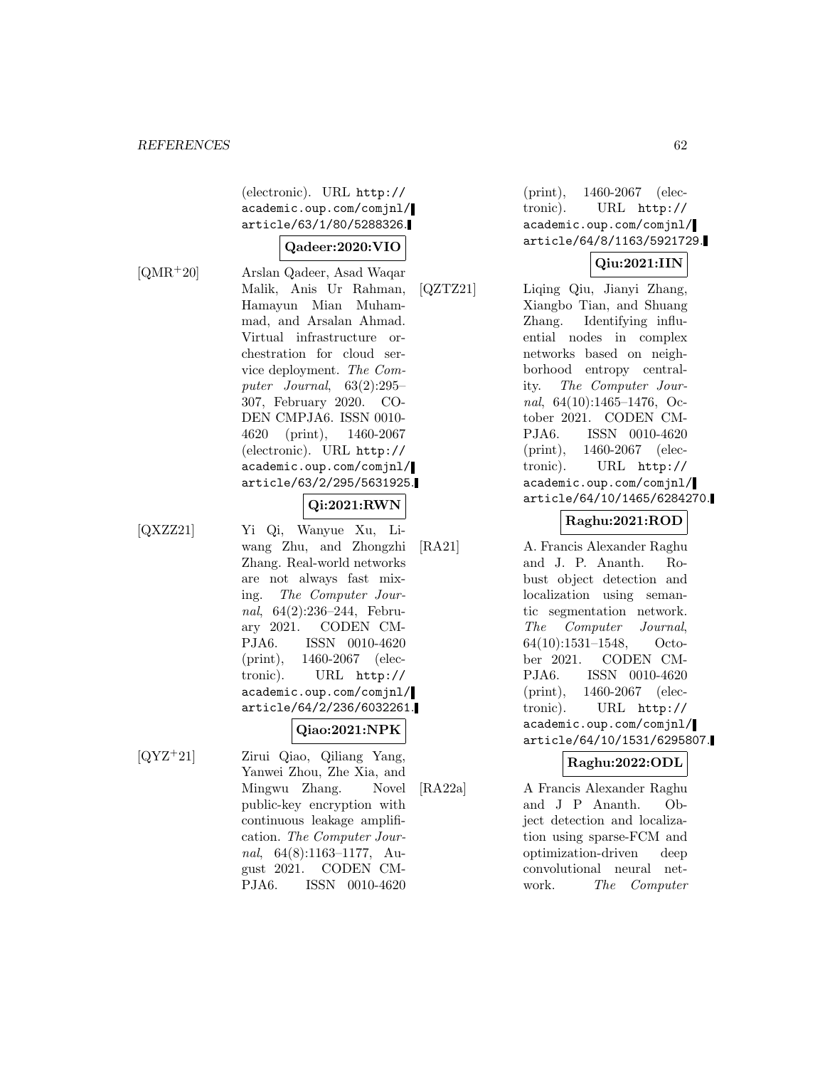(electronic). URL http://academic.oup.com/comjnl/article/63/1/80/5288326.

**Qadeer:2020:VIO**

[QMR+20] Arslan Qadeer, Asad Waqar Malik, Anis Ur Rahman, Hamayun Mian Muhammad, and Arsalan Ahmad. Virtual infrastructure orchestration for cloud service deployment. *The Computer Journal*, 63(2):295–307, February 2020. CODEN CMPJA6. ISSN 0010-4620 (print), 1460-2067 (electronic). URL http://academic.oup.com/comjnl/article/63/2/295/5631925.

**Qi:2021:RWN**

[QXZZ21] Yi Qi, Wanyue Xu, Liwang Zhu, and Zhongzhi Zhang. Real-world networks are not always fast mixing. *The Computer Journal*, 64(2):236–244, February 2021. CODEN CMPJA6. ISSN 0010-4620 (print), 1460-2067 (electronic). URL http://academic.oup.com/comjnl/article/64/2/236/6032261.

**Qiao:2021:NPK**

[QYZ+21] Zirui Qiao, Qiliang Yang, Yanwei Zhou, Zhe Xia, and Mingwu Zhang. Novel public-key encryption with continuous leakage amplification. *The Computer Journal*, 64(8):1163–1177, August 2021. CODEN CMPJA6. ISSN 0010-4620 (print), 1460-2067 (electronic). URL http://academic.oup.com/comjnl/article/64/8/1163/5921729.

**Qiu:2021:IIN**

[QZTZ21] Liqing Qiu, Jianyi Zhang, Xiangbo Tian, and Shuang Zhang. Identifying influential nodes in complex networks based on neighborhood entropy centrality. *The Computer Journal*, 64(10):1465–1476, October 2021. CODEN CMPJA6. ISSN 0010-4620 (print), 1460-2067 (electronic). URL http://academic.oup.com/comjnl/article/64/10/1465/6284270.

**Raghu:2021:ROD**

[RA21] A. Francis Alexander Raghu and J. P. Ananth. Robust object detection and localization using semantic segmentation network. *The Computer Journal*, 64(10):1531–1548, October 2021. CODEN CMPJA6. ISSN 0010-4620 (print), 1460-2067 (electronic). URL http://academic.oup.com/comjnl/article/64/10/1531/6295807.

**Raghu:2022:ODL**

[RA22a] A Francis Alexander Raghu and J P Ananth. Object detection and localization using sparse-FCM and optimization-driven deep convolutional neural network. *The Computer*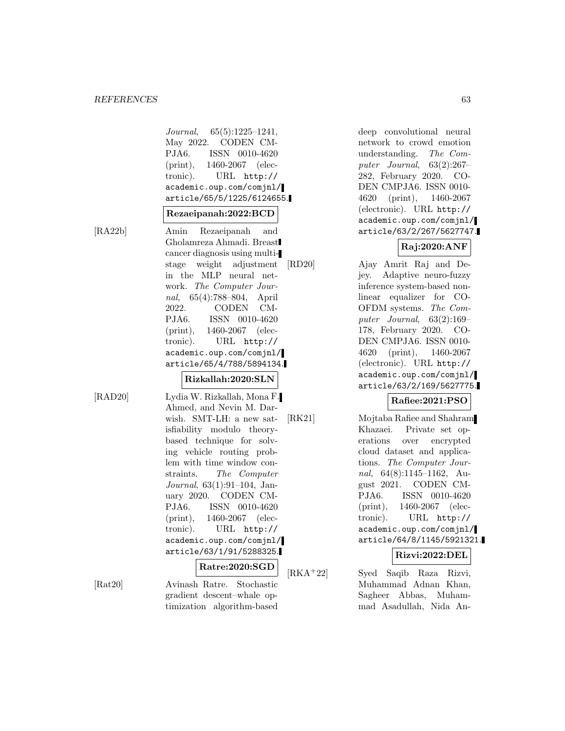*Journal*, 65(5):1225–1241, May 2022. CODEN CMPJA6. ISSN 0010-4620 (print), 1460-2067 (electronic). URL http://academic.oup.com/comjnl/article/65/5/1225/6124655.

**Rezaeipanah:2022:BCD**

[RA22b] Amin Rezaeipanah and Gholamreza Ahmadi. Breast cancer diagnosis using multi-stage weight adjustment in the MLP neural network. *The Computer Journal*, 65(4):788–804, April 2022. CODEN CMPJA6. ISSN 0010-4620 (print), 1460-2067 (electronic). URL http://academic.oup.com/comjnl/article/65/4/788/5894134.

**Rizkallah:2020:SLN**

[RAD20] Lydia W. Rizkallah, Mona F. Ahmed, and Nevin M. Darwish. SMT-LH: a new satisfiability modulo theory-based technique for solving vehicle routing problem with time window constraints. *The Computer Journal*, 63(1):91–104, January 2020. CODEN CMPJA6. ISSN 0010-4620 (print), 1460-2067 (electronic). URL http://academic.oup.com/comjnl/article/63/1/91/5288325.

**Ratre:2020:SGD**

[Rat20] Avinash Ratre. Stochastic gradient descent–whale optimization algorithm-based deep convolutional neural network to crowd emotion understanding. *The Computer Journal*, 63(2):267–282, February 2020. CODEN CMPJA6. ISSN 0010-4620 (print), 1460-2067 (electronic). URL http://academic.oup.com/comjnl/article/63/2/267/5627747.

**Raj:2020:ANF**

[RD20] Ajay Amrit Raj and Dejey. Adaptive neuro-fuzzy inference system-based nonlinear equalizer for CO-OFDM systems. *The Computer Journal*, 63(2):169–178, February 2020. CODEN CMPJA6. ISSN 0010-4620 (print), 1460-2067 (electronic). URL http://academic.oup.com/comjnl/article/63/2/169/5627775.

**Rafiee:2021:PSO**

[RK21] Mojtaba Rafiee and Shahram Khazaei. Private set operations over encrypted cloud dataset and applications. *The Computer Journal*, 64(8):1145–1162, August 2021. CODEN CMPJA6. ISSN 0010-4620 (print), 1460-2067 (electronic). URL http://academic.oup.com/comjnl/article/64/8/1145/5921321.

**Rizvi:2022:DEL**

[RKA+22] Syed Saqib Raza Rizvi, Muhammad Adnan Khan, Sagheer Abbas, Muhammad Asadullah, Nida An-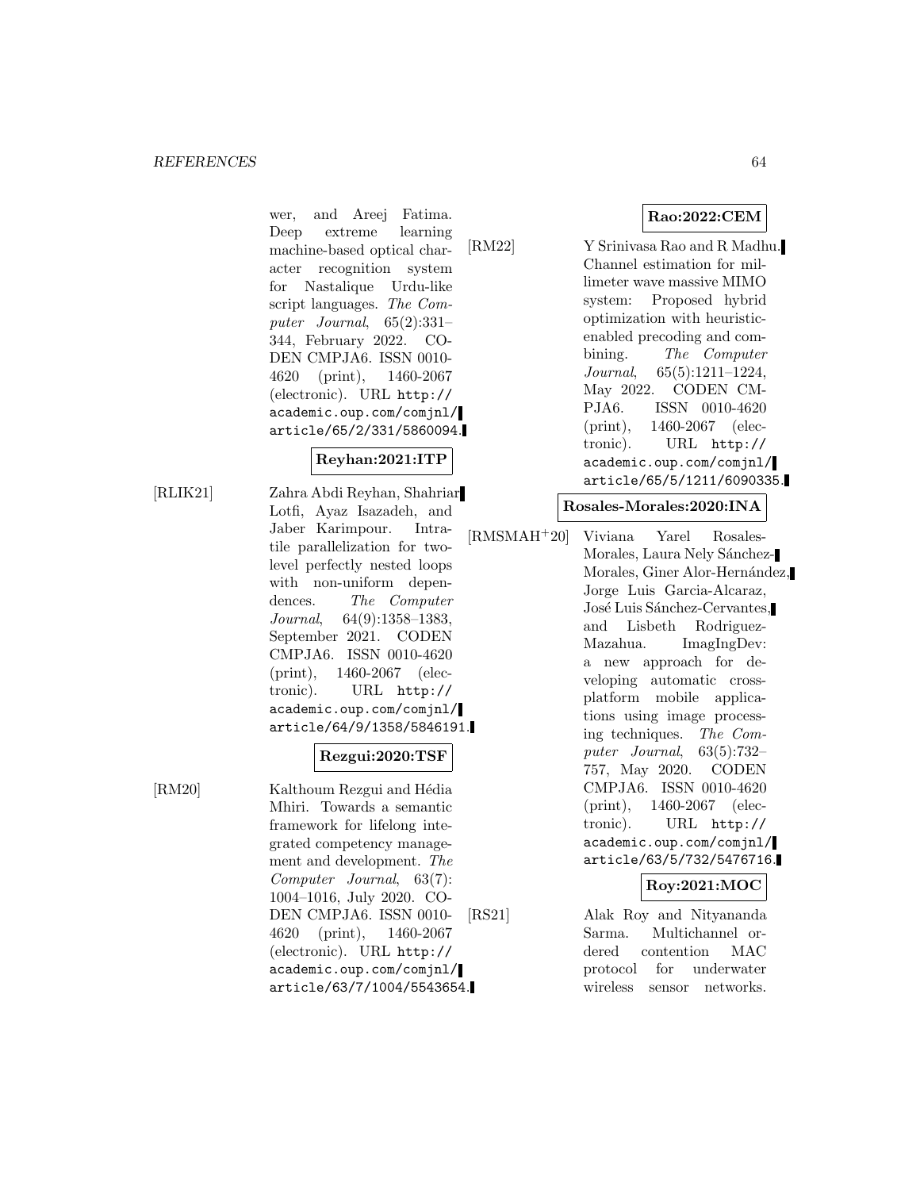wer, and Areej Fatima. Deep extreme learning machine-based optical character recognition system for Nastalique Urdu-like script languages. *The Computer Journal*, 65(2):331–344, February 2022. CODEN CMPJA6. ISSN 0010-4620 (print), 1460-2067 (electronic). URL `http://academic.oup.com/comjnl/article/65/2/331/5860094`.

**Reyhan:2021:ITP**

[RLIK21] Zahra Abdi Reyhan, Shahriar Lotfi, Ayaz Isazadeh, and Jaber Karimpour. Intra-tile parallelization for two-level perfectly nested loops with non-uniform dependences. *The Computer Journal*, 64(9):1358–1383, September 2021. CODEN CMPJA6. ISSN 0010-4620 (print), 1460-2067 (electronic). URL `http://academic.oup.com/comjnl/article/64/9/1358/5846191`.

**Rezgui:2020:TSF**

[RM20] Kalthoum Rezgui and Hédia Mhiri. Towards a semantic framework for lifelong integrated competency management and development. *The Computer Journal*, 63(7):1004–1016, July 2020. CODEN CMPJA6. ISSN 0010-4620 (print), 1460-2067 (electronic). URL `http://academic.oup.com/comjnl/article/63/7/1004/5543654`.

**Rao:2022:CEM**

[RM22] Y Srinivasa Rao and R Madhu. Channel estimation for millimeter wave massive MIMO system: Proposed hybrid optimization with heuristic-enabled precoding and combining. *The Computer Journal*, 65(5):1211–1224, May 2022. CODEN CMPJA6. ISSN 0010-4620 (print), 1460-2067 (electronic). URL `http://academic.oup.com/comjnl/article/65/5/1211/6090335`.

**Rosales-Morales:2020:INA**

[RMSMAH+20] Viviana Yarel Rosales-Morales, Laura Nely Sánchez-Morales, Giner Alor-Hernández, Jorge Luis Garcia-Alcaraz, José Luis Sánchez-Cervantes, and Lisbeth Rodriguez-Mazahua. ImagIngDev: a new approach for developing automatic cross-platform mobile applications using image processing techniques. *The Computer Journal*, 63(5):732–757, May 2020. CODEN CMPJA6. ISSN 0010-4620 (print), 1460-2067 (electronic). URL `http://academic.oup.com/comjnl/article/63/5/732/5476716`.

**Roy:2021:MOC**

[RS21] Alak Roy and Nityananda Sarma. Multichannel ordered contention MAC protocol for underwater wireless sensor networks.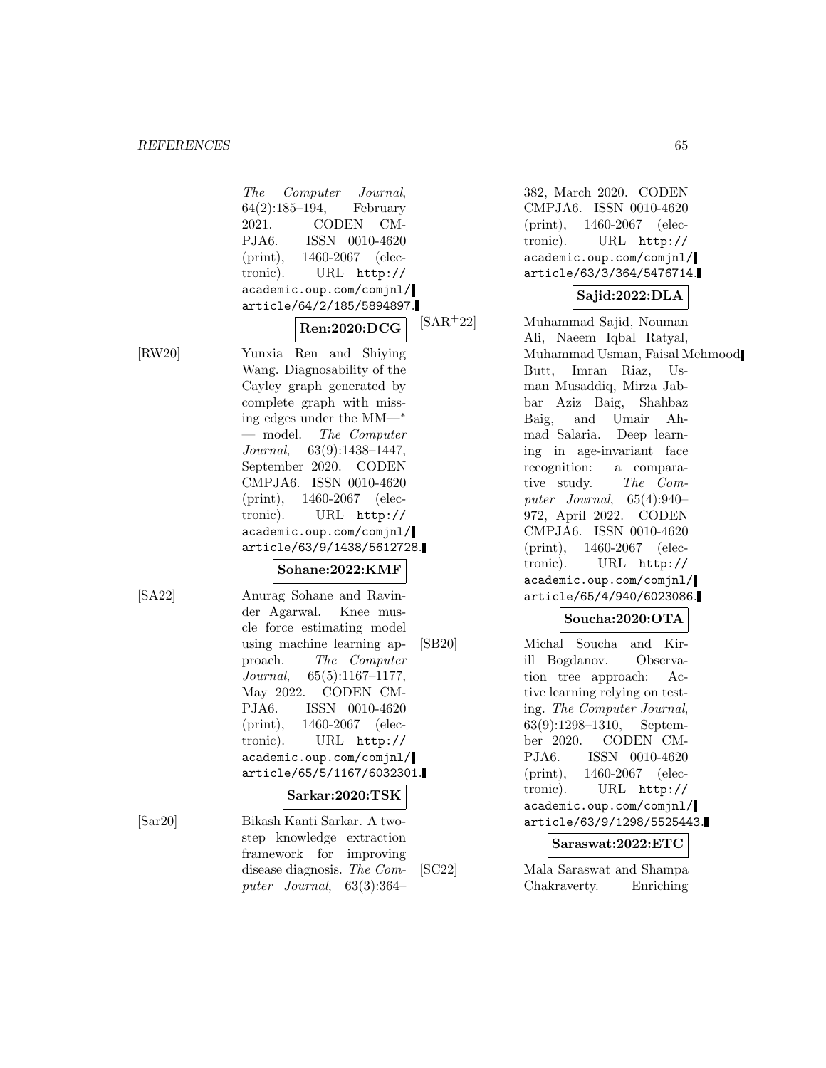*The Computer Journal*, 64(2):185–194, February 2021. CODEN CMPJA6. ISSN 0010-4620 (print), 1460-2067 (electronic). URL http://academic.oup.com/comjnl/article/64/2/185/5894897.

**Ren:2020:DCG**

[RW20] Yunxia Ren and Shiying Wang. Diagnosability of the Cayley graph generated by complete graph with missing edges under the MM—$^*$ — model. *The Computer Journal*, 63(9):1438–1447, September 2020. CODEN CMPJA6. ISSN 0010-4620 (print), 1460-2067 (electronic). URL http://academic.oup.com/comjnl/article/63/9/1438/5612728.

**Sohane:2022:KMF**

[SA22] Anurag Sohane and Ravinder Agarwal. Knee muscle force estimating model using machine learning approach. *The Computer Journal*, 65(5):1167–1177, May 2022. CODEN CMPJA6. ISSN 0010-4620 (print), 1460-2067 (electronic). URL http://academic.oup.com/comjnl/article/65/5/1167/6032301.

**Sarkar:2020:TSK**

[Sar20] Bikash Kanti Sarkar. A two-step knowledge extraction framework for improving disease diagnosis. *The Computer Journal*, 63(3):364–382, March 2020. CODEN CMPJA6. ISSN 0010-4620 (print), 1460-2067 (electronic). URL http://academic.oup.com/comjnl/article/63/3/364/5476714.

**Sajid:2022:DLA**

[SAR+22] Muhammad Sajid, Nouman Ali, Naeem Iqbal Ratyal, Muhammad Usman, Faisal Mehmood Butt, Imran Riaz, Usman Musaddiq, Mirza Jabbar Aziz Baig, Shahbaz Baig, and Umair Ahmad Salaria. Deep learning in age-invariant face recognition: a comparative study. *The Computer Journal*, 65(4):940–972, April 2022. CODEN CMPJA6. ISSN 0010-4620 (print), 1460-2067 (electronic). URL http://academic.oup.com/comjnl/article/65/4/940/6023086.

**Soucha:2020:OTA**

[SB20] Michal Soucha and Kirill Bogdanov. Observation tree approach: Active learning relying on testing. *The Computer Journal*, 63(9):1298–1310, September 2020. CODEN CMPJA6. ISSN 0010-4620 (print), 1460-2067 (electronic). URL http://academic.oup.com/comjnl/article/63/9/1298/5525443.

**Saraswat:2022:ETC**

[SC22] Mala Saraswat and Shampa Chakraverty. Enriching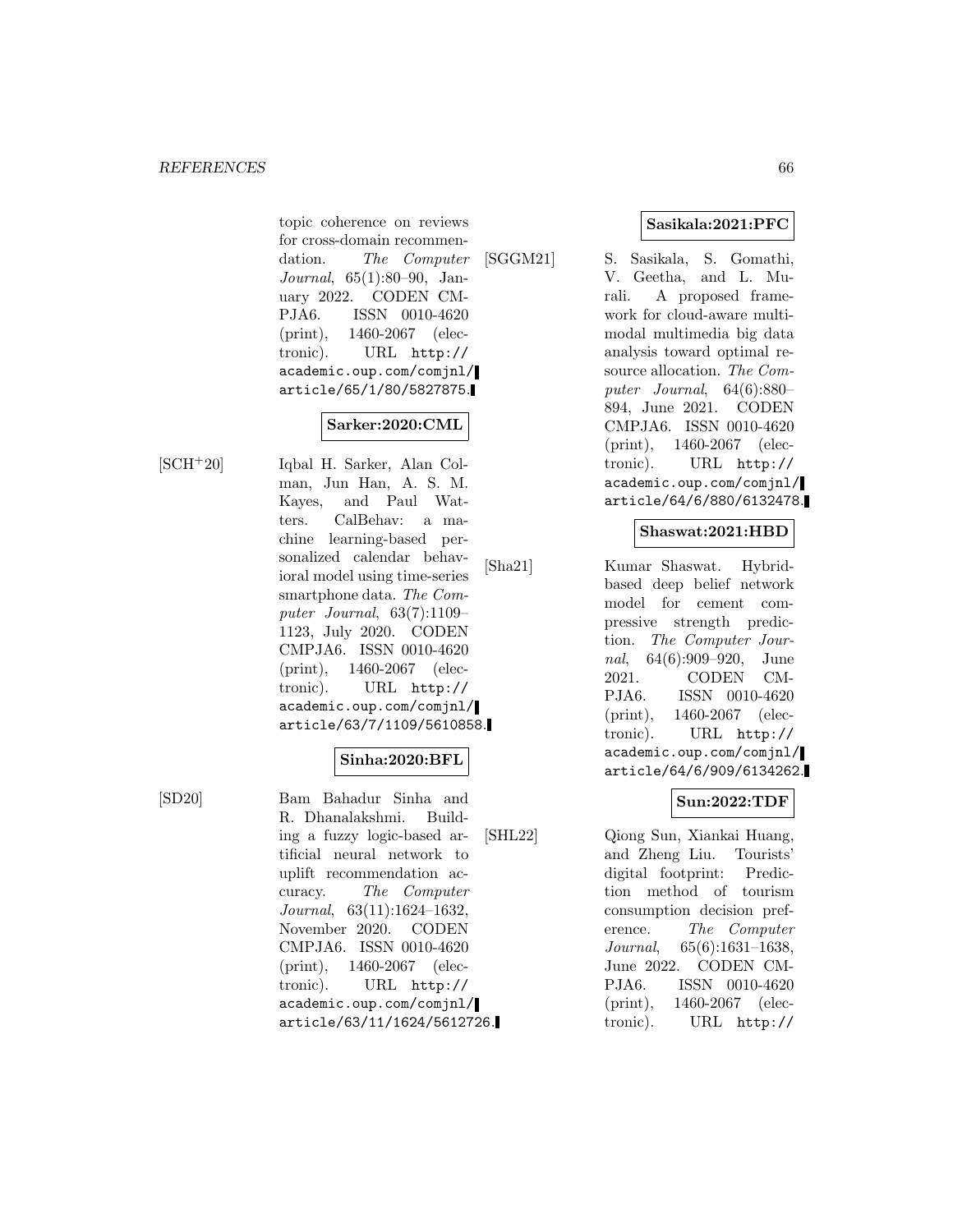topic coherence on reviews for cross-domain recommendation. *The Computer Journal*, 65(1):80–90, January 2022. CODEN CMPJA6. ISSN 0010-4620 (print), 1460-2067 (electronic). URL `http://academic.oup.com/comjnl/article/65/1/80/5827875`.

**Sarker:2020:CML**

[SCH+20] Iqbal H. Sarker, Alan Colman, Jun Han, A. S. M. Kayes, and Paul Watters. CalBehav: a machine learning-based personalized calendar behavioral model using time-series smartphone data. *The Computer Journal*, 63(7):1109–1123, July 2020. CODEN CMPJA6. ISSN 0010-4620 (print), 1460-2067 (electronic). URL `http://academic.oup.com/comjnl/article/63/7/1109/5610858`.

**Sinha:2020:BFL**

[SD20] Bam Bahadur Sinha and R. Dhanalakshmi. Building a fuzzy logic-based artificial neural network to uplift recommendation accuracy. *The Computer Journal*, 63(11):1624–1632, November 2020. CODEN CMPJA6. ISSN 0010-4620 (print), 1460-2067 (electronic). URL `http://academic.oup.com/comjnl/article/63/11/1624/5612726`.

**Sasikala:2021:PFC**

[SGGM21] S. Sasikala, S. Gomathi, V. Geetha, and L. Murali. A proposed framework for cloud-aware multimodal multimedia big data analysis toward optimal resource allocation. *The Computer Journal*, 64(6):880–894, June 2021. CODEN CMPJA6. ISSN 0010-4620 (print), 1460-2067 (electronic). URL `http://academic.oup.com/comjnl/article/64/6/880/6132478`.

**Shaswat:2021:HBD**

[Sha21] Kumar Shaswat. Hybrid-based deep belief network model for cement compressive strength prediction. *The Computer Journal*, 64(6):909–920, June 2021. CODEN CMPJA6. ISSN 0010-4620 (print), 1460-2067 (electronic). URL `http://academic.oup.com/comjnl/article/64/6/909/6134262`.

**Sun:2022:TDF**

[SHL22] Qiong Sun, Xiankai Huang, and Zheng Liu. Tourists' digital footprint: Prediction method of tourism consumption decision preference. *The Computer Journal*, 65(6):1631–1638, June 2022. CODEN CMPJA6. ISSN 0010-4620 (print), 1460-2067 (electronic). URL `http://`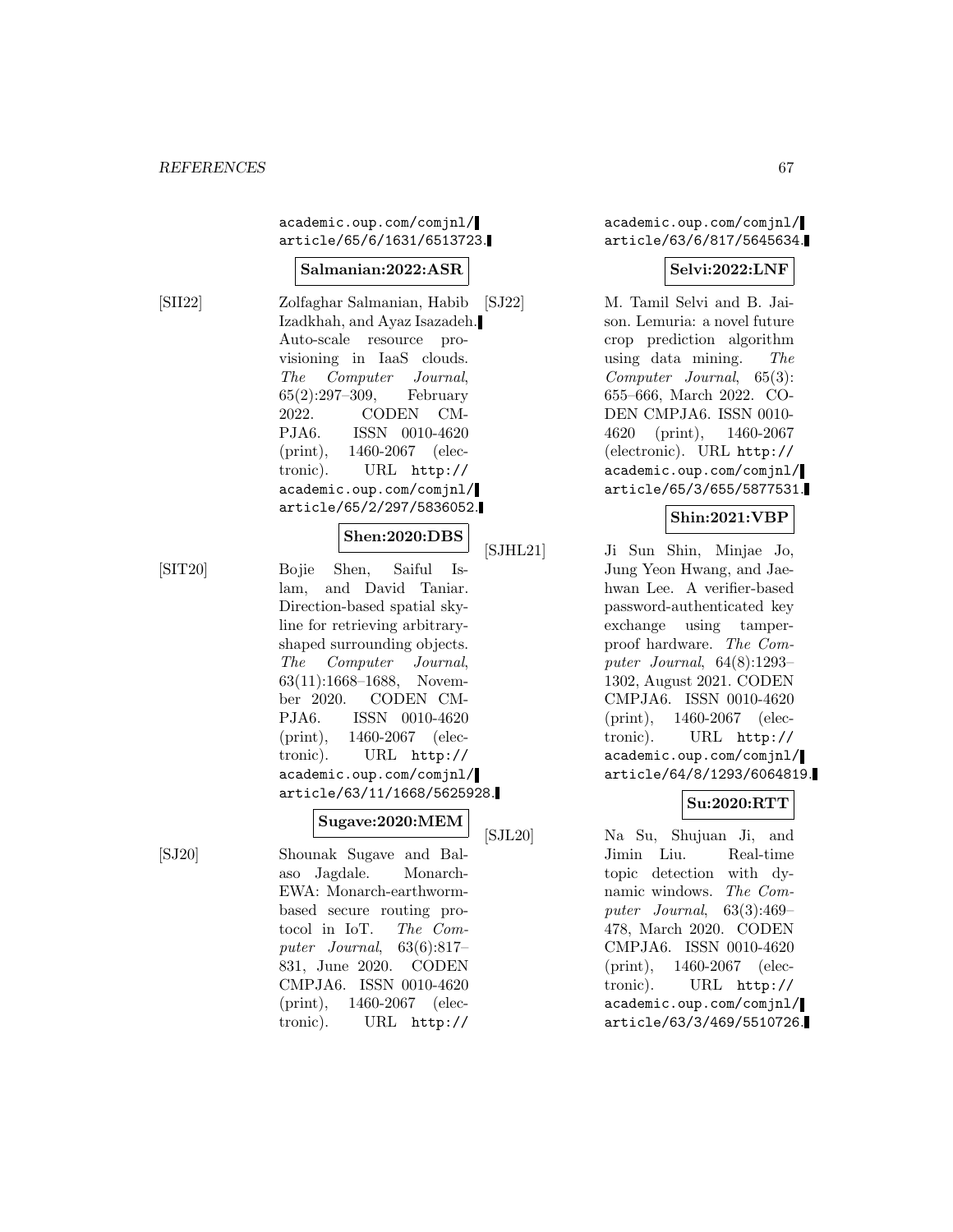academic.oup.com/comjnl/article/65/6/1631/6513723.

**Salmanian:2022:ASR**

[SII22] Zolfaghar Salmanian, Habib Izadkhah, and Ayaz Isazadeh. Auto-scale resource provisioning in IaaS clouds. *The Computer Journal*, 65(2):297–309, February 2022. CODEN CMPJA6. ISSN 0010-4620 (print), 1460-2067 (electronic). URL http://academic.oup.com/comjnl/article/65/2/297/5836052.

**Shen:2020:DBS**

[SIT20] Bojie Shen, Saiful Islam, and David Taniar. Direction-based spatial skyline for retrieving arbitrary-shaped surrounding objects. *The Computer Journal*, 63(11):1668–1688, November 2020. CODEN CMPJA6. ISSN 0010-4620 (print), 1460-2067 (electronic). URL http://academic.oup.com/comjnl/article/63/11/1668/5625928.

**Sugave:2020:MEM**

[SJ20] Shounak Sugave and Balaso Jagdale. Monarch-EWA: Monarch-earthworm-based secure routing protocol in IoT. *The Computer Journal*, 63(6):817–831, June 2020. CODEN CMPJA6. ISSN 0010-4620 (print), 1460-2067 (electronic). URL http://academic.oup.com/comjnl/article/63/6/817/5645634.

**Selvi:2022:LNF**

[SJ22] M. Tamil Selvi and B. Jaison. Lemuria: a novel future crop prediction algorithm using data mining. *The Computer Journal*, 65(3):655–666, March 2022. CODEN CMPJA6. ISSN 0010-4620 (print), 1460-2067 (electronic). URL http://academic.oup.com/comjnl/article/65/3/655/5877531.

**Shin:2021:VBP**

[SJHL21] Ji Sun Shin, Minjae Jo, Jung Yeon Hwang, and Jaehwan Lee. A verifier-based password-authenticated key exchange using tamper-proof hardware. *The Computer Journal*, 64(8):1293–1302, August 2021. CODEN CMPJA6. ISSN 0010-4620 (print), 1460-2067 (electronic). URL http://academic.oup.com/comjnl/article/64/8/1293/6064819.

**Su:2020:RTT**

[SJL20] Na Su, Shujuan Ji, and Jimin Liu. Real-time topic detection with dynamic windows. *The Computer Journal*, 63(3):469–478, March 2020. CODEN CMPJA6. ISSN 0010-4620 (print), 1460-2067 (electronic). URL http://academic.oup.com/comjnl/article/63/3/469/5510726.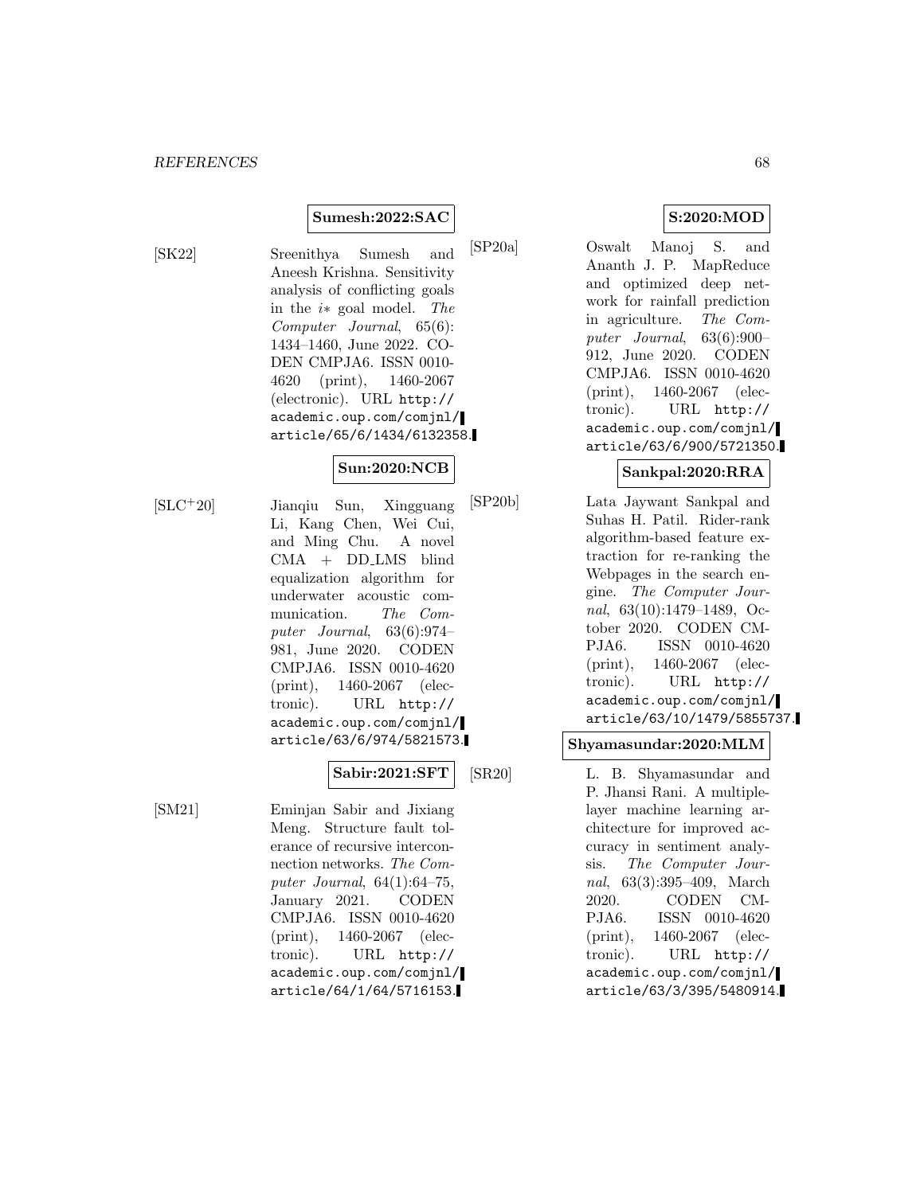**Sumesh:2022:SAC**

[SK22] Sreenithya Sumesh and Aneesh Krishna. Sensitivity analysis of conflicting goals in the *i*∗ goal model. *The Computer Journal*, 65(6): 1434–1460, June 2022. CODEN CMPJA6. ISSN 0010-4620 (print), 1460-2067 (electronic). URL http://academic.oup.com/comjnl/article/65/6/1434/6132358.

**Sun:2020:NCB**

[SLC+20] Jianqiu Sun, Xingguang Li, Kang Chen, Wei Cui, and Ming Chu. A novel CMA + DD_LMS blind equalization algorithm for underwater acoustic communication. *The Computer Journal*, 63(6):974–981, June 2020. CODEN CMPJA6. ISSN 0010-4620 (print), 1460-2067 (electronic). URL http://academic.oup.com/comjnl/article/63/6/974/5821573.

**Sabir:2021:SFT**

[SM21] Eminjan Sabir and Jixiang Meng. Structure fault tolerance of recursive interconnection networks. *The Computer Journal*, 64(1):64–75, January 2021. CODEN CMPJA6. ISSN 0010-4620 (print), 1460-2067 (electronic). URL http://academic.oup.com/comjnl/article/64/1/64/5716153.

**S:2020:MOD**

[SP20a] Oswalt Manoj S. and Ananth J. P. MapReduce and optimized deep network for rainfall prediction in agriculture. *The Computer Journal*, 63(6):900–912, June 2020. CODEN CMPJA6. ISSN 0010-4620 (print), 1460-2067 (electronic). URL http://academic.oup.com/comjnl/article/63/6/900/5721350.

**Sankpal:2020:RRA**

[SP20b] Lata Jaywant Sankpal and Suhas H. Patil. Rider-rank algorithm-based feature extraction for re-ranking the Webpages in the search engine. *The Computer Journal*, 63(10):1479–1489, October 2020. CODEN CMPJA6. ISSN 0010-4620 (print), 1460-2067 (electronic). URL http://academic.oup.com/comjnl/article/63/10/1479/5855737.

**Shyamasundar:2020:MLM**

[SR20] L. B. Shyamasundar and P. Jhansi Rani. A multiple-layer machine learning architecture for improved accuracy in sentiment analysis. *The Computer Journal*, 63(3):395–409, March 2020. CODEN CMPJA6. ISSN 0010-4620 (print), 1460-2067 (electronic). URL http://academic.oup.com/comjnl/article/63/3/395/5480914.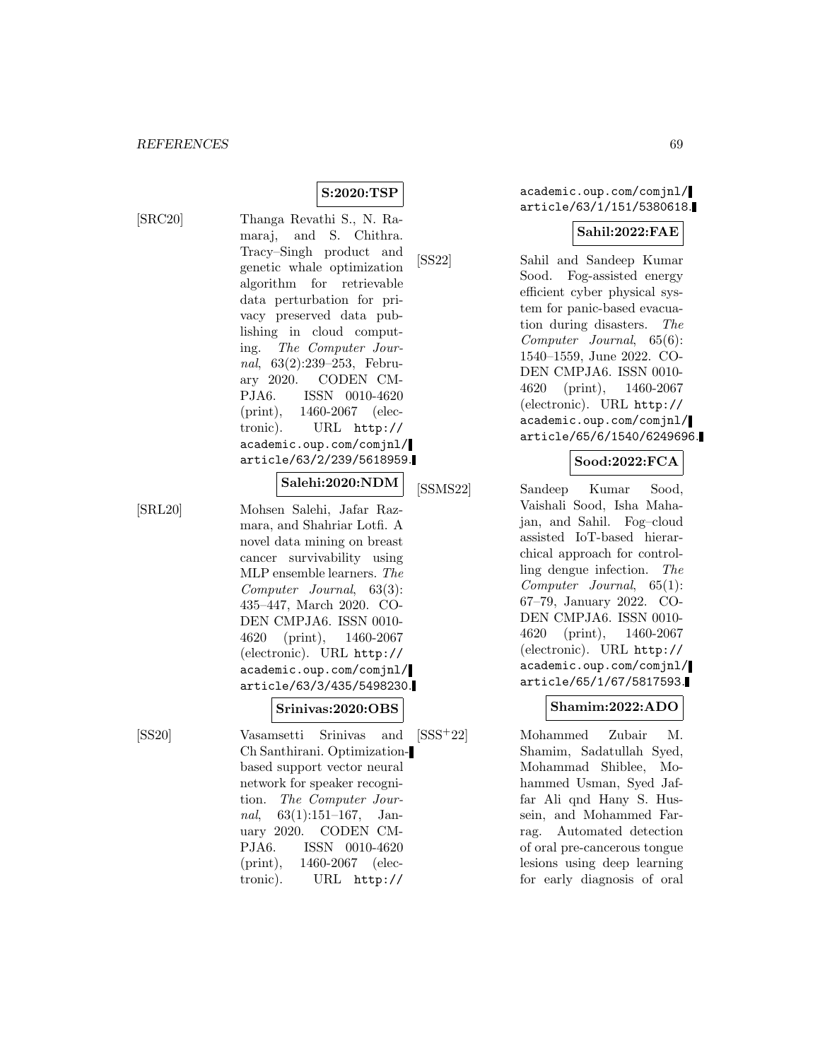**S:2020:TSP**

[SRC20] Thanga Revathi S., N. Ramaraj, and S. Chithra. Tracy–Singh product and genetic whale optimization algorithm for retrievable data perturbation for privacy preserved data publishing in cloud computing. *The Computer Journal*, 63(2):239–253, February 2020. CODEN CMPJA6. ISSN 0010-4620 (print), 1460-2067 (electronic). URL http://academic.oup.com/comjnl/article/63/2/239/5618959.

**Salehi:2020:NDM**

[SRL20] Mohsen Salehi, Jafar Razmara, and Shahriar Lotfi. A novel data mining on breast cancer survivability using MLP ensemble learners. *The Computer Journal*, 63(3):435–447, March 2020. CODEN CMPJA6. ISSN 0010-4620 (print), 1460-2067 (electronic). URL http://academic.oup.com/comjnl/article/63/3/435/5498230.

**Srinivas:2020:OBS**

[SS20] Vasamsetti Srinivas and Ch Santhirani. Optimization-based support vector neural network for speaker recognition. *The Computer Journal*, 63(1):151–167, January 2020. CODEN CMPJA6. ISSN 0010-4620 (print), 1460-2067 (electronic). URL http://academic.oup.com/comjnl/article/63/1/151/5380618.

**Sahil:2022:FAE**

[SS22] Sahil and Sandeep Kumar Sood. Fog-assisted energy efficient cyber physical system for panic-based evacuation during disasters. *The Computer Journal*, 65(6):1540–1559, June 2022. CODEN CMPJA6. ISSN 0010-4620 (print), 1460-2067 (electronic). URL http://academic.oup.com/comjnl/article/65/6/1540/6249696.

**Sood:2022:FCA**

[SSMS22] Sandeep Kumar Sood, Vaishali Sood, Isha Mahajan, and Sahil. Fog–cloud assisted IoT-based hierarchical approach for controlling dengue infection. *The Computer Journal*, 65(1):67–79, January 2022. CODEN CMPJA6. ISSN 0010-4620 (print), 1460-2067 (electronic). URL http://academic.oup.com/comjnl/article/65/1/67/5817593.

**Shamim:2022:ADO**

[SSS+22] Mohammed Zubair M. Shamim, Sadatullah Syed, Mohammad Shiblee, Mohammed Usman, Syed Jaffar Ali qnd Hany S. Hussein, and Mohammed Farrag. Automated detection of oral pre-cancerous tongue lesions using deep learning for early diagnosis of oral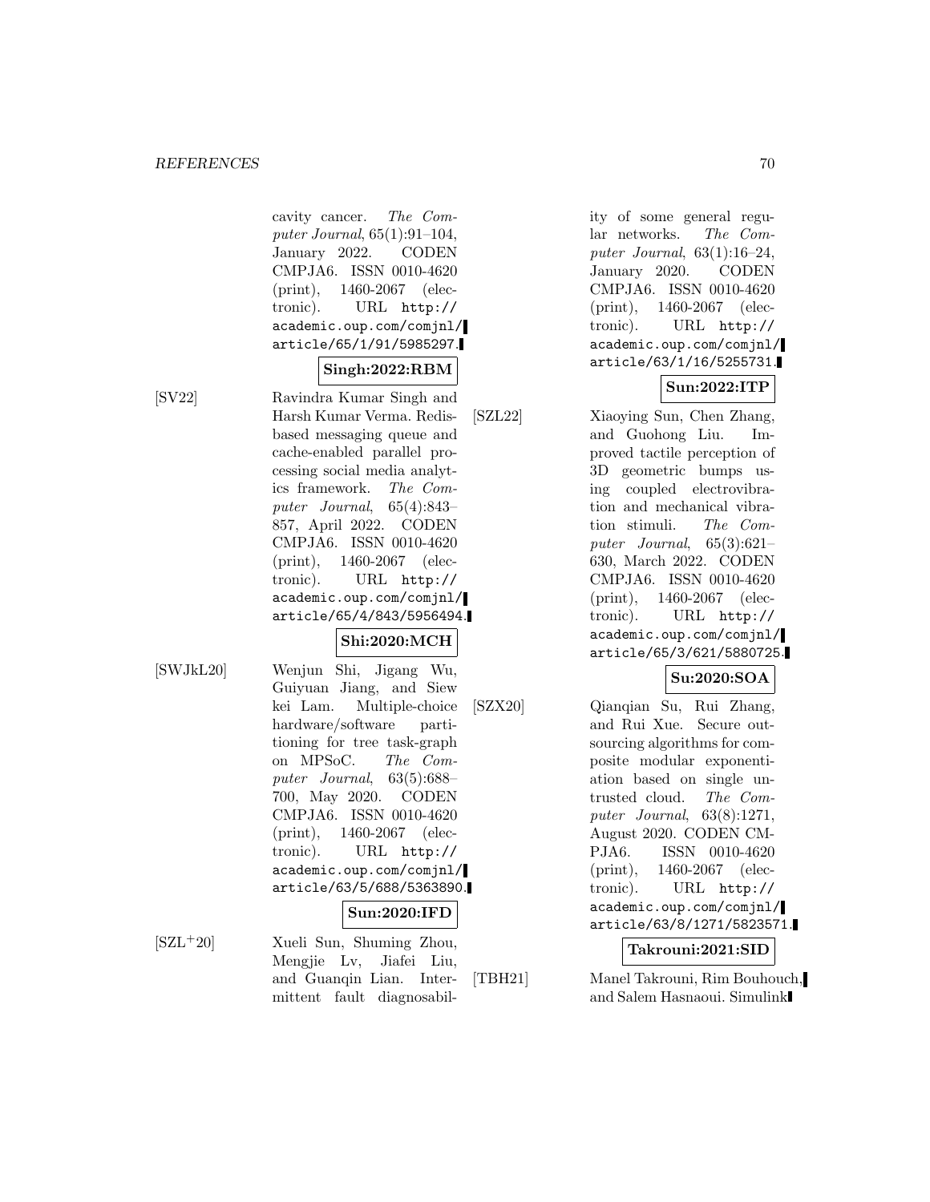cavity cancer. *The Computer Journal*, 65(1):91–104, January 2022. CODEN CMPJA6. ISSN 0010-4620 (print), 1460-2067 (electronic). URL http://academic.oup.com/comjnl/article/65/1/91/5985297.

**Singh:2022:RBM**

[SV22] Ravindra Kumar Singh and Harsh Kumar Verma. Redis-based messaging queue and cache-enabled parallel processing social media analytics framework. *The Computer Journal*, 65(4):843–857, April 2022. CODEN CMPJA6. ISSN 0010-4620 (print), 1460-2067 (electronic). URL http://academic.oup.com/comjnl/article/65/4/843/5956494.

**Shi:2020:MCH**

[SWJkL20] Wenjun Shi, Jigang Wu, Guiyuan Jiang, and Siew kei Lam. Multiple-choice hardware/software partitioning for tree task-graph on MPSoC. *The Computer Journal*, 63(5):688–700, May 2020. CODEN CMPJA6. ISSN 0010-4620 (print), 1460-2067 (electronic). URL http://academic.oup.com/comjnl/article/63/5/688/5363890.

**Sun:2020:IFD**

[SZL+20] Xueli Sun, Shuming Zhou, Mengjie Lv, Jiafei Liu, and Guanqin Lian. Intermittent fault diagnosability of some general regular networks. *The Computer Journal*, 63(1):16–24, January 2020. CODEN CMPJA6. ISSN 0010-4620 (print), 1460-2067 (electronic). URL http://academic.oup.com/comjnl/article/63/1/16/5255731.

**Sun:2022:ITP**

[SZL22] Xiaoying Sun, Chen Zhang, and Guohong Liu. Improved tactile perception of 3D geometric bumps using coupled electrovibration and mechanical vibration stimuli. *The Computer Journal*, 65(3):621–630, March 2022. CODEN CMPJA6. ISSN 0010-4620 (print), 1460-2067 (electronic). URL http://academic.oup.com/comjnl/article/65/3/621/5880725.

**Su:2020:SOA**

[SZX20] Qianqian Su, Rui Zhang, and Rui Xue. Secure outsourcing algorithms for composite modular exponentiation based on single untrusted cloud. *The Computer Journal*, 63(8):1271, August 2020. CODEN CMPJA6. ISSN 0010-4620 (print), 1460-2067 (electronic). URL http://academic.oup.com/comjnl/article/63/8/1271/5823571.

**Takrouni:2021:SID**

[TBH21] Manel Takrouni, Rim Bouhouch, and Salem Hasnaoui. Simulink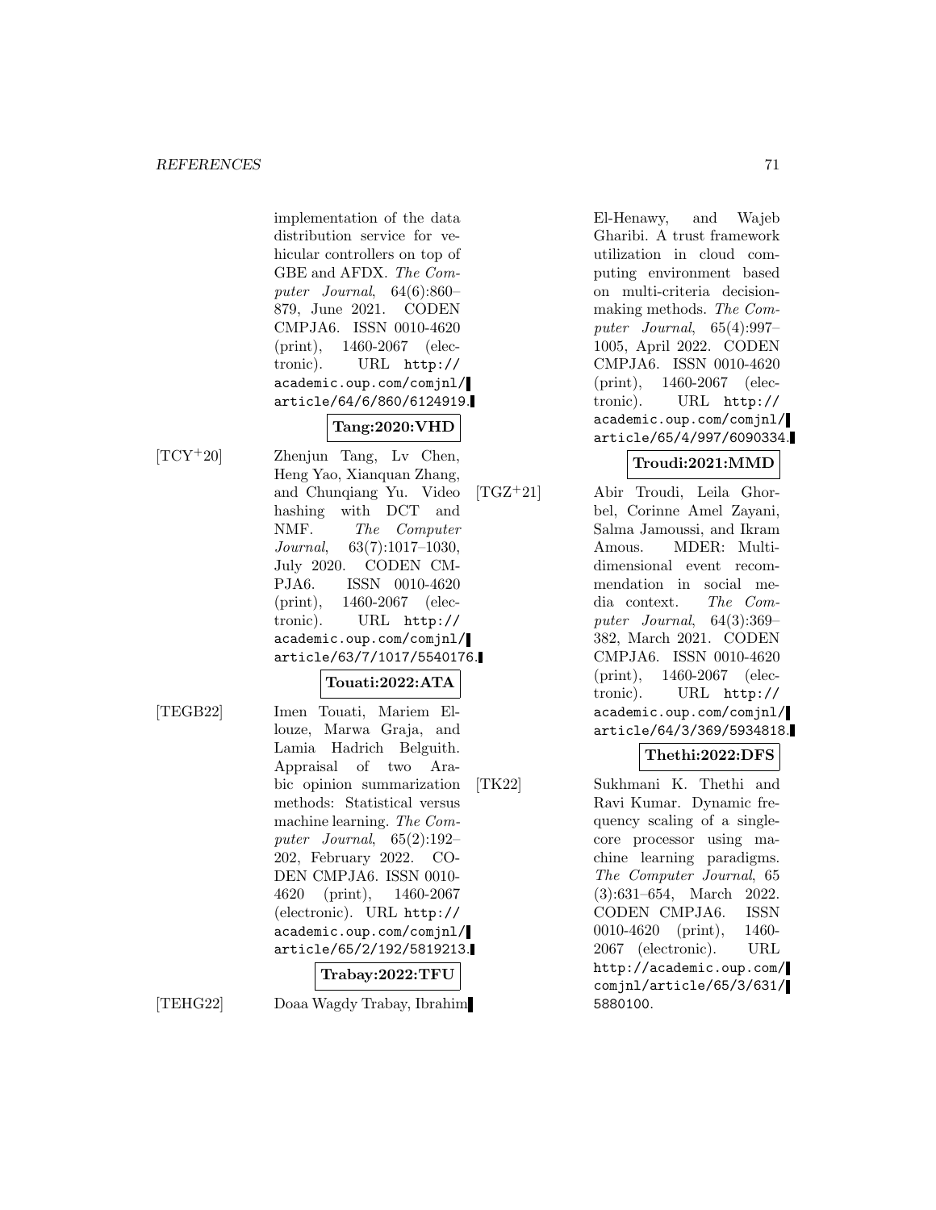implementation of the data distribution service for vehicular controllers on top of GBE and AFDX. *The Computer Journal*, 64(6):860–879, June 2021. CODEN CMPJA6. ISSN 0010-4620 (print), 1460-2067 (electronic). URL http://academic.oup.com/comjnl/article/64/6/860/6124919.

**Tang:2020:VHD**

[TCY+20] Zhenjun Tang, Lv Chen, Heng Yao, Xianquan Zhang, and Chunqiang Yu. Video hashing with DCT and NMF. *The Computer Journal*, 63(7):1017–1030, July 2020. CODEN CMPJA6. ISSN 0010-4620 (print), 1460-2067 (electronic). URL http://academic.oup.com/comjnl/article/63/7/1017/5540176.

**Touati:2022:ATA**

[TEGB22] Imen Touati, Mariem Ellouze, Marwa Graja, and Lamia Hadrich Belguith. Appraisal of two Arabic opinion summarization methods: Statistical versus machine learning. *The Computer Journal*, 65(2):192–202, February 2022. CODEN CMPJA6. ISSN 0010-4620 (print), 1460-2067 (electronic). URL http://academic.oup.com/comjnl/article/65/2/192/5819213.

**Trabay:2022:TFU**

[TEHG22] Doaa Wagdy Trabay, Ibrahim El-Henawy, and Wajeb Gharibi. A trust framework utilization in cloud computing environment based on multi-criteria decision-making methods. *The Computer Journal*, 65(4):997–1005, April 2022. CODEN CMPJA6. ISSN 0010-4620 (print), 1460-2067 (electronic). URL http://academic.oup.com/comjnl/article/65/4/997/6090334.

**Troudi:2021:MMD**

[TGZ+21] Abir Troudi, Leila Ghorbel, Corinne Amel Zayani, Salma Jamoussi, and Ikram Amous. MDER: Multi-dimensional event recommendation in social media context. *The Computer Journal*, 64(3):369–382, March 2021. CODEN CMPJA6. ISSN 0010-4620 (print), 1460-2067 (electronic). URL http://academic.oup.com/comjnl/article/64/3/369/5934818.

**Thethi:2022:DFS**

[TK22] Sukhmani K. Thethi and Ravi Kumar. Dynamic frequency scaling of a single-core processor using machine learning paradigms. *The Computer Journal*, 65(3):631–654, March 2022. CODEN CMPJA6. ISSN 0010-4620 (print), 1460-2067 (electronic). URL http://academic.oup.com/comjnl/article/65/3/631/5880100.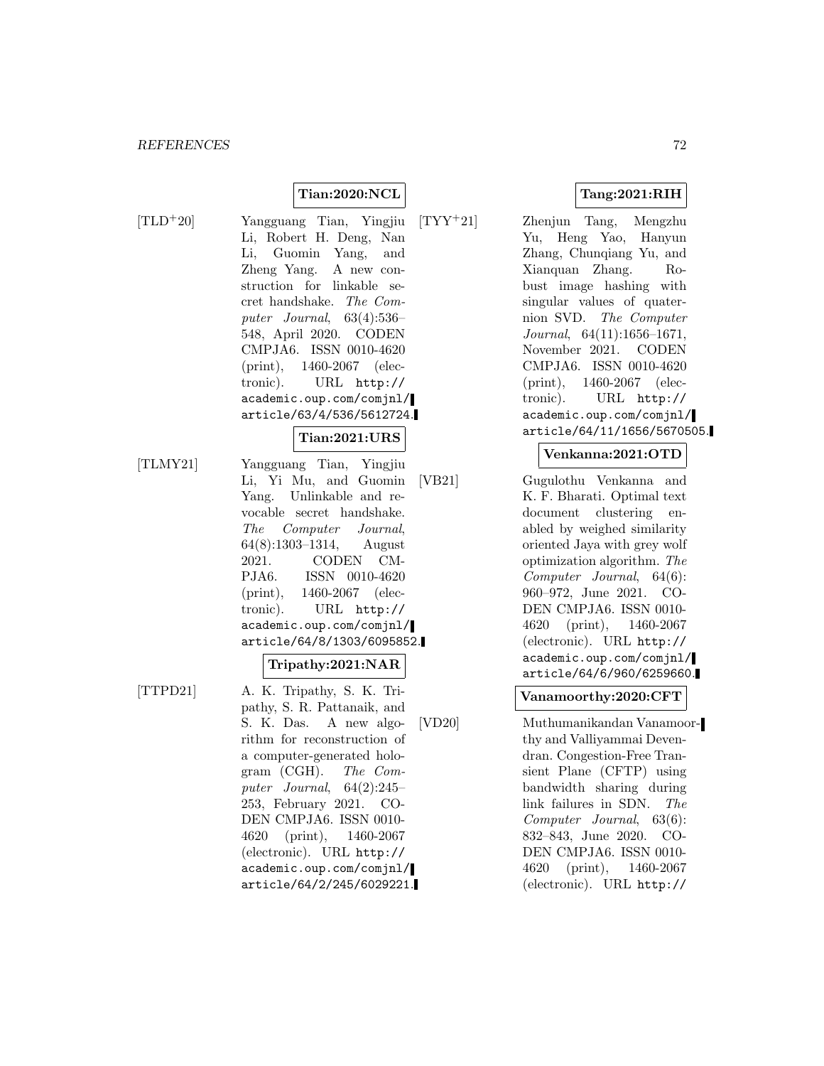**Tian:2020:NCL**

[TLD+20] Yangguang Tian, Yingjiu Li, Robert H. Deng, Nan Li, Guomin Yang, and Zheng Yang. A new construction for linkable secret handshake. *The Computer Journal*, 63(4):536–548, April 2020. CODEN CMPJA6. ISSN 0010-4620 (print), 1460-2067 (electronic). URL http://academic.oup.com/comjnl/article/63/4/536/5612724.

**Tian:2021:URS**

[TLMY21] Yangguang Tian, Yingjiu Li, Yi Mu, and Guomin Yang. Unlinkable and revocable secret handshake. *The Computer Journal*, 64(8):1303–1314, August 2021. CODEN CMPJA6. ISSN 0010-4620 (print), 1460-2067 (electronic). URL http://academic.oup.com/comjnl/article/64/8/1303/6095852.

**Tripathy:2021:NAR**

[TTPD21] A. K. Tripathy, S. K. Tripathy, S. R. Pattanaik, and S. K. Das. A new algorithm for reconstruction of a computer-generated hologram (CGH). *The Computer Journal*, 64(2):245–253, February 2021. CODEN CMPJA6. ISSN 0010-4620 (print), 1460-2067 (electronic). URL http://academic.oup.com/comjnl/article/64/2/245/6029221.

**Tang:2021:RIH**

[TYY+21] Zhenjun Tang, Mengzhu Yu, Heng Yao, Hanyun Zhang, Chunqiang Yu, and Xianquan Zhang. Robust image hashing with singular values of quaternion SVD. *The Computer Journal*, 64(11):1656–1671, November 2021. CODEN CMPJA6. ISSN 0010-4620 (print), 1460-2067 (electronic). URL http://academic.oup.com/comjnl/article/64/11/1656/5670505.

**Venkanna:2021:OTD**

[VB21] Gugulothu Venkanna and K. F. Bharati. Optimal text document clustering enabled by weighed similarity oriented Jaya with grey wolf optimization algorithm. *The Computer Journal*, 64(6):960–972, June 2021. CODEN CMPJA6. ISSN 0010-4620 (print), 1460-2067 (electronic). URL http://academic.oup.com/comjnl/article/64/6/960/6259660.

**Vanamoorthy:2020:CFT**

[VD20] Muthumanikandan Vanamoorthy and Valliyammai Devendran. Congestion-Free Transient Plane (CFTP) using bandwidth sharing during link failures in SDN. *The Computer Journal*, 63(6):832–843, June 2020. CODEN CMPJA6. ISSN 0010-4620 (print), 1460-2067 (electronic). URL http://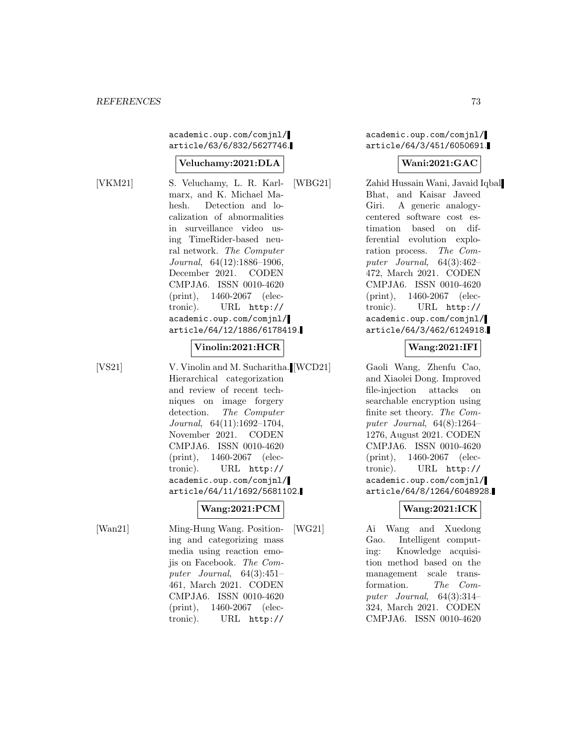academic.oup.com/comjnl/article/63/6/832/5627746.

**Veluchamy:2021:DLA**

[VKM21] S. Veluchamy, L. R. Karlmarx, and K. Michael Mahesh. Detection and localization of abnormalities in surveillance video using TimeRider-based neural network. *The Computer Journal*, 64(12):1886–1906, December 2021. CODEN CMPJA6. ISSN 0010-4620 (print), 1460-2067 (electronic). URL http://academic.oup.com/comjnl/article/64/12/1886/6178419.

**Vinolin:2021:HCR**

[VS21] V. Vinolin and M. Sucharitha. Hierarchical categorization and review of recent techniques on image forgery detection. *The Computer Journal*, 64(11):1692–1704, November 2021. CODEN CMPJA6. ISSN 0010-4620 (print), 1460-2067 (electronic). URL http://academic.oup.com/comjnl/article/64/11/1692/5681102.

**Wang:2021:PCM**

[Wan21] Ming-Hung Wang. Positioning and categorizing mass media using reaction emojis on Facebook. *The Computer Journal*, 64(3):451–461, March 2021. CODEN CMPJA6. ISSN 0010-4620 (print), 1460-2067 (electronic). URL http://academic.oup.com/comjnl/article/64/3/451/6050691.

**Wani:2021:GAC**

[WBG21] Zahid Hussain Wani, Javaid Iqbal Bhat, and Kaisar Javeed Giri. A generic analogy-centered software cost estimation based on differential evolution exploration process. *The Computer Journal*, 64(3):462–472, March 2021. CODEN CMPJA6. ISSN 0010-4620 (print), 1460-2067 (electronic). URL http://academic.oup.com/comjnl/article/64/3/462/6124918.

**Wang:2021:IFI**

[WCD21] Gaoli Wang, Zhenfu Cao, and Xiaolei Dong. Improved file-injection attacks on searchable encryption using finite set theory. *The Computer Journal*, 64(8):1264–1276, August 2021. CODEN CMPJA6. ISSN 0010-4620 (print), 1460-2067 (electronic). URL http://academic.oup.com/comjnl/article/64/8/1264/6048928.

**Wang:2021:ICK**

[WG21] Ai Wang and Xuedong Gao. Intelligent computing: Knowledge acquisition method based on the management scale transformation. *The Computer Journal*, 64(3):314–324, March 2021. CODEN CMPJA6. ISSN 0010-4620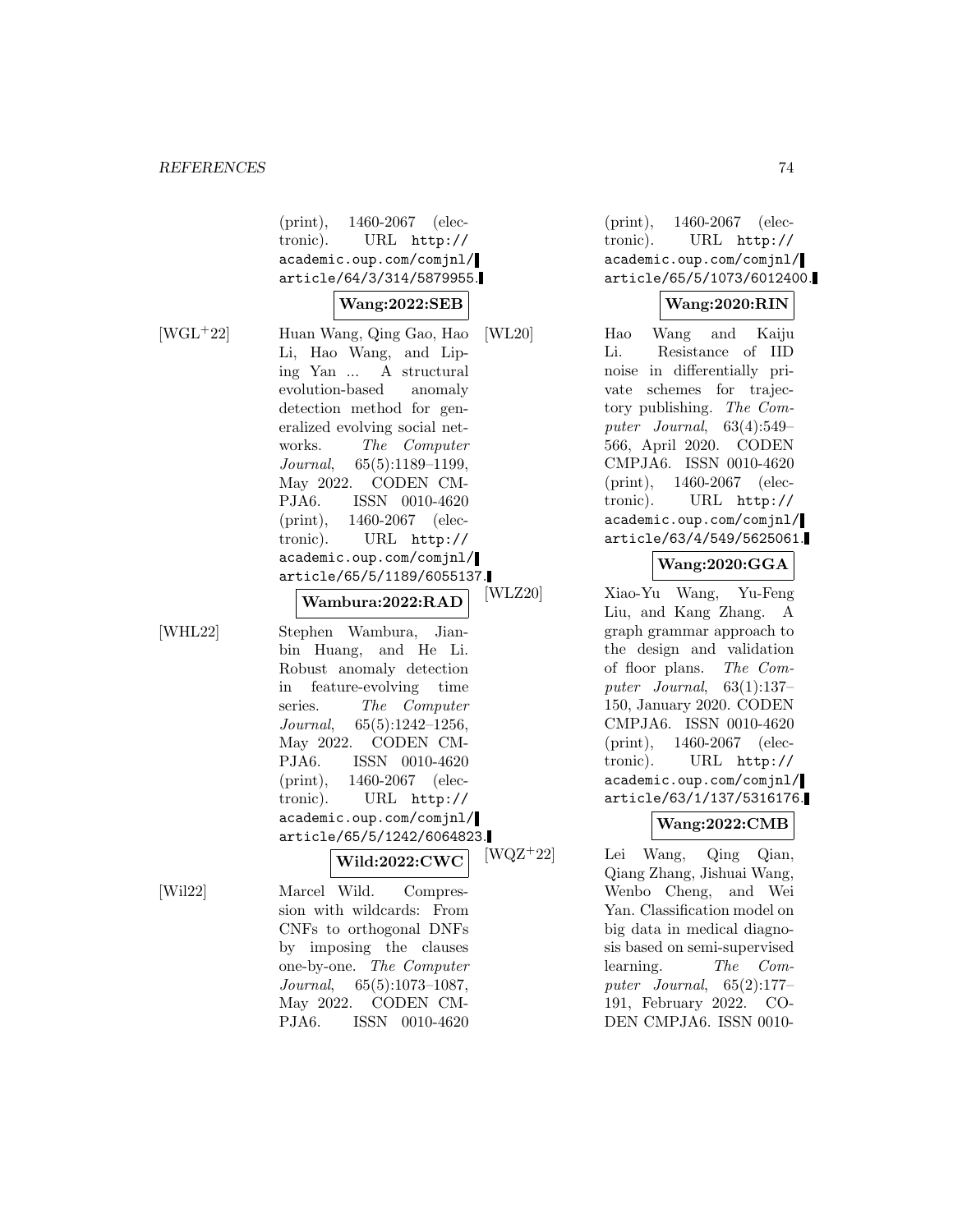(print), 1460-2067 (electronic). URL http://academic.oup.com/comjnl/article/64/3/314/5879955.

**Wang:2022:SEB**

[WGL+22] Huan Wang, Qing Gao, Hao Li, Hao Wang, and Liping Yan ... A structural evolution-based anomaly detection method for generalized evolving social networks. *The Computer Journal*, 65(5):1189–1199, May 2022. CODEN CMPJA6. ISSN 0010-4620 (print), 1460-2067 (electronic). URL http://academic.oup.com/comjnl/article/65/5/1189/6055137.

**Wambura:2022:RAD**

[WHL22] Stephen Wambura, Jianbin Huang, and He Li. Robust anomaly detection in feature-evolving time series. *The Computer Journal*, 65(5):1242–1256, May 2022. CODEN CMPJA6. ISSN 0010-4620 (print), 1460-2067 (electronic). URL http://academic.oup.com/comjnl/article/65/5/1242/6064823.

**Wild:2022:CWC**

[Wil22] Marcel Wild. Compression with wildcards: From CNFs to orthogonal DNFs by imposing the clauses one-by-one. *The Computer Journal*, 65(5):1073–1087, May 2022. CODEN CMPJA6. ISSN 0010-4620 (print), 1460-2067 (electronic). URL http://academic.oup.com/comjnl/article/65/5/1073/6012400.

**Wang:2020:RIN**

[WL20] Hao Wang and Kaiju Li. Resistance of IID noise in differentially private schemes for trajectory publishing. *The Computer Journal*, 63(4):549–566, April 2020. CODEN CMPJA6. ISSN 0010-4620 (print), 1460-2067 (electronic). URL http://academic.oup.com/comjnl/article/63/4/549/5625061.

**Wang:2020:GGA**

[WLZ20] Xiao-Yu Wang, Yu-Feng Liu, and Kang Zhang. A graph grammar approach to the design and validation of floor plans. *The Computer Journal*, 63(1):137–150, January 2020. CODEN CMPJA6. ISSN 0010-4620 (print), 1460-2067 (electronic). URL http://academic.oup.com/comjnl/article/63/1/137/5316176.

**Wang:2022:CMB**

[WQZ+22] Lei Wang, Qing Qian, Qiang Zhang, Jishuai Wang, Wenbo Cheng, and Wei Yan. Classification model on big data in medical diagnosis based on semi-supervised learning. *The Computer Journal*, 65(2):177–191, February 2022. CODEN CMPJA6. ISSN 0010-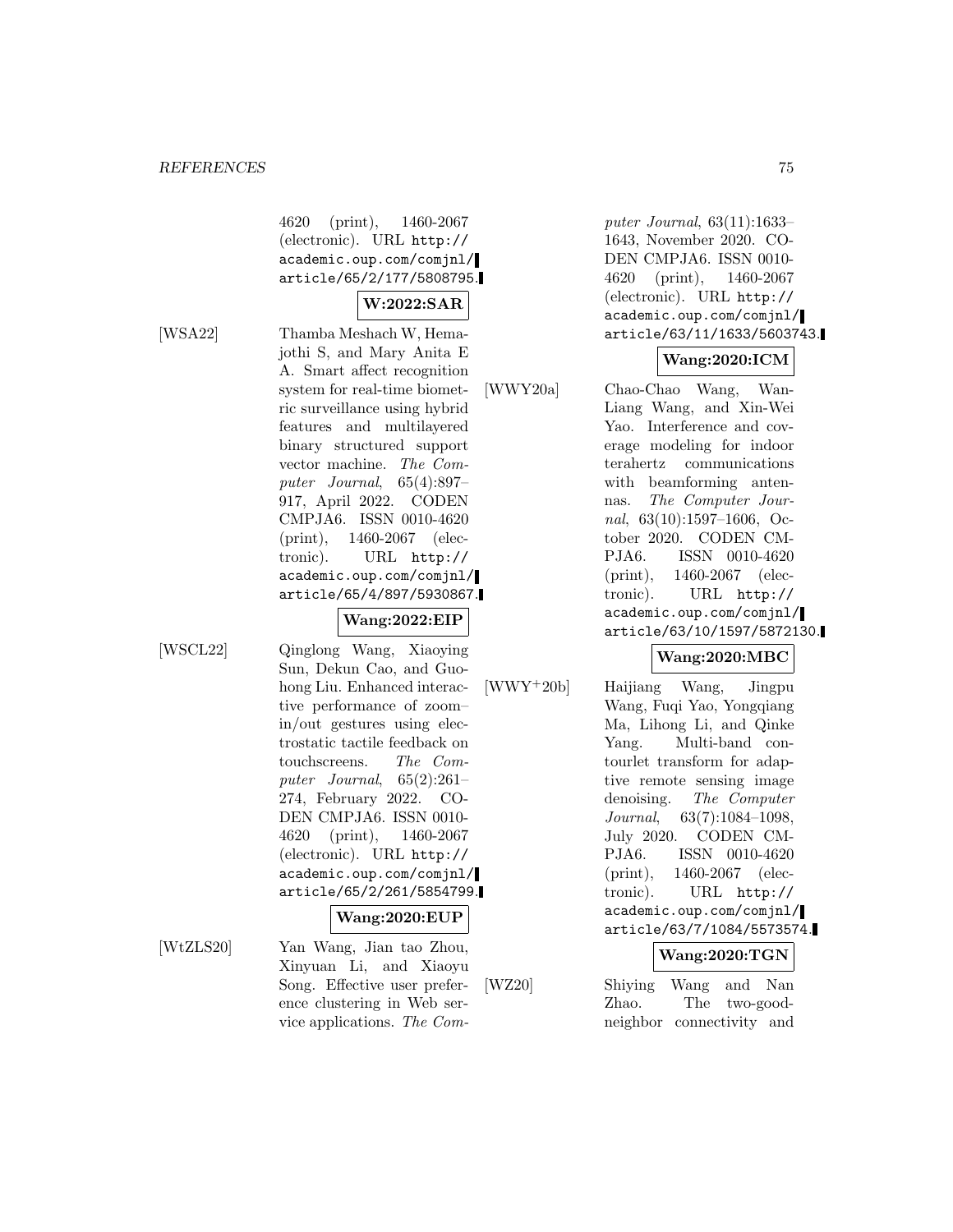4620 (print), 1460-2067 (electronic). URL http://academic.oup.com/comjnl/article/65/2/177/5808795.

**W:2022:SAR**

[WSA22] Thamba Meshach W, Hemajothi S, and Mary Anita E A. Smart affect recognition system for real-time biometric surveillance using hybrid features and multilayered binary structured support vector machine. *The Computer Journal*, 65(4):897–917, April 2022. CODEN CMPJA6. ISSN 0010-4620 (print), 1460-2067 (electronic). URL http://academic.oup.com/comjnl/article/65/4/897/5930867.

**Wang:2022:EIP**

[WSCL22] Qinglong Wang, Xiaoying Sun, Dekun Cao, and Guohong Liu. Enhanced interactive performance of zoom–in/out gestures using electrostatic tactile feedback on touchscreens. *The Computer Journal*, 65(2):261–274, February 2022. CODEN CMPJA6. ISSN 0010-4620 (print), 1460-2067 (electronic). URL http://academic.oup.com/comjnl/article/65/2/261/5854799.

**Wang:2020:EUP**

[WtZLS20] Yan Wang, Jian tao Zhou, Xinyuan Li, and Xiaoyu Song. Effective user preference clustering in Web service applications. *The Computer Journal*, 63(11):1633–1643, November 2020. CODEN CMPJA6. ISSN 0010-4620 (print), 1460-2067 (electronic). URL http://academic.oup.com/comjnl/article/63/11/1633/5603743.

**Wang:2020:ICM**

[WWY20a] Chao-Chao Wang, Wan-Liang Wang, and Xin-Wei Yao. Interference and coverage modeling for indoor terahertz communications with beamforming antennas. *The Computer Journal*, 63(10):1597–1606, October 2020. CODEN CMPJA6. ISSN 0010-4620 (print), 1460-2067 (electronic). URL http://academic.oup.com/comjnl/article/63/10/1597/5872130.

**Wang:2020:MBC**

[WWY+20b] Haijiang Wang, Jingpu Wang, Fuqi Yao, Yongqiang Ma, Lihong Li, and Qinke Yang. Multi-band contourlet transform for adaptive remote sensing image denoising. *The Computer Journal*, 63(7):1084–1098, July 2020. CODEN CMPJA6. ISSN 0010-4620 (print), 1460-2067 (electronic). URL http://academic.oup.com/comjnl/article/63/7/1084/5573574.

**Wang:2020:TGN**

[WZ20] Shiying Wang and Nan Zhao. The two-good-neighbor connectivity and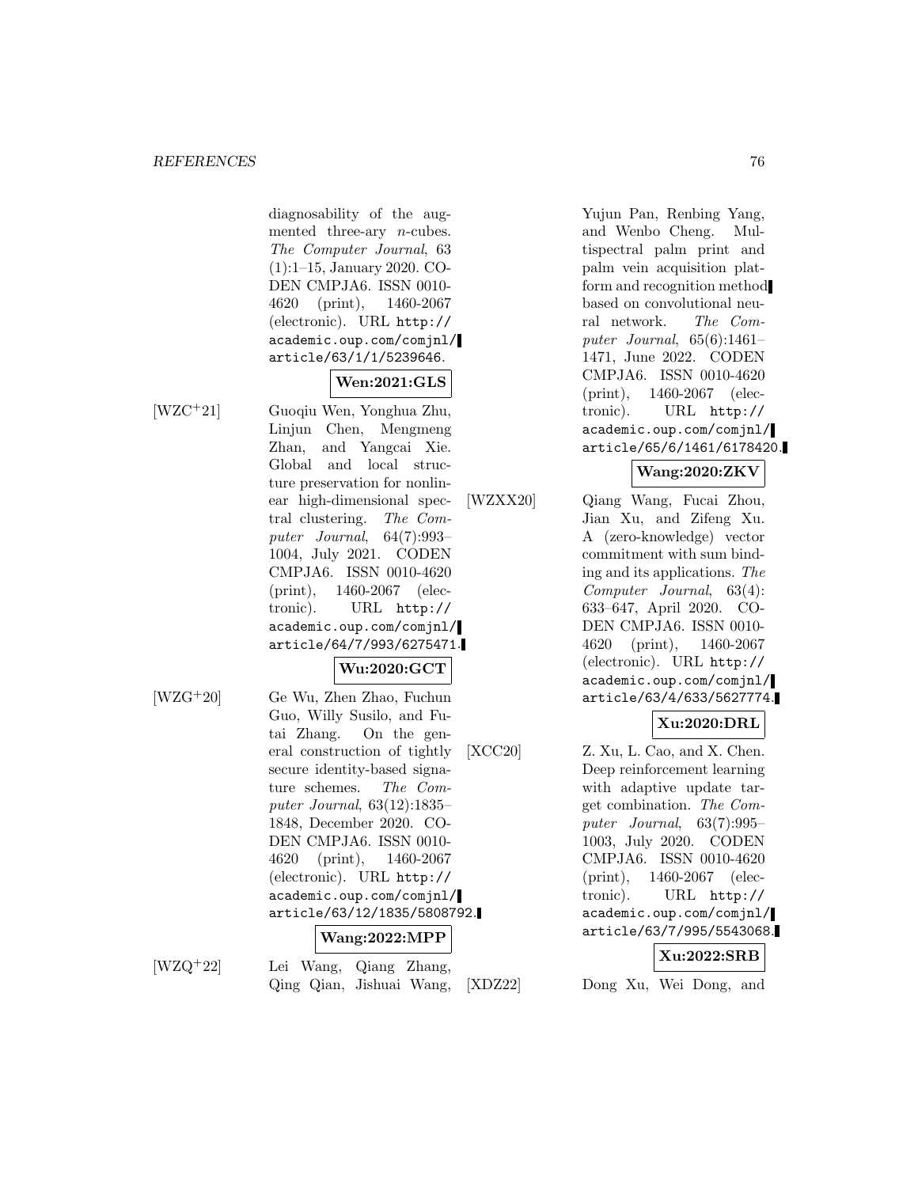diagnosability of the augmented three-ary $n$-cubes. *The Computer Journal*, 63 (1):1–15, January 2020. CODEN CMPJA6. ISSN 0010-4620 (print), 1460-2067 (electronic). URL http://academic.oup.com/comjnl/article/63/1/1/5239646.

**Wen:2021:GLS**

[WZC+21] Guoqiu Wen, Yonghua Zhu, Linjun Chen, Mengmeng Zhan, and Yangcai Xie. Global and local structure preservation for nonlinear high-dimensional spectral clustering. *The Computer Journal*, 64(7):993–1004, July 2021. CODEN CMPJA6. ISSN 0010-4620 (print), 1460-2067 (electronic). URL http://academic.oup.com/comjnl/article/64/7/993/6275471.

**Wu:2020:GCT**

[WZG+20] Ge Wu, Zhen Zhao, Fuchun Guo, Willy Susilo, and Futai Zhang. On the general construction of tightly secure identity-based signature schemes. *The Computer Journal*, 63(12):1835–1848, December 2020. CODEN CMPJA6. ISSN 0010-4620 (print), 1460-2067 (electronic). URL http://academic.oup.com/comjnl/article/63/12/1835/5808792.

**Wang:2022:MPP**

[WZQ+22] Lei Wang, Qiang Zhang, Qing Qian, Jishuai Wang, Yujun Pan, Renbing Yang, and Wenbo Cheng. Multispectral palm print and palm vein acquisition platform and recognition method based on convolutional neural network. *The Computer Journal*, 65(6):1461–1471, June 2022. CODEN CMPJA6. ISSN 0010-4620 (print), 1460-2067 (electronic). URL http://academic.oup.com/comjnl/article/65/6/1461/6178420.

**Wang:2020:ZKV**

[WZXX20] Qiang Wang, Fucai Zhou, Jian Xu, and Zifeng Xu. A (zero-knowledge) vector commitment with sum binding and its applications. *The Computer Journal*, 63(4):633–647, April 2020. CODEN CMPJA6. ISSN 0010-4620 (print), 1460-2067 (electronic). URL http://academic.oup.com/comjnl/article/63/4/633/5627774.

**Xu:2020:DRL**

[XCC20] Z. Xu, L. Cao, and X. Chen. Deep reinforcement learning with adaptive update target combination. *The Computer Journal*, 63(7):995–1003, July 2020. CODEN CMPJA6. ISSN 0010-4620 (print), 1460-2067 (electronic). URL http://academic.oup.com/comjnl/article/63/7/995/5543068.

**Xu:2022:SRB**

[XDZ22] Dong Xu, Wei Dong, and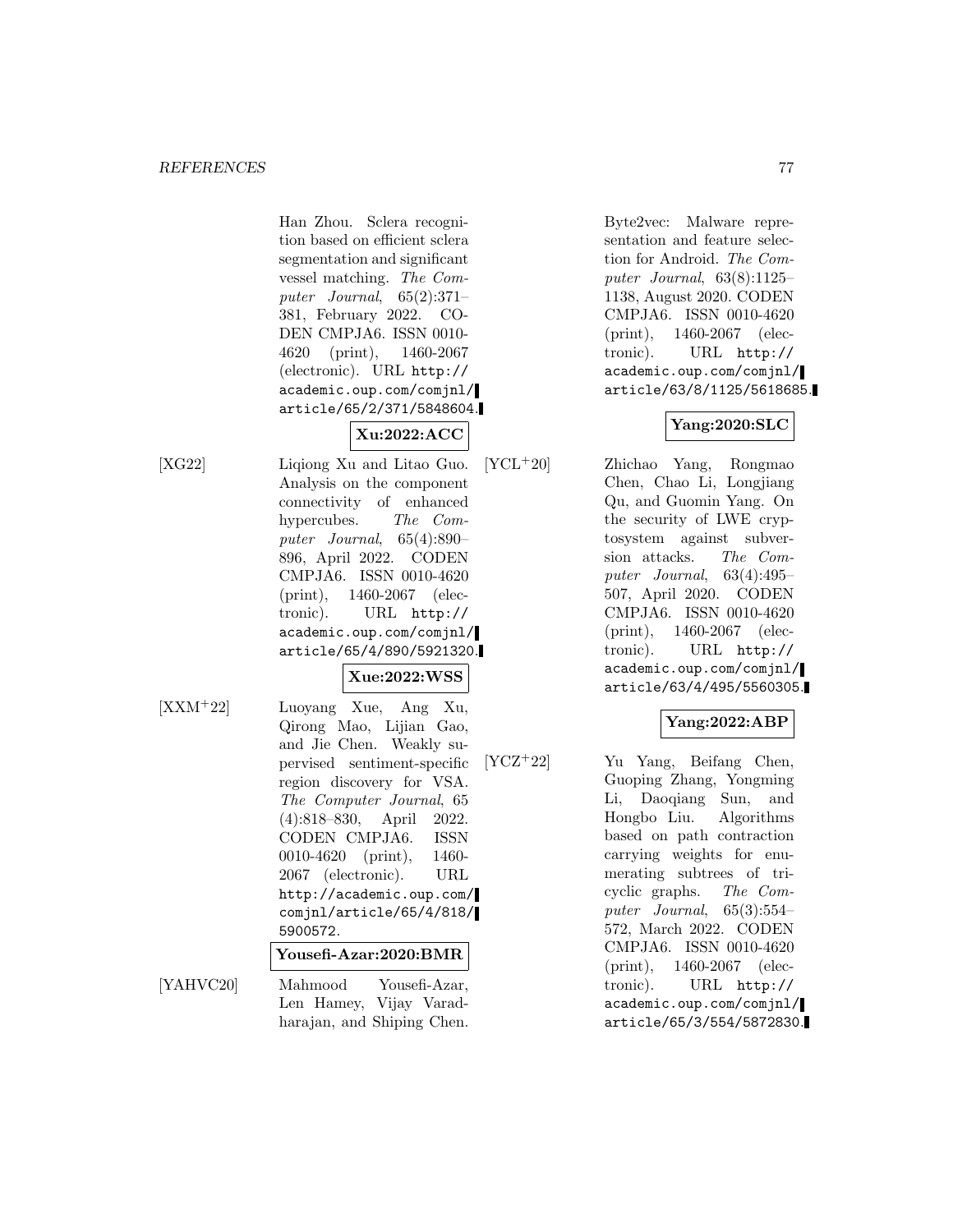Han Zhou. Sclera recognition based on efficient sclera segmentation and significant vessel matching. *The Computer Journal*, 65(2):371–381, February 2022. CODEN CMPJA6. ISSN 0010-4620 (print), 1460-2067 (electronic). URL http://academic.oup.com/comjnl/article/65/2/371/5848604.

**Xu:2022:ACC**

[XG22] Liqiong Xu and Litao Guo. Analysis on the component connectivity of enhanced hypercubes. *The Computer Journal*, 65(4):890–896, April 2022. CODEN CMPJA6. ISSN 0010-4620 (print), 1460-2067 (electronic). URL http://academic.oup.com/comjnl/article/65/4/890/5921320.

**Xue:2022:WSS**

[XXM+22] Luoyang Xue, Ang Xu, Qirong Mao, Lijian Gao, and Jie Chen. Weakly supervised sentiment-specific region discovery for VSA. *The Computer Journal*, 65 (4):818–830, April 2022. CODEN CMPJA6. ISSN 0010-4620 (print), 1460-2067 (electronic). URL http://academic.oup.com/comjnl/article/65/4/818/5900572.

**Yousefi-Azar:2020:BMR**

[YAHVC20] Mahmood Yousefi-Azar, Len Hamey, Vijay Varadharajan, and Shiping Chen. Byte2vec: Malware representation and feature selection for Android. *The Computer Journal*, 63(8):1125–1138, August 2020. CODEN CMPJA6. ISSN 0010-4620 (print), 1460-2067 (electronic). URL http://academic.oup.com/comjnl/article/63/8/1125/5618685.

**Yang:2020:SLC**

[YCL+20] Zhichao Yang, Rongmao Chen, Chao Li, Longjiang Qu, and Guomin Yang. On the security of LWE cryptosystem against subversion attacks. *The Computer Journal*, 63(4):495–507, April 2020. CODEN CMPJA6. ISSN 0010-4620 (print), 1460-2067 (electronic). URL http://academic.oup.com/comjnl/article/63/4/495/5560305.

**Yang:2022:ABP**

[YCZ+22] Yu Yang, Beifang Chen, Guoping Zhang, Yongming Li, Daoqiang Sun, and Hongbo Liu. Algorithms based on path contraction carrying weights for enumerating subtrees of tricyclic graphs. *The Computer Journal*, 65(3):554–572, March 2022. CODEN CMPJA6. ISSN 0010-4620 (print), 1460-2067 (electronic). URL http://academic.oup.com/comjnl/article/65/3/554/5872830.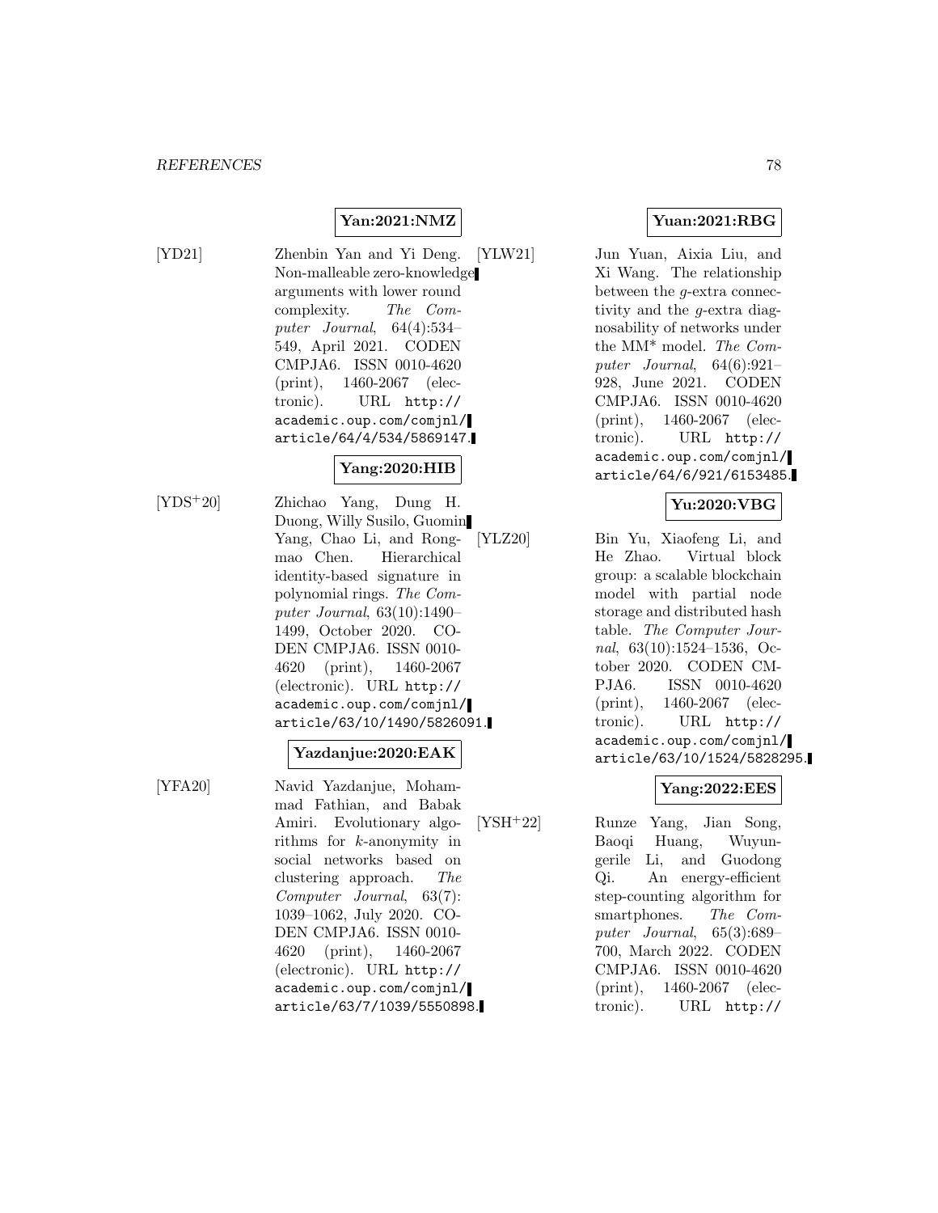**Yan:2021:NMZ**

[YD21] Zhenbin Yan and Yi Deng. Non-malleable zero-knowledge arguments with lower round complexity. *The Computer Journal*, 64(4):534–549, April 2021. CODEN CMPJA6. ISSN 0010-4620 (print), 1460-2067 (electronic). URL `http://academic.oup.com/comjnl/article/64/4/534/5869147`.

**Yang:2020:HIB**

[YDS+20] Zhichao Yang, Dung H. Duong, Willy Susilo, Guomin Yang, Chao Li, and Rongmao Chen. Hierarchical identity-based signature in polynomial rings. *The Computer Journal*, 63(10):1490–1499, October 2020. CODEN CMPJA6. ISSN 0010-4620 (print), 1460-2067 (electronic). URL `http://academic.oup.com/comjnl/article/63/10/1490/5826091`.

**Yazdanjue:2020:EAK**

[YFA20] Navid Yazdanjue, Mohammad Fathian, and Babak Amiri. Evolutionary algorithms for $k$-anonymity in social networks based on clustering approach. *The Computer Journal*, 63(7):1039–1062, July 2020. CODEN CMPJA6. ISSN 0010-4620 (print), 1460-2067 (electronic). URL `http://academic.oup.com/comjnl/article/63/7/1039/5550898`.

**Yuan:2021:RBG**

[YLW21] Jun Yuan, Aixia Liu, and Xi Wang. The relationship between the $g$-extra connectivity and the $g$-extra diagnosability of networks under the MM* model. *The Computer Journal*, 64(6):921–928, June 2021. CODEN CMPJA6. ISSN 0010-4620 (print), 1460-2067 (electronic). URL `http://academic.oup.com/comjnl/article/64/6/921/6153485`.

**Yu:2020:VBG**

[YLZ20] Bin Yu, Xiaofeng Li, and He Zhao. Virtual block group: a scalable blockchain model with partial node storage and distributed hash table. *The Computer Journal*, 63(10):1524–1536, October 2020. CODEN CMPJA6. ISSN 0010-4620 (print), 1460-2067 (electronic). URL `http://academic.oup.com/comjnl/article/63/10/1524/5828295`.

**Yang:2022:EES**

[YSH+22] Runze Yang, Jian Song, Baoqi Huang, Wuyungerile Li, and Guodong Qi. An energy-efficient step-counting algorithm for smartphones. *The Computer Journal*, 65(3):689–700, March 2022. CODEN CMPJA6. ISSN 0010-4620 (print), 1460-2067 (electronic). URL `http://`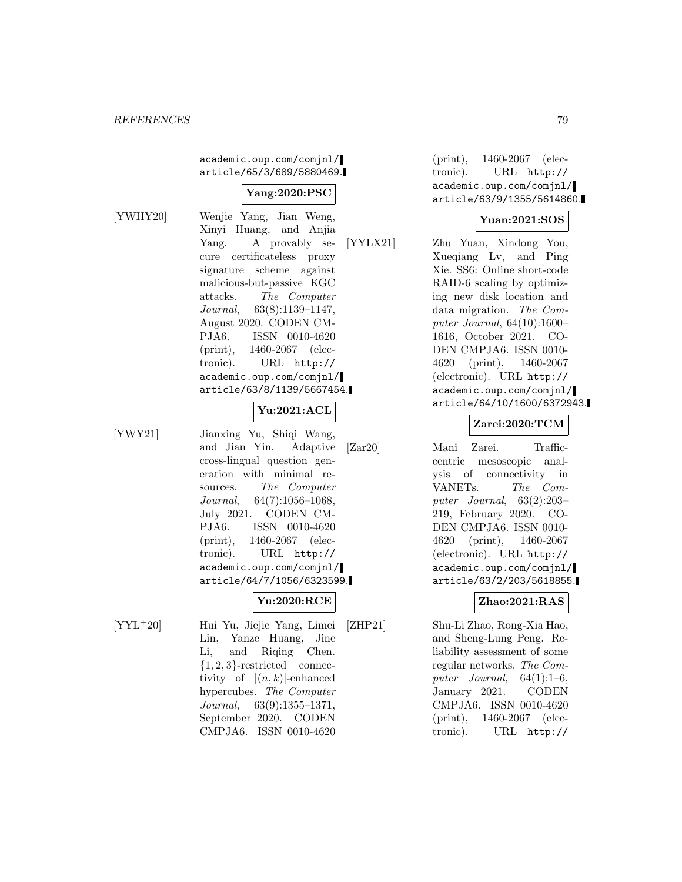academic.oup.com/comjnl/article/65/3/689/5880469.

**Yang:2020:PSC**

[YWHY20] Wenjie Yang, Jian Weng, Xinyi Huang, and Anjia Yang. A provably secure certificateless proxy signature scheme against malicious-but-passive KGC attacks. *The Computer Journal*, 63(8):1139–1147, August 2020. CODEN CMPJA6. ISSN 0010-4620 (print), 1460-2067 (electronic). URL http://academic.oup.com/comjnl/article/63/8/1139/5667454.

**Yu:2021:ACL**

[YWY21] Jianxing Yu, Shiqi Wang, and Jian Yin. Adaptive cross-lingual question generation with minimal resources. *The Computer Journal*, 64(7):1056–1068, July 2021. CODEN CMPJA6. ISSN 0010-4620 (print), 1460-2067 (electronic). URL http://academic.oup.com/comjnl/article/64/7/1056/6323599.

**Yu:2020:RCE**

[YYL+20] Hui Yu, Jiejie Yang, Limei Lin, Yanze Huang, Jine Li, and Riqing Chen. $\{1, 2, 3\}$-restricted connectivity of $|(n, k)|$-enhanced hypercubes. *The Computer Journal*, 63(9):1355–1371, September 2020. CODEN CMPJA6. ISSN 0010-4620 (print), 1460-2067 (electronic). URL http://academic.oup.com/comjnl/article/63/9/1355/5614860.

**Yuan:2021:SOS**

[YYLX21] Zhu Yuan, Xindong You, Xueqiang Lv, and Ping Xie. SS6: Online short-code RAID-6 scaling by optimizing new disk location and data migration. *The Computer Journal*, 64(10):1600–1616, October 2021. CODEN CMPJA6. ISSN 0010-4620 (print), 1460-2067 (electronic). URL http://academic.oup.com/comjnl/article/64/10/1600/6372943.

**Zarei:2020:TCM**

[Zar20] Mani Zarei. Traffic-centric mesoscopic analysis of connectivity in VANETs. *The Computer Journal*, 63(2):203–219, February 2020. CODEN CMPJA6. ISSN 0010-4620 (print), 1460-2067 (electronic). URL http://academic.oup.com/comjnl/article/63/2/203/5618855.

**Zhao:2021:RAS**

[ZHP21] Shu-Li Zhao, Rong-Xia Hao, and Sheng-Lung Peng. Reliability assessment of some regular networks. *The Computer Journal*, 64(1):1–6, January 2021. CODEN CMPJA6. ISSN 0010-4620 (print), 1460-2067 (electronic). URL http://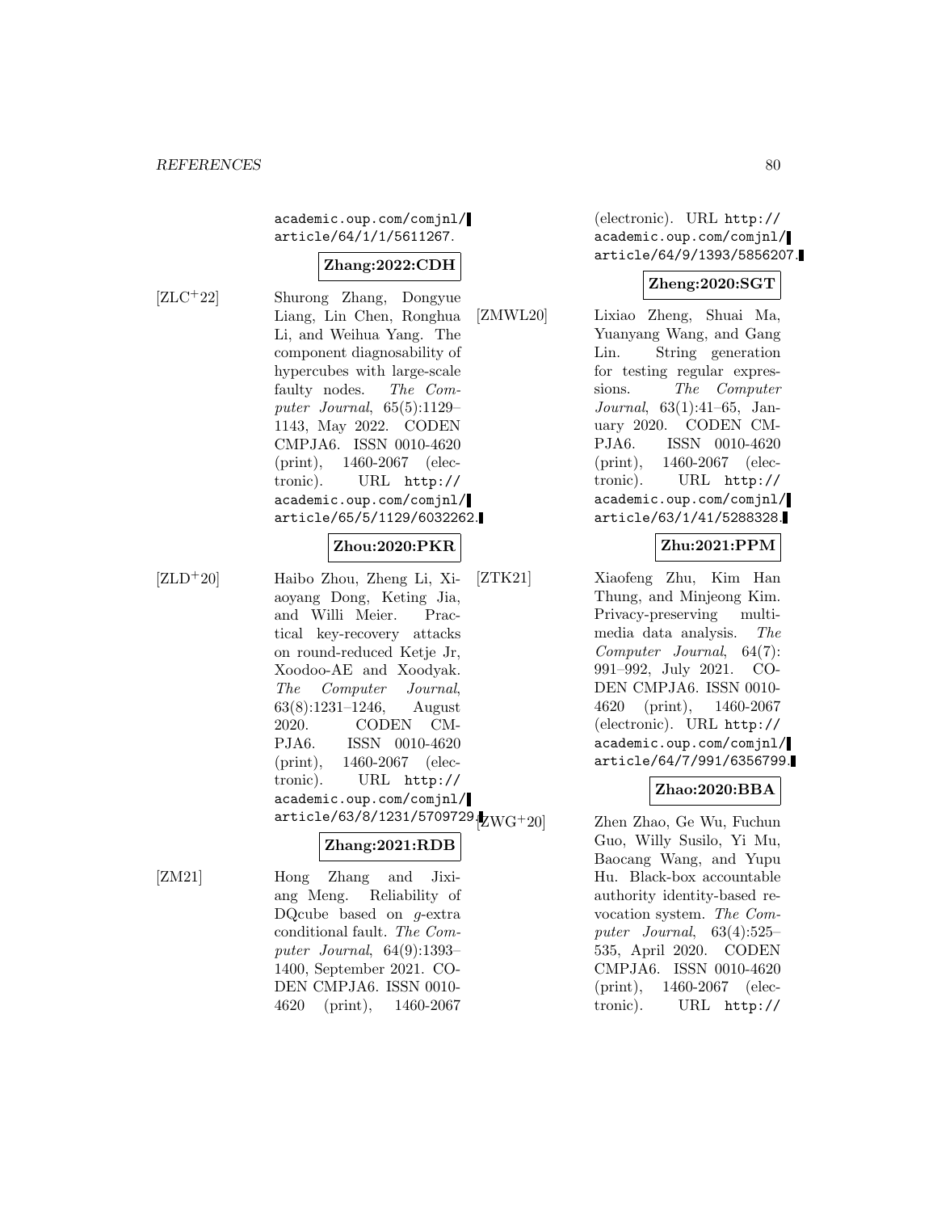academic.oup.com/comjnl/article/64/1/1/5611267.

**Zhang:2022:CDH**

[ZLC+22] Shurong Zhang, Dongyue Liang, Lin Chen, Ronghua Li, and Weihua Yang. The component diagnosability of hypercubes with large-scale faulty nodes. *The Computer Journal*, 65(5):1129–1143, May 2022. CODEN CMPJA6. ISSN 0010-4620 (print), 1460-2067 (electronic). URL http://academic.oup.com/comjnl/article/65/5/1129/6032262.

**Zhou:2020:PKR**

[ZLD+20] Haibo Zhou, Zheng Li, Xiaoyang Dong, Keting Jia, and Willi Meier. Practical key-recovery attacks on round-reduced Ketje Jr, Xoodoo-AE and Xoodyak. *The Computer Journal*, 63(8):1231–1246, August 2020. CODEN CMPJA6. ISSN 0010-4620 (print), 1460-2067 (electronic). URL http://academic.oup.com/comjnl/article/63/8/1231/5709729.

**Zhang:2021:RDB**

[ZM21] Hong Zhang and Jixiang Meng. Reliability of DQcube based on $g$-extra conditional fault. *The Computer Journal*, 64(9):1393–1400, September 2021. CODEN CMPJA6. ISSN 0010-4620 (print), 1460-2067 (electronic). URL http://academic.oup.com/comjnl/article/64/9/1393/5856207.

**Zheng:2020:SGT**

[ZMWL20] Lixiao Zheng, Shuai Ma, Yuanyang Wang, and Gang Lin. String generation for testing regular expressions. *The Computer Journal*, 63(1):41–65, January 2020. CODEN CMPJA6. ISSN 0010-4620 (print), 1460-2067 (electronic). URL http://academic.oup.com/comjnl/article/63/1/41/5288328.

**Zhu:2021:PPM**

[ZTK21] Xiaofeng Zhu, Kim Han Thung, and Minjeong Kim. Privacy-preserving multimedia data analysis. *The Computer Journal*, 64(7):991–992, July 2021. CODEN CMPJA6. ISSN 0010-4620 (print), 1460-2067 (electronic). URL http://academic.oup.com/comjnl/article/64/7/991/6356799.

**Zhao:2020:BBA**

[ZWG+20] Zhen Zhao, Ge Wu, Fuchun Guo, Willy Susilo, Yi Mu, Baocang Wang, and Yupu Hu. Black-box accountable authority identity-based revocation system. *The Computer Journal*, 63(4):525–535, April 2020. CODEN CMPJA6. ISSN 0010-4620 (print), 1460-2067 (electronic). URL http://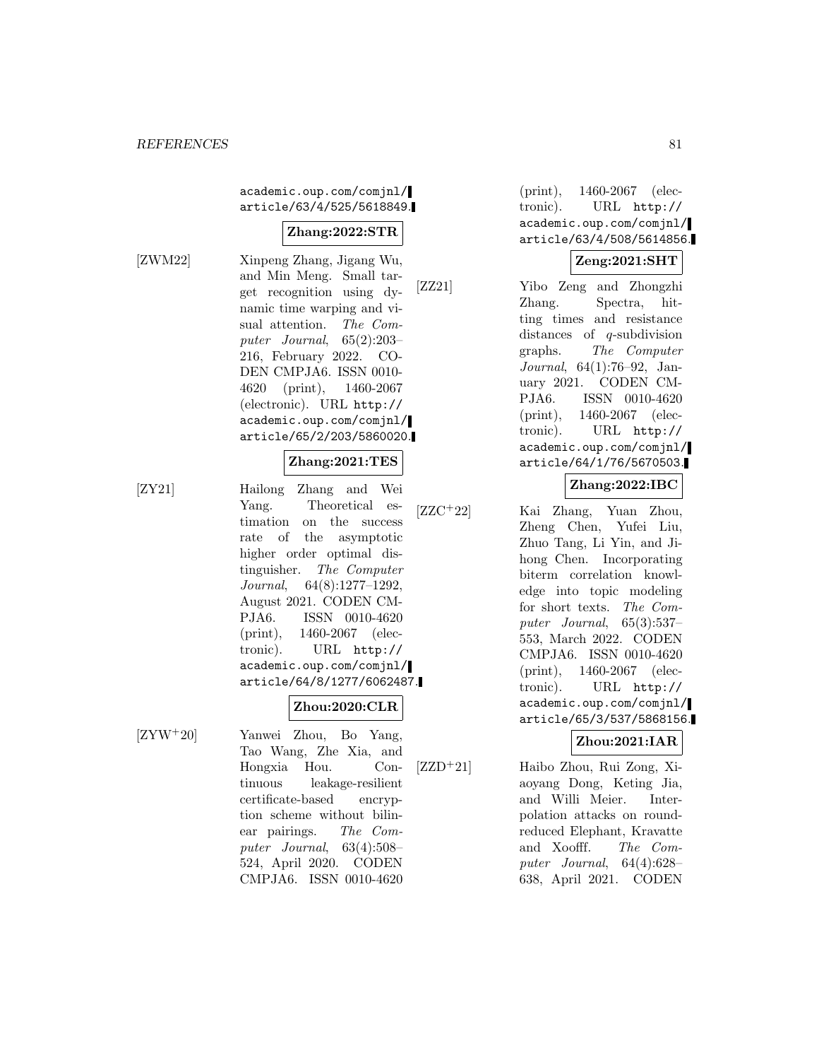academic.oup.com/comjnl/article/63/4/525/5618849.

**Zhang:2022:STR**

[ZWM22] Xinpeng Zhang, Jigang Wu, and Min Meng. Small target recognition using dynamic time warping and visual attention. *The Computer Journal*, 65(2):203–216, February 2022. CODEN CMPJA6. ISSN 0010-4620 (print), 1460-2067 (electronic). URL http://academic.oup.com/comjnl/article/65/2/203/5860020.

**Zhang:2021:TES**

[ZY21] Hailong Zhang and Wei Yang. Theoretical estimation on the success rate of the asymptotic higher order optimal distinguisher. *The Computer Journal*, 64(8):1277–1292, August 2021. CODEN CMPJA6. ISSN 0010-4620 (print), 1460-2067 (electronic). URL http://academic.oup.com/comjnl/article/64/8/1277/6062487.

**Zhou:2020:CLR**

[ZYW+20] Yanwei Zhou, Bo Yang, Tao Wang, Zhe Xia, and Hongxia Hou. Continuous leakage-resilient certificate-based encryption scheme without bilinear pairings. *The Computer Journal*, 63(4):508–524, April 2020. CODEN CMPJA6. ISSN 0010-4620 (print), 1460-2067 (electronic). URL http://academic.oup.com/comjnl/article/63/4/508/5614856.

**Zeng:2021:SHT**

[ZZ21] Yibo Zeng and Zhongzhi Zhang. Spectra, hitting times and resistance distances of $q$-subdivision graphs. *The Computer Journal*, 64(1):76–92, January 2021. CODEN CMPJA6. ISSN 0010-4620 (print), 1460-2067 (electronic). URL http://academic.oup.com/comjnl/article/64/1/76/5670503.

**Zhang:2022:IBC**

[ZZC+22] Kai Zhang, Yuan Zhou, Zheng Chen, Yufei Liu, Zhuo Tang, Li Yin, and Jihong Chen. Incorporating biterm correlation knowledge into topic modeling for short texts. *The Computer Journal*, 65(3):537–553, March 2022. CODEN CMPJA6. ISSN 0010-4620 (print), 1460-2067 (electronic). URL http://academic.oup.com/comjnl/article/65/3/537/5868156.

**Zhou:2021:IAR**

[ZZD+21] Haibo Zhou, Rui Zong, Xiaoyang Dong, Keting Jia, and Willi Meier. Interpolation attacks on round-reduced Elephant, Kravatte and Xoofff. *The Computer Journal*, 64(4):628–638, April 2021. CODEN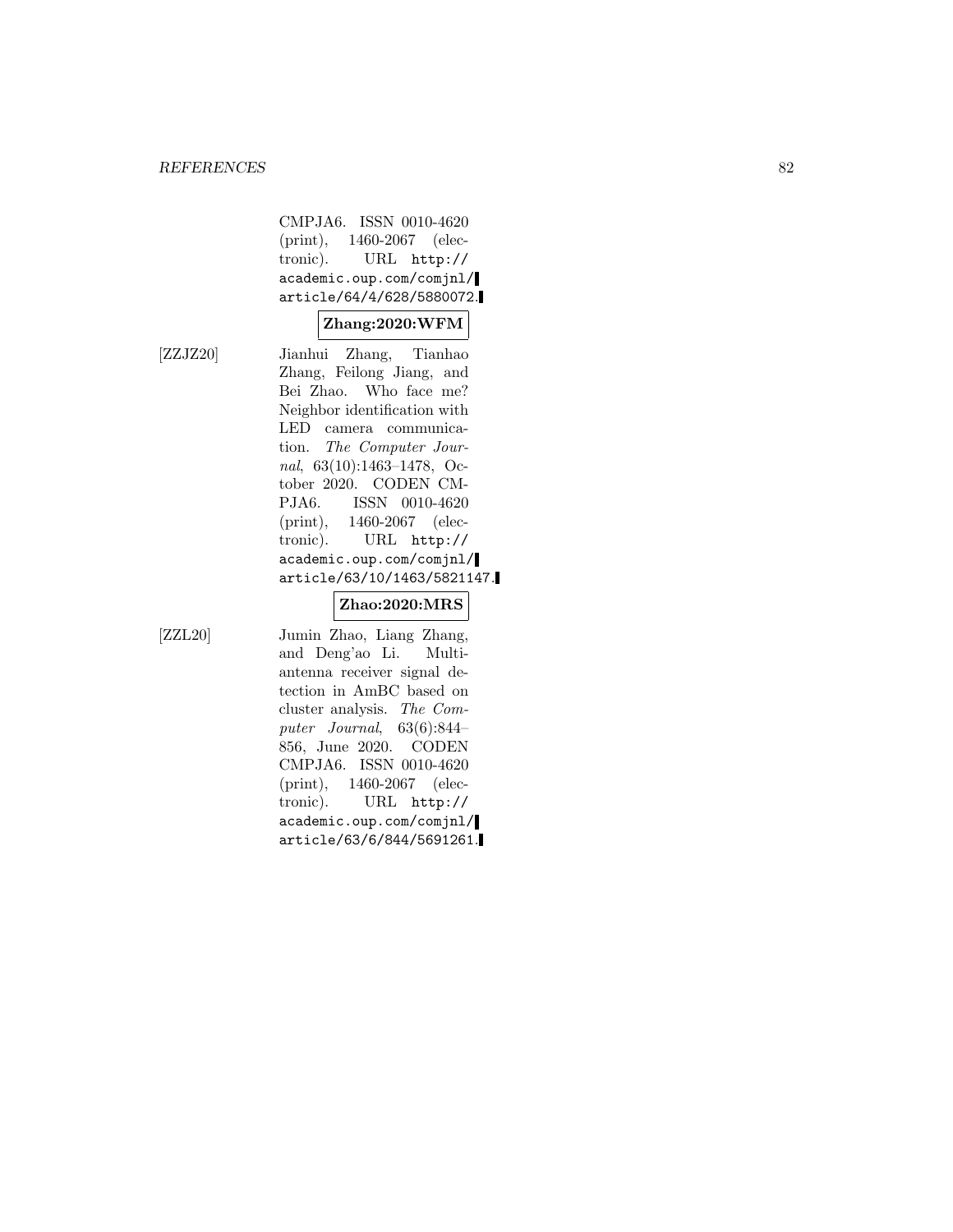CMPJA6. ISSN 0010-4620 (print), 1460-2067 (electronic). URL http://academic.oup.com/comjnl/article/64/4/628/5880072.

**Zhang:2020:WFM**

[ZZJZ20] Jianhui Zhang, Tianhao Zhang, Feilong Jiang, and Bei Zhao. Who face me? Neighbor identification with LED camera communication. *The Computer Journal*, 63(10):1463–1478, October 2020. CODEN CMPJA6. ISSN 0010-4620 (print), 1460-2067 (electronic). URL http://academic.oup.com/comjnl/article/63/10/1463/5821147.

**Zhao:2020:MRS**

[ZZL20] Jumin Zhao, Liang Zhang, and Deng'ao Li. Multi-antenna receiver signal detection in AmBC based on cluster analysis. *The Computer Journal*, 63(6):844–856, June 2020. CODEN CMPJA6. ISSN 0010-4620 (print), 1460-2067 (electronic). URL http://academic.oup.com/comjnl/article/63/6/844/5691261.